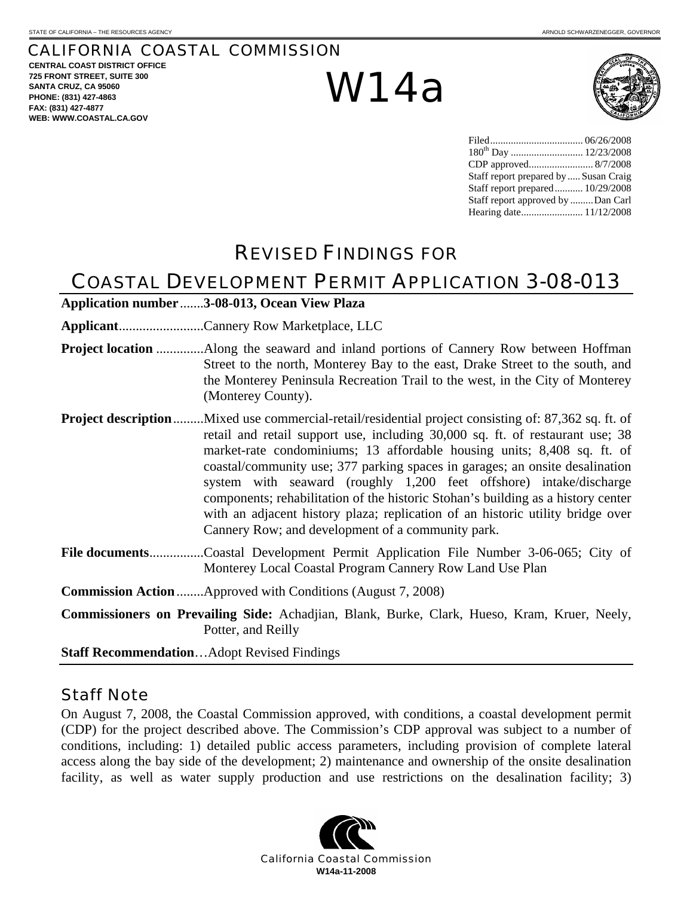STATE OF CALIFORNIA – THE RESOURCES AGENCY

ARNOLD SCHWARZENEGGER, GOVERNOR

# CALIFORNIA COASTAL COMMISSION

**CENTRAL COAST DISTRICT OFFICE**
**725 FRONT STREET, SUITE 300**
**SANTA CRUZ, CA 95060**
**PHONE: (831) 427-4863**
**FAX: (831) 427-4877**
**WEB: WWW.COASTAL.CA.GOV**

# W14a

Filed.................................... 06/26/2008
180th Day ............................ 12/23/2008
CDP approved......................... 8/7/2008
Staff report prepared by ..... Susan Craig
Staff report prepared........... 10/29/2008
Staff report approved by .........Dan Carl
Hearing date........................ 11/12/2008

# REVISED FINDINGS FOR COASTAL DEVELOPMENT PERMIT APPLICATION 3-08-013

**Application number**.......**3-08-013, Ocean View Plaza**

**Applicant**.........................Cannery Row Marketplace, LLC

**Project location** ..............Along the seaward and inland portions of Cannery Row between Hoffman Street to the north, Monterey Bay to the east, Drake Street to the south, and the Monterey Peninsula Recreation Trail to the west, in the City of Monterey (Monterey County).

**Project description**.........Mixed use commercial-retail/residential project consisting of: 87,362 sq. ft. of retail and retail support use, including 30,000 sq. ft. of restaurant use; 38 market-rate condominiums; 13 affordable housing units; 8,408 sq. ft. of coastal/community use; 377 parking spaces in garages; an onsite desalination system with seaward (roughly 1,200 feet offshore) intake/discharge components; rehabilitation of the historic Stohan's building as a history center with an adjacent history plaza; replication of an historic utility bridge over Cannery Row; and development of a community park.

**File documents**................Coastal Development Permit Application File Number 3-06-065; City of Monterey Local Coastal Program Cannery Row Land Use Plan

**Commission Action**........Approved with Conditions (August 7, 2008)

**Commissioners on Prevailing Side:** Achadjian, Blank, Burke, Clark, Hueso, Kram, Kruer, Neely, Potter, and Reilly

**Staff Recommendation**…Adopt Revised Findings

## Staff Note

On August 7, 2008, the Coastal Commission approved, with conditions, a coastal development permit (CDP) for the project described above. The Commission's CDP approval was subject to a number of conditions, including: 1) detailed public access parameters, including provision of complete lateral access along the bay side of the development; 2) maintenance and ownership of the onsite desalination facility, as well as water supply production and use restrictions on the desalination facility; 3)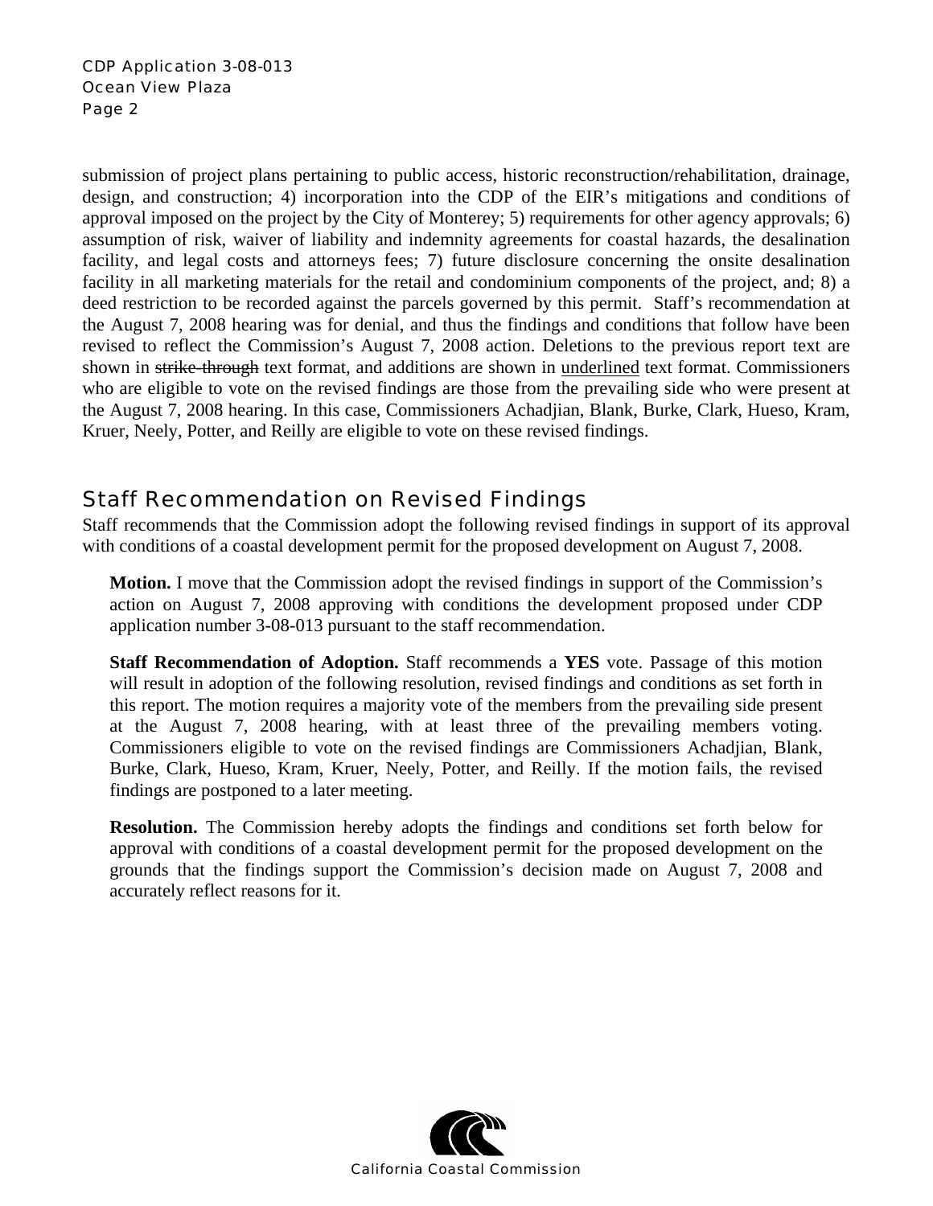submission of project plans pertaining to public access, historic reconstruction/rehabilitation, drainage, design, and construction; 4) incorporation into the CDP of the EIR's mitigations and conditions of approval imposed on the project by the City of Monterey; 5) requirements for other agency approvals; 6) assumption of risk, waiver of liability and indemnity agreements for coastal hazards, the desalination facility, and legal costs and attorneys fees; 7) future disclosure concerning the onsite desalination facility in all marketing materials for the retail and condominium components of the project, and; 8) a deed restriction to be recorded against the parcels governed by this permit. Staff's recommendation at the August 7, 2008 hearing was for denial, and thus the findings and conditions that follow have been revised to reflect the Commission's August 7, 2008 action. Deletions to the previous report text are shown in ~~strike-through~~ text format, and additions are shown in <u>underlined</u> text format. Commissioners who are eligible to vote on the revised findings are those from the prevailing side who were present at the August 7, 2008 hearing. In this case, Commissioners Achadjian, Blank, Burke, Clark, Hueso, Kram, Kruer, Neely, Potter, and Reilly are eligible to vote on these revised findings.

## Staff Recommendation on Revised Findings

Staff recommends that the Commission adopt the following revised findings in support of its approval with conditions of a coastal development permit for the proposed development on August 7, 2008.

**Motion.** I move that the Commission adopt the revised findings in support of the Commission's action on August 7, 2008 approving with conditions the development proposed under CDP application number 3-08-013 pursuant to the staff recommendation.

**Staff Recommendation of Adoption.** Staff recommends a **YES** vote. Passage of this motion will result in adoption of the following resolution, revised findings and conditions as set forth in this report. The motion requires a majority vote of the members from the prevailing side present at the August 7, 2008 hearing, with at least three of the prevailing members voting. Commissioners eligible to vote on the revised findings are Commissioners Achadjian, Blank, Burke, Clark, Hueso, Kram, Kruer, Neely, Potter, and Reilly. If the motion fails, the revised findings are postponed to a later meeting.

**Resolution.** The Commission hereby adopts the findings and conditions set forth below for approval with conditions of a coastal development permit for the proposed development on the grounds that the findings support the Commission's decision made on August 7, 2008 and accurately reflect reasons for it.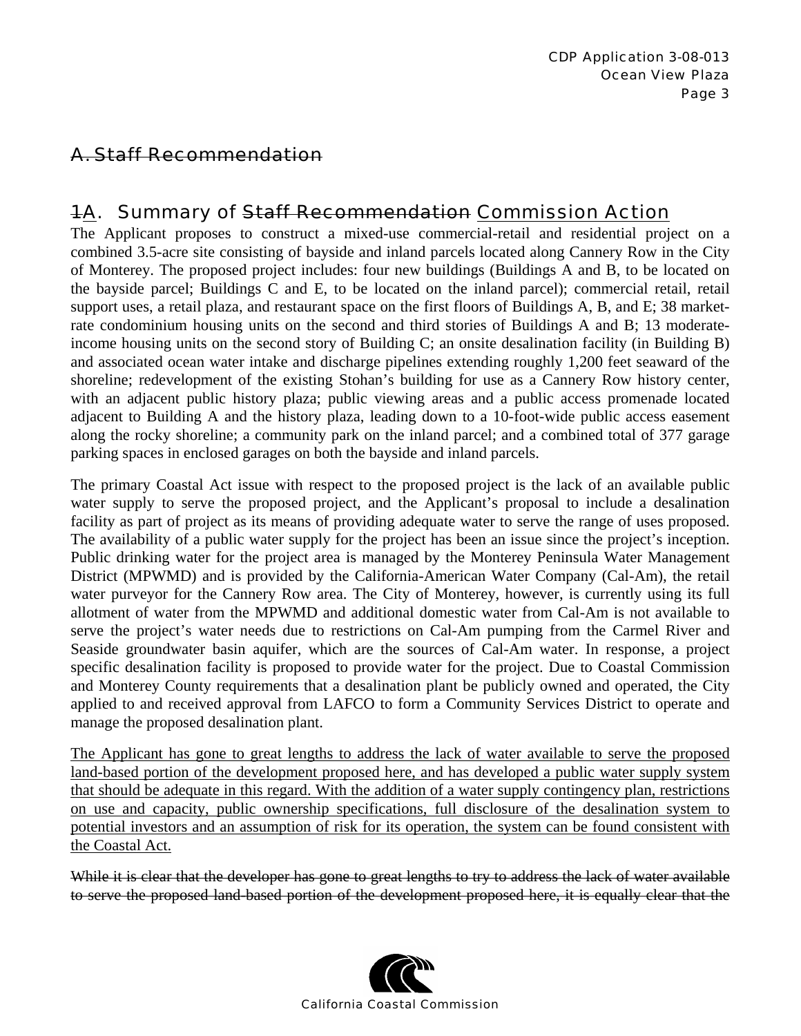## ~~A. Staff Recommendation~~

## ~~1~~<u>A</u>. Summary of ~~Staff Recommendation~~ <u>Commission Action</u>

The Applicant proposes to construct a mixed-use commercial-retail and residential project on a combined 3.5-acre site consisting of bayside and inland parcels located along Cannery Row in the City of Monterey. The proposed project includes: four new buildings (Buildings A and B, to be located on the bayside parcel; Buildings C and E, to be located on the inland parcel); commercial retail, retail support uses, a retail plaza, and restaurant space on the first floors of Buildings A, B, and E; 38 market-rate condominium housing units on the second and third stories of Buildings A and B; 13 moderate-income housing units on the second story of Building C; an onsite desalination facility (in Building B) and associated ocean water intake and discharge pipelines extending roughly 1,200 feet seaward of the shoreline; redevelopment of the existing Stohan's building for use as a Cannery Row history center, with an adjacent public history plaza; public viewing areas and a public access promenade located adjacent to Building A and the history plaza, leading down to a 10-foot-wide public access easement along the rocky shoreline; a community park on the inland parcel; and a combined total of 377 garage parking spaces in enclosed garages on both the bayside and inland parcels.

The primary Coastal Act issue with respect to the proposed project is the lack of an available public water supply to serve the proposed project, and the Applicant's proposal to include a desalination facility as part of project as its means of providing adequate water to serve the range of uses proposed. The availability of a public water supply for the project has been an issue since the project's inception. Public drinking water for the project area is managed by the Monterey Peninsula Water Management District (MPWMD) and is provided by the California-American Water Company (Cal-Am), the retail water purveyor for the Cannery Row area. The City of Monterey, however, is currently using its full allotment of water from the MPWMD and additional domestic water from Cal-Am is not available to serve the project's water needs due to restrictions on Cal-Am pumping from the Carmel River and Seaside groundwater basin aquifer, which are the sources of Cal-Am water. In response, a project specific desalination facility is proposed to provide water for the project. Due to Coastal Commission and Monterey County requirements that a desalination plant be publicly owned and operated, the City applied to and received approval from LAFCO to form a Community Services District to operate and manage the proposed desalination plant.

<u>The Applicant has gone to great lengths to address the lack of water available to serve the proposed land-based portion of the development proposed here, and has developed a public water supply system that should be adequate in this regard. With the addition of a water supply contingency plan, restrictions on use and capacity, public ownership specifications, full disclosure of the desalination system to potential investors and an assumption of risk for its operation, the system can be found consistent with the Coastal Act.</u>

~~While it is clear that the developer has gone to great lengths to try to address the lack of water available to serve the proposed land-based portion of the development proposed here, it is equally clear that the~~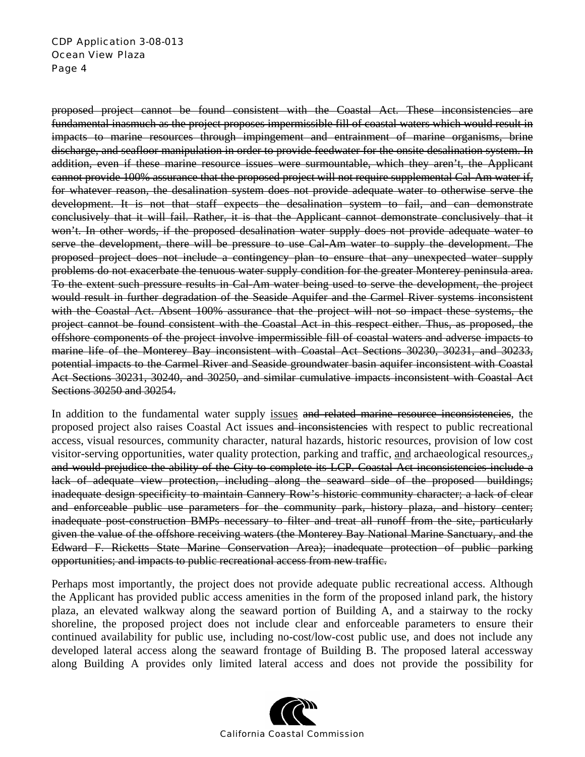~~proposed project cannot be found consistent with the Coastal Act. These inconsistencies are fundamental inasmuch as the project proposes impermissible fill of coastal waters which would result in impacts to marine resources through impingement and entrainment of marine organisms, brine discharge, and seafloor manipulation in order to provide feedwater for the onsite desalination system. In addition, even if these marine resource issues were surmountable, which they aren't, the Applicant cannot provide 100% assurance that the proposed project will not require supplemental Cal-Am water if, for whatever reason, the desalination system does not provide adequate water to otherwise serve the development. It is not that staff expects the desalination system to fail, and can demonstrate conclusively that it will fail. Rather, it is that the Applicant cannot demonstrate conclusively that it won't. In other words, if the proposed desalination water supply does not provide adequate water to serve the development, there will be pressure to use Cal-Am water to supply the development. The proposed project does not include a contingency plan to ensure that any unexpected water supply problems do not exacerbate the tenuous water supply condition for the greater Monterey peninsula area. To the extent such pressure results in Cal-Am water being used to serve the development, the project would result in further degradation of the Seaside Aquifer and the Carmel River systems inconsistent with the Coastal Act. Absent 100% assurance that the project will not so impact these systems, the project cannot be found consistent with the Coastal Act in this respect either. Thus, as proposed, the offshore components of the project involve impermissible fill of coastal waters and adverse impacts to marine life of the Monterey Bay inconsistent with Coastal Act Sections 30230, 30231, and 30233, potential impacts to the Carmel River and Seaside groundwater basin aquifer inconsistent with Coastal Act Sections 30231, 30240, and 30250, and similar cumulative impacts inconsistent with Coastal Act Sections 30250 and 30254.~~

In addition to the fundamental water supply <u>issues</u> ~~and related marine resource inconsistencies~~, the proposed project also raises Coastal Act issues ~~and inconsistencies~~ with respect to public recreational access, visual resources, community character, natural hazards, historic resources, provision of low cost visitor-serving opportunities, water quality protection, parking and traffic, <u>and</u> archaeological resources<u>.</u>~~, and would prejudice the ability of the City to complete its LCP. Coastal Act inconsistencies include a lack of adequate view protection, including along the seaward side of the proposed buildings; inadequate design specificity to maintain Cannery Row's historic community character; a lack of clear and enforceable public use parameters for the community park, history plaza, and history center; inadequate post-construction BMPs necessary to filter and treat all runoff from the site, particularly given the value of the offshore receiving waters (the Monterey Bay National Marine Sanctuary, and the Edward F. Ricketts State Marine Conservation Area); inadequate protection of public parking opportunities; and impacts to public recreational access from new traffic.~~

Perhaps most importantly, the project does not provide adequate public recreational access. Although the Applicant has provided public access amenities in the form of the proposed inland park, the history plaza, an elevated walkway along the seaward portion of Building A, and a stairway to the rocky shoreline, the proposed project does not include clear and enforceable parameters to ensure their continued availability for public use, including no-cost/low-cost public use, and does not include any developed lateral access along the seaward frontage of Building B. The proposed lateral accessway along Building A provides only limited lateral access and does not provide the possibility for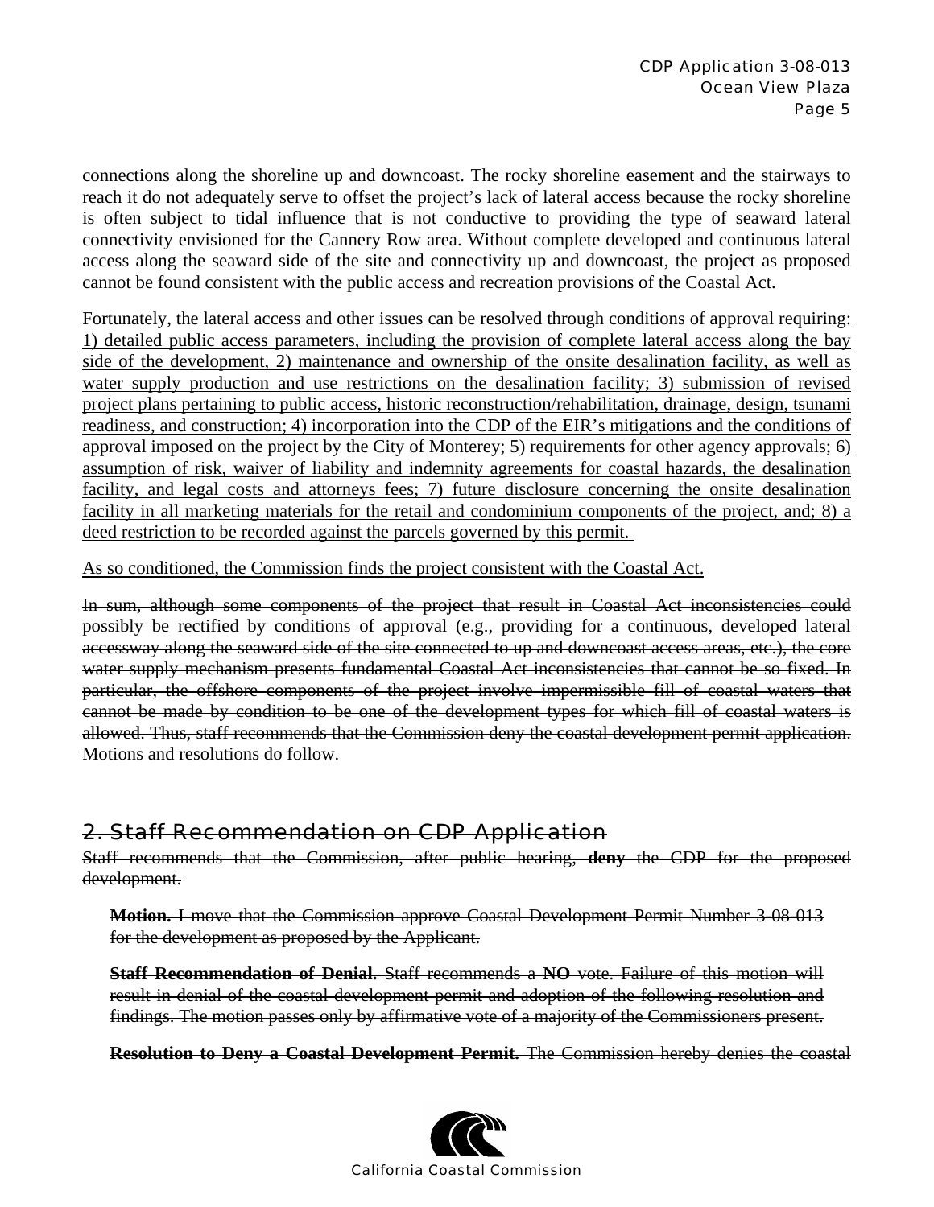connections along the shoreline up and downcoast. The rocky shoreline easement and the stairways to reach it do not adequately serve to offset the project's lack of lateral access because the rocky shoreline is often subject to tidal influence that is not conductive to providing the type of seaward lateral connectivity envisioned for the Cannery Row area. Without complete developed and continuous lateral access along the seaward side of the site and connectivity up and downcoast, the project as proposed cannot be found consistent with the public access and recreation provisions of the Coastal Act.

<u>Fortunately, the lateral access and other issues can be resolved through conditions of approval requiring: 1) detailed public access parameters, including the provision of complete lateral access along the bay side of the development, 2) maintenance and ownership of the onsite desalination facility, as well as water supply production and use restrictions on the desalination facility; 3) submission of revised project plans pertaining to public access, historic reconstruction/rehabilitation, drainage, design, tsunami readiness, and construction; 4) incorporation into the CDP of the EIR's mitigations and the conditions of approval imposed on the project by the City of Monterey; 5) requirements for other agency approvals; 6) assumption of risk, waiver of liability and indemnity agreements for coastal hazards, the desalination facility, and legal costs and attorneys fees; 7) future disclosure concerning the onsite desalination facility in all marketing materials for the retail and condominium components of the project, and; 8) a deed restriction to be recorded against the parcels governed by this permit.</u>

<u>As so conditioned, the Commission finds the project consistent with the Coastal Act.</u>

~~In sum, although some components of the project that result in Coastal Act inconsistencies could possibly be rectified by conditions of approval (e.g., providing for a continuous, developed lateral accessway along the seaward side of the site connected to up and downcoast access areas, etc.), the core water supply mechanism presents fundamental Coastal Act inconsistencies that cannot be so fixed. In particular, the offshore components of the project involve impermissible fill of coastal waters that cannot be made by condition to be one of the development types for which fill of coastal waters is allowed. Thus, staff recommends that the Commission deny the coastal development permit application. Motions and resolutions do follow.~~

## ~~2. Staff Recommendation on CDP Application~~

~~Staff recommends that the Commission, after public hearing, **deny** the CDP for the proposed development.~~

~~**Motion.** I move that the Commission approve Coastal Development Permit Number 3-08-013 for the development as proposed by the Applicant.~~

~~**Staff Recommendation of Denial.** Staff recommends a **NO** vote. Failure of this motion will result in denial of the coastal development permit and adoption of the following resolution and findings. The motion passes only by affirmative vote of a majority of the Commissioners present.~~

~~**Resolution to Deny a Coastal Development Permit.** The Commission hereby denies the coastal~~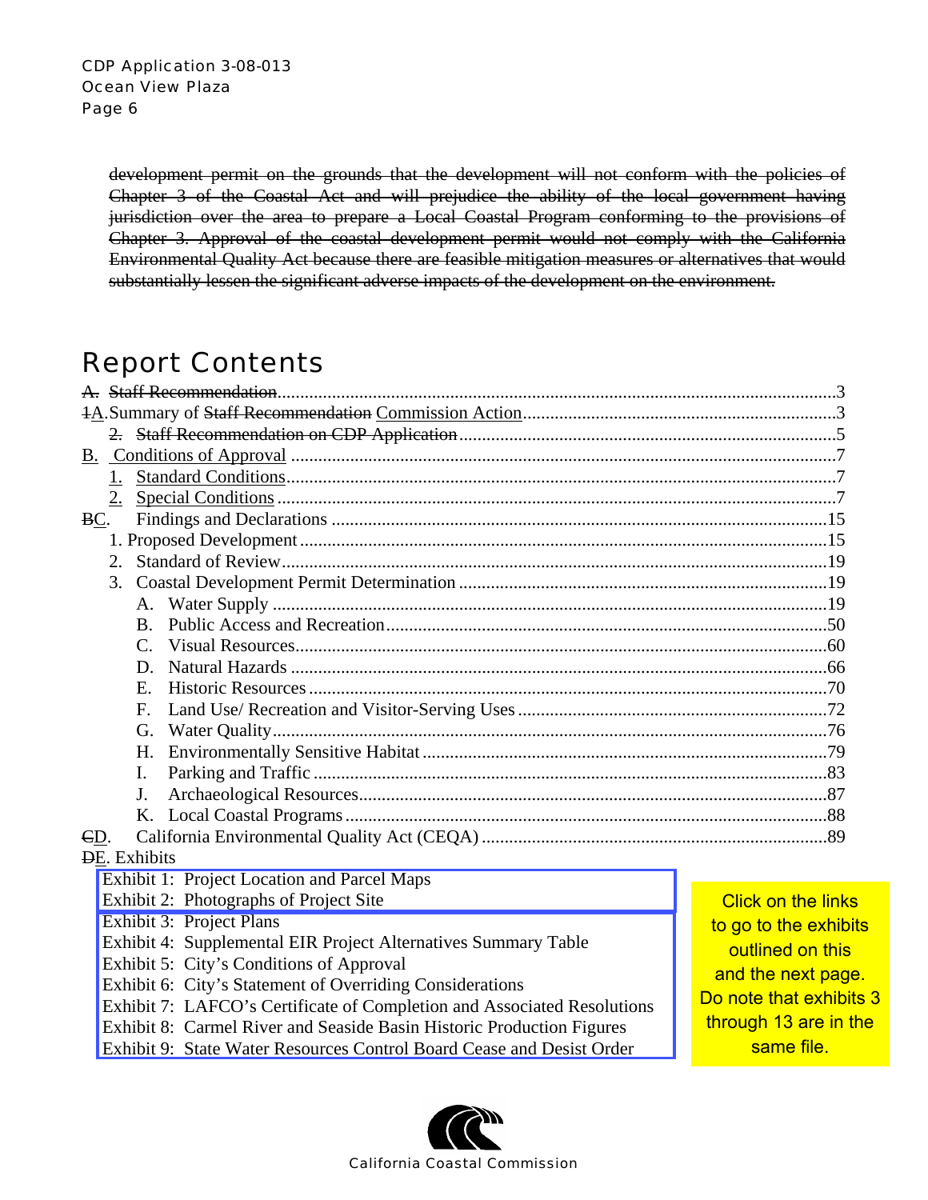~~development permit on the grounds that the development will not conform with the policies of Chapter 3 of the Coastal Act and will prejudice the ability of the local government having jurisdiction over the area to prepare a Local Coastal Program conforming to the provisions of Chapter 3. Approval of the coastal development permit would not comply with the California Environmental Quality Act because there are feasible mitigation measures or alternatives that would substantially lessen the significant adverse impacts of the development on the environment.~~

# Report Contents

~~A. Staff Recommendation~~ ........ 3
~~1~~A. Summary of ~~Staff Recommendation~~ Commission Action ........ 3
  ~~2. Staff Recommendation on CDP Application~~ ........ 5
B. Conditions of Approval ........ 7
  1. Standard Conditions ........ 7
  2. Special Conditions ........ 7
~~B~~C. Findings and Declarations ........ 15
  1. Proposed Development ........ 15
  2. Standard of Review ........ 19
  3. Coastal Development Permit Determination ........ 19
    A. Water Supply ........ 19
    B. Public Access and Recreation ........ 50
    C. Visual Resources ........ 60
    D. Natural Hazards ........ 66
    E. Historic Resources ........ 70
    F. Land Use/ Recreation and Visitor-Serving Uses ........ 72
    G. Water Quality ........ 76
    H. Environmentally Sensitive Habitat ........ 79
    I. Parking and Traffic ........ 83
    J. Archaeological Resources ........ 87
    K. Local Coastal Programs ........ 88
~~C~~D. California Environmental Quality Act (CEQA) ........ 89
~~D~~E. Exhibits
  Exhibit 1: Project Location and Parcel Maps
  Exhibit 2: Photographs of Project Site
  Exhibit 3: Project Plans
  Exhibit 4: Supplemental EIR Project Alternatives Summary Table
  Exhibit 5: City's Conditions of Approval
  Exhibit 6: City's Statement of Overriding Considerations
  Exhibit 7: LAFCO's Certificate of Completion and Associated Resolutions
  Exhibit 8: Carmel River and Seaside Basin Historic Production Figures
  Exhibit 9: State Water Resources Control Board Cease and Desist Order

Click on the links to go to the exhibits outlined on this and the next page. Do note that exhibits 3 through 13 are in the same file.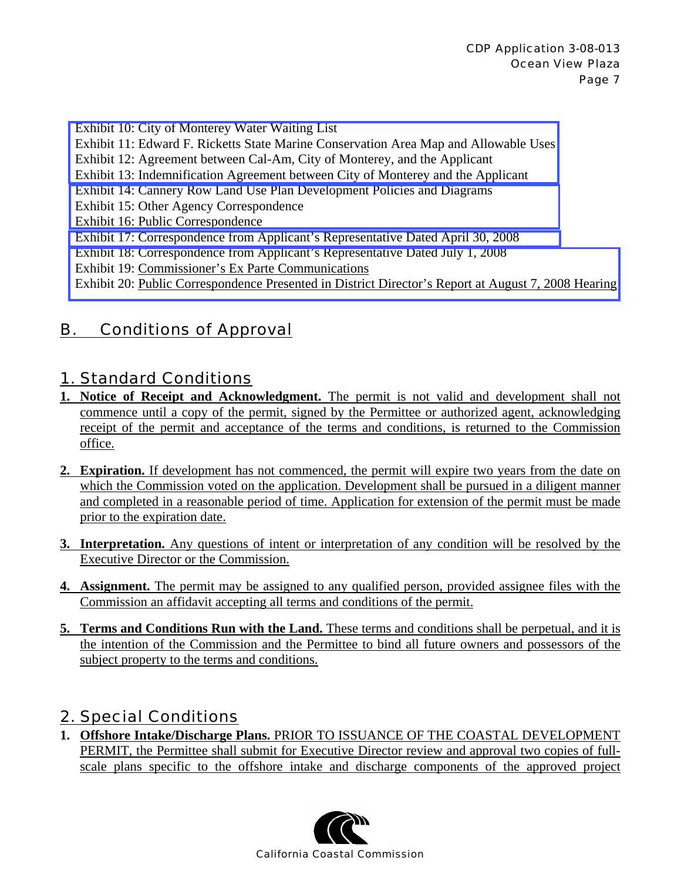Exhibit 10: City of Monterey Water Waiting List
Exhibit 11: Edward F. Ricketts State Marine Conservation Area Map and Allowable Uses
Exhibit 12: Agreement between Cal-Am, City of Monterey, and the Applicant
Exhibit 13: Indemnification Agreement between City of Monterey and the Applicant
Exhibit 14: Cannery Row Land Use Plan Development Policies and Diagrams
Exhibit 15: Other Agency Correspondence
Exhibit 16: Public Correspondence
Exhibit 17: Correspondence from Applicant's Representative Dated April 30, 2008
Exhibit 18: Correspondence from Applicant's Representative Dated July 1, 2008
Exhibit 19: Commissioner's Ex Parte Communications
Exhibit 20: Public Correspondence Presented in District Director's Report at August 7, 2008 Hearing

## B. Conditions of Approval

### 1. Standard Conditions

1. **Notice of Receipt and Acknowledgment.** The permit is not valid and development shall not commence until a copy of the permit, signed by the Permittee or authorized agent, acknowledging receipt of the permit and acceptance of the terms and conditions, is returned to the Commission office.

2. **Expiration.** If development has not commenced, the permit will expire two years from the date on which the Commission voted on the application. Development shall be pursued in a diligent manner and completed in a reasonable period of time. Application for extension of the permit must be made prior to the expiration date.

3. **Interpretation.** Any questions of intent or interpretation of any condition will be resolved by the Executive Director or the Commission.

4. **Assignment.** The permit may be assigned to any qualified person, provided assignee files with the Commission an affidavit accepting all terms and conditions of the permit.

5. **Terms and Conditions Run with the Land.** These terms and conditions shall be perpetual, and it is the intention of the Commission and the Permittee to bind all future owners and possessors of the subject property to the terms and conditions.

### 2. Special Conditions

1. **Offshore Intake/Discharge Plans.** PRIOR TO ISSUANCE OF THE COASTAL DEVELOPMENT PERMIT, the Permittee shall submit for Executive Director review and approval two copies of full-scale plans specific to the offshore intake and discharge components of the approved project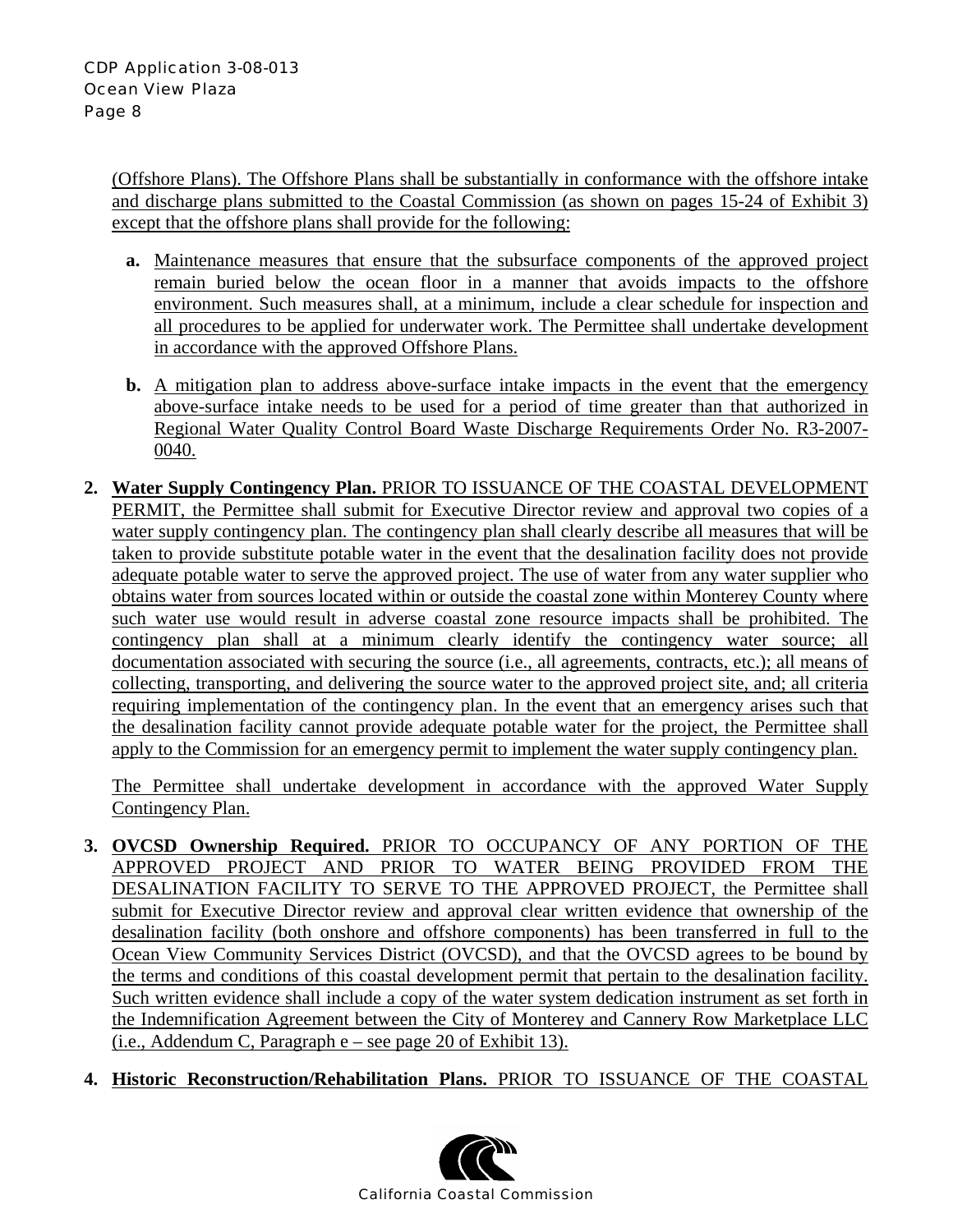(Offshore Plans). The Offshore Plans shall be substantially in conformance with the offshore intake and discharge plans submitted to the Coastal Commission (as shown on pages 15-24 of Exhibit 3) except that the offshore plans shall provide for the following:

- **a.** Maintenance measures that ensure that the subsurface components of the approved project remain buried below the ocean floor in a manner that avoids impacts to the offshore environment. Such measures shall, at a minimum, include a clear schedule for inspection and all procedures to be applied for underwater work. The Permittee shall undertake development in accordance with the approved Offshore Plans.

- **b.** A mitigation plan to address above-surface intake impacts in the event that the emergency above-surface intake needs to be used for a period of time greater than that authorized in Regional Water Quality Control Board Waste Discharge Requirements Order No. R3-2007-0040.

**2. Water Supply Contingency Plan.** PRIOR TO ISSUANCE OF THE COASTAL DEVELOPMENT PERMIT, the Permittee shall submit for Executive Director review and approval two copies of a water supply contingency plan. The contingency plan shall clearly describe all measures that will be taken to provide substitute potable water in the event that the desalination facility does not provide adequate potable water to serve the approved project. The use of water from any water supplier who obtains water from sources located within or outside the coastal zone within Monterey County where such water use would result in adverse coastal zone resource impacts shall be prohibited. The contingency plan shall at a minimum clearly identify the contingency water source; all documentation associated with securing the source (i.e., all agreements, contracts, etc.); all means of collecting, transporting, and delivering the source water to the approved project site, and; all criteria requiring implementation of the contingency plan. In the event that an emergency arises such that the desalination facility cannot provide adequate potable water for the project, the Permittee shall apply to the Commission for an emergency permit to implement the water supply contingency plan.

The Permittee shall undertake development in accordance with the approved Water Supply Contingency Plan.

**3. OVCSD Ownership Required.** PRIOR TO OCCUPANCY OF ANY PORTION OF THE APPROVED PROJECT AND PRIOR TO WATER BEING PROVIDED FROM THE DESALINATION FACILITY TO SERVE TO THE APPROVED PROJECT, the Permittee shall submit for Executive Director review and approval clear written evidence that ownership of the desalination facility (both onshore and offshore components) has been transferred in full to the Ocean View Community Services District (OVCSD), and that the OVCSD agrees to be bound by the terms and conditions of this coastal development permit that pertain to the desalination facility. Such written evidence shall include a copy of the water system dedication instrument as set forth in the Indemnification Agreement between the City of Monterey and Cannery Row Marketplace LLC (i.e., Addendum C, Paragraph e – see page 20 of Exhibit 13).

**4. Historic Reconstruction/Rehabilitation Plans.** PRIOR TO ISSUANCE OF THE COASTAL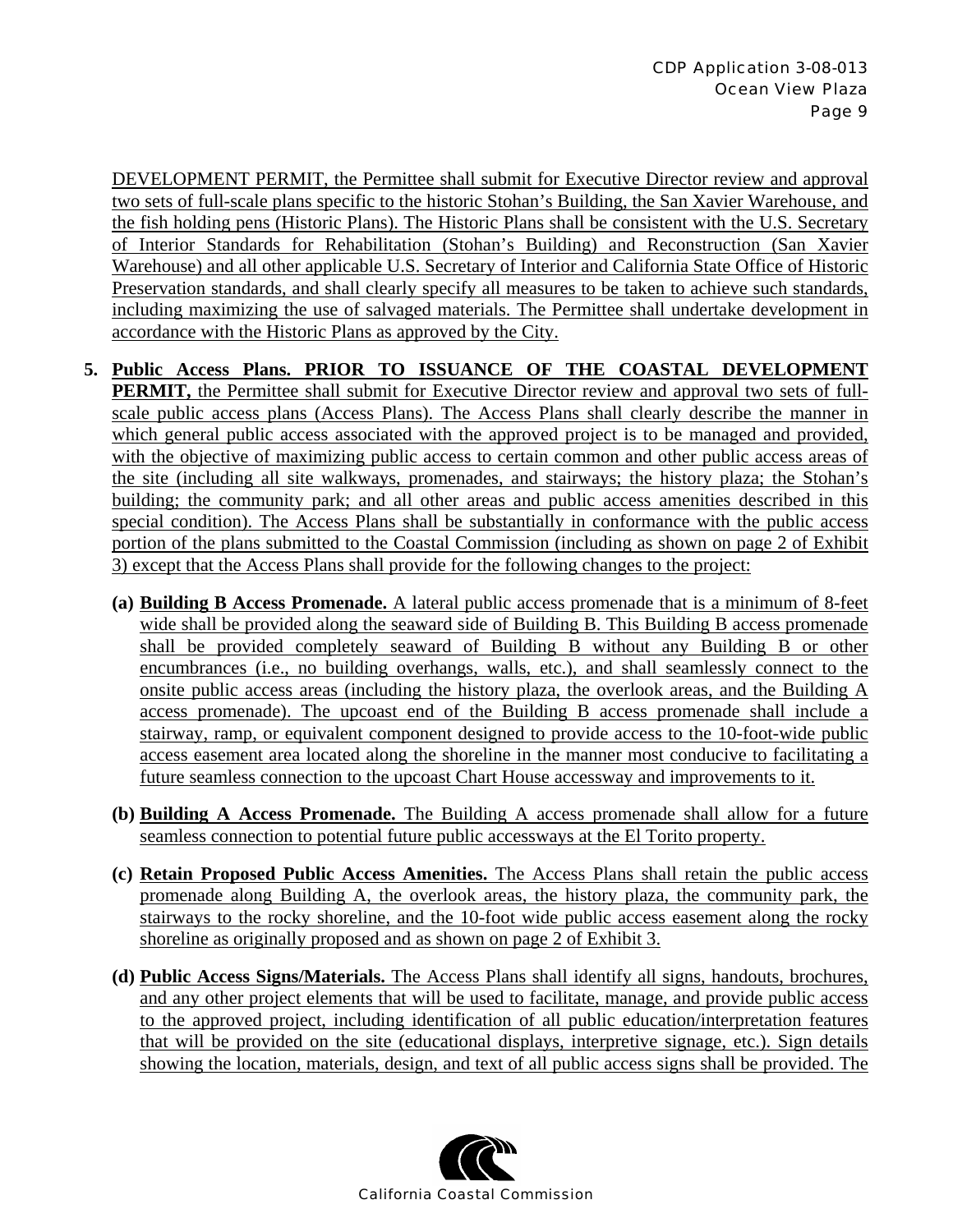DEVELOPMENT PERMIT, the Permittee shall submit for Executive Director review and approval two sets of full-scale plans specific to the historic Stohan's Building, the San Xavier Warehouse, and the fish holding pens (Historic Plans). The Historic Plans shall be consistent with the U.S. Secretary of Interior Standards for Rehabilitation (Stohan's Building) and Reconstruction (San Xavier Warehouse) and all other applicable U.S. Secretary of Interior and California State Office of Historic Preservation standards, and shall clearly specify all measures to be taken to achieve such standards, including maximizing the use of salvaged materials. The Permittee shall undertake development in accordance with the Historic Plans as approved by the City.

5. **Public Access Plans. PRIOR TO ISSUANCE OF THE COASTAL DEVELOPMENT PERMIT,** the Permittee shall submit for Executive Director review and approval two sets of full-scale public access plans (Access Plans). The Access Plans shall clearly describe the manner in which general public access associated with the approved project is to be managed and provided, with the objective of maximizing public access to certain common and other public access areas of the site (including all site walkways, promenades, and stairways; the history plaza; the Stohan's building; the community park; and all other areas and public access amenities described in this special condition). The Access Plans shall be substantially in conformance with the public access portion of the plans submitted to the Coastal Commission (including as shown on page 2 of Exhibit 3) except that the Access Plans shall provide for the following changes to the project:

   **(a) Building B Access Promenade.** A lateral public access promenade that is a minimum of 8-feet wide shall be provided along the seaward side of Building B. This Building B access promenade shall be provided completely seaward of Building B without any Building B or other encumbrances (i.e., no building overhangs, walls, etc.), and shall seamlessly connect to the onsite public access areas (including the history plaza, the overlook areas, and the Building A access promenade). The upcoast end of the Building B access promenade shall include a stairway, ramp, or equivalent component designed to provide access to the 10-foot-wide public access easement area located along the shoreline in the manner most conducive to facilitating a future seamless connection to the upcoast Chart House accessway and improvements to it.

   **(b) Building A Access Promenade.** The Building A access promenade shall allow for a future seamless connection to potential future public accessways at the El Torito property.

   **(c) Retain Proposed Public Access Amenities.** The Access Plans shall retain the public access promenade along Building A, the overlook areas, the history plaza, the community park, the stairways to the rocky shoreline, and the 10-foot wide public access easement along the rocky shoreline as originally proposed and as shown on page 2 of Exhibit 3.

   **(d) Public Access Signs/Materials.** The Access Plans shall identify all signs, handouts, brochures, and any other project elements that will be used to facilitate, manage, and provide public access to the approved project, including identification of all public education/interpretation features that will be provided on the site (educational displays, interpretive signage, etc.). Sign details showing the location, materials, design, and text of all public access signs shall be provided. The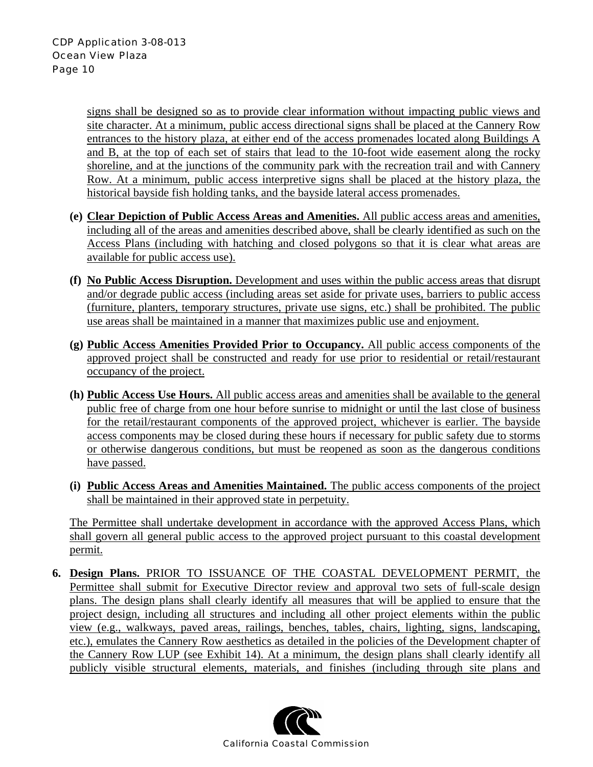signs shall be designed so as to provide clear information without impacting public views and site character. At a minimum, public access directional signs shall be placed at the Cannery Row entrances to the history plaza, at either end of the access promenades located along Buildings A and B, at the top of each set of stairs that lead to the 10-foot wide easement along the rocky shoreline, and at the junctions of the community park with the recreation trail and with Cannery Row. At a minimum, public access interpretive signs shall be placed at the history plaza, the historical bayside fish holding tanks, and the bayside lateral access promenades.

**(e) Clear Depiction of Public Access Areas and Amenities.** All public access areas and amenities, including all of the areas and amenities described above, shall be clearly identified as such on the Access Plans (including with hatching and closed polygons so that it is clear what areas are available for public access use).

**(f) No Public Access Disruption.** Development and uses within the public access areas that disrupt and/or degrade public access (including areas set aside for private uses, barriers to public access (furniture, planters, temporary structures, private use signs, etc.) shall be prohibited. The public use areas shall be maintained in a manner that maximizes public use and enjoyment.

**(g) Public Access Amenities Provided Prior to Occupancy.** All public access components of the approved project shall be constructed and ready for use prior to residential or retail/restaurant occupancy of the project.

**(h) Public Access Use Hours.** All public access areas and amenities shall be available to the general public free of charge from one hour before sunrise to midnight or until the last close of business for the retail/restaurant components of the approved project, whichever is earlier. The bayside access components may be closed during these hours if necessary for public safety due to storms or otherwise dangerous conditions, but must be reopened as soon as the dangerous conditions have passed.

**(i) Public Access Areas and Amenities Maintained.** The public access components of the project shall be maintained in their approved state in perpetuity.

The Permittee shall undertake development in accordance with the approved Access Plans, which shall govern all general public access to the approved project pursuant to this coastal development permit.

**6. Design Plans.** PRIOR TO ISSUANCE OF THE COASTAL DEVELOPMENT PERMIT, the Permittee shall submit for Executive Director review and approval two sets of full-scale design plans. The design plans shall clearly identify all measures that will be applied to ensure that the project design, including all structures and including all other project elements within the public view (e.g., walkways, paved areas, railings, benches, tables, chairs, lighting, signs, landscaping, etc.), emulates the Cannery Row aesthetics as detailed in the policies of the Development chapter of the Cannery Row LUP (see Exhibit 14). At a minimum, the design plans shall clearly identify all publicly visible structural elements, materials, and finishes (including through site plans and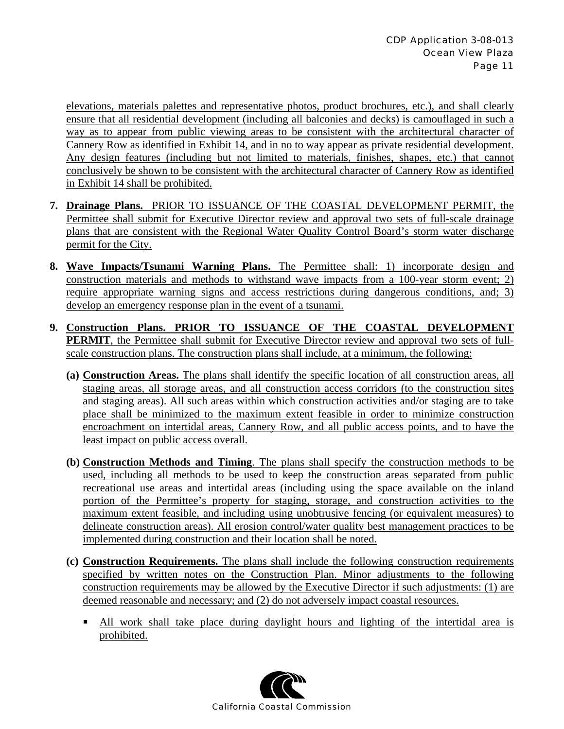elevations, materials palettes and representative photos, product brochures, etc.), and shall clearly ensure that all residential development (including all balconies and decks) is camouflaged in such a way as to appear from public viewing areas to be consistent with the architectural character of Cannery Row as identified in Exhibit 14, and in no to way appear as private residential development. Any design features (including but not limited to materials, finishes, shapes, etc.) that cannot conclusively be shown to be consistent with the architectural character of Cannery Row as identified in Exhibit 14 shall be prohibited.

7. **Drainage Plans.** PRIOR TO ISSUANCE OF THE COASTAL DEVELOPMENT PERMIT, the Permittee shall submit for Executive Director review and approval two sets of full-scale drainage plans that are consistent with the Regional Water Quality Control Board's storm water discharge permit for the City.

8. **Wave Impacts/Tsunami Warning Plans.** The Permittee shall: 1) incorporate design and construction materials and methods to withstand wave impacts from a 100-year storm event; 2) require appropriate warning signs and access restrictions during dangerous conditions, and; 3) develop an emergency response plan in the event of a tsunami.

9. **Construction Plans. PRIOR TO ISSUANCE OF THE COASTAL DEVELOPMENT PERMIT**, the Permittee shall submit for Executive Director review and approval two sets of full-scale construction plans. The construction plans shall include, at a minimum, the following:

   **(a) Construction Areas.** The plans shall identify the specific location of all construction areas, all staging areas, all storage areas, and all construction access corridors (to the construction sites and staging areas). All such areas within which construction activities and/or staging are to take place shall be minimized to the maximum extent feasible in order to minimize construction encroachment on intertidal areas, Cannery Row, and all public access points, and to have the least impact on public access overall.

   **(b) Construction Methods and Timing**. The plans shall specify the construction methods to be used, including all methods to be used to keep the construction areas separated from public recreational use areas and intertidal areas (including using the space available on the inland portion of the Permittee's property for staging, storage, and construction activities to the maximum extent feasible, and including using unobtrusive fencing (or equivalent measures) to delineate construction areas). All erosion control/water quality best management practices to be implemented during construction and their location shall be noted.

   **(c) Construction Requirements.** The plans shall include the following construction requirements specified by written notes on the Construction Plan. Minor adjustments to the following construction requirements may be allowed by the Executive Director if such adjustments: (1) are deemed reasonable and necessary; and (2) do not adversely impact coastal resources.

   - All work shall take place during daylight hours and lighting of the intertidal area is prohibited.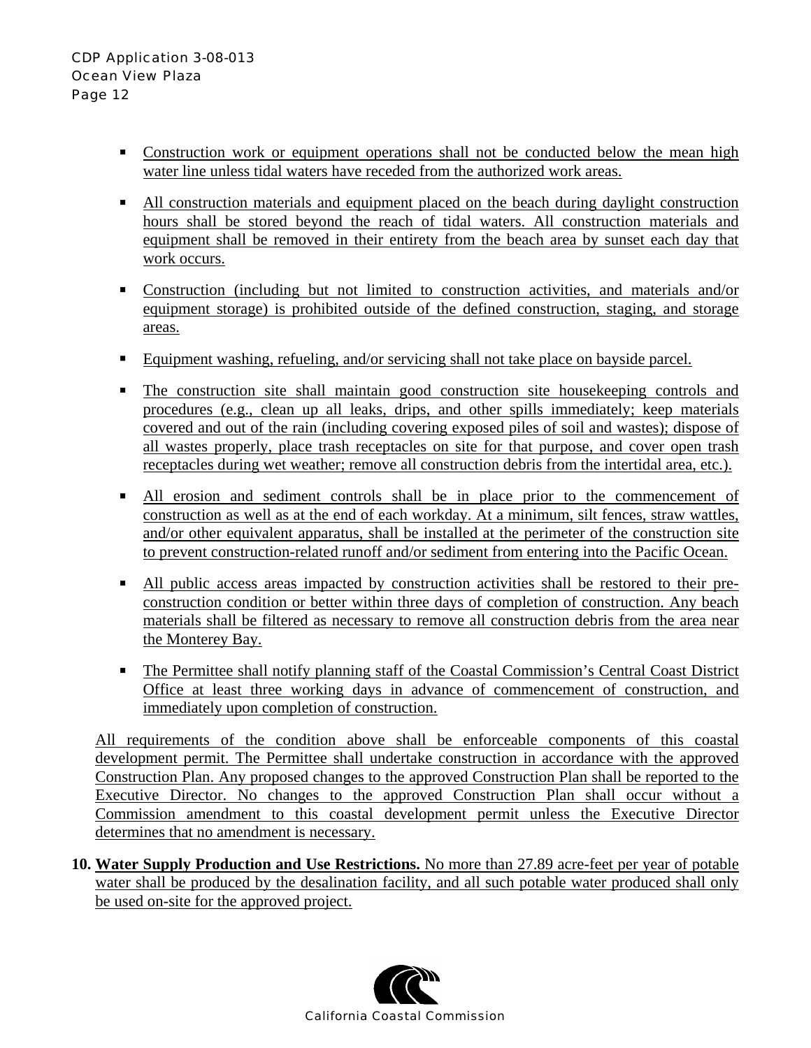- Construction work or equipment operations shall not be conducted below the mean high water line unless tidal waters have receded from the authorized work areas.
- All construction materials and equipment placed on the beach during daylight construction hours shall be stored beyond the reach of tidal waters. All construction materials and equipment shall be removed in their entirety from the beach area by sunset each day that work occurs.
- Construction (including but not limited to construction activities, and materials and/or equipment storage) is prohibited outside of the defined construction, staging, and storage areas.
- Equipment washing, refueling, and/or servicing shall not take place on bayside parcel.
- The construction site shall maintain good construction site housekeeping controls and procedures (e.g., clean up all leaks, drips, and other spills immediately; keep materials covered and out of the rain (including covering exposed piles of soil and wastes); dispose of all wastes properly, place trash receptacles on site for that purpose, and cover open trash receptacles during wet weather; remove all construction debris from the intertidal area, etc.).
- All erosion and sediment controls shall be in place prior to the commencement of construction as well as at the end of each workday. At a minimum, silt fences, straw wattles, and/or other equivalent apparatus, shall be installed at the perimeter of the construction site to prevent construction-related runoff and/or sediment from entering into the Pacific Ocean.
- All public access areas impacted by construction activities shall be restored to their pre-construction condition or better within three days of completion of construction. Any beach materials shall be filtered as necessary to remove all construction debris from the area near the Monterey Bay.
- The Permittee shall notify planning staff of the Coastal Commission's Central Coast District Office at least three working days in advance of commencement of construction, and immediately upon completion of construction.

All requirements of the condition above shall be enforceable components of this coastal development permit. The Permittee shall undertake construction in accordance with the approved Construction Plan. Any proposed changes to the approved Construction Plan shall be reported to the Executive Director. No changes to the approved Construction Plan shall occur without a Commission amendment to this coastal development permit unless the Executive Director determines that no amendment is necessary.

10. **Water Supply Production and Use Restrictions.** No more than 27.89 acre-feet per year of potable water shall be produced by the desalination facility, and all such potable water produced shall only be used on-site for the approved project.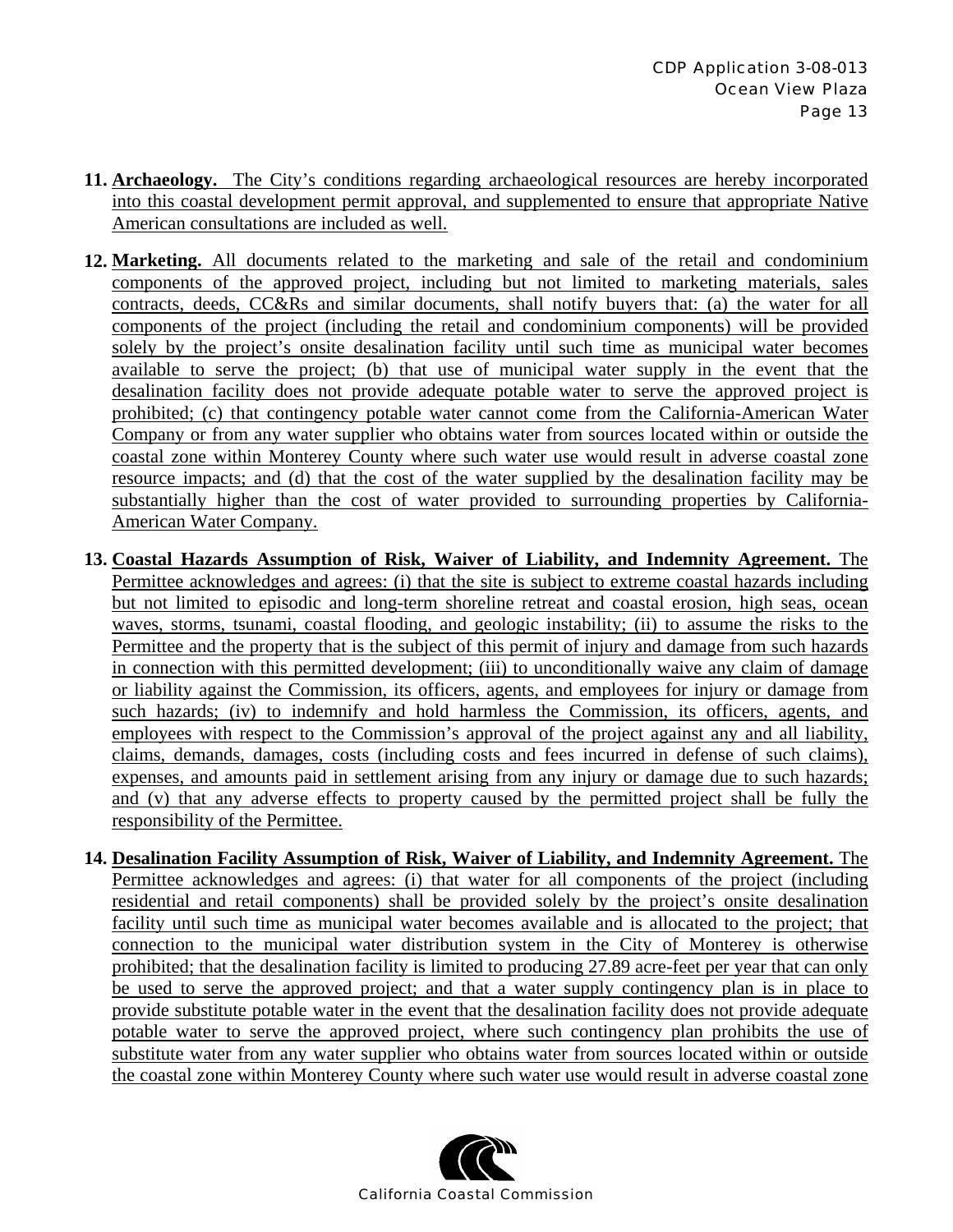11. **Archaeology.** The City's conditions regarding archaeological resources are hereby incorporated into this coastal development permit approval, and supplemented to ensure that appropriate Native American consultations are included as well.

12. **Marketing.** All documents related to the marketing and sale of the retail and condominium components of the approved project, including but not limited to marketing materials, sales contracts, deeds, CC&Rs and similar documents, shall notify buyers that: (a) the water for all components of the project (including the retail and condominium components) will be provided solely by the project's onsite desalination facility until such time as municipal water becomes available to serve the project; (b) that use of municipal water supply in the event that the desalination facility does not provide adequate potable water to serve the approved project is prohibited; (c) that contingency potable water cannot come from the California-American Water Company or from any water supplier who obtains water from sources located within or outside the coastal zone within Monterey County where such water use would result in adverse coastal zone resource impacts; and (d) that the cost of the water supplied by the desalination facility may be substantially higher than the cost of water provided to surrounding properties by California-American Water Company.

13. **Coastal Hazards Assumption of Risk, Waiver of Liability, and Indemnity Agreement.** The Permittee acknowledges and agrees: (i) that the site is subject to extreme coastal hazards including but not limited to episodic and long-term shoreline retreat and coastal erosion, high seas, ocean waves, storms, tsunami, coastal flooding, and geologic instability; (ii) to assume the risks to the Permittee and the property that is the subject of this permit of injury and damage from such hazards in connection with this permitted development; (iii) to unconditionally waive any claim of damage or liability against the Commission, its officers, agents, and employees for injury or damage from such hazards; (iv) to indemnify and hold harmless the Commission, its officers, agents, and employees with respect to the Commission's approval of the project against any and all liability, claims, demands, damages, costs (including costs and fees incurred in defense of such claims), expenses, and amounts paid in settlement arising from any injury or damage due to such hazards; and (v) that any adverse effects to property caused by the permitted project shall be fully the responsibility of the Permittee.

14. **Desalination Facility Assumption of Risk, Waiver of Liability, and Indemnity Agreement.** The Permittee acknowledges and agrees: (i) that water for all components of the project (including residential and retail components) shall be provided solely by the project's onsite desalination facility until such time as municipal water becomes available and is allocated to the project; that connection to the municipal water distribution system in the City of Monterey is otherwise prohibited; that the desalination facility is limited to producing 27.89 acre-feet per year that can only be used to serve the approved project; and that a water supply contingency plan is in place to provide substitute potable water in the event that the desalination facility does not provide adequate potable water to serve the approved project, where such contingency plan prohibits the use of substitute water from any water supplier who obtains water from sources located within or outside the coastal zone within Monterey County where such water use would result in adverse coastal zone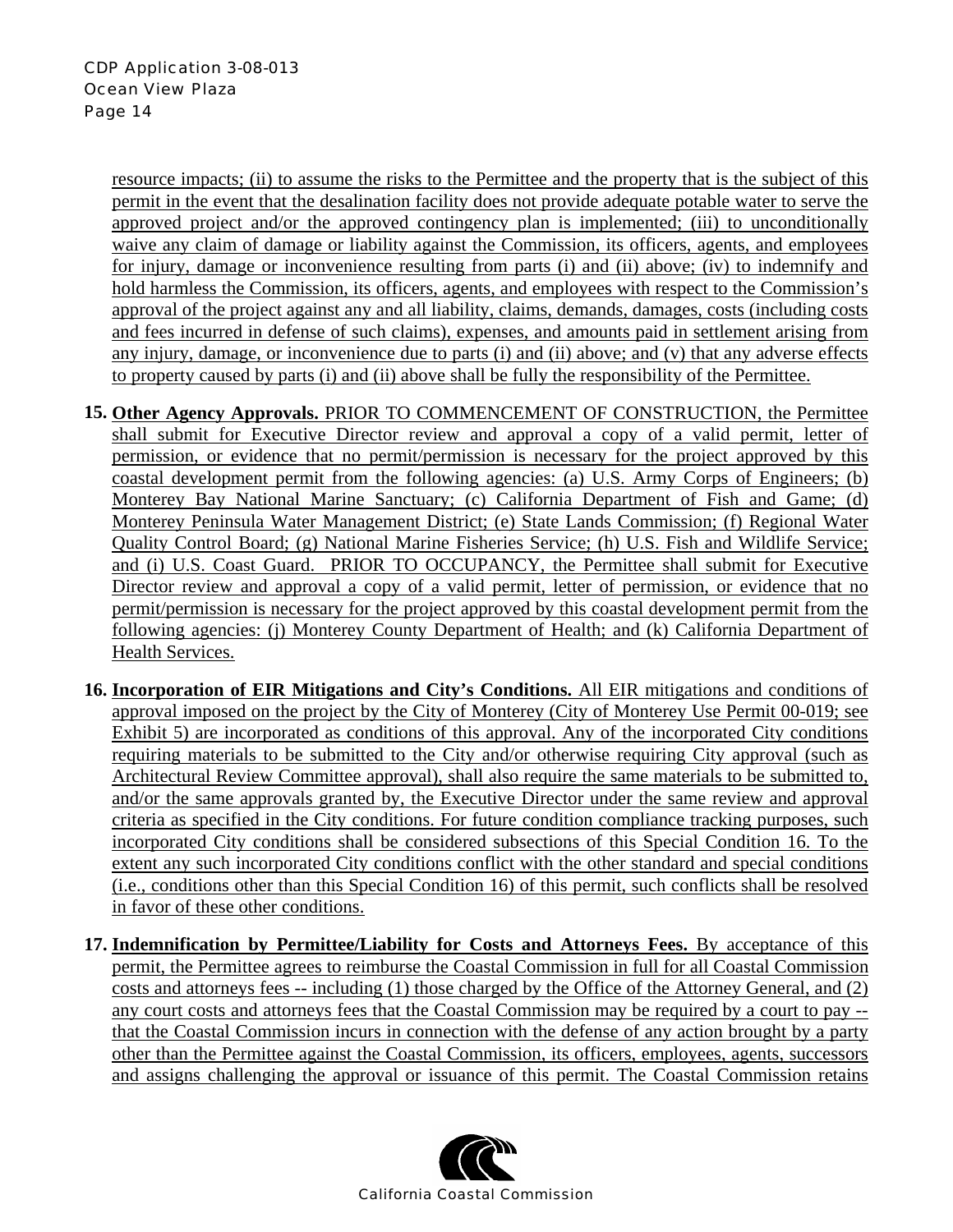resource impacts; (ii) to assume the risks to the Permittee and the property that is the subject of this permit in the event that the desalination facility does not provide adequate potable water to serve the approved project and/or the approved contingency plan is implemented; (iii) to unconditionally waive any claim of damage or liability against the Commission, its officers, agents, and employees for injury, damage or inconvenience resulting from parts (i) and (ii) above; (iv) to indemnify and hold harmless the Commission, its officers, agents, and employees with respect to the Commission's approval of the project against any and all liability, claims, demands, damages, costs (including costs and fees incurred in defense of such claims), expenses, and amounts paid in settlement arising from any injury, damage, or inconvenience due to parts (i) and (ii) above; and (v) that any adverse effects to property caused by parts (i) and (ii) above shall be fully the responsibility of the Permittee.

15. **Other Agency Approvals.** PRIOR TO COMMENCEMENT OF CONSTRUCTION, the Permittee shall submit for Executive Director review and approval a copy of a valid permit, letter of permission, or evidence that no permit/permission is necessary for the project approved by this coastal development permit from the following agencies: (a) U.S. Army Corps of Engineers; (b) Monterey Bay National Marine Sanctuary; (c) California Department of Fish and Game; (d) Monterey Peninsula Water Management District; (e) State Lands Commission; (f) Regional Water Quality Control Board; (g) National Marine Fisheries Service; (h) U.S. Fish and Wildlife Service; and (i) U.S. Coast Guard. PRIOR TO OCCUPANCY, the Permittee shall submit for Executive Director review and approval a copy of a valid permit, letter of permission, or evidence that no permit/permission is necessary for the project approved by this coastal development permit from the following agencies: (j) Monterey County Department of Health; and (k) California Department of Health Services.

16. **Incorporation of EIR Mitigations and City's Conditions.** All EIR mitigations and conditions of approval imposed on the project by the City of Monterey (City of Monterey Use Permit 00-019; see Exhibit 5) are incorporated as conditions of this approval. Any of the incorporated City conditions requiring materials to be submitted to the City and/or otherwise requiring City approval (such as Architectural Review Committee approval), shall also require the same materials to be submitted to, and/or the same approvals granted by, the Executive Director under the same review and approval criteria as specified in the City conditions. For future condition compliance tracking purposes, such incorporated City conditions shall be considered subsections of this Special Condition 16. To the extent any such incorporated City conditions conflict with the other standard and special conditions (i.e., conditions other than this Special Condition 16) of this permit, such conflicts shall be resolved in favor of these other conditions.

17. **Indemnification by Permittee/Liability for Costs and Attorneys Fees.** By acceptance of this permit, the Permittee agrees to reimburse the Coastal Commission in full for all Coastal Commission costs and attorneys fees -- including (1) those charged by the Office of the Attorney General, and (2) any court costs and attorneys fees that the Coastal Commission may be required by a court to pay -- that the Coastal Commission incurs in connection with the defense of any action brought by a party other than the Permittee against the Coastal Commission, its officers, employees, agents, successors and assigns challenging the approval or issuance of this permit. The Coastal Commission retains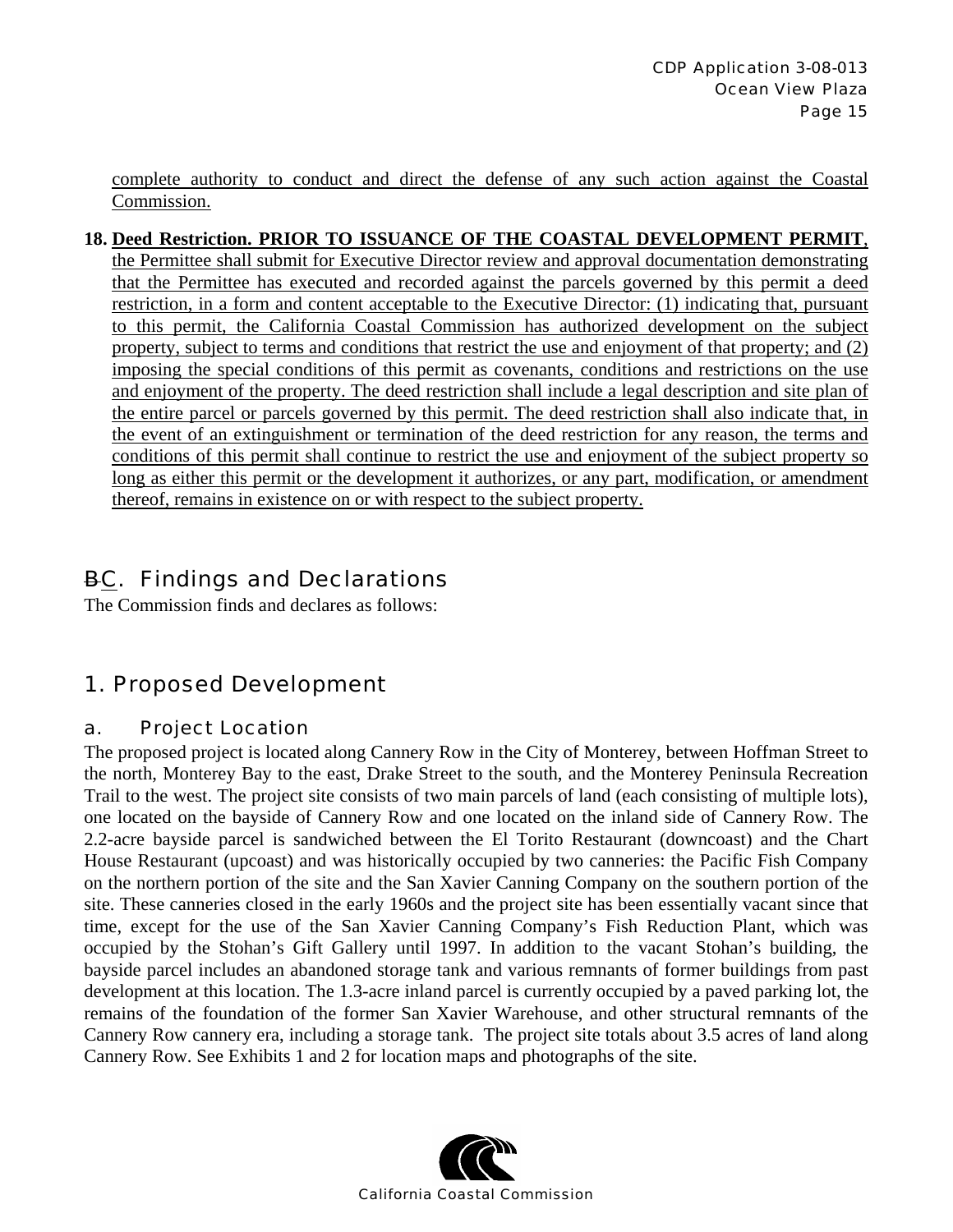complete authority to conduct and direct the defense of any such action against the Coastal Commission.

18. **Deed Restriction. PRIOR TO ISSUANCE OF THE COASTAL DEVELOPMENT PERMIT**, the Permittee shall submit for Executive Director review and approval documentation demonstrating that the Permittee has executed and recorded against the parcels governed by this permit a deed restriction, in a form and content acceptable to the Executive Director: (1) indicating that, pursuant to this permit, the California Coastal Commission has authorized development on the subject property, subject to terms and conditions that restrict the use and enjoyment of that property; and (2) imposing the special conditions of this permit as covenants, conditions and restrictions on the use and enjoyment of the property. The deed restriction shall include a legal description and site plan of the entire parcel or parcels governed by this permit. The deed restriction shall also indicate that, in the event of an extinguishment or termination of the deed restriction for any reason, the terms and conditions of this permit shall continue to restrict the use and enjoyment of the subject property so long as either this permit or the development it authorizes, or any part, modification, or amendment thereof, remains in existence on or with respect to the subject property.

## ~~B~~C. Findings and Declarations

The Commission finds and declares as follows:

## 1. Proposed Development

### a. Project Location

The proposed project is located along Cannery Row in the City of Monterey, between Hoffman Street to the north, Monterey Bay to the east, Drake Street to the south, and the Monterey Peninsula Recreation Trail to the west. The project site consists of two main parcels of land (each consisting of multiple lots), one located on the bayside of Cannery Row and one located on the inland side of Cannery Row. The 2.2-acre bayside parcel is sandwiched between the El Torito Restaurant (downcoast) and the Chart House Restaurant (upcoast) and was historically occupied by two canneries: the Pacific Fish Company on the northern portion of the site and the San Xavier Canning Company on the southern portion of the site. These canneries closed in the early 1960s and the project site has been essentially vacant since that time, except for the use of the San Xavier Canning Company's Fish Reduction Plant, which was occupied by the Stohan's Gift Gallery until 1997. In addition to the vacant Stohan's building, the bayside parcel includes an abandoned storage tank and various remnants of former buildings from past development at this location. The 1.3-acre inland parcel is currently occupied by a paved parking lot, the remains of the foundation of the former San Xavier Warehouse, and other structural remnants of the Cannery Row cannery era, including a storage tank. The project site totals about 3.5 acres of land along Cannery Row. See Exhibits 1 and 2 for location maps and photographs of the site.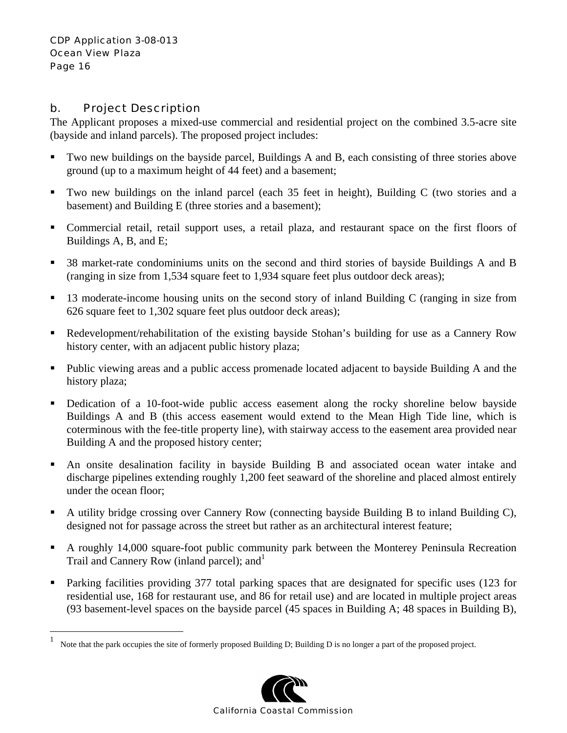### b. Project Description

The Applicant proposes a mixed-use commercial and residential project on the combined 3.5-acre site (bayside and inland parcels). The proposed project includes:

- Two new buildings on the bayside parcel, Buildings A and B, each consisting of three stories above ground (up to a maximum height of 44 feet) and a basement;
- Two new buildings on the inland parcel (each 35 feet in height), Building C (two stories and a basement) and Building E (three stories and a basement);
- Commercial retail, retail support uses, a retail plaza, and restaurant space on the first floors of Buildings A, B, and E;
- 38 market-rate condominiums units on the second and third stories of bayside Buildings A and B (ranging in size from 1,534 square feet to 1,934 square feet plus outdoor deck areas);
- 13 moderate-income housing units on the second story of inland Building C (ranging in size from 626 square feet to 1,302 square feet plus outdoor deck areas);
- Redevelopment/rehabilitation of the existing bayside Stohan's building for use as a Cannery Row history center, with an adjacent public history plaza;
- Public viewing areas and a public access promenade located adjacent to bayside Building A and the history plaza;
- Dedication of a 10-foot-wide public access easement along the rocky shoreline below bayside Buildings A and B (this access easement would extend to the Mean High Tide line, which is coterminous with the fee-title property line), with stairway access to the easement area provided near Building A and the proposed history center;
- An onsite desalination facility in bayside Building B and associated ocean water intake and discharge pipelines extending roughly 1,200 feet seaward of the shoreline and placed almost entirely under the ocean floor;
- A utility bridge crossing over Cannery Row (connecting bayside Building B to inland Building C), designed not for passage across the street but rather as an architectural interest feature;
- A roughly 14,000 square-foot public community park between the Monterey Peninsula Recreation Trail and Cannery Row (inland parcel); and[1]
- Parking facilities providing 377 total parking spaces that are designated for specific uses (123 for residential use, 168 for restaurant use, and 86 for retail use) and are located in multiple project areas (93 basement-level spaces on the bayside parcel (45 spaces in Building A; 48 spaces in Building B),

---

[1] Note that the park occupies the site of formerly proposed Building D; Building D is no longer a part of the proposed project.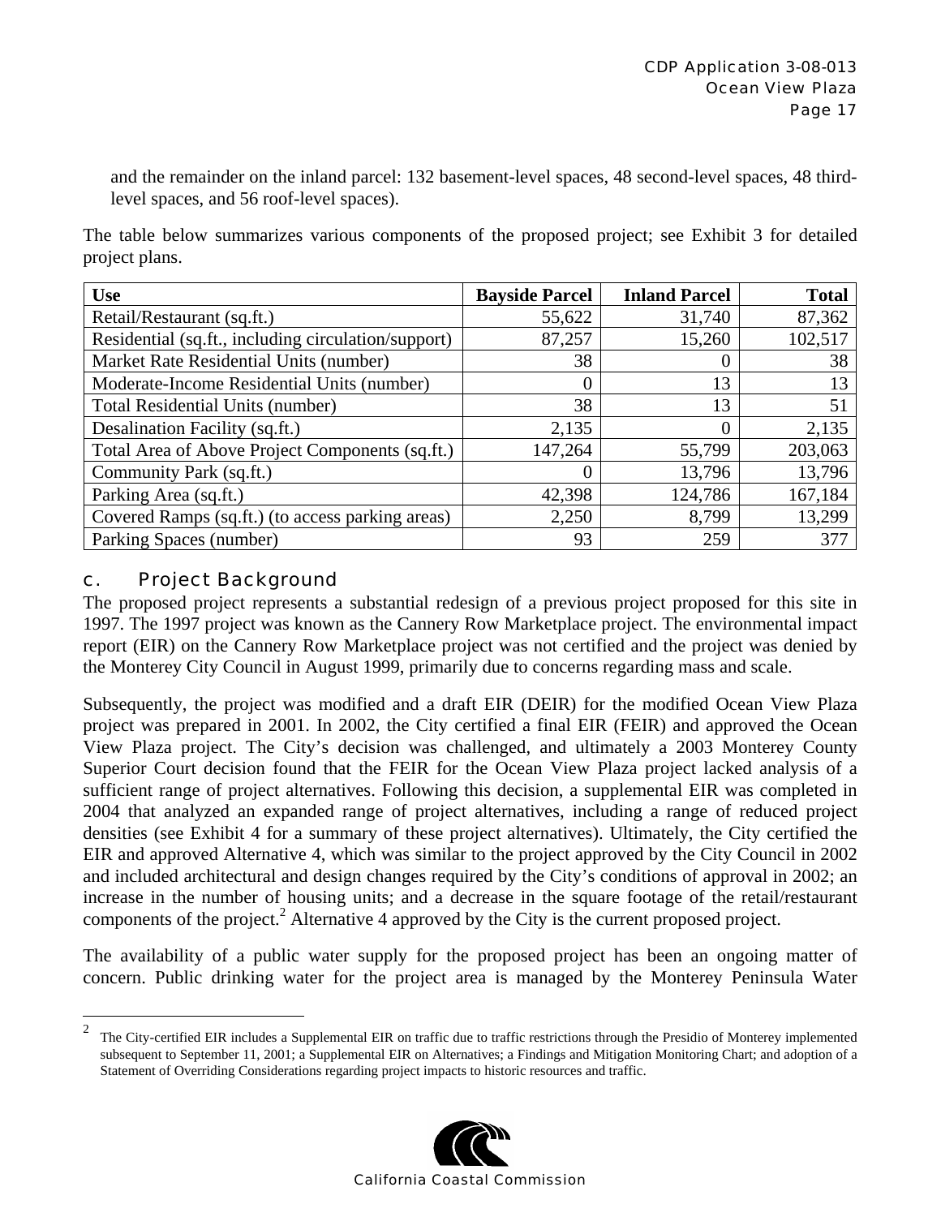and the remainder on the inland parcel: 132 basement-level spaces, 48 second-level spaces, 48 third-level spaces, and 56 roof-level spaces).

The table below summarizes various components of the proposed project; see Exhibit 3 for detailed project plans.

| Use | Bayside Parcel | Inland Parcel | Total |
|---|---:|---:|---:|
| Retail/Restaurant (sq.ft.) | 55,622 | 31,740 | 87,362 |
| Residential (sq.ft., including circulation/support) | 87,257 | 15,260 | 102,517 |
| Market Rate Residential Units (number) | 38 | 0 | 38 |
| Moderate-Income Residential Units (number) | 0 | 13 | 13 |
| Total Residential Units (number) | 38 | 13 | 51 |
| Desalination Facility (sq.ft.) | 2,135 | 0 | 2,135 |
| Total Area of Above Project Components (sq.ft.) | 147,264 | 55,799 | 203,063 |
| Community Park (sq.ft.) | 0 | 13,796 | 13,796 |
| Parking Area (sq.ft.) | 42,398 | 124,786 | 167,184 |
| Covered Ramps (sq.ft.) (to access parking areas) | 2,250 | 8,799 | 13,299 |
| Parking Spaces (number) | 93 | 259 | 377 |

### c. Project Background

The proposed project represents a substantial redesign of a previous project proposed for this site in 1997. The 1997 project was known as the Cannery Row Marketplace project. The environmental impact report (EIR) on the Cannery Row Marketplace project was not certified and the project was denied by the Monterey City Council in August 1999, primarily due to concerns regarding mass and scale.

Subsequently, the project was modified and a draft EIR (DEIR) for the modified Ocean View Plaza project was prepared in 2001. In 2002, the City certified a final EIR (FEIR) and approved the Ocean View Plaza project. The City's decision was challenged, and ultimately a 2003 Monterey County Superior Court decision found that the FEIR for the Ocean View Plaza project lacked analysis of a sufficient range of project alternatives. Following this decision, a supplemental EIR was completed in 2004 that analyzed an expanded range of project alternatives, including a range of reduced project densities (see Exhibit 4 for a summary of these project alternatives). Ultimately, the City certified the EIR and approved Alternative 4, which was similar to the project approved by the City Council in 2002 and included architectural and design changes required by the City's conditions of approval in 2002; an increase in the number of housing units; and a decrease in the square footage of the retail/restaurant components of the project.[2] Alternative 4 approved by the City is the current proposed project.

The availability of a public water supply for the proposed project has been an ongoing matter of concern. Public drinking water for the project area is managed by the Monterey Peninsula Water

---

[2] The City-certified EIR includes a Supplemental EIR on traffic due to traffic restrictions through the Presidio of Monterey implemented subsequent to September 11, 2001; a Supplemental EIR on Alternatives; a Findings and Mitigation Monitoring Chart; and adoption of a Statement of Overriding Considerations regarding project impacts to historic resources and traffic.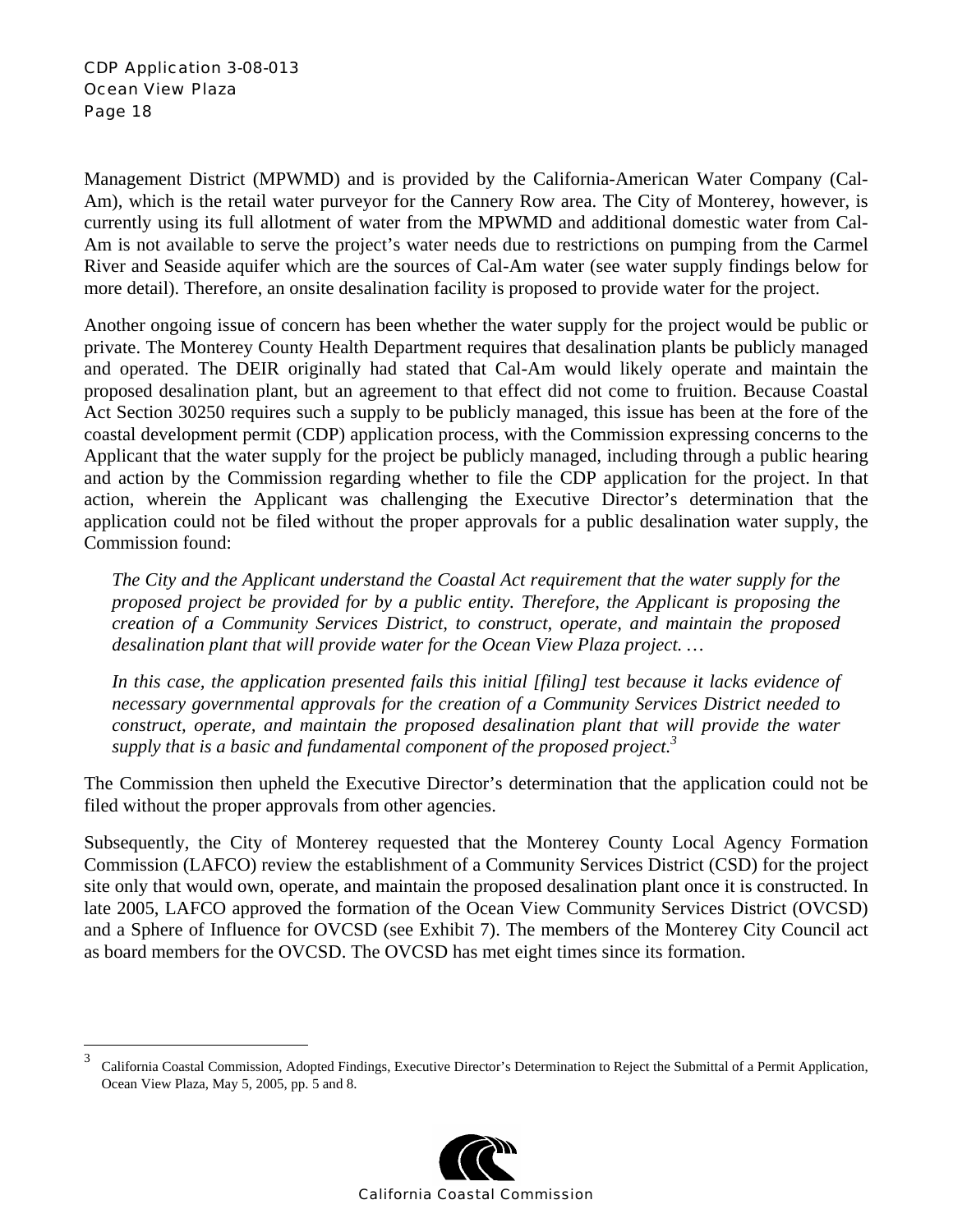Management District (MPWMD) and is provided by the California-American Water Company (Cal-Am), which is the retail water purveyor for the Cannery Row area. The City of Monterey, however, is currently using its full allotment of water from the MPWMD and additional domestic water from Cal-Am is not available to serve the project's water needs due to restrictions on pumping from the Carmel River and Seaside aquifer which are the sources of Cal-Am water (see water supply findings below for more detail). Therefore, an onsite desalination facility is proposed to provide water for the project.

Another ongoing issue of concern has been whether the water supply for the project would be public or private. The Monterey County Health Department requires that desalination plants be publicly managed and operated. The DEIR originally had stated that Cal-Am would likely operate and maintain the proposed desalination plant, but an agreement to that effect did not come to fruition. Because Coastal Act Section 30250 requires such a supply to be publicly managed, this issue has been at the fore of the coastal development permit (CDP) application process, with the Commission expressing concerns to the Applicant that the water supply for the project be publicly managed, including through a public hearing and action by the Commission regarding whether to file the CDP application for the project. In that action, wherein the Applicant was challenging the Executive Director's determination that the application could not be filed without the proper approvals for a public desalination water supply, the Commission found:

> *The City and the Applicant understand the Coastal Act requirement that the water supply for the proposed project be provided for by a public entity. Therefore, the Applicant is proposing the creation of a Community Services District, to construct, operate, and maintain the proposed desalination plant that will provide water for the Ocean View Plaza project. …*
>
> *In this case, the application presented fails this initial [filing] test because it lacks evidence of necessary governmental approvals for the creation of a Community Services District needed to construct, operate, and maintain the proposed desalination plant that will provide the water supply that is a basic and fundamental component of the proposed project.*[3]

The Commission then upheld the Executive Director's determination that the application could not be filed without the proper approvals from other agencies.

Subsequently, the City of Monterey requested that the Monterey County Local Agency Formation Commission (LAFCO) review the establishment of a Community Services District (CSD) for the project site only that would own, operate, and maintain the proposed desalination plant once it is constructed. In late 2005, LAFCO approved the formation of the Ocean View Community Services District (OVCSD) and a Sphere of Influence for OVCSD (see Exhibit 7). The members of the Monterey City Council act as board members for the OVCSD. The OVCSD has met eight times since its formation.

---

[3] California Coastal Commission, Adopted Findings, Executive Director's Determination to Reject the Submittal of a Permit Application, Ocean View Plaza, May 5, 2005, pp. 5 and 8.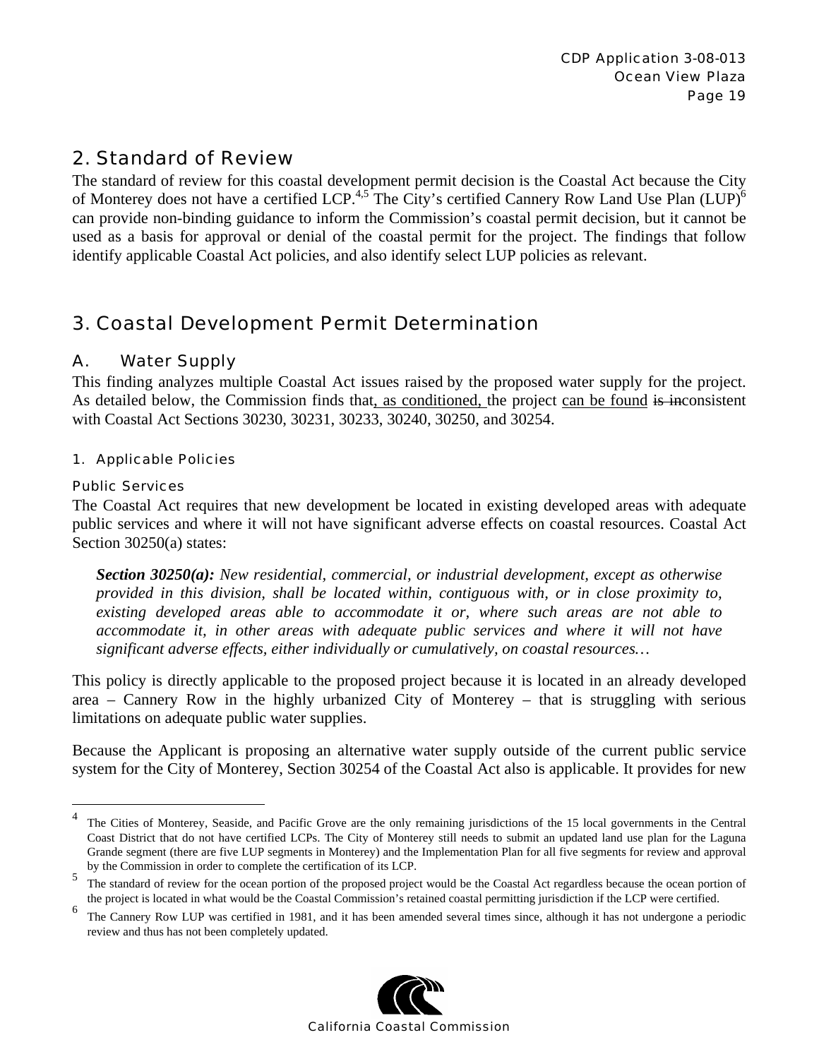## 2. Standard of Review

The standard of review for this coastal development permit decision is the Coastal Act because the City of Monterey does not have a certified LCP.[4,5] The City's certified Cannery Row Land Use Plan (LUP)[6] can provide non-binding guidance to inform the Commission's coastal permit decision, but it cannot be used as a basis for approval or denial of the coastal permit for the project. The findings that follow identify applicable Coastal Act policies, and also identify select LUP policies as relevant.

## 3. Coastal Development Permit Determination

### A. Water Supply

This finding analyzes multiple Coastal Act issues raised by the proposed water supply for the project. As detailed below, the Commission finds that<u>, as conditioned, </u>the project <u>can be found</u> ~~is in~~consistent with Coastal Act Sections 30230, 30231, 30233, 30240, 30250, and 30254.

#### 1. Applicable Policies

##### Public Services

The Coastal Act requires that new development be located in existing developed areas with adequate public services and where it will not have significant adverse effects on coastal resources. Coastal Act Section 30250(a) states:

> ***Section 30250(a):*** *New residential, commercial, or industrial development, except as otherwise provided in this division, shall be located within, contiguous with, or in close proximity to, existing developed areas able to accommodate it or, where such areas are not able to accommodate it, in other areas with adequate public services and where it will not have significant adverse effects, either individually or cumulatively, on coastal resources…*

This policy is directly applicable to the proposed project because it is located in an already developed area – Cannery Row in the highly urbanized City of Monterey – that is struggling with serious limitations on adequate public water supplies.

Because the Applicant is proposing an alternative water supply outside of the current public service system for the City of Monterey, Section 30254 of the Coastal Act also is applicable. It provides for new

---

[4] The Cities of Monterey, Seaside, and Pacific Grove are the only remaining jurisdictions of the 15 local governments in the Central Coast District that do not have certified LCPs. The City of Monterey still needs to submit an updated land use plan for the Laguna Grande segment (there are five LUP segments in Monterey) and the Implementation Plan for all five segments for review and approval by the Commission in order to complete the certification of its LCP.

[5] The standard of review for the ocean portion of the proposed project would be the Coastal Act regardless because the ocean portion of the project is located in what would be the Coastal Commission's retained coastal permitting jurisdiction if the LCP were certified.

[6] The Cannery Row LUP was certified in 1981, and it has been amended several times since, although it has not undergone a periodic review and thus has not been completely updated.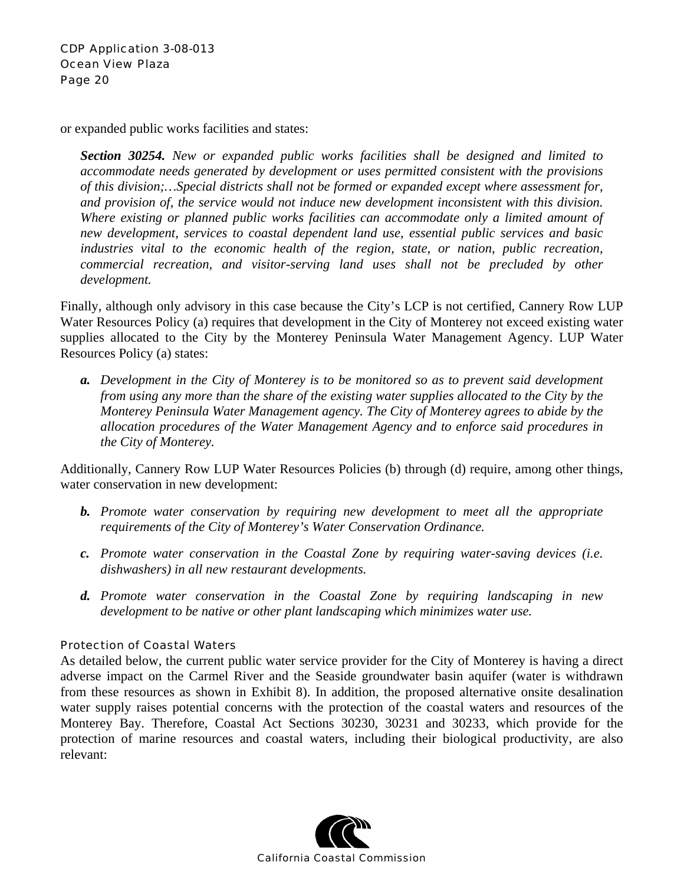or expanded public works facilities and states:

> ***Section 30254.*** *New or expanded public works facilities shall be designed and limited to accommodate needs generated by development or uses permitted consistent with the provisions of this division;…Special districts shall not be formed or expanded except where assessment for, and provision of, the service would not induce new development inconsistent with this division. Where existing or planned public works facilities can accommodate only a limited amount of new development, services to coastal dependent land use, essential public services and basic industries vital to the economic health of the region, state, or nation, public recreation, commercial recreation, and visitor-serving land uses shall not be precluded by other development.*

Finally, although only advisory in this case because the City's LCP is not certified, Cannery Row LUP Water Resources Policy (a) requires that development in the City of Monterey not exceed existing water supplies allocated to the City by the Monterey Peninsula Water Management Agency. LUP Water Resources Policy (a) states:

> ***a.*** *Development in the City of Monterey is to be monitored so as to prevent said development from using any more than the share of the existing water supplies allocated to the City by the Monterey Peninsula Water Management agency. The City of Monterey agrees to abide by the allocation procedures of the Water Management Agency and to enforce said procedures in the City of Monterey.*

Additionally, Cannery Row LUP Water Resources Policies (b) through (d) require, among other things, water conservation in new development:

> ***b.*** *Promote water conservation by requiring new development to meet all the appropriate requirements of the City of Monterey's Water Conservation Ordinance.*
>
> ***c.*** *Promote water conservation in the Coastal Zone by requiring water-saving devices (i.e. dishwashers) in all new restaurant developments.*
>
> ***d.*** *Promote water conservation in the Coastal Zone by requiring landscaping in new development to be native or other plant landscaping which minimizes water use.*

### Protection of Coastal Waters

As detailed below, the current public water service provider for the City of Monterey is having a direct adverse impact on the Carmel River and the Seaside groundwater basin aquifer (water is withdrawn from these resources as shown in Exhibit 8). In addition, the proposed alternative onsite desalination water supply raises potential concerns with the protection of the coastal waters and resources of the Monterey Bay. Therefore, Coastal Act Sections 30230, 30231 and 30233, which provide for the protection of marine resources and coastal waters, including their biological productivity, are also relevant: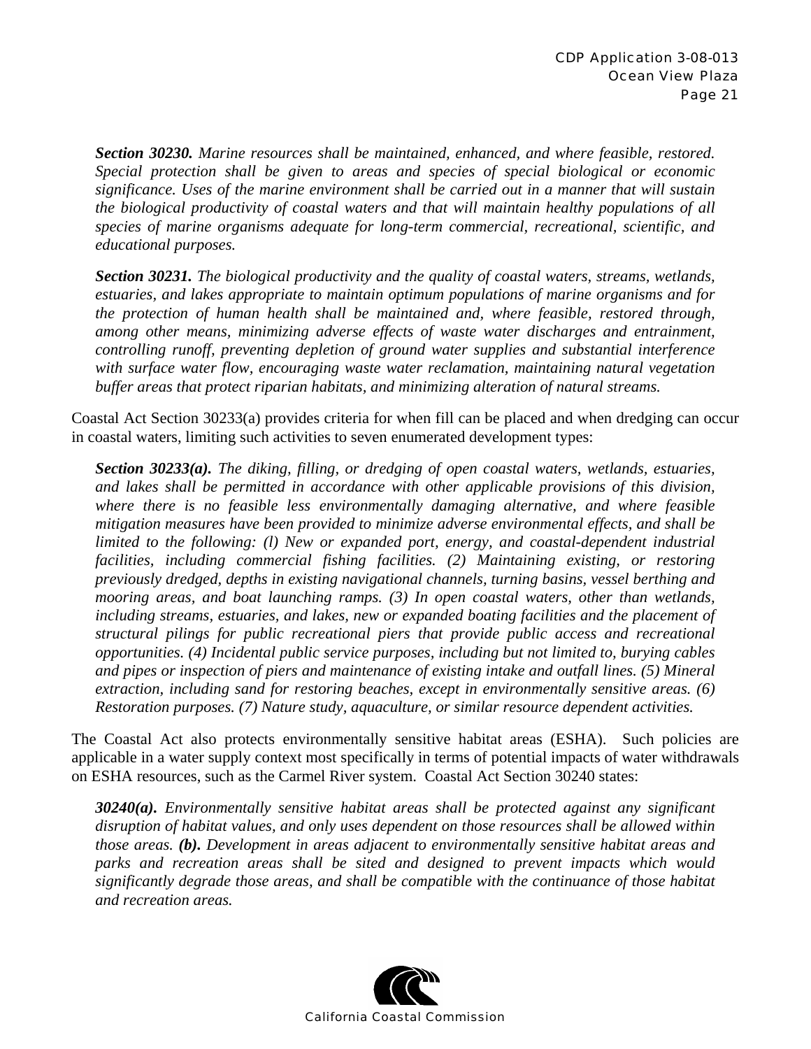***Section 30230.*** *Marine resources shall be maintained, enhanced, and where feasible, restored. Special protection shall be given to areas and species of special biological or economic significance. Uses of the marine environment shall be carried out in a manner that will sustain the biological productivity of coastal waters and that will maintain healthy populations of all species of marine organisms adequate for long-term commercial, recreational, scientific, and educational purposes.*

***Section 30231.*** *The biological productivity and the quality of coastal waters, streams, wetlands, estuaries, and lakes appropriate to maintain optimum populations of marine organisms and for the protection of human health shall be maintained and, where feasible, restored through, among other means, minimizing adverse effects of waste water discharges and entrainment, controlling runoff, preventing depletion of ground water supplies and substantial interference with surface water flow, encouraging waste water reclamation, maintaining natural vegetation buffer areas that protect riparian habitats, and minimizing alteration of natural streams.*

Coastal Act Section 30233(a) provides criteria for when fill can be placed and when dredging can occur in coastal waters, limiting such activities to seven enumerated development types:

***Section 30233(a).*** *The diking, filling, or dredging of open coastal waters, wetlands, estuaries, and lakes shall be permitted in accordance with other applicable provisions of this division, where there is no feasible less environmentally damaging alternative, and where feasible mitigation measures have been provided to minimize adverse environmental effects, and shall be limited to the following: (l) New or expanded port, energy, and coastal-dependent industrial facilities, including commercial fishing facilities. (2) Maintaining existing, or restoring previously dredged, depths in existing navigational channels, turning basins, vessel berthing and mooring areas, and boat launching ramps. (3) In open coastal waters, other than wetlands, including streams, estuaries, and lakes, new or expanded boating facilities and the placement of structural pilings for public recreational piers that provide public access and recreational opportunities. (4) Incidental public service purposes, including but not limited to, burying cables and pipes or inspection of piers and maintenance of existing intake and outfall lines. (5) Mineral extraction, including sand for restoring beaches, except in environmentally sensitive areas. (6) Restoration purposes. (7) Nature study, aquaculture, or similar resource dependent activities.*

The Coastal Act also protects environmentally sensitive habitat areas (ESHA). Such policies are applicable in a water supply context most specifically in terms of potential impacts of water withdrawals on ESHA resources, such as the Carmel River system. Coastal Act Section 30240 states:

***30240(a).*** *Environmentally sensitive habitat areas shall be protected against any significant disruption of habitat values, and only uses dependent on those resources shall be allowed within those areas.* ***(b).*** *Development in areas adjacent to environmentally sensitive habitat areas and parks and recreation areas shall be sited and designed to prevent impacts which would significantly degrade those areas, and shall be compatible with the continuance of those habitat and recreation areas.*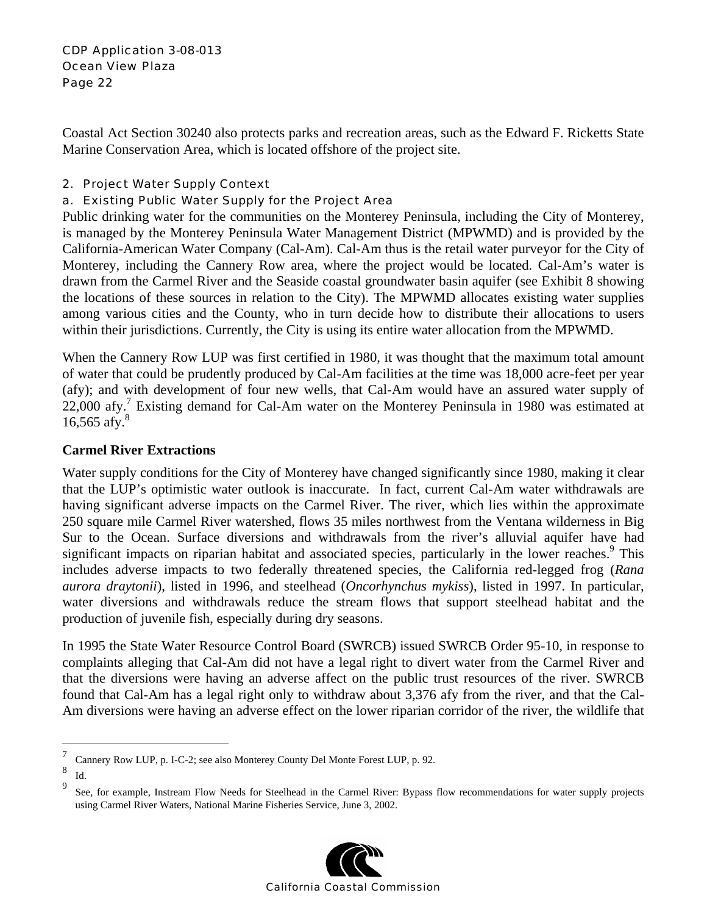Coastal Act Section 30240 also protects parks and recreation areas, such as the Edward F. Ricketts State Marine Conservation Area, which is located offshore of the project site.

### 2. Project Water Supply Context

#### a. Existing Public Water Supply for the Project Area

Public drinking water for the communities on the Monterey Peninsula, including the City of Monterey, is managed by the Monterey Peninsula Water Management District (MPWMD) and is provided by the California-American Water Company (Cal-Am). Cal-Am thus is the retail water purveyor for the City of Monterey, including the Cannery Row area, where the project would be located. Cal-Am's water is drawn from the Carmel River and the Seaside coastal groundwater basin aquifer (see Exhibit 8 showing the locations of these sources in relation to the City). The MPWMD allocates existing water supplies among various cities and the County, who in turn decide how to distribute their allocations to users within their jurisdictions. Currently, the City is using its entire water allocation from the MPWMD.

When the Cannery Row LUP was first certified in 1980, it was thought that the maximum total amount of water that could be prudently produced by Cal-Am facilities at the time was 18,000 acre-feet per year (afy); and with development of four new wells, that Cal-Am would have an assured water supply of 22,000 afy.[7] Existing demand for Cal-Am water on the Monterey Peninsula in 1980 was estimated at 16,565 afy.[8]

**Carmel River Extractions**

Water supply conditions for the City of Monterey have changed significantly since 1980, making it clear that the LUP's optimistic water outlook is inaccurate. In fact, current Cal-Am water withdrawals are having significant adverse impacts on the Carmel River. The river, which lies within the approximate 250 square mile Carmel River watershed, flows 35 miles northwest from the Ventana wilderness in Big Sur to the Ocean. Surface diversions and withdrawals from the river's alluvial aquifer have had significant impacts on riparian habitat and associated species, particularly in the lower reaches.[9] This includes adverse impacts to two federally threatened species, the California red-legged frog (*Rana aurora draytonii*), listed in 1996, and steelhead (*Oncorhynchus mykiss*), listed in 1997. In particular, water diversions and withdrawals reduce the stream flows that support steelhead habitat and the production of juvenile fish, especially during dry seasons.

In 1995 the State Water Resource Control Board (SWRCB) issued SWRCB Order 95-10, in response to complaints alleging that Cal-Am did not have a legal right to divert water from the Carmel River and that the diversions were having an adverse affect on the public trust resources of the river. SWRCB found that Cal-Am has a legal right only to withdraw about 3,376 afy from the river, and that the Cal-Am diversions were having an adverse effect on the lower riparian corridor of the river, the wildlife that

---

[7] Cannery Row LUP, p. I-C-2; see also Monterey County Del Monte Forest LUP, p. 92.

[8] Id.

[9] See, for example, Instream Flow Needs for Steelhead in the Carmel River: Bypass flow recommendations for water supply projects using Carmel River Waters, National Marine Fisheries Service, June 3, 2002.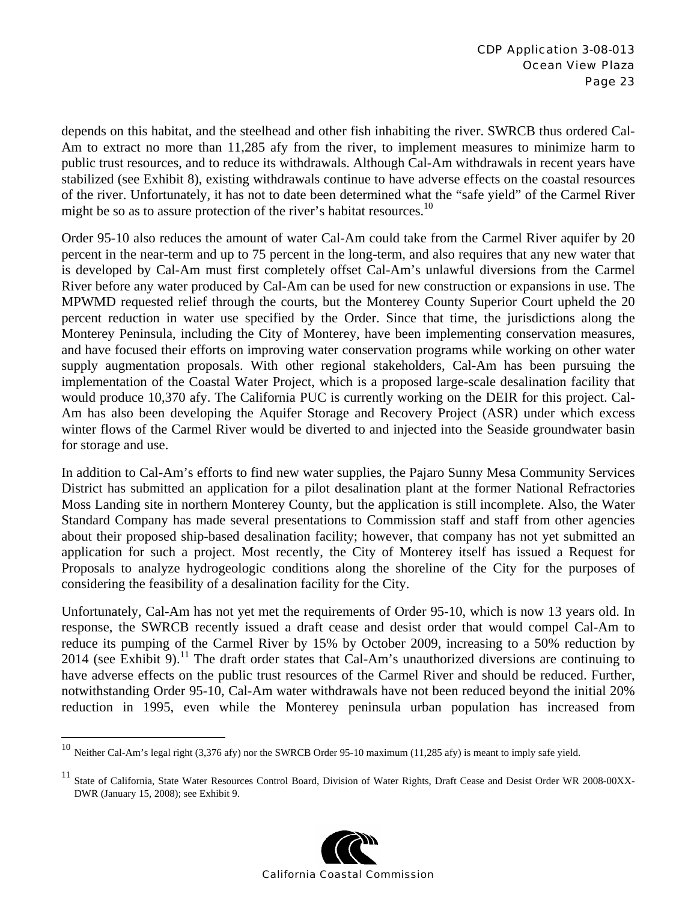depends on this habitat, and the steelhead and other fish inhabiting the river. SWRCB thus ordered Cal-Am to extract no more than 11,285 afy from the river, to implement measures to minimize harm to public trust resources, and to reduce its withdrawals. Although Cal-Am withdrawals in recent years have stabilized (see Exhibit 8), existing withdrawals continue to have adverse effects on the coastal resources of the river. Unfortunately, it has not to date been determined what the "safe yield" of the Carmel River might be so as to assure protection of the river's habitat resources.[10]

Order 95-10 also reduces the amount of water Cal-Am could take from the Carmel River aquifer by 20 percent in the near-term and up to 75 percent in the long-term, and also requires that any new water that is developed by Cal-Am must first completely offset Cal-Am's unlawful diversions from the Carmel River before any water produced by Cal-Am can be used for new construction or expansions in use. The MPWMD requested relief through the courts, but the Monterey County Superior Court upheld the 20 percent reduction in water use specified by the Order. Since that time, the jurisdictions along the Monterey Peninsula, including the City of Monterey, have been implementing conservation measures, and have focused their efforts on improving water conservation programs while working on other water supply augmentation proposals. With other regional stakeholders, Cal-Am has been pursuing the implementation of the Coastal Water Project, which is a proposed large-scale desalination facility that would produce 10,370 afy. The California PUC is currently working on the DEIR for this project. Cal-Am has also been developing the Aquifer Storage and Recovery Project (ASR) under which excess winter flows of the Carmel River would be diverted to and injected into the Seaside groundwater basin for storage and use.

In addition to Cal-Am's efforts to find new water supplies, the Pajaro Sunny Mesa Community Services District has submitted an application for a pilot desalination plant at the former National Refractories Moss Landing site in northern Monterey County, but the application is still incomplete. Also, the Water Standard Company has made several presentations to Commission staff and staff from other agencies about their proposed ship-based desalination facility; however, that company has not yet submitted an application for such a project. Most recently, the City of Monterey itself has issued a Request for Proposals to analyze hydrogeologic conditions along the shoreline of the City for the purposes of considering the feasibility of a desalination facility for the City.

Unfortunately, Cal-Am has not yet met the requirements of Order 95-10, which is now 13 years old. In response, the SWRCB recently issued a draft cease and desist order that would compel Cal-Am to reduce its pumping of the Carmel River by 15% by October 2009, increasing to a 50% reduction by 2014 (see Exhibit 9).[11] The draft order states that Cal-Am's unauthorized diversions are continuing to have adverse effects on the public trust resources of the Carmel River and should be reduced. Further, notwithstanding Order 95-10, Cal-Am water withdrawals have not been reduced beyond the initial 20% reduction in 1995, even while the Monterey peninsula urban population has increased from

---

[10] Neither Cal-Am's legal right (3,376 afy) nor the SWRCB Order 95-10 maximum (11,285 afy) is meant to imply safe yield.

[11] State of California, State Water Resources Control Board, Division of Water Rights, Draft Cease and Desist Order WR 2008-00XX-DWR (January 15, 2008); see Exhibit 9.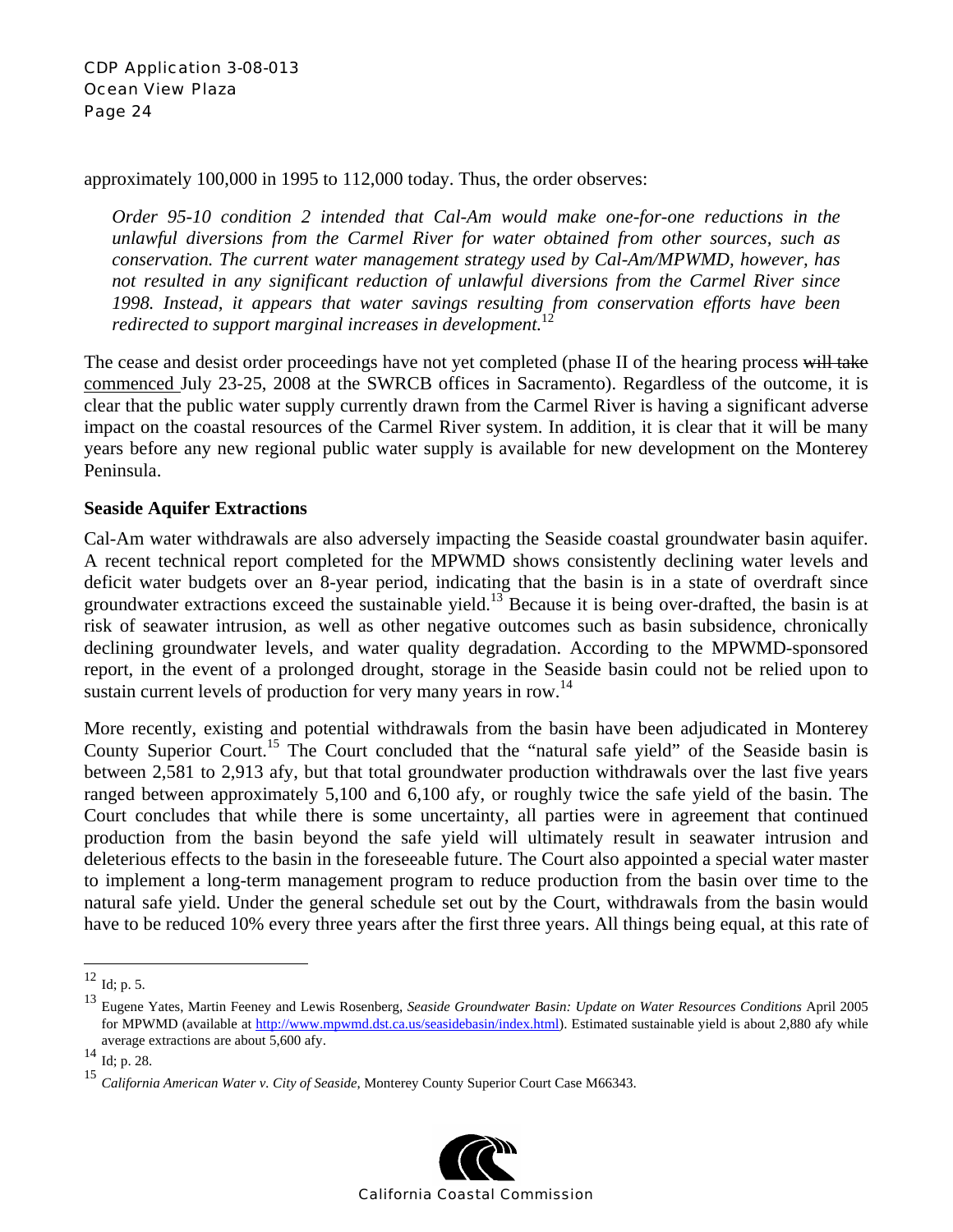approximately 100,000 in 1995 to 112,000 today. Thus, the order observes:

> *Order 95-10 condition 2 intended that Cal-Am would make one-for-one reductions in the unlawful diversions from the Carmel River for water obtained from other sources, such as conservation. The current water management strategy used by Cal-Am/MPWMD, however, has not resulted in any significant reduction of unlawful diversions from the Carmel River since 1998. Instead, it appears that water savings resulting from conservation efforts have been redirected to support marginal increases in development.*[12]

The cease and desist order proceedings have not yet completed (phase II of the hearing process ~~will take~~ commenced July 23-25, 2008 at the SWRCB offices in Sacramento). Regardless of the outcome, it is clear that the public water supply currently drawn from the Carmel River is having a significant adverse impact on the coastal resources of the Carmel River system. In addition, it is clear that it will be many years before any new regional public water supply is available for new development on the Monterey Peninsula.

**Seaside Aquifer Extractions**

Cal-Am water withdrawals are also adversely impacting the Seaside coastal groundwater basin aquifer. A recent technical report completed for the MPWMD shows consistently declining water levels and deficit water budgets over an 8-year period, indicating that the basin is in a state of overdraft since groundwater extractions exceed the sustainable yield.[13] Because it is being over-drafted, the basin is at risk of seawater intrusion, as well as other negative outcomes such as basin subsidence, chronically declining groundwater levels, and water quality degradation. According to the MPWMD-sponsored report, in the event of a prolonged drought, storage in the Seaside basin could not be relied upon to sustain current levels of production for very many years in row.[14]

More recently, existing and potential withdrawals from the basin have been adjudicated in Monterey County Superior Court.[15] The Court concluded that the "natural safe yield" of the Seaside basin is between 2,581 to 2,913 afy, but that total groundwater production withdrawals over the last five years ranged between approximately 5,100 and 6,100 afy, or roughly twice the safe yield of the basin. The Court concludes that while there is some uncertainty, all parties were in agreement that continued production from the basin beyond the safe yield will ultimately result in seawater intrusion and deleterious effects to the basin in the foreseeable future. The Court also appointed a special water master to implement a long-term management program to reduce production from the basin over time to the natural safe yield. Under the general schedule set out by the Court, withdrawals from the basin would have to be reduced 10% every three years after the first three years. All things being equal, at this rate of

---

[12] Id; p. 5.

[13] Eugene Yates, Martin Feeney and Lewis Rosenberg, *Seaside Groundwater Basin: Update on Water Resources Conditions* April 2005 for MPWMD (available at http://www.mpwmd.dst.ca.us/seasidebasin/index.html). Estimated sustainable yield is about 2,880 afy while average extractions are about 5,600 afy.

[14] Id; p. 28.

[15] *California American Water v. City of Seaside*, Monterey County Superior Court Case M66343.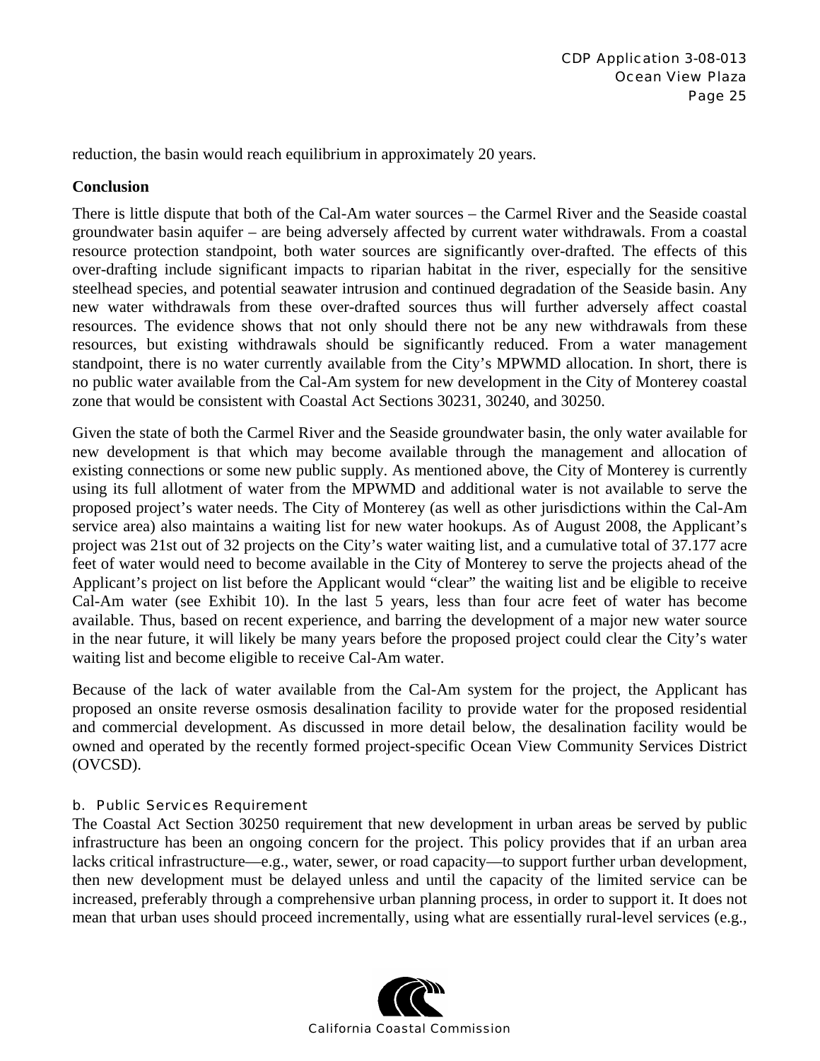reduction, the basin would reach equilibrium in approximately 20 years.

**Conclusion**

There is little dispute that both of the Cal-Am water sources – the Carmel River and the Seaside coastal groundwater basin aquifer – are being adversely affected by current water withdrawals. From a coastal resource protection standpoint, both water sources are significantly over-drafted. The effects of this over-drafting include significant impacts to riparian habitat in the river, especially for the sensitive steelhead species, and potential seawater intrusion and continued degradation of the Seaside basin. Any new water withdrawals from these over-drafted sources thus will further adversely affect coastal resources. The evidence shows that not only should there not be any new withdrawals from these resources, but existing withdrawals should be significantly reduced. From a water management standpoint, there is no water currently available from the City's MPWMD allocation. In short, there is no public water available from the Cal-Am system for new development in the City of Monterey coastal zone that would be consistent with Coastal Act Sections 30231, 30240, and 30250.

Given the state of both the Carmel River and the Seaside groundwater basin, the only water available for new development is that which may become available through the management and allocation of existing connections or some new public supply. As mentioned above, the City of Monterey is currently using its full allotment of water from the MPWMD and additional water is not available to serve the proposed project's water needs. The City of Monterey (as well as other jurisdictions within the Cal-Am service area) also maintains a waiting list for new water hookups. As of August 2008, the Applicant's project was 21st out of 32 projects on the City's water waiting list, and a cumulative total of 37.177 acre feet of water would need to become available in the City of Monterey to serve the projects ahead of the Applicant's project on list before the Applicant would "clear" the waiting list and be eligible to receive Cal-Am water (see Exhibit 10). In the last 5 years, less than four acre feet of water has become available. Thus, based on recent experience, and barring the development of a major new water source in the near future, it will likely be many years before the proposed project could clear the City's water waiting list and become eligible to receive Cal-Am water.

Because of the lack of water available from the Cal-Am system for the project, the Applicant has proposed an onsite reverse osmosis desalination facility to provide water for the proposed residential and commercial development. As discussed in more detail below, the desalination facility would be owned and operated by the recently formed project-specific Ocean View Community Services District (OVCSD).

#### b. Public Services Requirement

The Coastal Act Section 30250 requirement that new development in urban areas be served by public infrastructure has been an ongoing concern for the project. This policy provides that if an urban area lacks critical infrastructure—e.g., water, sewer, or road capacity—to support further urban development, then new development must be delayed unless and until the capacity of the limited service can be increased, preferably through a comprehensive urban planning process, in order to support it. It does not mean that urban uses should proceed incrementally, using what are essentially rural-level services (e.g.,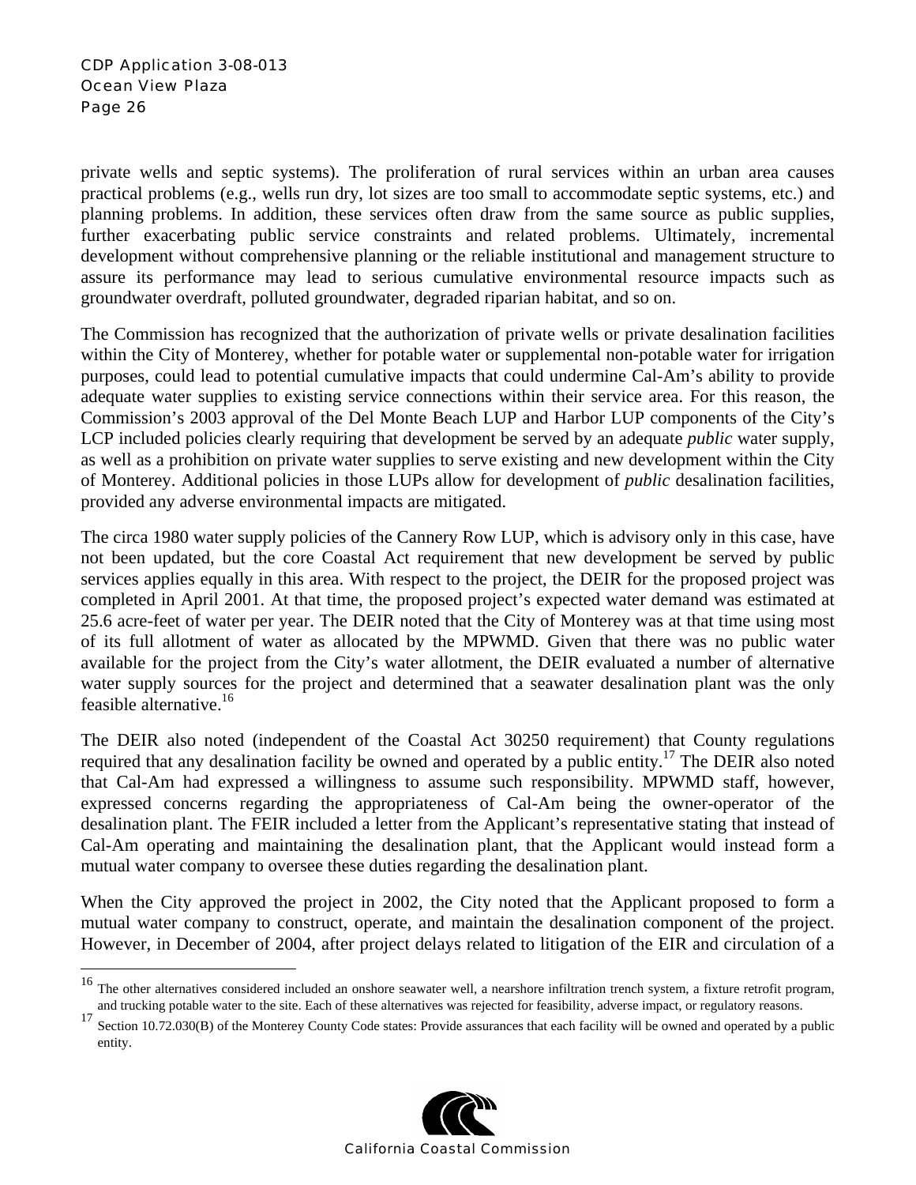private wells and septic systems). The proliferation of rural services within an urban area causes practical problems (e.g., wells run dry, lot sizes are too small to accommodate septic systems, etc.) and planning problems. In addition, these services often draw from the same source as public supplies, further exacerbating public service constraints and related problems. Ultimately, incremental development without comprehensive planning or the reliable institutional and management structure to assure its performance may lead to serious cumulative environmental resource impacts such as groundwater overdraft, polluted groundwater, degraded riparian habitat, and so on.

The Commission has recognized that the authorization of private wells or private desalination facilities within the City of Monterey, whether for potable water or supplemental non-potable water for irrigation purposes, could lead to potential cumulative impacts that could undermine Cal-Am's ability to provide adequate water supplies to existing service connections within their service area. For this reason, the Commission's 2003 approval of the Del Monte Beach LUP and Harbor LUP components of the City's LCP included policies clearly requiring that development be served by an adequate *public* water supply, as well as a prohibition on private water supplies to serve existing and new development within the City of Monterey. Additional policies in those LUPs allow for development of *public* desalination facilities, provided any adverse environmental impacts are mitigated.

The circa 1980 water supply policies of the Cannery Row LUP, which is advisory only in this case, have not been updated, but the core Coastal Act requirement that new development be served by public services applies equally in this area. With respect to the project, the DEIR for the proposed project was completed in April 2001. At that time, the proposed project's expected water demand was estimated at 25.6 acre-feet of water per year. The DEIR noted that the City of Monterey was at that time using most of its full allotment of water as allocated by the MPWMD. Given that there was no public water available for the project from the City's water allotment, the DEIR evaluated a number of alternative water supply sources for the project and determined that a seawater desalination plant was the only feasible alternative.[16]

The DEIR also noted (independent of the Coastal Act 30250 requirement) that County regulations required that any desalination facility be owned and operated by a public entity.[17] The DEIR also noted that Cal-Am had expressed a willingness to assume such responsibility. MPWMD staff, however, expressed concerns regarding the appropriateness of Cal-Am being the owner-operator of the desalination plant. The FEIR included a letter from the Applicant's representative stating that instead of Cal-Am operating and maintaining the desalination plant, that the Applicant would instead form a mutual water company to oversee these duties regarding the desalination plant.

When the City approved the project in 2002, the City noted that the Applicant proposed to form a mutual water company to construct, operate, and maintain the desalination component of the project. However, in December of 2004, after project delays related to litigation of the EIR and circulation of a

---

[16] The other alternatives considered included an onshore seawater well, a nearshore infiltration trench system, a fixture retrofit program, and trucking potable water to the site. Each of these alternatives was rejected for feasibility, adverse impact, or regulatory reasons.

[17] Section 10.72.030(B) of the Monterey County Code states: Provide assurances that each facility will be owned and operated by a public entity.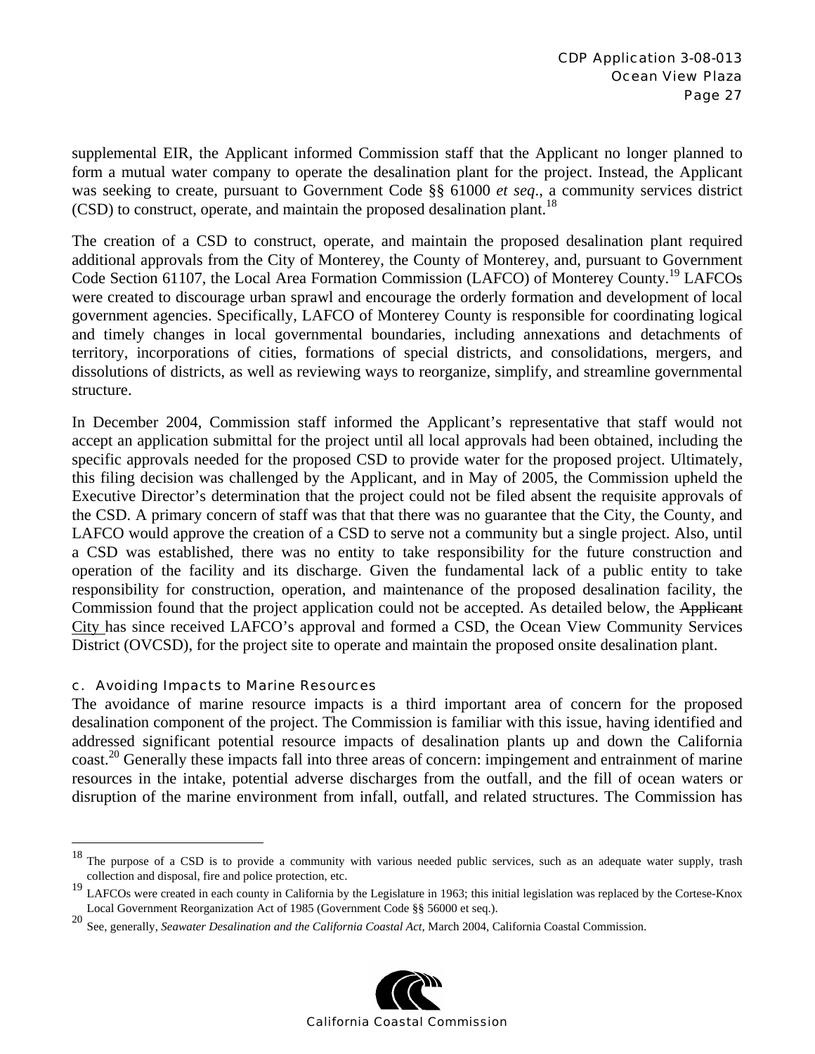supplemental EIR, the Applicant informed Commission staff that the Applicant no longer planned to form a mutual water company to operate the desalination plant for the project. Instead, the Applicant was seeking to create, pursuant to Government Code §§ 61000 *et seq*., a community services district (CSD) to construct, operate, and maintain the proposed desalination plant.[18]

The creation of a CSD to construct, operate, and maintain the proposed desalination plant required additional approvals from the City of Monterey, the County of Monterey, and, pursuant to Government Code Section 61107, the Local Area Formation Commission (LAFCO) of Monterey County.[19] LAFCOs were created to discourage urban sprawl and encourage the orderly formation and development of local government agencies. Specifically, LAFCO of Monterey County is responsible for coordinating logical and timely changes in local governmental boundaries, including annexations and detachments of territory, incorporations of cities, formations of special districts, and consolidations, mergers, and dissolutions of districts, as well as reviewing ways to reorganize, simplify, and streamline governmental structure.

In December 2004, Commission staff informed the Applicant's representative that staff would not accept an application submittal for the project until all local approvals had been obtained, including the specific approvals needed for the proposed CSD to provide water for the proposed project. Ultimately, this filing decision was challenged by the Applicant, and in May of 2005, the Commission upheld the Executive Director's determination that the project could not be filed absent the requisite approvals of the CSD. A primary concern of staff was that that there was no guarantee that the City, the County, and LAFCO would approve the creation of a CSD to serve not a community but a single project. Also, until a CSD was established, there was no entity to take responsibility for the future construction and operation of the facility and its discharge. Given the fundamental lack of a public entity to take responsibility for construction, operation, and maintenance of the proposed desalination facility, the Commission found that the project application could not be accepted. As detailed below, the ~~Applicant~~ <u>City</u> has since received LAFCO's approval and formed a CSD, the Ocean View Community Services District (OVCSD), for the project site to operate and maintain the proposed onsite desalination plant.

#### c. Avoiding Impacts to Marine Resources

The avoidance of marine resource impacts is a third important area of concern for the proposed desalination component of the project. The Commission is familiar with this issue, having identified and addressed significant potential resource impacts of desalination plants up and down the California coast.[20] Generally these impacts fall into three areas of concern: impingement and entrainment of marine resources in the intake, potential adverse discharges from the outfall, and the fill of ocean waters or disruption of the marine environment from infall, outfall, and related structures. The Commission has

---

[18] The purpose of a CSD is to provide a community with various needed public services, such as an adequate water supply, trash collection and disposal, fire and police protection, etc.

[19] LAFCOs were created in each county in California by the Legislature in 1963; this initial legislation was replaced by the Cortese-Knox Local Government Reorganization Act of 1985 (Government Code §§ 56000 et seq.).

[20] See, generally, *Seawater Desalination and the California Coastal Act*, March 2004, California Coastal Commission.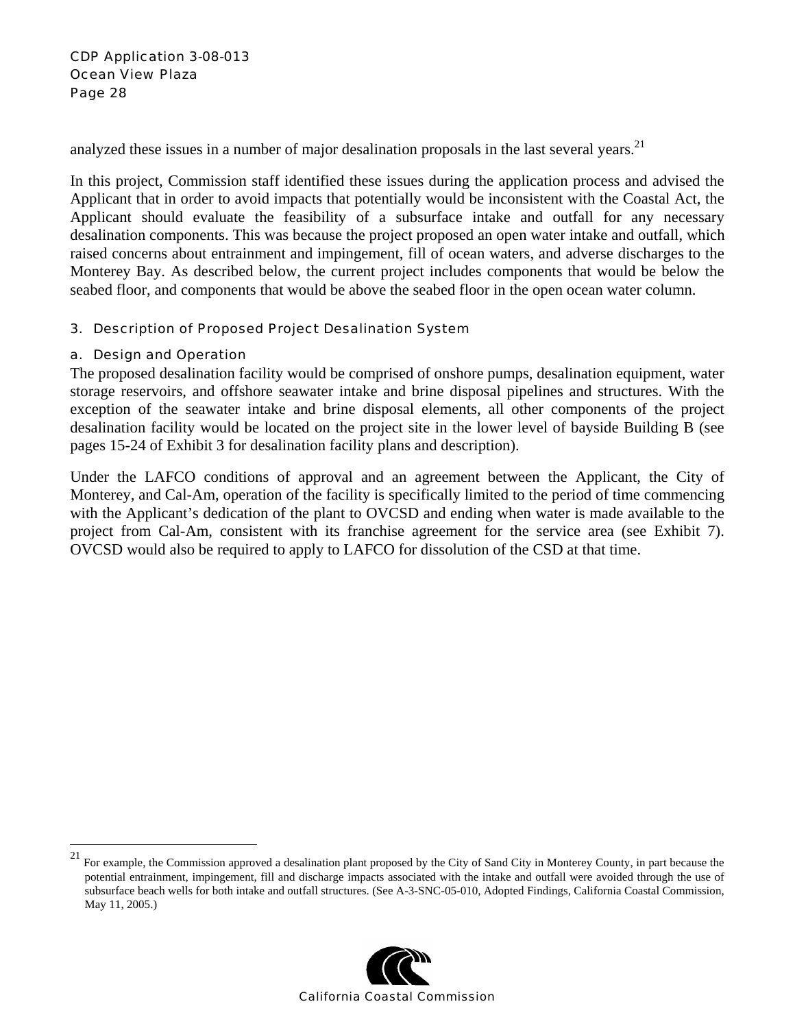analyzed these issues in a number of major desalination proposals in the last several years.[21]

In this project, Commission staff identified these issues during the application process and advised the Applicant that in order to avoid impacts that potentially would be inconsistent with the Coastal Act, the Applicant should evaluate the feasibility of a subsurface intake and outfall for any necessary desalination components. This was because the project proposed an open water intake and outfall, which raised concerns about entrainment and impingement, fill of ocean waters, and adverse discharges to the Monterey Bay. As described below, the current project includes components that would be below the seabed floor, and components that would be above the seabed floor in the open ocean water column.

### 3. Description of Proposed Project Desalination System

#### a. Design and Operation

The proposed desalination facility would be comprised of onshore pumps, desalination equipment, water storage reservoirs, and offshore seawater intake and brine disposal pipelines and structures. With the exception of the seawater intake and brine disposal elements, all other components of the project desalination facility would be located on the project site in the lower level of bayside Building B (see pages 15-24 of Exhibit 3 for desalination facility plans and description).

Under the LAFCO conditions of approval and an agreement between the Applicant, the City of Monterey, and Cal-Am, operation of the facility is specifically limited to the period of time commencing with the Applicant's dedication of the plant to OVCSD and ending when water is made available to the project from Cal-Am, consistent with its franchise agreement for the service area (see Exhibit 7). OVCSD would also be required to apply to LAFCO for dissolution of the CSD at that time.

---

[21] For example, the Commission approved a desalination plant proposed by the City of Sand City in Monterey County, in part because the potential entrainment, impingement, fill and discharge impacts associated with the intake and outfall were avoided through the use of subsurface beach wells for both intake and outfall structures. (See A-3-SNC-05-010, Adopted Findings, California Coastal Commission, May 11, 2005.)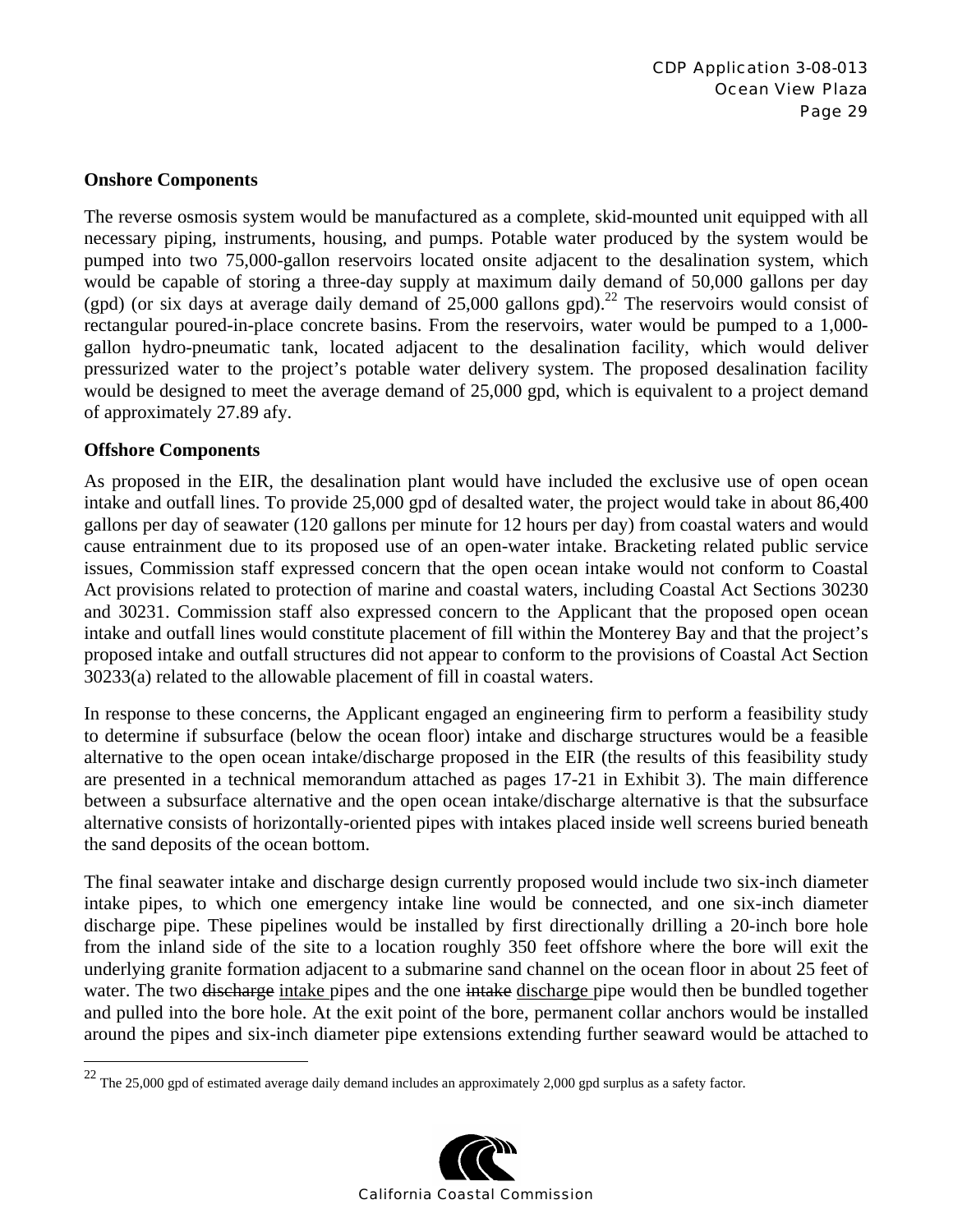**Onshore Components**

The reverse osmosis system would be manufactured as a complete, skid-mounted unit equipped with all necessary piping, instruments, housing, and pumps. Potable water produced by the system would be pumped into two 75,000-gallon reservoirs located onsite adjacent to the desalination system, which would be capable of storing a three-day supply at maximum daily demand of 50,000 gallons per day (gpd) (or six days at average daily demand of 25,000 gallons gpd).[22] The reservoirs would consist of rectangular poured-in-place concrete basins. From the reservoirs, water would be pumped to a 1,000-gallon hydro-pneumatic tank, located adjacent to the desalination facility, which would deliver pressurized water to the project's potable water delivery system. The proposed desalination facility would be designed to meet the average demand of 25,000 gpd, which is equivalent to a project demand of approximately 27.89 afy.

**Offshore Components**

As proposed in the EIR, the desalination plant would have included the exclusive use of open ocean intake and outfall lines. To provide 25,000 gpd of desalted water, the project would take in about 86,400 gallons per day of seawater (120 gallons per minute for 12 hours per day) from coastal waters and would cause entrainment due to its proposed use of an open-water intake. Bracketing related public service issues, Commission staff expressed concern that the open ocean intake would not conform to Coastal Act provisions related to protection of marine and coastal waters, including Coastal Act Sections 30230 and 30231. Commission staff also expressed concern to the Applicant that the proposed open ocean intake and outfall lines would constitute placement of fill within the Monterey Bay and that the project's proposed intake and outfall structures did not appear to conform to the provisions of Coastal Act Section 30233(a) related to the allowable placement of fill in coastal waters.

In response to these concerns, the Applicant engaged an engineering firm to perform a feasibility study to determine if subsurface (below the ocean floor) intake and discharge structures would be a feasible alternative to the open ocean intake/discharge proposed in the EIR (the results of this feasibility study are presented in a technical memorandum attached as pages 17-21 in Exhibit 3). The main difference between a subsurface alternative and the open ocean intake/discharge alternative is that the subsurface alternative consists of horizontally-oriented pipes with intakes placed inside well screens buried beneath the sand deposits of the ocean bottom.

The final seawater intake and discharge design currently proposed would include two six-inch diameter intake pipes, to which one emergency intake line would be connected, and one six-inch diameter discharge pipe. These pipelines would be installed by first directionally drilling a 20-inch bore hole from the inland side of the site to a location roughly 350 feet offshore where the bore will exit the underlying granite formation adjacent to a submarine sand channel on the ocean floor in about 25 feet of water. The two ~~discharge~~ <u>intake</u> pipes and the one ~~intake~~ <u>discharge</u> pipe would then be bundled together and pulled into the bore hole. At the exit point of the bore, permanent collar anchors would be installed around the pipes and six-inch diameter pipe extensions extending further seaward would be attached to

---

[22] The 25,000 gpd of estimated average daily demand includes an approximately 2,000 gpd surplus as a safety factor.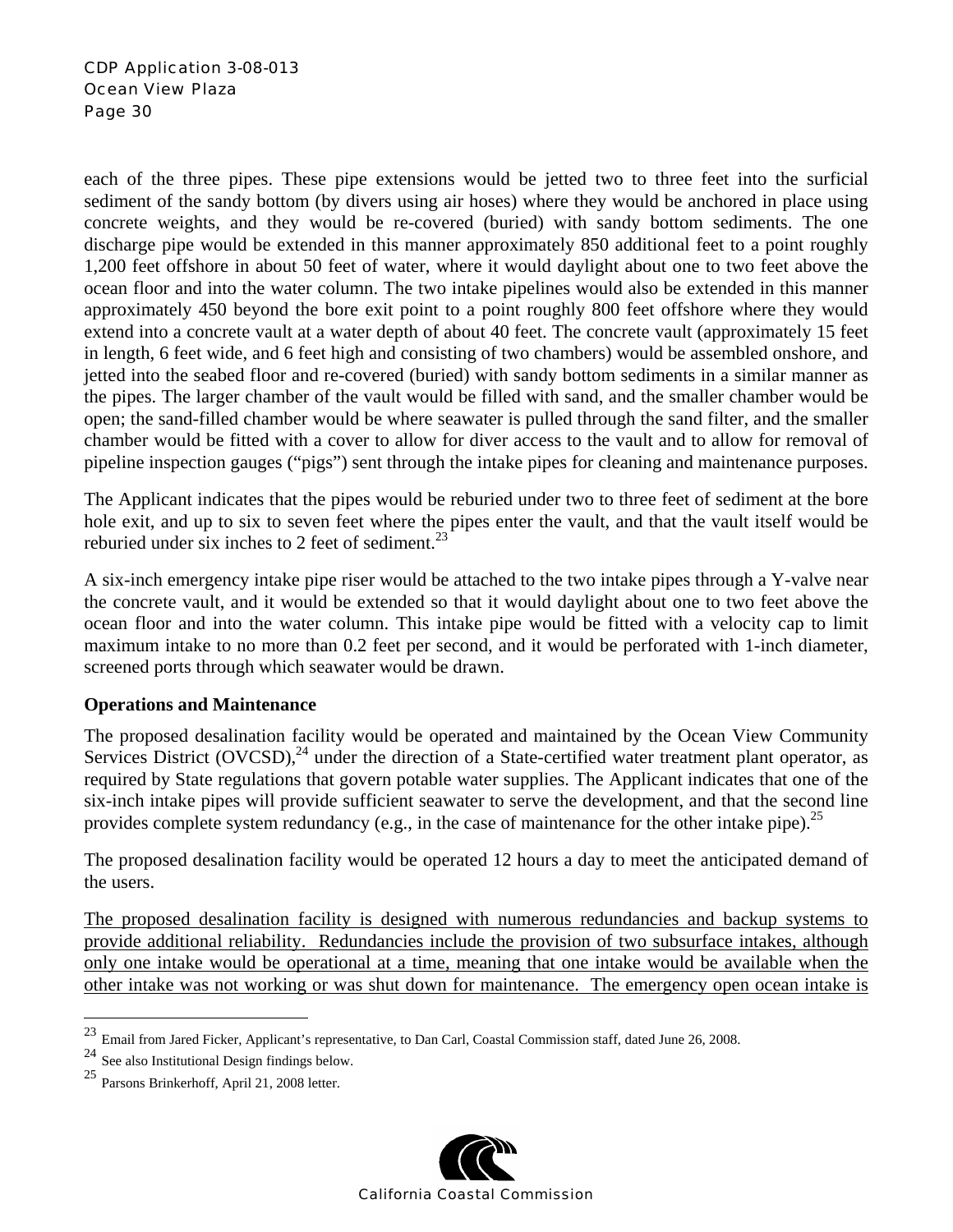each of the three pipes. These pipe extensions would be jetted two to three feet into the surficial sediment of the sandy bottom (by divers using air hoses) where they would be anchored in place using concrete weights, and they would be re-covered (buried) with sandy bottom sediments. The one discharge pipe would be extended in this manner approximately 850 additional feet to a point roughly 1,200 feet offshore in about 50 feet of water, where it would daylight about one to two feet above the ocean floor and into the water column. The two intake pipelines would also be extended in this manner approximately 450 beyond the bore exit point to a point roughly 800 feet offshore where they would extend into a concrete vault at a water depth of about 40 feet. The concrete vault (approximately 15 feet in length, 6 feet wide, and 6 feet high and consisting of two chambers) would be assembled onshore, and jetted into the seabed floor and re-covered (buried) with sandy bottom sediments in a similar manner as the pipes. The larger chamber of the vault would be filled with sand, and the smaller chamber would be open; the sand-filled chamber would be where seawater is pulled through the sand filter, and the smaller chamber would be fitted with a cover to allow for diver access to the vault and to allow for removal of pipeline inspection gauges ("pigs") sent through the intake pipes for cleaning and maintenance purposes.

The Applicant indicates that the pipes would be reburied under two to three feet of sediment at the bore hole exit, and up to six to seven feet where the pipes enter the vault, and that the vault itself would be reburied under six inches to 2 feet of sediment.[23]

A six-inch emergency intake pipe riser would be attached to the two intake pipes through a Y-valve near the concrete vault, and it would be extended so that it would daylight about one to two feet above the ocean floor and into the water column. This intake pipe would be fitted with a velocity cap to limit maximum intake to no more than 0.2 feet per second, and it would be perforated with 1-inch diameter, screened ports through which seawater would be drawn.

**Operations and Maintenance**

The proposed desalination facility would be operated and maintained by the Ocean View Community Services District (OVCSD),[24] under the direction of a State-certified water treatment plant operator, as required by State regulations that govern potable water supplies. The Applicant indicates that one of the six-inch intake pipes will provide sufficient seawater to serve the development, and that the second line provides complete system redundancy (e.g., in the case of maintenance for the other intake pipe).[25]

The proposed desalination facility would be operated 12 hours a day to meet the anticipated demand of the users.

<u>The proposed desalination facility is designed with numerous redundancies and backup systems to provide additional reliability. Redundancies include the provision of two subsurface intakes, although only one intake would be operational at a time, meaning that one intake would be available when the other intake was not working or was shut down for maintenance. The emergency open ocean intake is</u>

---

[23] Email from Jared Ficker, Applicant's representative, to Dan Carl, Coastal Commission staff, dated June 26, 2008.

[24] See also Institutional Design findings below.

[25] Parsons Brinkerhoff, April 21, 2008 letter.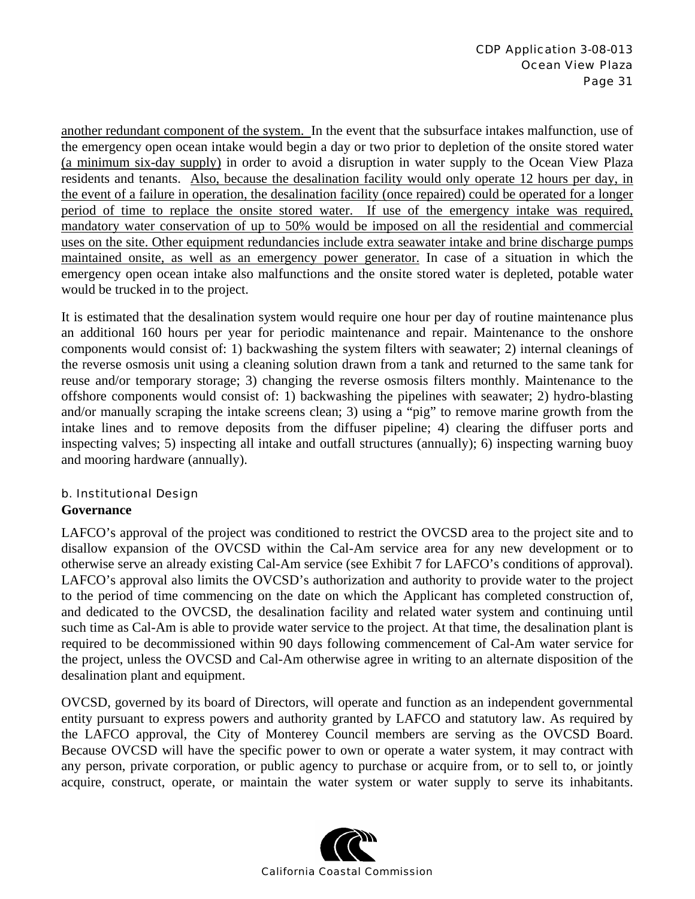another redundant component of the system. In the event that the subsurface intakes malfunction, use of the emergency open ocean intake would begin a day or two prior to depletion of the onsite stored water (a minimum six-day supply) in order to avoid a disruption in water supply to the Ocean View Plaza residents and tenants. Also, because the desalination facility would only operate 12 hours per day, in the event of a failure in operation, the desalination facility (once repaired) could be operated for a longer period of time to replace the onsite stored water. If use of the emergency intake was required, mandatory water conservation of up to 50% would be imposed on all the residential and commercial uses on the site. Other equipment redundancies include extra seawater intake and brine discharge pumps maintained onsite, as well as an emergency power generator. In case of a situation in which the emergency open ocean intake also malfunctions and the onsite stored water is depleted, potable water would be trucked in to the project.

It is estimated that the desalination system would require one hour per day of routine maintenance plus an additional 160 hours per year for periodic maintenance and repair. Maintenance to the onshore components would consist of: 1) backwashing the system filters with seawater; 2) internal cleanings of the reverse osmosis unit using a cleaning solution drawn from a tank and returned to the same tank for reuse and/or temporary storage; 3) changing the reverse osmosis filters monthly. Maintenance to the offshore components would consist of: 1) backwashing the pipelines with seawater; 2) hydro-blasting and/or manually scraping the intake screens clean; 3) using a "pig" to remove marine growth from the intake lines and to remove deposits from the diffuser pipeline; 4) clearing the diffuser ports and inspecting valves; 5) inspecting all intake and outfall structures (annually); 6) inspecting warning buoy and mooring hardware (annually).

### b. Institutional Design

**Governance**

LAFCO's approval of the project was conditioned to restrict the OVCSD area to the project site and to disallow expansion of the OVCSD within the Cal-Am service area for any new development or to otherwise serve an already existing Cal-Am service (see Exhibit 7 for LAFCO's conditions of approval). LAFCO's approval also limits the OVCSD's authorization and authority to provide water to the project to the period of time commencing on the date on which the Applicant has completed construction of, and dedicated to the OVCSD, the desalination facility and related water system and continuing until such time as Cal-Am is able to provide water service to the project. At that time, the desalination plant is required to be decommissioned within 90 days following commencement of Cal-Am water service for the project, unless the OVCSD and Cal-Am otherwise agree in writing to an alternate disposition of the desalination plant and equipment.

OVCSD, governed by its board of Directors, will operate and function as an independent governmental entity pursuant to express powers and authority granted by LAFCO and statutory law. As required by the LAFCO approval, the City of Monterey Council members are serving as the OVCSD Board. Because OVCSD will have the specific power to own or operate a water system, it may contract with any person, private corporation, or public agency to purchase or acquire from, or to sell to, or jointly acquire, construct, operate, or maintain the water system or water supply to serve its inhabitants.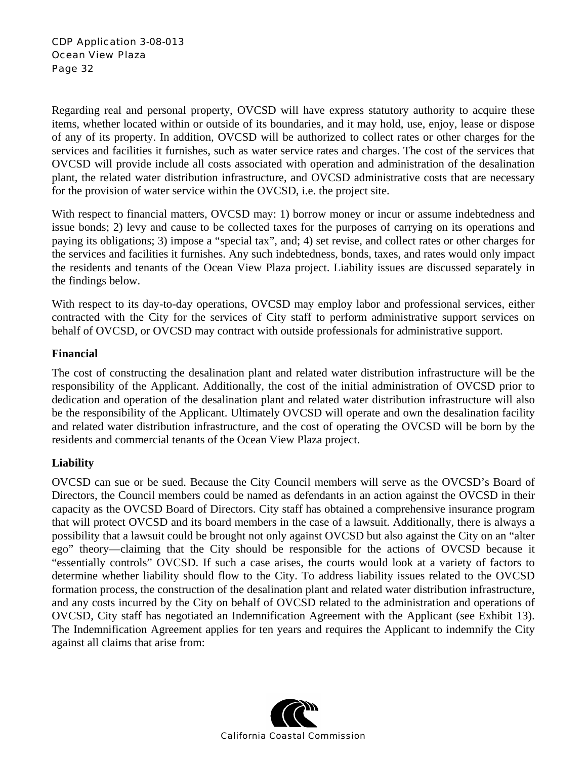Regarding real and personal property, OVCSD will have express statutory authority to acquire these items, whether located within or outside of its boundaries, and it may hold, use, enjoy, lease or dispose of any of its property. In addition, OVCSD will be authorized to collect rates or other charges for the services and facilities it furnishes, such as water service rates and charges. The cost of the services that OVCSD will provide include all costs associated with operation and administration of the desalination plant, the related water distribution infrastructure, and OVCSD administrative costs that are necessary for the provision of water service within the OVCSD, i.e. the project site.

With respect to financial matters, OVCSD may: 1) borrow money or incur or assume indebtedness and issue bonds; 2) levy and cause to be collected taxes for the purposes of carrying on its operations and paying its obligations; 3) impose a "special tax", and; 4) set revise, and collect rates or other charges for the services and facilities it furnishes. Any such indebtedness, bonds, taxes, and rates would only impact the residents and tenants of the Ocean View Plaza project. Liability issues are discussed separately in the findings below.

With respect to its day-to-day operations, OVCSD may employ labor and professional services, either contracted with the City for the services of City staff to perform administrative support services on behalf of OVCSD, or OVCSD may contract with outside professionals for administrative support.

**Financial**

The cost of constructing the desalination plant and related water distribution infrastructure will be the responsibility of the Applicant. Additionally, the cost of the initial administration of OVCSD prior to dedication and operation of the desalination plant and related water distribution infrastructure will also be the responsibility of the Applicant. Ultimately OVCSD will operate and own the desalination facility and related water distribution infrastructure, and the cost of operating the OVCSD will be born by the residents and commercial tenants of the Ocean View Plaza project.

**Liability**

OVCSD can sue or be sued. Because the City Council members will serve as the OVCSD's Board of Directors, the Council members could be named as defendants in an action against the OVCSD in their capacity as the OVCSD Board of Directors. City staff has obtained a comprehensive insurance program that will protect OVCSD and its board members in the case of a lawsuit. Additionally, there is always a possibility that a lawsuit could be brought not only against OVCSD but also against the City on an "alter ego" theory—claiming that the City should be responsible for the actions of OVCSD because it "essentially controls" OVCSD. If such a case arises, the courts would look at a variety of factors to determine whether liability should flow to the City. To address liability issues related to the OVCSD formation process, the construction of the desalination plant and related water distribution infrastructure, and any costs incurred by the City on behalf of OVCSD related to the administration and operations of OVCSD, City staff has negotiated an Indemnification Agreement with the Applicant (see Exhibit 13). The Indemnification Agreement applies for ten years and requires the Applicant to indemnify the City against all claims that arise from: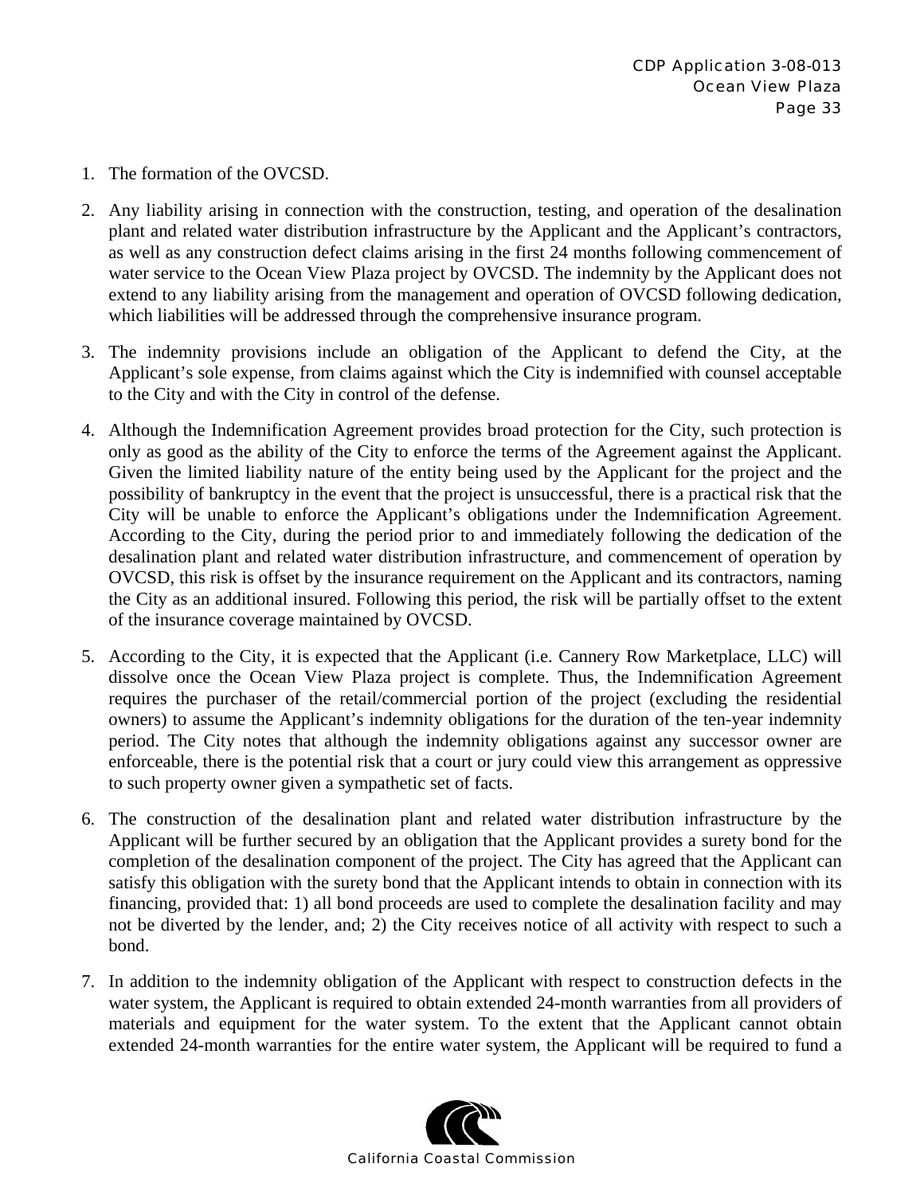1. The formation of the OVCSD.

2. Any liability arising in connection with the construction, testing, and operation of the desalination plant and related water distribution infrastructure by the Applicant and the Applicant's contractors, as well as any construction defect claims arising in the first 24 months following commencement of water service to the Ocean View Plaza project by OVCSD. The indemnity by the Applicant does not extend to any liability arising from the management and operation of OVCSD following dedication, which liabilities will be addressed through the comprehensive insurance program.

3. The indemnity provisions include an obligation of the Applicant to defend the City, at the Applicant's sole expense, from claims against which the City is indemnified with counsel acceptable to the City and with the City in control of the defense.

4. Although the Indemnification Agreement provides broad protection for the City, such protection is only as good as the ability of the City to enforce the terms of the Agreement against the Applicant. Given the limited liability nature of the entity being used by the Applicant for the project and the possibility of bankruptcy in the event that the project is unsuccessful, there is a practical risk that the City will be unable to enforce the Applicant's obligations under the Indemnification Agreement. According to the City, during the period prior to and immediately following the dedication of the desalination plant and related water distribution infrastructure, and commencement of operation by OVCSD, this risk is offset by the insurance requirement on the Applicant and its contractors, naming the City as an additional insured. Following this period, the risk will be partially offset to the extent of the insurance coverage maintained by OVCSD.

5. According to the City, it is expected that the Applicant (i.e. Cannery Row Marketplace, LLC) will dissolve once the Ocean View Plaza project is complete. Thus, the Indemnification Agreement requires the purchaser of the retail/commercial portion of the project (excluding the residential owners) to assume the Applicant's indemnity obligations for the duration of the ten-year indemnity period. The City notes that although the indemnity obligations against any successor owner are enforceable, there is the potential risk that a court or jury could view this arrangement as oppressive to such property owner given a sympathetic set of facts.

6. The construction of the desalination plant and related water distribution infrastructure by the Applicant will be further secured by an obligation that the Applicant provides a surety bond for the completion of the desalination component of the project. The City has agreed that the Applicant can satisfy this obligation with the surety bond that the Applicant intends to obtain in connection with its financing, provided that: 1) all bond proceeds are used to complete the desalination facility and may not be diverted by the lender, and; 2) the City receives notice of all activity with respect to such a bond.

7. In addition to the indemnity obligation of the Applicant with respect to construction defects in the water system, the Applicant is required to obtain extended 24-month warranties from all providers of materials and equipment for the water system. To the extent that the Applicant cannot obtain extended 24-month warranties for the entire water system, the Applicant will be required to fund a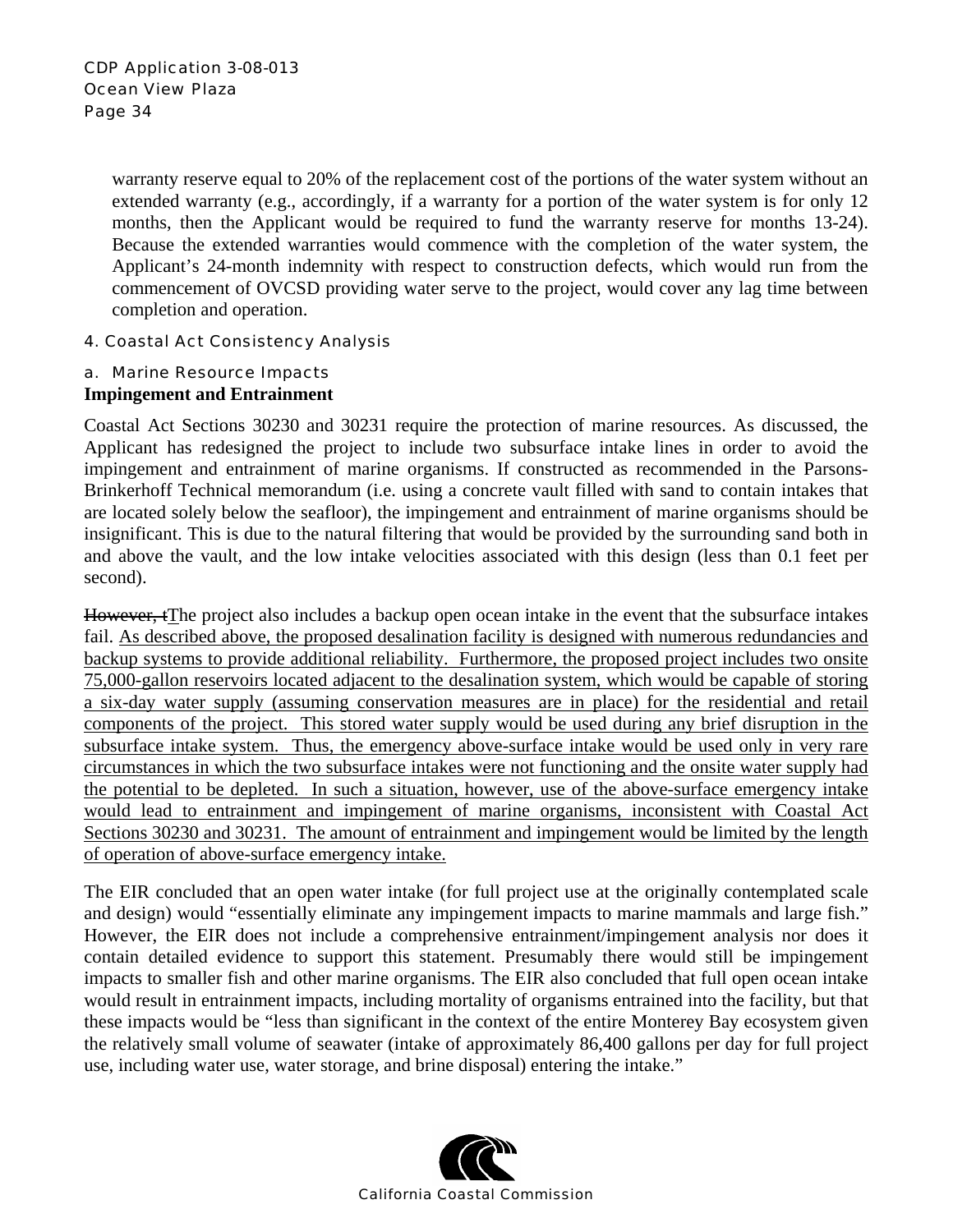warranty reserve equal to 20% of the replacement cost of the portions of the water system without an extended warranty (e.g., accordingly, if a warranty for a portion of the water system is for only 12 months, then the Applicant would be required to fund the warranty reserve for months 13-24). Because the extended warranties would commence with the completion of the water system, the Applicant's 24-month indemnity with respect to construction defects, which would run from the commencement of OVCSD providing water serve to the project, would cover any lag time between completion and operation.

### 4. Coastal Act Consistency Analysis

#### a. Marine Resource Impacts

**Impingement and Entrainment**

Coastal Act Sections 30230 and 30231 require the protection of marine resources. As discussed, the Applicant has redesigned the project to include two subsurface intake lines in order to avoid the impingement and entrainment of marine organisms. If constructed as recommended in the Parsons-Brinkerhoff Technical memorandum (i.e. using a concrete vault filled with sand to contain intakes that are located solely below the seafloor), the impingement and entrainment of marine organisms should be insignificant. This is due to the natural filtering that would be provided by the surrounding sand both in and above the vault, and the low intake velocities associated with this design (less than 0.1 feet per second).

~~However, t~~<u>T</u>he project also includes a backup open ocean intake in the event that the subsurface intakes fail. <u>As described above, the proposed desalination facility is designed with numerous redundancies and backup systems to provide additional reliability. Furthermore, the proposed project includes two onsite 75,000-gallon reservoirs located adjacent to the desalination system, which would be capable of storing a six-day water supply (assuming conservation measures are in place) for the residential and retail components of the project. This stored water supply would be used during any brief disruption in the subsurface intake system. Thus, the emergency above-surface intake would be used only in very rare circumstances in which the two subsurface intakes were not functioning and the onsite water supply had the potential to be depleted. In such a situation, however, use of the above-surface emergency intake would lead to entrainment and impingement of marine organisms, inconsistent with Coastal Act Sections 30230 and 30231. The amount of entrainment and impingement would be limited by the length of operation of above-surface emergency intake.</u>

The EIR concluded that an open water intake (for full project use at the originally contemplated scale and design) would "essentially eliminate any impingement impacts to marine mammals and large fish." However, the EIR does not include a comprehensive entrainment/impingement analysis nor does it contain detailed evidence to support this statement. Presumably there would still be impingement impacts to smaller fish and other marine organisms. The EIR also concluded that full open ocean intake would result in entrainment impacts, including mortality of organisms entrained into the facility, but that these impacts would be "less than significant in the context of the entire Monterey Bay ecosystem given the relatively small volume of seawater (intake of approximately 86,400 gallons per day for full project use, including water use, water storage, and brine disposal) entering the intake."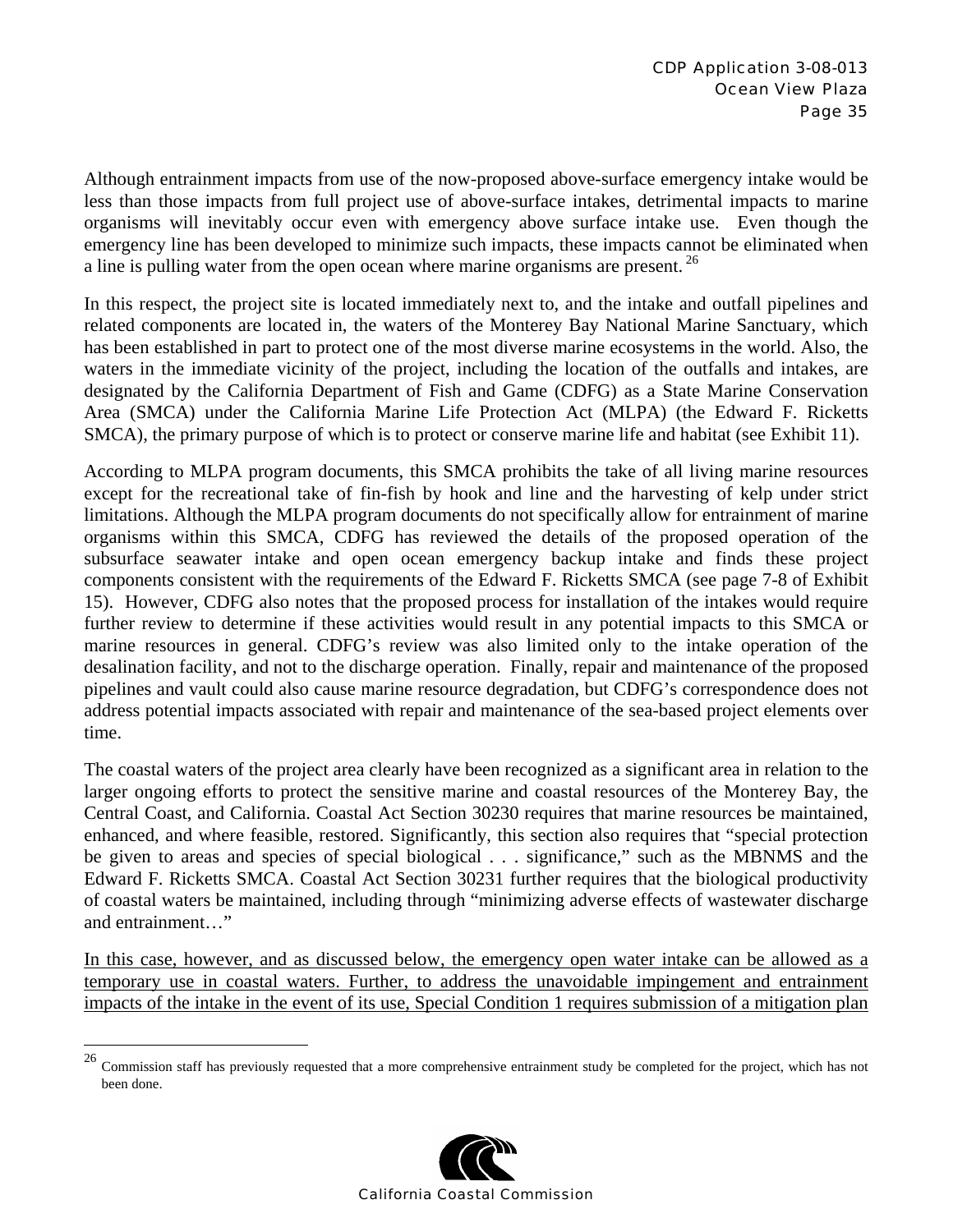Although entrainment impacts from use of the now-proposed above-surface emergency intake would be less than those impacts from full project use of above-surface intakes, detrimental impacts to marine organisms will inevitably occur even with emergency above surface intake use. Even though the emergency line has been developed to minimize such impacts, these impacts cannot be eliminated when a line is pulling water from the open ocean where marine organisms are present. [26]

In this respect, the project site is located immediately next to, and the intake and outfall pipelines and related components are located in, the waters of the Monterey Bay National Marine Sanctuary, which has been established in part to protect one of the most diverse marine ecosystems in the world. Also, the waters in the immediate vicinity of the project, including the location of the outfalls and intakes, are designated by the California Department of Fish and Game (CDFG) as a State Marine Conservation Area (SMCA) under the California Marine Life Protection Act (MLPA) (the Edward F. Ricketts SMCA), the primary purpose of which is to protect or conserve marine life and habitat (see Exhibit 11).

According to MLPA program documents, this SMCA prohibits the take of all living marine resources except for the recreational take of fin-fish by hook and line and the harvesting of kelp under strict limitations. Although the MLPA program documents do not specifically allow for entrainment of marine organisms within this SMCA, CDFG has reviewed the details of the proposed operation of the subsurface seawater intake and open ocean emergency backup intake and finds these project components consistent with the requirements of the Edward F. Ricketts SMCA (see page 7-8 of Exhibit 15). However, CDFG also notes that the proposed process for installation of the intakes would require further review to determine if these activities would result in any potential impacts to this SMCA or marine resources in general. CDFG's review was also limited only to the intake operation of the desalination facility, and not to the discharge operation. Finally, repair and maintenance of the proposed pipelines and vault could also cause marine resource degradation, but CDFG's correspondence does not address potential impacts associated with repair and maintenance of the sea-based project elements over time.

The coastal waters of the project area clearly have been recognized as a significant area in relation to the larger ongoing efforts to protect the sensitive marine and coastal resources of the Monterey Bay, the Central Coast, and California. Coastal Act Section 30230 requires that marine resources be maintained, enhanced, and where feasible, restored. Significantly, this section also requires that "special protection be given to areas and species of special biological . . . significance," such as the MBNMS and the Edward F. Ricketts SMCA. Coastal Act Section 30231 further requires that the biological productivity of coastal waters be maintained, including through "minimizing adverse effects of wastewater discharge and entrainment…"

<u>In this case, however, and as discussed below, the emergency open water intake can be allowed as a temporary use in coastal waters. Further, to address the unavoidable impingement and entrainment impacts of the intake in the event of its use, Special Condition 1 requires submission of a mitigation plan</u>

---

[26] Commission staff has previously requested that a more comprehensive entrainment study be completed for the project, which has not been done.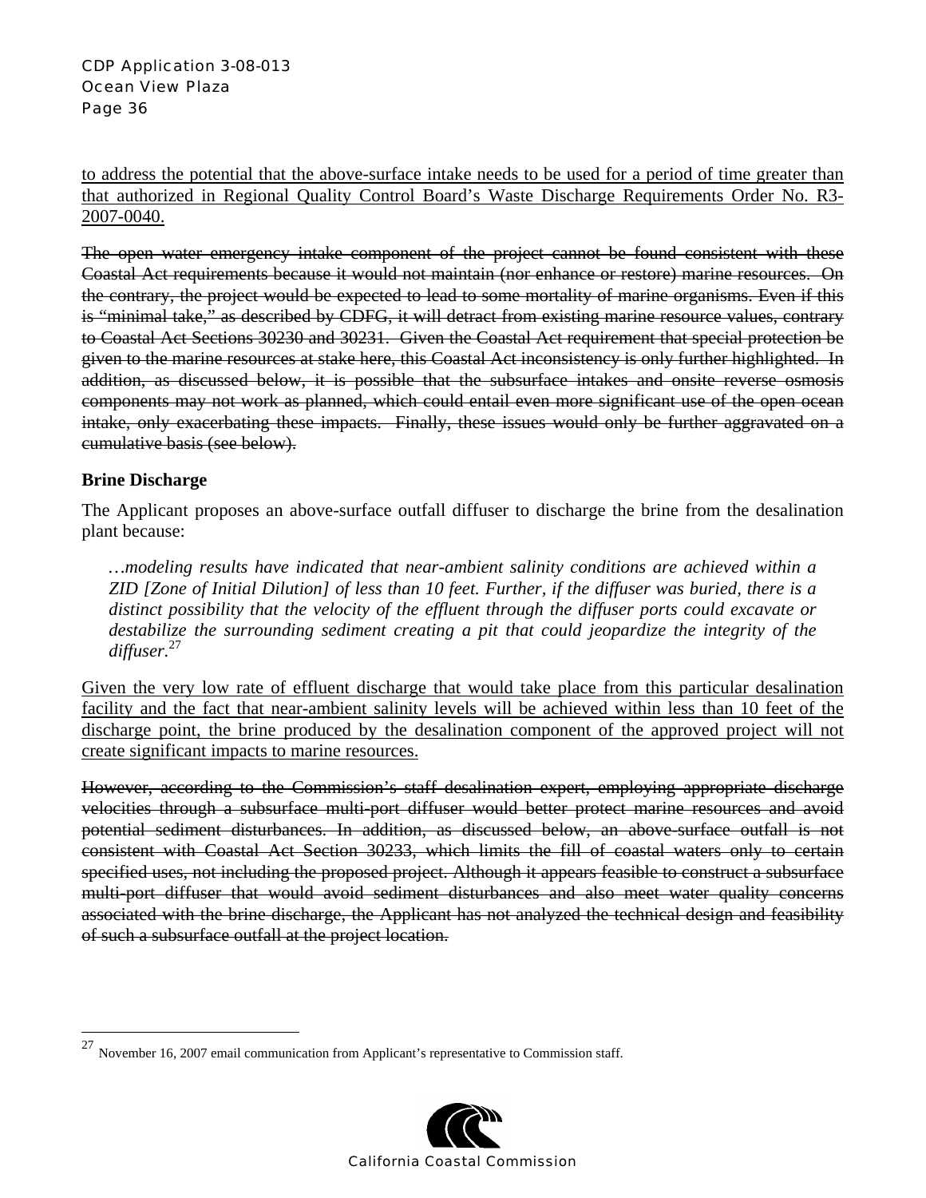<u>to address the potential that the above-surface intake needs to be used for a period of time greater than that authorized in Regional Quality Control Board's Waste Discharge Requirements Order No. R3-2007-0040.</u>

~~The open water emergency intake component of the project cannot be found consistent with these Coastal Act requirements because it would not maintain (nor enhance or restore) marine resources. On the contrary, the project would be expected to lead to some mortality of marine organisms. Even if this is "minimal take," as described by CDFG, it will detract from existing marine resource values, contrary to Coastal Act Sections 30230 and 30231. Given the Coastal Act requirement that special protection be given to the marine resources at stake here, this Coastal Act inconsistency is only further highlighted. In addition, as discussed below, it is possible that the subsurface intakes and onsite reverse osmosis components may not work as planned, which could entail even more significant use of the open ocean intake, only exacerbating these impacts. Finally, these issues would only be further aggravated on a cumulative basis (see below).~~

**Brine Discharge**

The Applicant proposes an above-surface outfall diffuser to discharge the brine from the desalination plant because:

> *…modeling results have indicated that near-ambient salinity conditions are achieved within a ZID [Zone of Initial Dilution] of less than 10 feet. Further, if the diffuser was buried, there is a distinct possibility that the velocity of the effluent through the diffuser ports could excavate or destabilize the surrounding sediment creating a pit that could jeopardize the integrity of the diffuser.*[27]

<u>Given the very low rate of effluent discharge that would take place from this particular desalination facility and the fact that near-ambient salinity levels will be achieved within less than 10 feet of the discharge point, the brine produced by the desalination component of the approved project will not create significant impacts to marine resources.</u>

~~However, according to the Commission's staff desalination expert, employing appropriate discharge velocities through a subsurface multi-port diffuser would better protect marine resources and avoid potential sediment disturbances. In addition, as discussed below, an above-surface outfall is not consistent with Coastal Act Section 30233, which limits the fill of coastal waters only to certain specified uses, not including the proposed project. Although it appears feasible to construct a subsurface multi-port diffuser that would avoid sediment disturbances and also meet water quality concerns associated with the brine discharge, the Applicant has not analyzed the technical design and feasibility of such a subsurface outfall at the project location.~~

---

[27] November 16, 2007 email communication from Applicant's representative to Commission staff.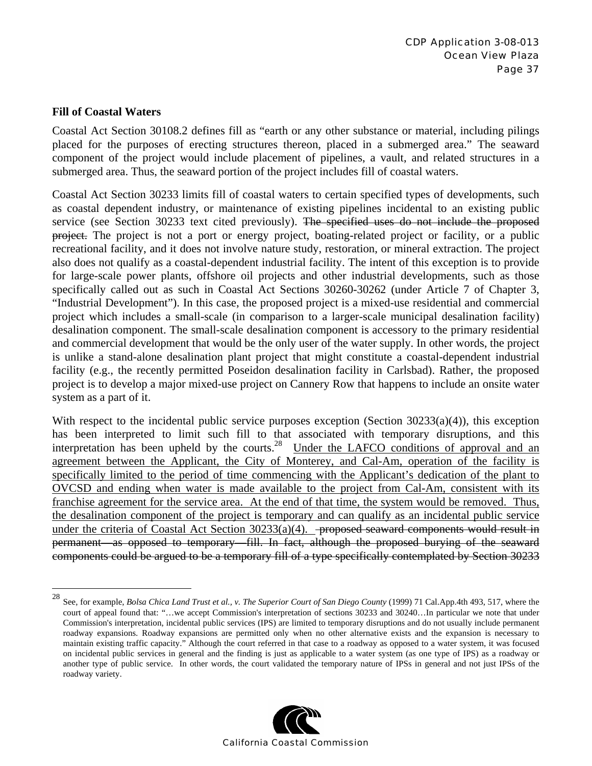**Fill of Coastal Waters**

Coastal Act Section 30108.2 defines fill as "earth or any other substance or material, including pilings placed for the purposes of erecting structures thereon, placed in a submerged area." The seaward component of the project would include placement of pipelines, a vault, and related structures in a submerged area. Thus, the seaward portion of the project includes fill of coastal waters.

Coastal Act Section 30233 limits fill of coastal waters to certain specified types of developments, such as coastal dependent industry, or maintenance of existing pipelines incidental to an existing public service (see Section 30233 text cited previously). ~~The specified uses do not include the proposed project.~~ The project is not a port or energy project, boating-related project or facility, or a public recreational facility, and it does not involve nature study, restoration, or mineral extraction. The project also does not qualify as a coastal-dependent industrial facility. The intent of this exception is to provide for large-scale power plants, offshore oil projects and other industrial developments, such as those specifically called out as such in Coastal Act Sections 30260-30262 (under Article 7 of Chapter 3, "Industrial Development"). In this case, the proposed project is a mixed-use residential and commercial project which includes a small-scale (in comparison to a larger-scale municipal desalination facility) desalination component. The small-scale desalination component is accessory to the primary residential and commercial development that would be the only user of the water supply. In other words, the project is unlike a stand-alone desalination plant project that might constitute a coastal-dependent industrial facility (e.g., the recently permitted Poseidon desalination facility in Carlsbad). Rather, the proposed project is to develop a major mixed-use project on Cannery Row that happens to include an onsite water system as a part of it.

With respect to the incidental public service purposes exception (Section 30233(a)(4)), this exception has been interpreted to limit such fill to that associated with temporary disruptions, and this interpretation has been upheld by the courts.[28] <u>Under the LAFCO conditions of approval and an agreement between the Applicant, the City of Monterey, and Cal-Am, operation of the facility is specifically limited to the period of time commencing with the Applicant's dedication of the plant to OVCSD and ending when water is made available to the project from Cal-Am, consistent with its franchise agreement for the service area. At the end of that time, the system would be removed. Thus, the desalination component of the project is temporary and can qualify as an incidental public service under the criteria of Coastal Act Section 30233(a)(4).</u> ~~proposed seaward components would result in permanent—as opposed to temporary—fill. In fact, although the proposed burying of the seaward components could be argued to be a temporary fill of a type specifically contemplated by Section 30233~~

---

[28] See, for example, *Bolsa Chica Land Trust et al., v. The Superior Court of San Diego County* (1999) 71 Cal.App.4th 493, 517, where the court of appeal found that: "…we accept Commission's interpretation of sections 30233 and 30240…In particular we note that under Commission's interpretation, incidental public services (IPS) are limited to temporary disruptions and do not usually include permanent roadway expansions. Roadway expansions are permitted only when no other alternative exists and the expansion is necessary to maintain existing traffic capacity." Although the court referred in that case to a roadway as opposed to a water system, it was focused on incidental public services in general and the finding is just as applicable to a water system (as one type of IPS) as a roadway or another type of public service. In other words, the court validated the temporary nature of IPSs in general and not just IPSs of the roadway variety.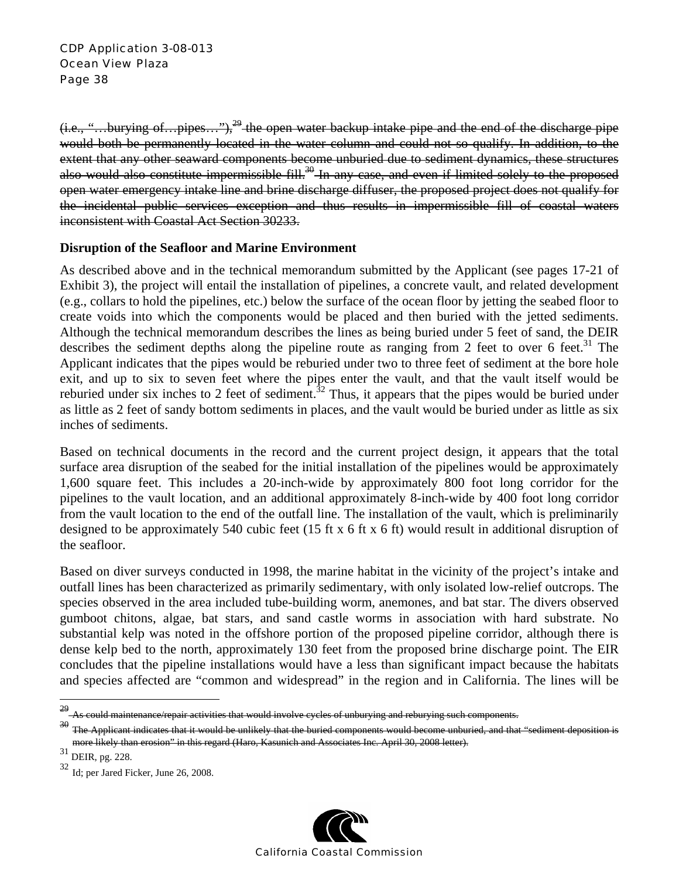~~(i.e., "…burying of…pipes…"),[29] the open water backup intake pipe and the end of the discharge pipe would both be permanently located in the water column and could not so qualify. In addition, to the extent that any other seaward components become unburied due to sediment dynamics, these structures also would also constitute impermissible fill.[30] In any case, and even if limited solely to the proposed open water emergency intake line and brine discharge diffuser, the proposed project does not qualify for the incidental public services exception and thus results in impermissible fill of coastal waters inconsistent with Coastal Act Section 30233.~~

**Disruption of the Seafloor and Marine Environment**

As described above and in the technical memorandum submitted by the Applicant (see pages 17-21 of Exhibit 3), the project will entail the installation of pipelines, a concrete vault, and related development (e.g., collars to hold the pipelines, etc.) below the surface of the ocean floor by jetting the seabed floor to create voids into which the components would be placed and then buried with the jetted sediments. Although the technical memorandum describes the lines as being buried under 5 feet of sand, the DEIR describes the sediment depths along the pipeline route as ranging from 2 feet to over 6 feet.[31] The Applicant indicates that the pipes would be reburied under two to three feet of sediment at the bore hole exit, and up to six to seven feet where the pipes enter the vault, and that the vault itself would be reburied under six inches to 2 feet of sediment.[32] Thus, it appears that the pipes would be buried under as little as 2 feet of sandy bottom sediments in places, and the vault would be buried under as little as six inches of sediments.

Based on technical documents in the record and the current project design, it appears that the total surface area disruption of the seabed for the initial installation of the pipelines would be approximately 1,600 square feet. This includes a 20-inch-wide by approximately 800 foot long corridor for the pipelines to the vault location, and an additional approximately 8-inch-wide by 400 foot long corridor from the vault location to the end of the outfall line. The installation of the vault, which is preliminarily designed to be approximately 540 cubic feet (15 ft x 6 ft x 6 ft) would result in additional disruption of the seafloor.

Based on diver surveys conducted in 1998, the marine habitat in the vicinity of the project's intake and outfall lines has been characterized as primarily sedimentary, with only isolated low-relief outcrops. The species observed in the area included tube-building worm, anemones, and bat star. The divers observed gumboot chitons, algae, bat stars, and sand castle worms in association with hard substrate. No substantial kelp was noted in the offshore portion of the proposed pipeline corridor, although there is dense kelp bed to the north, approximately 130 feet from the proposed brine discharge point. The EIR concludes that the pipeline installations would have a less than significant impact because the habitats and species affected are "common and widespread" in the region and in California. The lines will be

---

~~[29] As could maintenance/repair activities that would involve cycles of unburying and reburying such components.~~

~~[30] The Applicant indicates that it would be unlikely that the buried components would become unburied, and that "sediment deposition is more likely than erosion" in this regard (Haro, Kasunich and Associates Inc. April 30, 2008 letter).~~

[31] DEIR, pg. 228.

[32] Id; per Jared Ficker, June 26, 2008.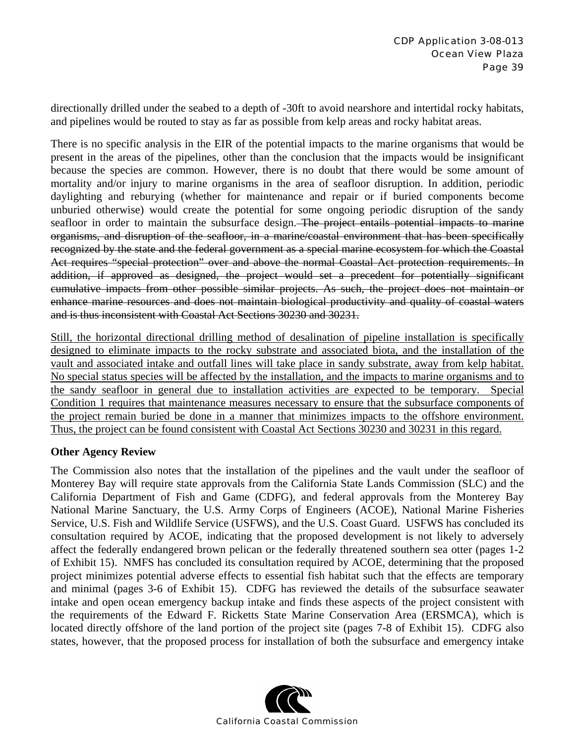directionally drilled under the seabed to a depth of -30ft to avoid nearshore and intertidal rocky habitats, and pipelines would be routed to stay as far as possible from kelp areas and rocky habitat areas.

There is no specific analysis in the EIR of the potential impacts to the marine organisms that would be present in the areas of the pipelines, other than the conclusion that the impacts would be insignificant because the species are common. However, there is no doubt that there would be some amount of mortality and/or injury to marine organisms in the area of seafloor disruption. In addition, periodic daylighting and reburying (whether for maintenance and repair or if buried components become unburied otherwise) would create the potential for some ongoing periodic disruption of the sandy seafloor in order to maintain the subsurface design. ~~The project entails potential impacts to marine organisms, and disruption of the seafloor, in a marine/coastal environment that has been specifically recognized by the state and the federal government as a special marine ecosystem for which the Coastal Act requires "special protection" over and above the normal Coastal Act protection requirements. In addition, if approved as designed, the project would set a precedent for potentially significant cumulative impacts from other possible similar projects. As such, the project does not maintain or enhance marine resources and does not maintain biological productivity and quality of coastal waters and is thus inconsistent with Coastal Act Sections 30230 and 30231.~~

<u>Still, the horizontal directional drilling method of desalination of pipeline installation is specifically designed to eliminate impacts to the rocky substrate and associated biota, and the installation of the vault and associated intake and outfall lines will take place in sandy substrate, away from kelp habitat. No special status species will be affected by the installation, and the impacts to marine organisms and to the sandy seafloor in general due to installation activities are expected to be temporary. Special Condition 1 requires that maintenance measures necessary to ensure that the subsurface components of the project remain buried be done in a manner that minimizes impacts to the offshore environment. Thus, the project can be found consistent with Coastal Act Sections 30230 and 30231 in this regard.</u>

**Other Agency Review**

The Commission also notes that the installation of the pipelines and the vault under the seafloor of Monterey Bay will require state approvals from the California State Lands Commission (SLC) and the California Department of Fish and Game (CDFG), and federal approvals from the Monterey Bay National Marine Sanctuary, the U.S. Army Corps of Engineers (ACOE), National Marine Fisheries Service, U.S. Fish and Wildlife Service (USFWS), and the U.S. Coast Guard. USFWS has concluded its consultation required by ACOE, indicating that the proposed development is not likely to adversely affect the federally endangered brown pelican or the federally threatened southern sea otter (pages 1-2 of Exhibit 15). NMFS has concluded its consultation required by ACOE, determining that the proposed project minimizes potential adverse effects to essential fish habitat such that the effects are temporary and minimal (pages 3-6 of Exhibit 15). CDFG has reviewed the details of the subsurface seawater intake and open ocean emergency backup intake and finds these aspects of the project consistent with the requirements of the Edward F. Ricketts State Marine Conservation Area (ERSMCA), which is located directly offshore of the land portion of the project site (pages 7-8 of Exhibit 15). CDFG also states, however, that the proposed process for installation of both the subsurface and emergency intake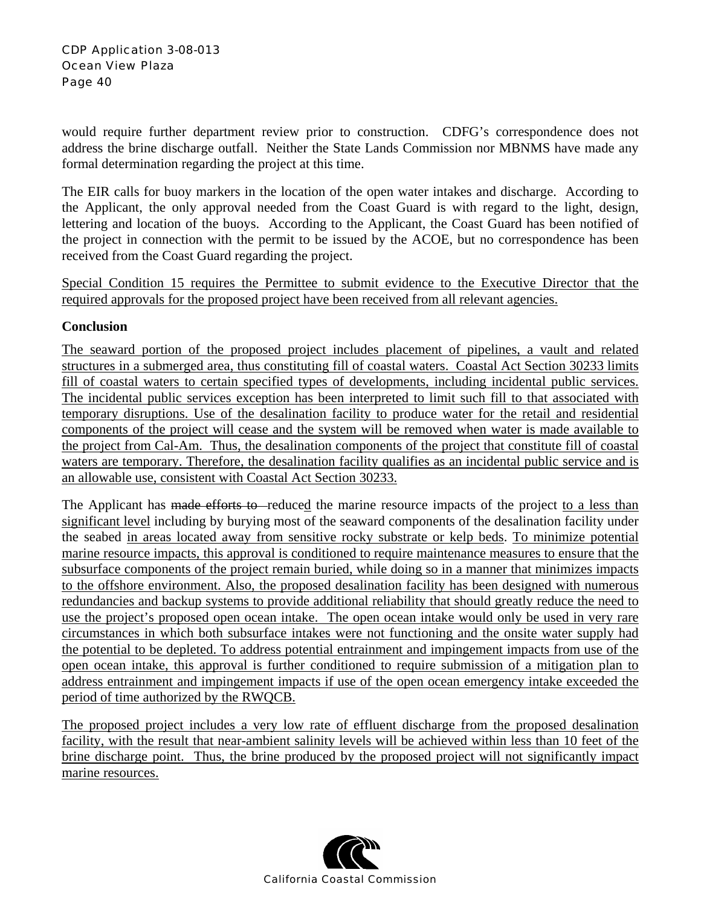would require further department review prior to construction. CDFG's correspondence does not address the brine discharge outfall. Neither the State Lands Commission nor MBNMS have made any formal determination regarding the project at this time.

The EIR calls for buoy markers in the location of the open water intakes and discharge. According to the Applicant, the only approval needed from the Coast Guard is with regard to the light, design, lettering and location of the buoys. According to the Applicant, the Coast Guard has been notified of the project in connection with the permit to be issued by the ACOE, but no correspondence has been received from the Coast Guard regarding the project.

Special Condition 15 requires the Permittee to submit evidence to the Executive Director that the required approvals for the proposed project have been received from all relevant agencies.

**Conclusion**

The seaward portion of the proposed project includes placement of pipelines, a vault and related structures in a submerged area, thus constituting fill of coastal waters. Coastal Act Section 30233 limits fill of coastal waters to certain specified types of developments, including incidental public services. The incidental public services exception has been interpreted to limit such fill to that associated with temporary disruptions. Use of the desalination facility to produce water for the retail and residential components of the project will cease and the system will be removed when water is made available to the project from Cal-Am. Thus, the desalination components of the project that constitute fill of coastal waters are temporary. Therefore, the desalination facility qualifies as an incidental public service and is an allowable use, consistent with Coastal Act Section 30233.

The Applicant has ~~made efforts to~~ reduced the marine resource impacts of the project to a less than significant level including by burying most of the seaward components of the desalination facility under the seabed in areas located away from sensitive rocky substrate or kelp beds. To minimize potential marine resource impacts, this approval is conditioned to require maintenance measures to ensure that the subsurface components of the project remain buried, while doing so in a manner that minimizes impacts to the offshore environment. Also, the proposed desalination facility has been designed with numerous redundancies and backup systems to provide additional reliability that should greatly reduce the need to use the project's proposed open ocean intake. The open ocean intake would only be used in very rare circumstances in which both subsurface intakes were not functioning and the onsite water supply had the potential to be depleted. To address potential entrainment and impingement impacts from use of the open ocean intake, this approval is further conditioned to require submission of a mitigation plan to address entrainment and impingement impacts if use of the open ocean emergency intake exceeded the period of time authorized by the RWQCB.

The proposed project includes a very low rate of effluent discharge from the proposed desalination facility, with the result that near-ambient salinity levels will be achieved within less than 10 feet of the brine discharge point. Thus, the brine produced by the proposed project will not significantly impact marine resources.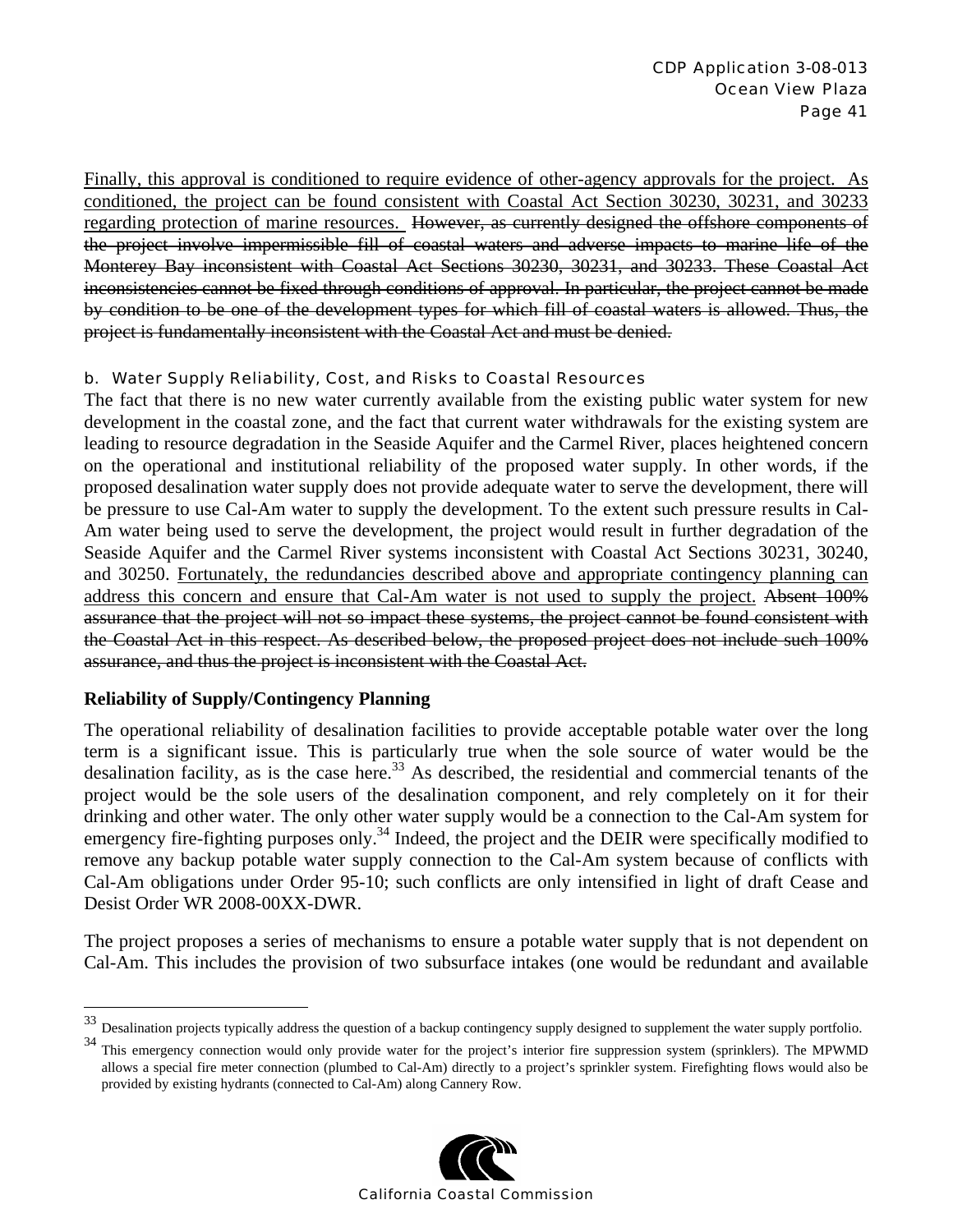<u>Finally, this approval is conditioned to require evidence of other-agency approvals for the project. As conditioned, the project can be found consistent with Coastal Act Section 30230, 30231, and 30233 regarding protection of marine resources.</u> ~~However, as currently designed the offshore components of the project involve impermissible fill of coastal waters and adverse impacts to marine life of the Monterey Bay inconsistent with Coastal Act Sections 30230, 30231, and 30233. These Coastal Act inconsistencies cannot be fixed through conditions of approval. In particular, the project cannot be made by condition to be one of the development types for which fill of coastal waters is allowed. Thus, the project is fundamentally inconsistent with the Coastal Act and must be denied.~~

#### b. Water Supply Reliability, Cost, and Risks to Coastal Resources

The fact that there is no new water currently available from the existing public water system for new development in the coastal zone, and the fact that current water withdrawals for the existing system are leading to resource degradation in the Seaside Aquifer and the Carmel River, places heightened concern on the operational and institutional reliability of the proposed water supply. In other words, if the proposed desalination water supply does not provide adequate water to serve the development, there will be pressure to use Cal-Am water to supply the development. To the extent such pressure results in Cal-Am water being used to serve the development, the project would result in further degradation of the Seaside Aquifer and the Carmel River systems inconsistent with Coastal Act Sections 30231, 30240, and 30250. <u>Fortunately, the redundancies described above and appropriate contingency planning can address this concern and ensure that Cal-Am water is not used to supply the project.</u> ~~Absent 100% assurance that the project will not so impact these systems, the project cannot be found consistent with the Coastal Act in this respect. As described below, the proposed project does not include such 100% assurance, and thus the project is inconsistent with the Coastal Act.~~

**Reliability of Supply/Contingency Planning**

The operational reliability of desalination facilities to provide acceptable potable water over the long term is a significant issue. This is particularly true when the sole source of water would be the desalination facility, as is the case here.[33] As described, the residential and commercial tenants of the project would be the sole users of the desalination component, and rely completely on it for their drinking and other water. The only other water supply would be a connection to the Cal-Am system for emergency fire-fighting purposes only.[34] Indeed, the project and the DEIR were specifically modified to remove any backup potable water supply connection to the Cal-Am system because of conflicts with Cal-Am obligations under Order 95-10; such conflicts are only intensified in light of draft Cease and Desist Order WR 2008-00XX-DWR.

The project proposes a series of mechanisms to ensure a potable water supply that is not dependent on Cal-Am. This includes the provision of two subsurface intakes (one would be redundant and available

---

[33] Desalination projects typically address the question of a backup contingency supply designed to supplement the water supply portfolio.

[34] This emergency connection would only provide water for the project's interior fire suppression system (sprinklers). The MPWMD allows a special fire meter connection (plumbed to Cal-Am) directly to a project's sprinkler system. Firefighting flows would also be provided by existing hydrants (connected to Cal-Am) along Cannery Row.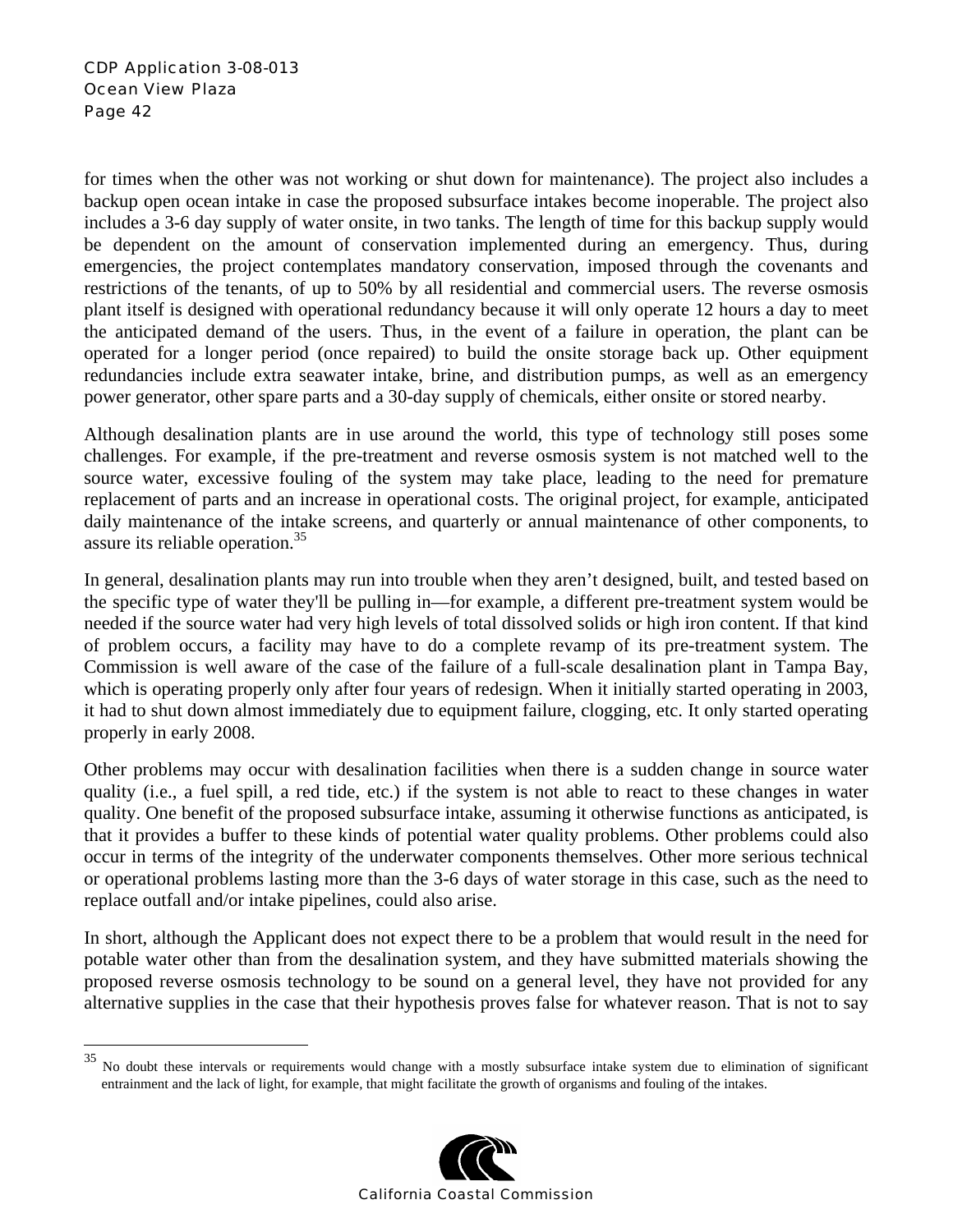for times when the other was not working or shut down for maintenance). The project also includes a backup open ocean intake in case the proposed subsurface intakes become inoperable. The project also includes a 3-6 day supply of water onsite, in two tanks. The length of time for this backup supply would be dependent on the amount of conservation implemented during an emergency. Thus, during emergencies, the project contemplates mandatory conservation, imposed through the covenants and restrictions of the tenants, of up to 50% by all residential and commercial users. The reverse osmosis plant itself is designed with operational redundancy because it will only operate 12 hours a day to meet the anticipated demand of the users. Thus, in the event of a failure in operation, the plant can be operated for a longer period (once repaired) to build the onsite storage back up. Other equipment redundancies include extra seawater intake, brine, and distribution pumps, as well as an emergency power generator, other spare parts and a 30-day supply of chemicals, either onsite or stored nearby.

Although desalination plants are in use around the world, this type of technology still poses some challenges. For example, if the pre-treatment and reverse osmosis system is not matched well to the source water, excessive fouling of the system may take place, leading to the need for premature replacement of parts and an increase in operational costs. The original project, for example, anticipated daily maintenance of the intake screens, and quarterly or annual maintenance of other components, to assure its reliable operation.[35]

In general, desalination plants may run into trouble when they aren't designed, built, and tested based on the specific type of water they'll be pulling in—for example, a different pre-treatment system would be needed if the source water had very high levels of total dissolved solids or high iron content. If that kind of problem occurs, a facility may have to do a complete revamp of its pre-treatment system. The Commission is well aware of the case of the failure of a full-scale desalination plant in Tampa Bay, which is operating properly only after four years of redesign. When it initially started operating in 2003, it had to shut down almost immediately due to equipment failure, clogging, etc. It only started operating properly in early 2008.

Other problems may occur with desalination facilities when there is a sudden change in source water quality (i.e., a fuel spill, a red tide, etc.) if the system is not able to react to these changes in water quality. One benefit of the proposed subsurface intake, assuming it otherwise functions as anticipated, is that it provides a buffer to these kinds of potential water quality problems. Other problems could also occur in terms of the integrity of the underwater components themselves. Other more serious technical or operational problems lasting more than the 3-6 days of water storage in this case, such as the need to replace outfall and/or intake pipelines, could also arise.

In short, although the Applicant does not expect there to be a problem that would result in the need for potable water other than from the desalination system, and they have submitted materials showing the proposed reverse osmosis technology to be sound on a general level, they have not provided for any alternative supplies in the case that their hypothesis proves false for whatever reason. That is not to say

---

[35] No doubt these intervals or requirements would change with a mostly subsurface intake system due to elimination of significant entrainment and the lack of light, for example, that might facilitate the growth of organisms and fouling of the intakes.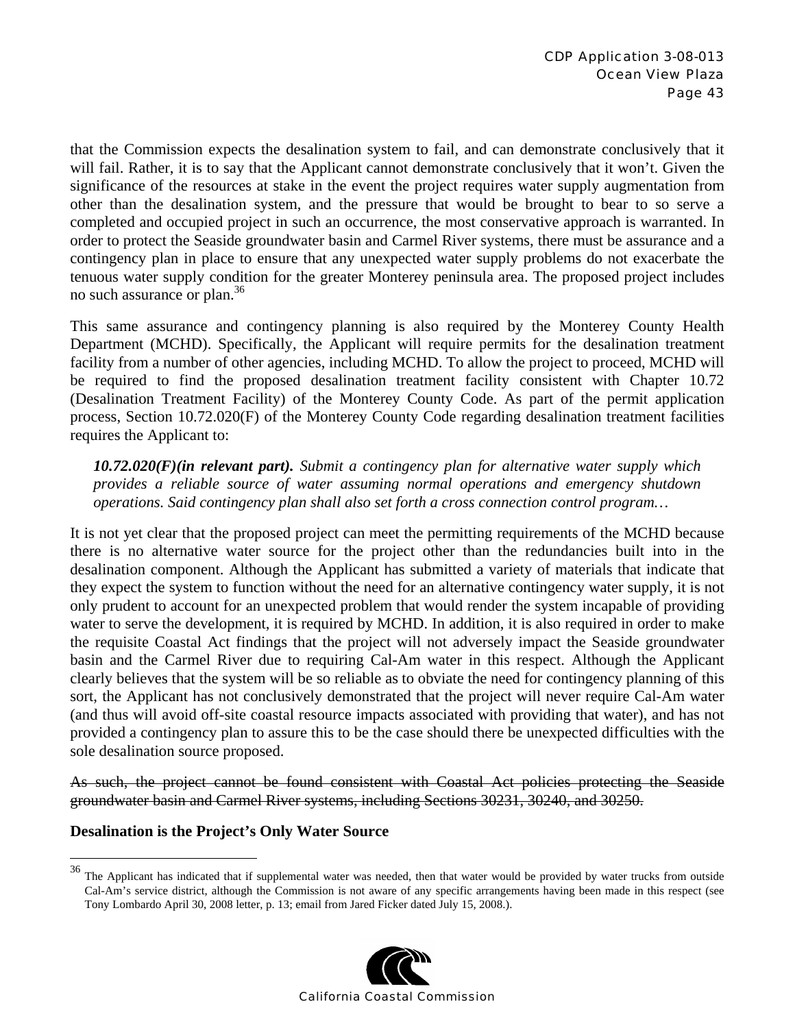that the Commission expects the desalination system to fail, and can demonstrate conclusively that it will fail. Rather, it is to say that the Applicant cannot demonstrate conclusively that it won't. Given the significance of the resources at stake in the event the project requires water supply augmentation from other than the desalination system, and the pressure that would be brought to bear to so serve a completed and occupied project in such an occurrence, the most conservative approach is warranted. In order to protect the Seaside groundwater basin and Carmel River systems, there must be assurance and a contingency plan in place to ensure that any unexpected water supply problems do not exacerbate the tenuous water supply condition for the greater Monterey peninsula area. The proposed project includes no such assurance or plan.[36]

This same assurance and contingency planning is also required by the Monterey County Health Department (MCHD). Specifically, the Applicant will require permits for the desalination treatment facility from a number of other agencies, including MCHD. To allow the project to proceed, MCHD will be required to find the proposed desalination treatment facility consistent with Chapter 10.72 (Desalination Treatment Facility) of the Monterey County Code. As part of the permit application process, Section 10.72.020(F) of the Monterey County Code regarding desalination treatment facilities requires the Applicant to:

> ***10.72.020(F)(in relevant part).*** *Submit a contingency plan for alternative water supply which provides a reliable source of water assuming normal operations and emergency shutdown operations. Said contingency plan shall also set forth a cross connection control program…*

It is not yet clear that the proposed project can meet the permitting requirements of the MCHD because there is no alternative water source for the project other than the redundancies built into in the desalination component. Although the Applicant has submitted a variety of materials that indicate that they expect the system to function without the need for an alternative contingency water supply, it is not only prudent to account for an unexpected problem that would render the system incapable of providing water to serve the development, it is required by MCHD. In addition, it is also required in order to make the requisite Coastal Act findings that the project will not adversely impact the Seaside groundwater basin and the Carmel River due to requiring Cal-Am water in this respect. Although the Applicant clearly believes that the system will be so reliable as to obviate the need for contingency planning of this sort, the Applicant has not conclusively demonstrated that the project will never require Cal-Am water (and thus will avoid off-site coastal resource impacts associated with providing that water), and has not provided a contingency plan to assure this to be the case should there be unexpected difficulties with the sole desalination source proposed.

~~As such, the project cannot be found consistent with Coastal Act policies protecting the Seaside groundwater basin and Carmel River systems, including Sections 30231, 30240, and 30250.~~

**Desalination is the Project's Only Water Source**

---

[36] The Applicant has indicated that if supplemental water was needed, then that water would be provided by water trucks from outside Cal-Am's service district, although the Commission is not aware of any specific arrangements having been made in this respect (see Tony Lombardo April 30, 2008 letter, p. 13; email from Jared Ficker dated July 15, 2008.).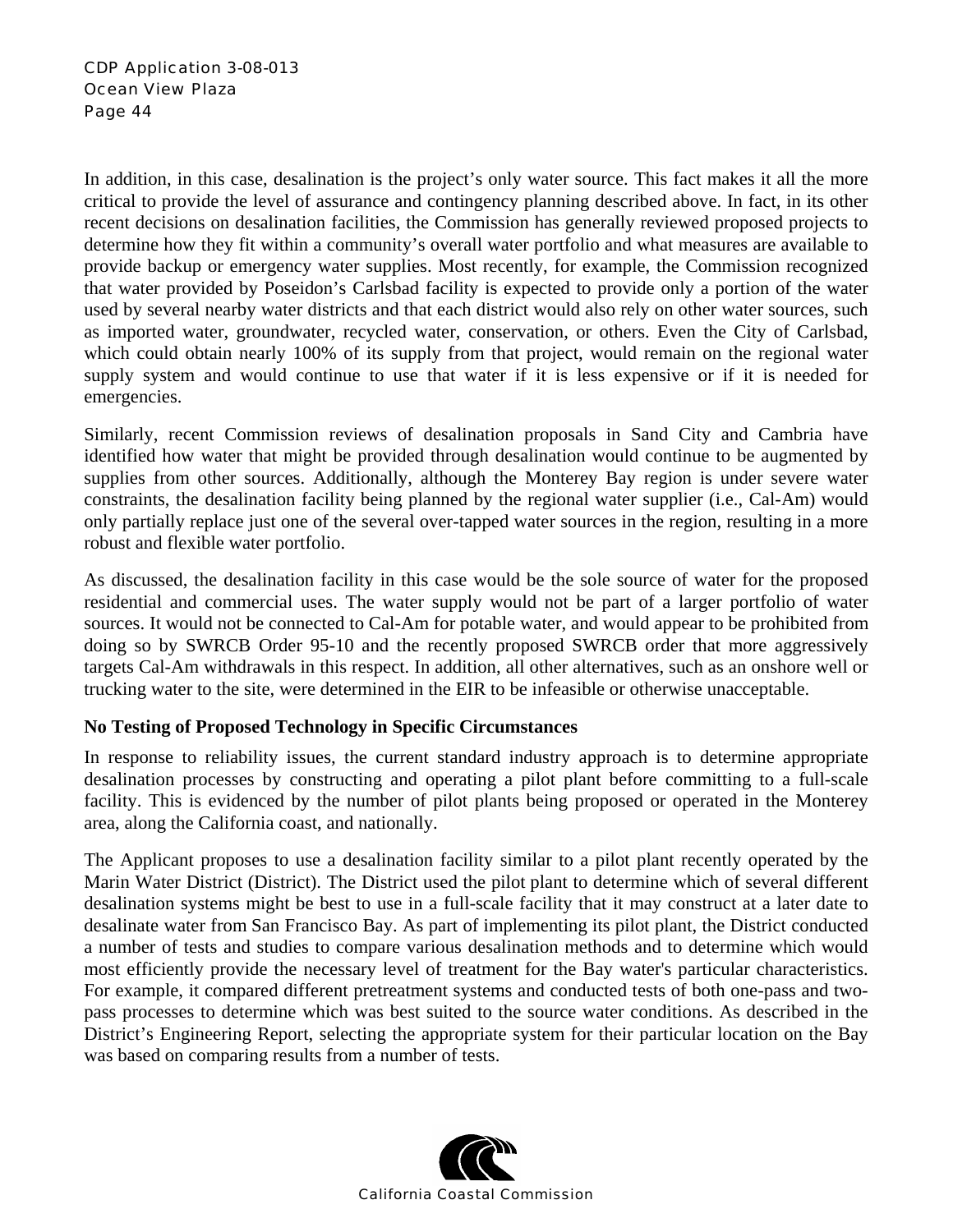In addition, in this case, desalination is the project's only water source. This fact makes it all the more critical to provide the level of assurance and contingency planning described above. In fact, in its other recent decisions on desalination facilities, the Commission has generally reviewed proposed projects to determine how they fit within a community's overall water portfolio and what measures are available to provide backup or emergency water supplies. Most recently, for example, the Commission recognized that water provided by Poseidon's Carlsbad facility is expected to provide only a portion of the water used by several nearby water districts and that each district would also rely on other water sources, such as imported water, groundwater, recycled water, conservation, or others. Even the City of Carlsbad, which could obtain nearly 100% of its supply from that project, would remain on the regional water supply system and would continue to use that water if it is less expensive or if it is needed for emergencies.

Similarly, recent Commission reviews of desalination proposals in Sand City and Cambria have identified how water that might be provided through desalination would continue to be augmented by supplies from other sources. Additionally, although the Monterey Bay region is under severe water constraints, the desalination facility being planned by the regional water supplier (i.e., Cal-Am) would only partially replace just one of the several over-tapped water sources in the region, resulting in a more robust and flexible water portfolio.

As discussed, the desalination facility in this case would be the sole source of water for the proposed residential and commercial uses. The water supply would not be part of a larger portfolio of water sources. It would not be connected to Cal-Am for potable water, and would appear to be prohibited from doing so by SWRCB Order 95-10 and the recently proposed SWRCB order that more aggressively targets Cal-Am withdrawals in this respect. In addition, all other alternatives, such as an onshore well or trucking water to the site, were determined in the EIR to be infeasible or otherwise unacceptable.

**No Testing of Proposed Technology in Specific Circumstances**

In response to reliability issues, the current standard industry approach is to determine appropriate desalination processes by constructing and operating a pilot plant before committing to a full-scale facility. This is evidenced by the number of pilot plants being proposed or operated in the Monterey area, along the California coast, and nationally.

The Applicant proposes to use a desalination facility similar to a pilot plant recently operated by the Marin Water District (District). The District used the pilot plant to determine which of several different desalination systems might be best to use in a full-scale facility that it may construct at a later date to desalinate water from San Francisco Bay. As part of implementing its pilot plant, the District conducted a number of tests and studies to compare various desalination methods and to determine which would most efficiently provide the necessary level of treatment for the Bay water's particular characteristics. For example, it compared different pretreatment systems and conducted tests of both one-pass and two-pass processes to determine which was best suited to the source water conditions. As described in the District's Engineering Report, selecting the appropriate system for their particular location on the Bay was based on comparing results from a number of tests.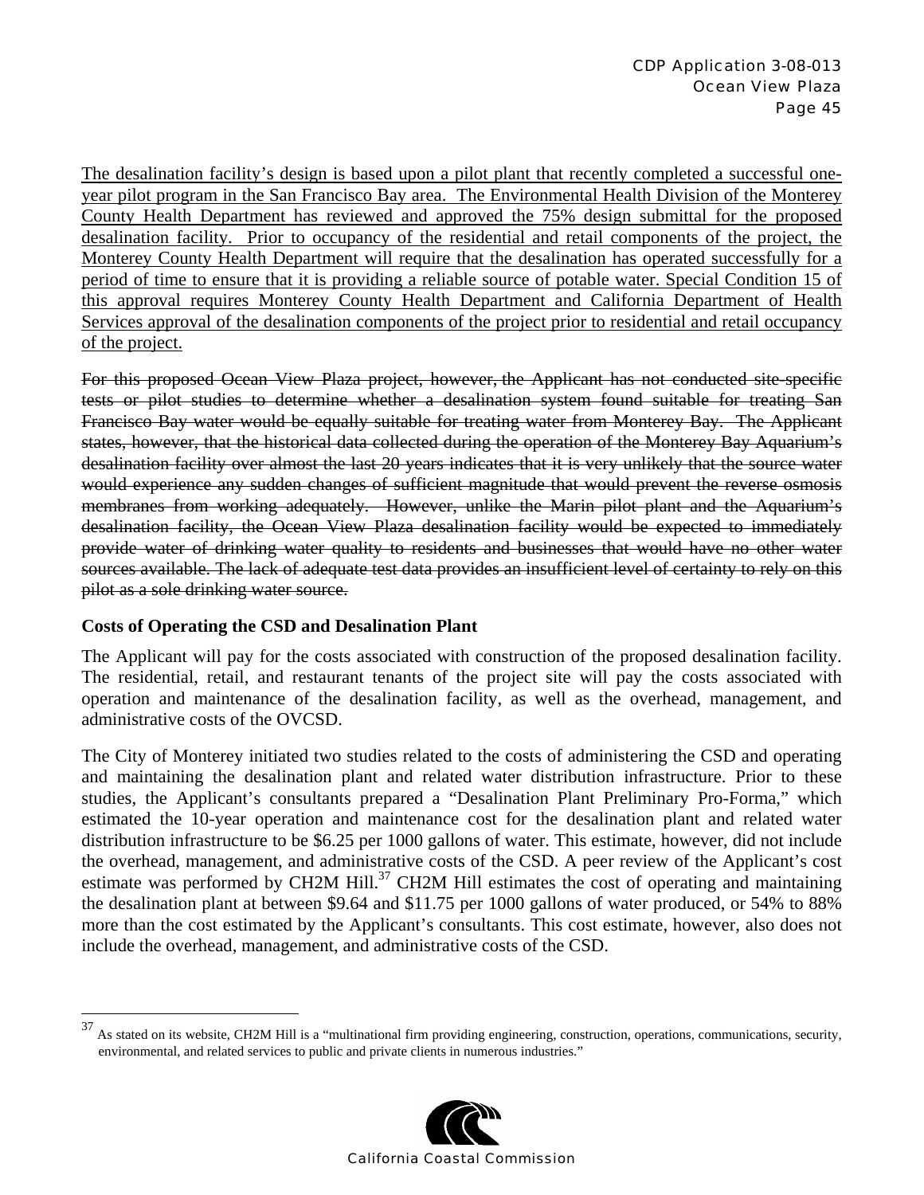<u>The desalination facility's design is based upon a pilot plant that recently completed a successful one-year pilot program in the San Francisco Bay area. The Environmental Health Division of the Monterey County Health Department has reviewed and approved the 75% design submittal for the proposed desalination facility. Prior to occupancy of the residential and retail components of the project, the Monterey County Health Department will require that the desalination has operated successfully for a period of time to ensure that it is providing a reliable source of potable water. Special Condition 15 of this approval requires Monterey County Health Department and California Department of Health Services approval of the desalination components of the project prior to residential and retail occupancy of the project.</u>

~~For this proposed Ocean View Plaza project, however, the Applicant has not conducted site-specific tests or pilot studies to determine whether a desalination system found suitable for treating San Francisco Bay water would be equally suitable for treating water from Monterey Bay. The Applicant states, however, that the historical data collected during the operation of the Monterey Bay Aquarium's desalination facility over almost the last 20 years indicates that it is very unlikely that the source water would experience any sudden changes of sufficient magnitude that would prevent the reverse osmosis membranes from working adequately. However, unlike the Marin pilot plant and the Aquarium's desalination facility, the Ocean View Plaza desalination facility would be expected to immediately provide water of drinking water quality to residents and businesses that would have no other water sources available. The lack of adequate test data provides an insufficient level of certainty to rely on this pilot as a sole drinking water source.~~

**Costs of Operating the CSD and Desalination Plant**

The Applicant will pay for the costs associated with construction of the proposed desalination facility. The residential, retail, and restaurant tenants of the project site will pay the costs associated with operation and maintenance of the desalination facility, as well as the overhead, management, and administrative costs of the OVCSD.

The City of Monterey initiated two studies related to the costs of administering the CSD and operating and maintaining the desalination plant and related water distribution infrastructure. Prior to these studies, the Applicant's consultants prepared a "Desalination Plant Preliminary Pro-Forma," which estimated the 10-year operation and maintenance cost for the desalination plant and related water distribution infrastructure to be $6.25 per 1000 gallons of water. This estimate, however, did not include the overhead, management, and administrative costs of the CSD. A peer review of the Applicant's cost estimate was performed by CH2M Hill.[37] CH2M Hill estimates the cost of operating and maintaining the desalination plant at between $9.64 and $11.75 per 1000 gallons of water produced, or 54% to 88% more than the cost estimated by the Applicant's consultants. This cost estimate, however, also does not include the overhead, management, and administrative costs of the CSD.

[37] As stated on its website, CH2M Hill is a "multinational firm providing engineering, construction, operations, communications, security, environmental, and related services to public and private clients in numerous industries."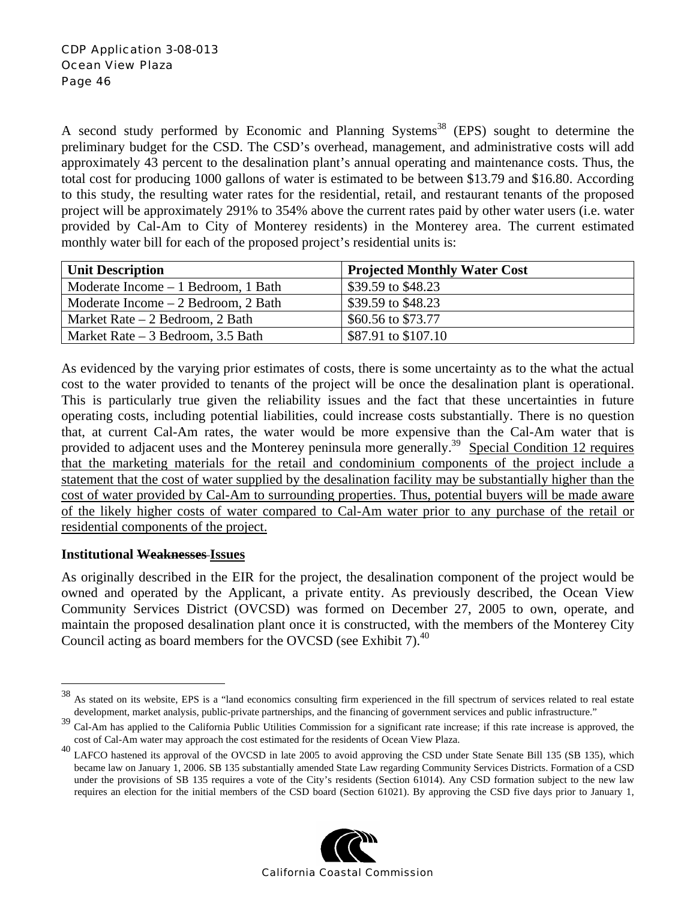A second study performed by Economic and Planning Systems[38] (EPS) sought to determine the preliminary budget for the CSD. The CSD's overhead, management, and administrative costs will add approximately 43 percent to the desalination plant's annual operating and maintenance costs. Thus, the total cost for producing 1000 gallons of water is estimated to be between $13.79 and $16.80. According to this study, the resulting water rates for the residential, retail, and restaurant tenants of the proposed project will be approximately 291% to 354% above the current rates paid by other water users (i.e. water provided by Cal-Am to City of Monterey residents) in the Monterey area. The current estimated monthly water bill for each of the proposed project's residential units is:

| Unit Description | Projected Monthly Water Cost |
|---|---|
| Moderate Income – 1 Bedroom, 1 Bath | $39.59 to $48.23 |
| Moderate Income – 2 Bedroom, 2 Bath | $39.59 to $48.23 |
| Market Rate – 2 Bedroom, 2 Bath | $60.56 to $73.77 |
| Market Rate – 3 Bedroom, 3.5 Bath | $87.91 to $107.10 |

As evidenced by the varying prior estimates of costs, there is some uncertainty as to the what the actual cost to the water provided to tenants of the project will be once the desalination plant is operational. This is particularly true given the reliability issues and the fact that these uncertainties in future operating costs, including potential liabilities, could increase costs substantially. There is no question that, at current Cal-Am rates, the water would be more expensive than the Cal-Am water that is provided to adjacent uses and the Monterey peninsula more generally.[39] <u>Special Condition 12 requires that the marketing materials for the retail and condominium components of the project include a statement that the cost of water supplied by the desalination facility may be substantially higher than the cost of water provided by Cal-Am to surrounding properties. Thus, potential buyers will be made aware of the likely higher costs of water compared to Cal-Am water prior to any purchase of the retail or residential components of the project.</u>

**Institutional ~~Weaknesses~~ <u>Issues</u>**

As originally described in the EIR for the project, the desalination component of the project would be owned and operated by the Applicant, a private entity. As previously described, the Ocean View Community Services District (OVCSD) was formed on December 27, 2005 to own, operate, and maintain the proposed desalination plant once it is constructed, with the members of the Monterey City Council acting as board members for the OVCSD (see Exhibit 7).[40]

---

[38] As stated on its website, EPS is a "land economics consulting firm experienced in the fill spectrum of services related to real estate development, market analysis, public-private partnerships, and the financing of government services and public infrastructure."

[39] Cal-Am has applied to the California Public Utilities Commission for a significant rate increase; if this rate increase is approved, the cost of Cal-Am water may approach the cost estimated for the residents of Ocean View Plaza.

[40] LAFCO hastened its approval of the OVCSD in late 2005 to avoid approving the CSD under State Senate Bill 135 (SB 135), which became law on January 1, 2006. SB 135 substantially amended State Law regarding Community Services Districts. Formation of a CSD under the provisions of SB 135 requires a vote of the City's residents (Section 61014). Any CSD formation subject to the new law requires an election for the initial members of the CSD board (Section 61021). By approving the CSD five days prior to January 1,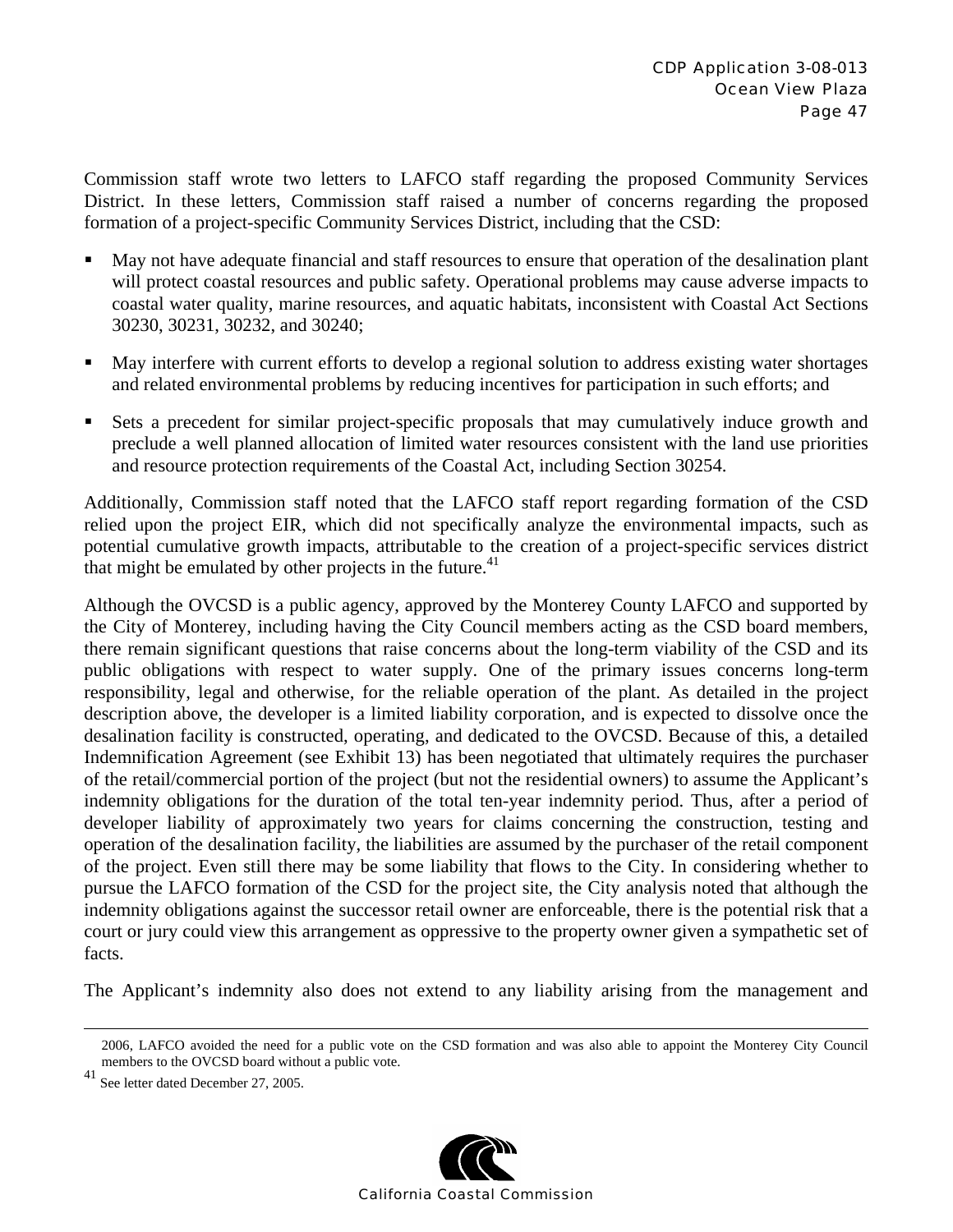Commission staff wrote two letters to LAFCO staff regarding the proposed Community Services District. In these letters, Commission staff raised a number of concerns regarding the proposed formation of a project-specific Community Services District, including that the CSD:

- May not have adequate financial and staff resources to ensure that operation of the desalination plant will protect coastal resources and public safety. Operational problems may cause adverse impacts to coastal water quality, marine resources, and aquatic habitats, inconsistent with Coastal Act Sections 30230, 30231, 30232, and 30240;
- May interfere with current efforts to develop a regional solution to address existing water shortages and related environmental problems by reducing incentives for participation in such efforts; and
- Sets a precedent for similar project-specific proposals that may cumulatively induce growth and preclude a well planned allocation of limited water resources consistent with the land use priorities and resource protection requirements of the Coastal Act, including Section 30254.

Additionally, Commission staff noted that the LAFCO staff report regarding formation of the CSD relied upon the project EIR, which did not specifically analyze the environmental impacts, such as potential cumulative growth impacts, attributable to the creation of a project-specific services district that might be emulated by other projects in the future.[41]

Although the OVCSD is a public agency, approved by the Monterey County LAFCO and supported by the City of Monterey, including having the City Council members acting as the CSD board members, there remain significant questions that raise concerns about the long-term viability of the CSD and its public obligations with respect to water supply. One of the primary issues concerns long-term responsibility, legal and otherwise, for the reliable operation of the plant. As detailed in the project description above, the developer is a limited liability corporation, and is expected to dissolve once the desalination facility is constructed, operating, and dedicated to the OVCSD. Because of this, a detailed Indemnification Agreement (see Exhibit 13) has been negotiated that ultimately requires the purchaser of the retail/commercial portion of the project (but not the residential owners) to assume the Applicant's indemnity obligations for the duration of the total ten-year indemnity period. Thus, after a period of developer liability of approximately two years for claims concerning the construction, testing and operation of the desalination facility, the liabilities are assumed by the purchaser of the retail component of the project. Even still there may be some liability that flows to the City. In considering whether to pursue the LAFCO formation of the CSD for the project site, the City analysis noted that although the indemnity obligations against the successor retail owner are enforceable, there is the potential risk that a court or jury could view this arrangement as oppressive to the property owner given a sympathetic set of facts.

The Applicant's indemnity also does not extend to any liability arising from the management and

2006, LAFCO avoided the need for a public vote on the CSD formation and was also able to appoint the Monterey City Council members to the OVCSD board without a public vote.

[41] See letter dated December 27, 2005.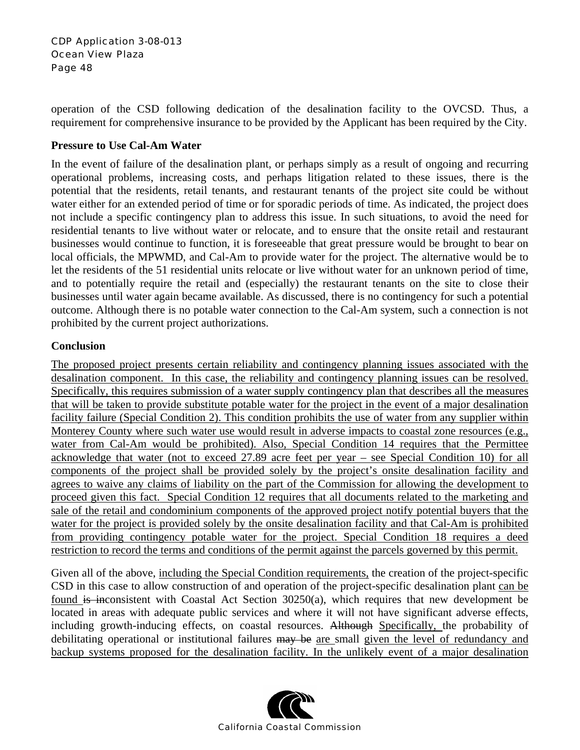operation of the CSD following dedication of the desalination facility to the OVCSD. Thus, a requirement for comprehensive insurance to be provided by the Applicant has been required by the City.

**Pressure to Use Cal-Am Water**

In the event of failure of the desalination plant, or perhaps simply as a result of ongoing and recurring operational problems, increasing costs, and perhaps litigation related to these issues, there is the potential that the residents, retail tenants, and restaurant tenants of the project site could be without water either for an extended period of time or for sporadic periods of time. As indicated, the project does not include a specific contingency plan to address this issue. In such situations, to avoid the need for residential tenants to live without water or relocate, and to ensure that the onsite retail and restaurant businesses would continue to function, it is foreseeable that great pressure would be brought to bear on local officials, the MPWMD, and Cal-Am to provide water for the project. The alternative would be to let the residents of the 51 residential units relocate or live without water for an unknown period of time, and to potentially require the retail and (especially) the restaurant tenants on the site to close their businesses until water again became available. As discussed, there is no contingency for such a potential outcome. Although there is no potable water connection to the Cal-Am system, such a connection is not prohibited by the current project authorizations.

**Conclusion**

<u>The proposed project presents certain reliability and contingency planning issues associated with the desalination component. In this case, the reliability and contingency planning issues can be resolved. Specifically, this requires submission of a water supply contingency plan that describes all the measures that will be taken to provide substitute potable water for the project in the event of a major desalination facility failure (Special Condition 2). This condition prohibits the use of water from any supplier within Monterey County where such water use would result in adverse impacts to coastal zone resources (e.g., water from Cal-Am would be prohibited). Also, Special Condition 14 requires that the Permittee acknowledge that water (not to exceed 27.89 acre feet per year – see Special Condition 10) for all components of the project shall be provided solely by the project's onsite desalination facility and agrees to waive any claims of liability on the part of the Commission for allowing the development to proceed given this fact. Special Condition 12 requires that all documents related to the marketing and sale of the retail and condominium components of the approved project notify potential buyers that the water for the project is provided solely by the onsite desalination facility and that Cal-Am is prohibited from providing contingency potable water for the project. Special Condition 18 requires a deed restriction to record the terms and conditions of the permit against the parcels governed by this permit.</u>

Given all of the above, <u>including the Special Condition requirements,</u> the creation of the project-specific CSD in this case to allow construction of and operation of the project-specific desalination plant <u>can be found</u> ~~is in~~consistent with Coastal Act Section 30250(a), which requires that new development be located in areas with adequate public services and where it will not have significant adverse effects, including growth-inducing effects, on coastal resources. ~~Although~~ <u>Specifically,</u> the probability of debilitating operational or institutional failures ~~may be~~ <u>are</u> small <u>given the level of redundancy and backup systems proposed for the desalination facility. In the unlikely event of a major desalination</u>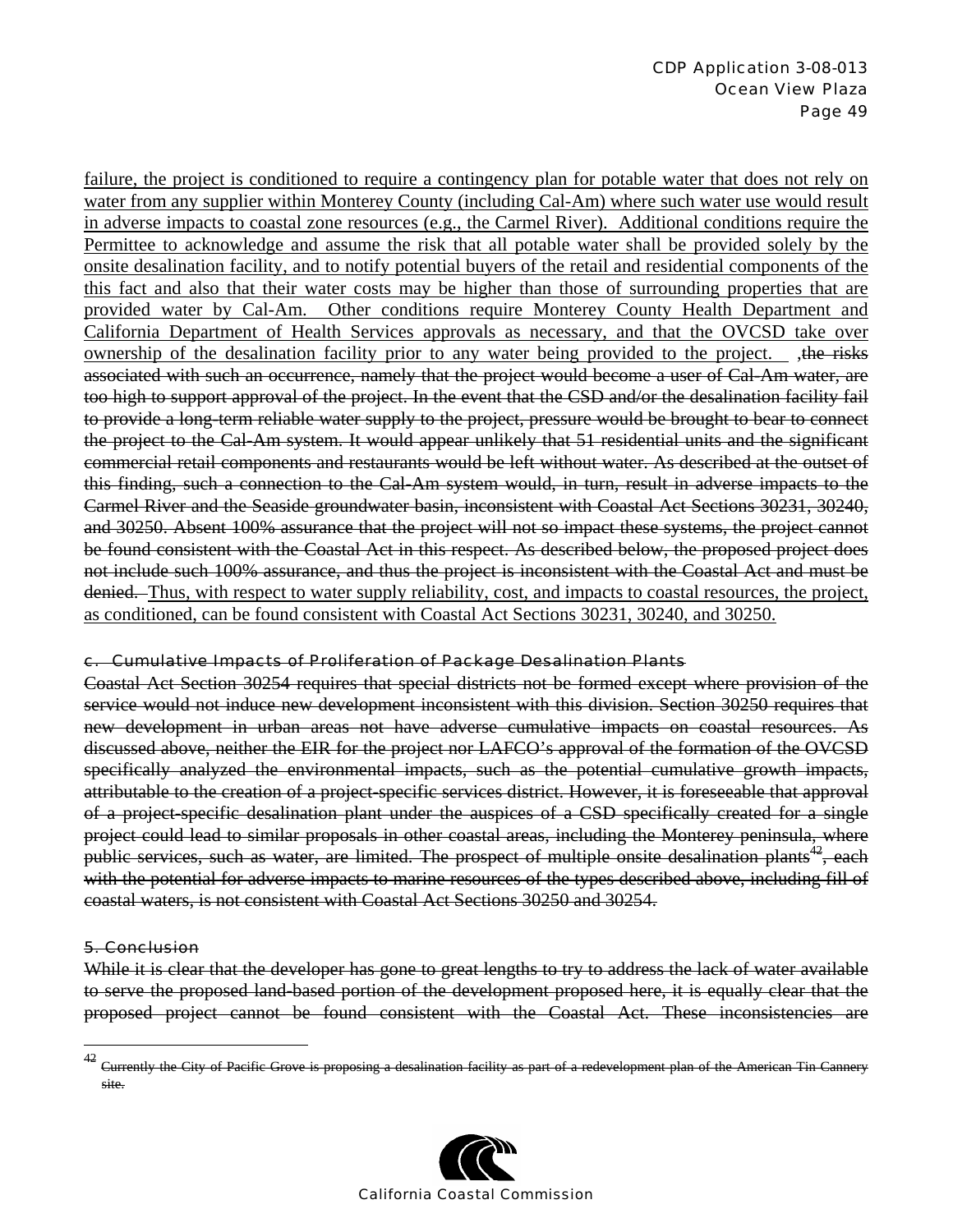failure, the project is conditioned to require a contingency plan for potable water that does not rely on water from any supplier within Monterey County (including Cal-Am) where such water use would result in adverse impacts to coastal zone resources (e.g., the Carmel River). Additional conditions require the Permittee to acknowledge and assume the risk that all potable water shall be provided solely by the onsite desalination facility, and to notify potential buyers of the retail and residential components of the this fact and also that their water costs may be higher than those of surrounding properties that are provided water by Cal-Am. Other conditions require Monterey County Health Department and California Department of Health Services approvals as necessary, and that the OVCSD take over ownership of the desalination facility prior to any water being provided to the project. ~~,the risks associated with such an occurrence, namely that the project would become a user of Cal-Am water, are too high to support approval of the project. In the event that the CSD and/or the desalination facility fail to provide a long-term reliable water supply to the project, pressure would be brought to bear to connect the project to the Cal-Am system. It would appear unlikely that 51 residential units and the significant commercial retail components and restaurants would be left without water. As described at the outset of this finding, such a connection to the Cal-Am system would, in turn, result in adverse impacts to the Carmel River and the Seaside groundwater basin, inconsistent with Coastal Act Sections 30231, 30240, and 30250. Absent 100% assurance that the project will not so impact these systems, the project cannot be found consistent with the Coastal Act in this respect. As described below, the proposed project does not include such 100% assurance, and thus the project is inconsistent with the Coastal Act and must be denied.~~ Thus, with respect to water supply reliability, cost, and impacts to coastal resources, the project, as conditioned, can be found consistent with Coastal Act Sections 30231, 30240, and 30250.

#### ~~c. Cumulative Impacts of Proliferation of Package Desalination Plants~~

~~Coastal Act Section 30254 requires that special districts not be formed except where provision of the service would not induce new development inconsistent with this division. Section 30250 requires that new development in urban areas not have adverse cumulative impacts on coastal resources. As discussed above, neither the EIR for the project nor LAFCO's approval of the formation of the OVCSD specifically analyzed the environmental impacts, such as the potential cumulative growth impacts, attributable to the creation of a project-specific services district. However, it is foreseeable that approval of a project-specific desalination plant under the auspices of a CSD specifically created for a single project could lead to similar proposals in other coastal areas, including the Monterey peninsula, where public services, such as water, are limited. The prospect of multiple onsite desalination plants[42], each with the potential for adverse impacts to marine resources of the types described above, including fill of coastal waters, is not consistent with Coastal Act Sections 30250 and 30254.~~

#### 5. Conclusion

~~While it is clear that the developer has gone to great lengths to try to address the lack of water available to serve the proposed land-based portion of the development proposed here, it is equally clear that the proposed project cannot be found consistent with the Coastal Act. These inconsistencies are~~

---

[42] ~~Currently the City of Pacific Grove is proposing a desalination facility as part of a redevelopment plan of the American Tin Cannery site.~~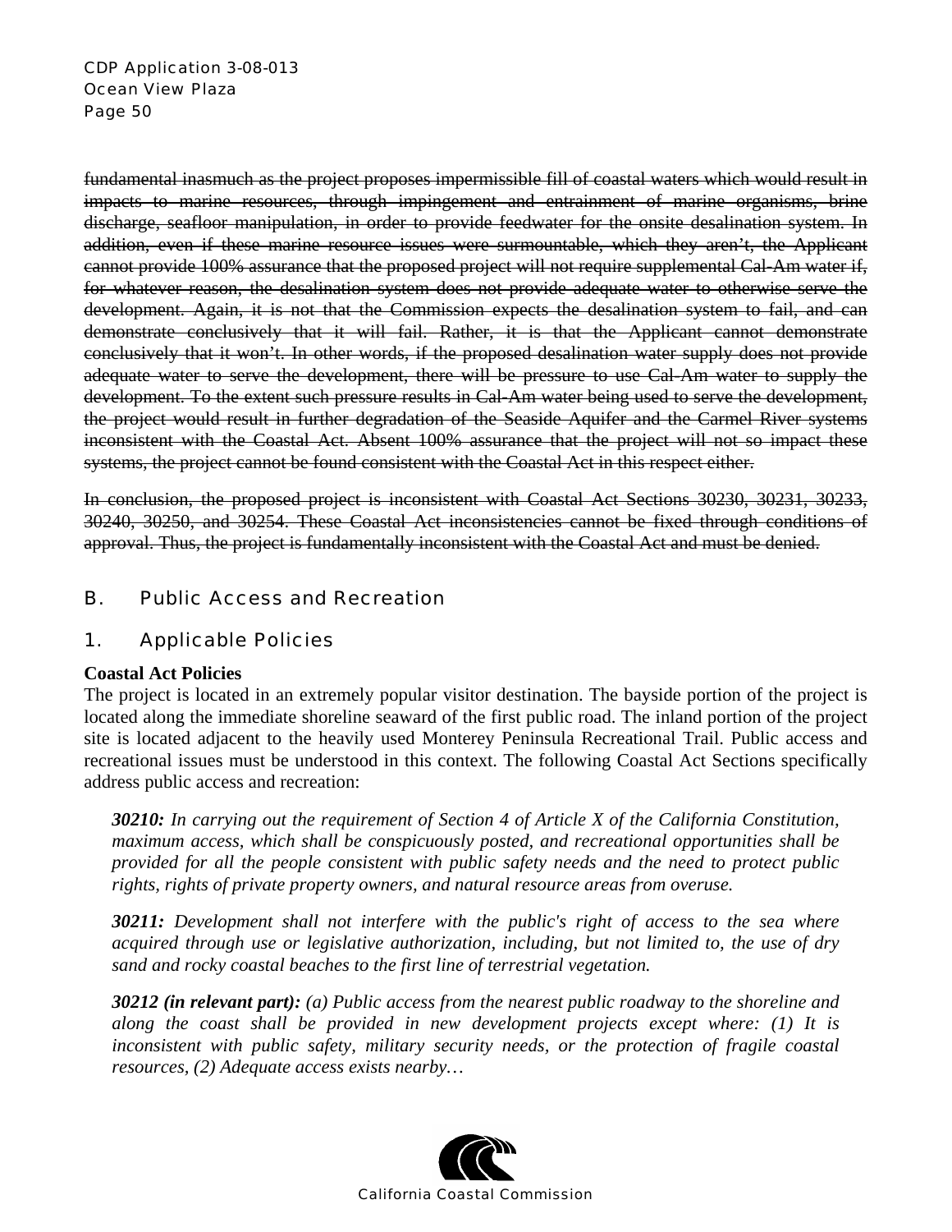~~fundamental inasmuch as the project proposes impermissible fill of coastal waters which would result in impacts to marine resources, through impingement and entrainment of marine organisms, brine discharge, seafloor manipulation, in order to provide feedwater for the onsite desalination system. In addition, even if these marine resource issues were surmountable, which they aren't, the Applicant cannot provide 100% assurance that the proposed project will not require supplemental Cal-Am water if, for whatever reason, the desalination system does not provide adequate water to otherwise serve the development. Again, it is not that the Commission expects the desalination system to fail, and can demonstrate conclusively that it will fail. Rather, it is that the Applicant cannot demonstrate conclusively that it won't. In other words, if the proposed desalination water supply does not provide adequate water to serve the development, there will be pressure to use Cal-Am water to supply the development. To the extent such pressure results in Cal-Am water being used to serve the development, the project would result in further degradation of the Seaside Aquifer and the Carmel River systems inconsistent with the Coastal Act. Absent 100% assurance that the project will not so impact these systems, the project cannot be found consistent with the Coastal Act in this respect either.~~

~~In conclusion, the proposed project is inconsistent with Coastal Act Sections 30230, 30231, 30233, 30240, 30250, and 30254. These Coastal Act inconsistencies cannot be fixed through conditions of approval. Thus, the project is fundamentally inconsistent with the Coastal Act and must be denied.~~

## B. Public Access and Recreation

### 1. Applicable Policies

**Coastal Act Policies**

The project is located in an extremely popular visitor destination. The bayside portion of the project is located along the immediate shoreline seaward of the first public road. The inland portion of the project site is located adjacent to the heavily used Monterey Peninsula Recreational Trail. Public access and recreational issues must be understood in this context. The following Coastal Act Sections specifically address public access and recreation:

> ***30210:*** *In carrying out the requirement of Section 4 of Article X of the California Constitution, maximum access, which shall be conspicuously posted, and recreational opportunities shall be provided for all the people consistent with public safety needs and the need to protect public rights, rights of private property owners, and natural resource areas from overuse.*

> ***30211:*** *Development shall not interfere with the public's right of access to the sea where acquired through use or legislative authorization, including, but not limited to, the use of dry sand and rocky coastal beaches to the first line of terrestrial vegetation.*

> ***30212 (in relevant part):*** *(a) Public access from the nearest public roadway to the shoreline and along the coast shall be provided in new development projects except where: (1) It is inconsistent with public safety, military security needs, or the protection of fragile coastal resources, (2) Adequate access exists nearby…*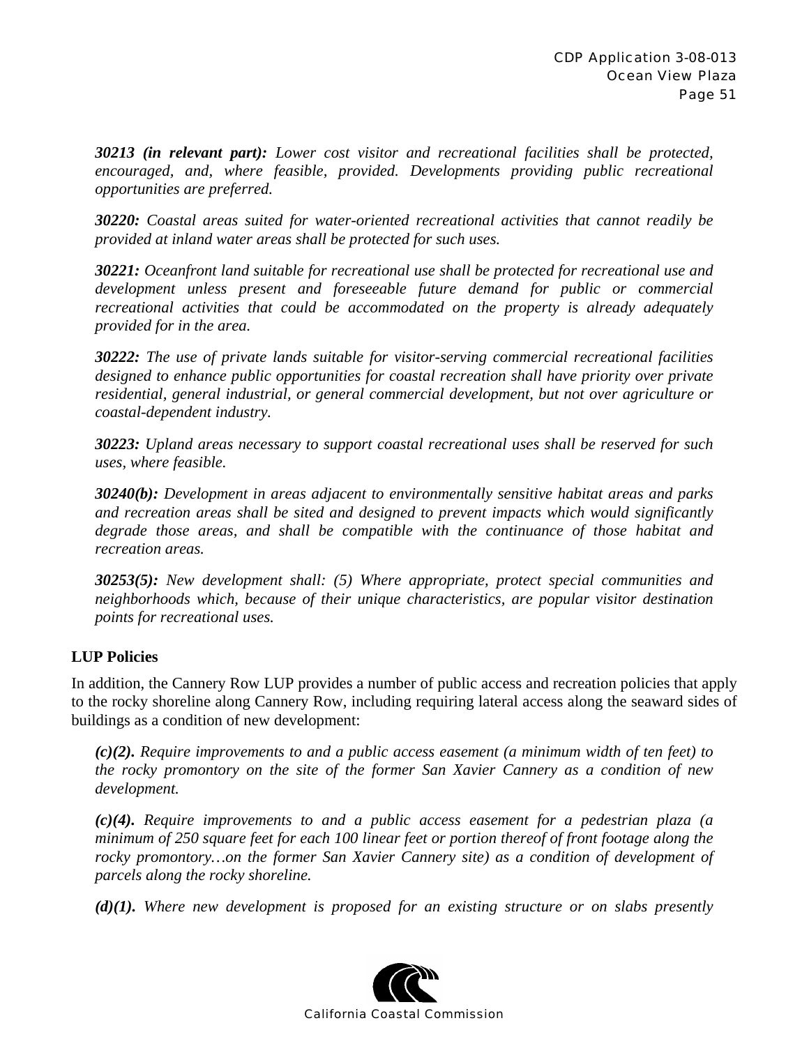***30213 (in relevant part):*** *Lower cost visitor and recreational facilities shall be protected, encouraged, and, where feasible, provided. Developments providing public recreational opportunities are preferred.*

***30220:*** *Coastal areas suited for water-oriented recreational activities that cannot readily be provided at inland water areas shall be protected for such uses.*

***30221:*** *Oceanfront land suitable for recreational use shall be protected for recreational use and development unless present and foreseeable future demand for public or commercial recreational activities that could be accommodated on the property is already adequately provided for in the area.*

***30222:*** *The use of private lands suitable for visitor-serving commercial recreational facilities designed to enhance public opportunities for coastal recreation shall have priority over private residential, general industrial, or general commercial development, but not over agriculture or coastal-dependent industry.*

***30223:*** *Upland areas necessary to support coastal recreational uses shall be reserved for such uses, where feasible.*

***30240(b):*** *Development in areas adjacent to environmentally sensitive habitat areas and parks and recreation areas shall be sited and designed to prevent impacts which would significantly degrade those areas, and shall be compatible with the continuance of those habitat and recreation areas.*

***30253(5):*** *New development shall: (5) Where appropriate, protect special communities and neighborhoods which, because of their unique characteristics, are popular visitor destination points for recreational uses.*

**LUP Policies**

In addition, the Cannery Row LUP provides a number of public access and recreation policies that apply to the rocky shoreline along Cannery Row, including requiring lateral access along the seaward sides of buildings as a condition of new development:

***(c)(2).*** *Require improvements to and a public access easement (a minimum width of ten feet) to the rocky promontory on the site of the former San Xavier Cannery as a condition of new development.*

***(c)(4).*** *Require improvements to and a public access easement for a pedestrian plaza (a minimum of 250 square feet for each 100 linear feet or portion thereof of front footage along the rocky promontory…on the former San Xavier Cannery site) as a condition of development of parcels along the rocky shoreline.*

***(d)(1).*** *Where new development is proposed for an existing structure or on slabs presently*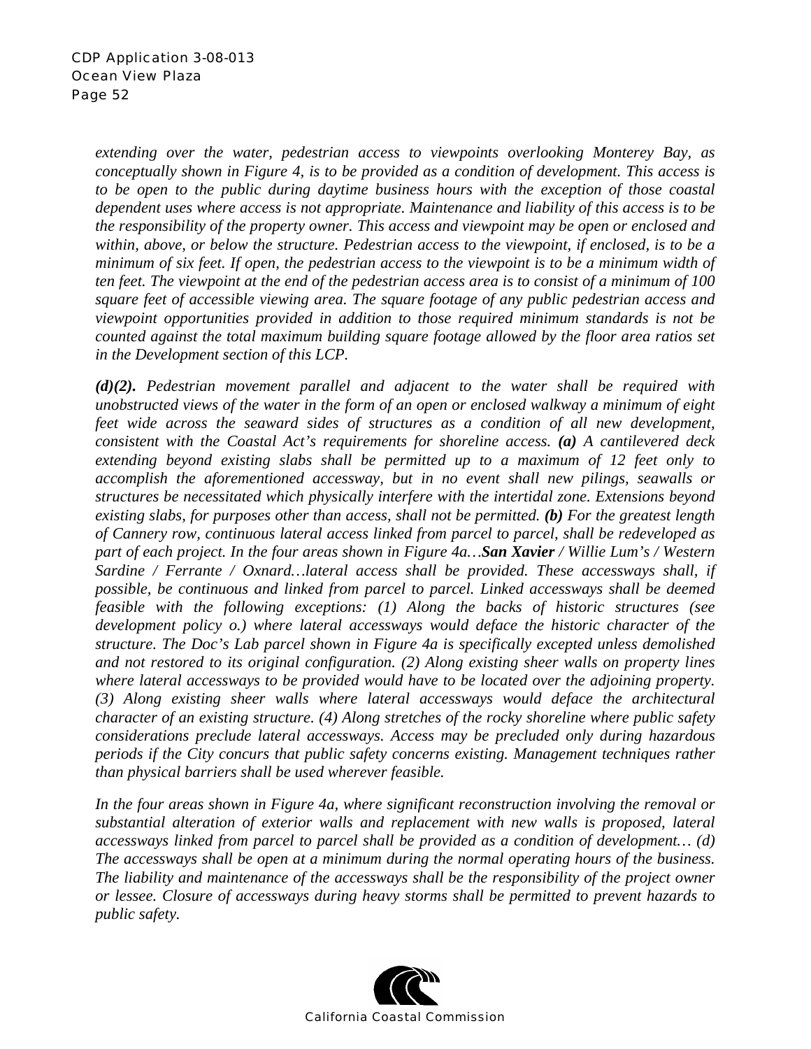*extending over the water, pedestrian access to viewpoints overlooking Monterey Bay, as conceptually shown in Figure 4, is to be provided as a condition of development. This access is to be open to the public during daytime business hours with the exception of those coastal dependent uses where access is not appropriate. Maintenance and liability of this access is to be the responsibility of the property owner. This access and viewpoint may be open or enclosed and within, above, or below the structure. Pedestrian access to the viewpoint, if enclosed, is to be a minimum of six feet. If open, the pedestrian access to the viewpoint is to be a minimum width of ten feet. The viewpoint at the end of the pedestrian access area is to consist of a minimum of 100 square feet of accessible viewing area. The square footage of any public pedestrian access and viewpoint opportunities provided in addition to those required minimum standards is not be counted against the total maximum building square footage allowed by the floor area ratios set in the Development section of this LCP.*

***(d)(2).*** *Pedestrian movement parallel and adjacent to the water shall be required with unobstructed views of the water in the form of an open or enclosed walkway a minimum of eight feet wide across the seaward sides of structures as a condition of all new development, consistent with the Coastal Act's requirements for shoreline access.* ***(a)*** *A cantilevered deck extending beyond existing slabs shall be permitted up to a maximum of 12 feet only to accomplish the aforementioned accessway, but in no event shall new pilings, seawalls or structures be necessitated which physically interfere with the intertidal zone. Extensions beyond existing slabs, for purposes other than access, shall not be permitted.* ***(b)*** *For the greatest length of Cannery row, continuous lateral access linked from parcel to parcel, shall be redeveloped as part of each project. In the four areas shown in Figure 4a…**San Xavier** / Willie Lum's / Western Sardine / Ferrante / Oxnard…lateral access shall be provided. These accessways shall, if possible, be continuous and linked from parcel to parcel. Linked accessways shall be deemed feasible with the following exceptions: (1) Along the backs of historic structures (see development policy o.) where lateral accessways would deface the historic character of the structure. The Doc's Lab parcel shown in Figure 4a is specifically excepted unless demolished and not restored to its original configuration. (2) Along existing sheer walls on property lines where lateral accessways to be provided would have to be located over the adjoining property. (3) Along existing sheer walls where lateral accessways would deface the architectural character of an existing structure. (4) Along stretches of the rocky shoreline where public safety considerations preclude lateral accessways. Access may be precluded only during hazardous periods if the City concurs that public safety concerns existing. Management techniques rather than physical barriers shall be used wherever feasible.*

*In the four areas shown in Figure 4a, where significant reconstruction involving the removal or substantial alteration of exterior walls and replacement with new walls is proposed, lateral accessways linked from parcel to parcel shall be provided as a condition of development… (d) The accessways shall be open at a minimum during the normal operating hours of the business. The liability and maintenance of the accessways shall be the responsibility of the project owner or lessee. Closure of accessways during heavy storms shall be permitted to prevent hazards to public safety.*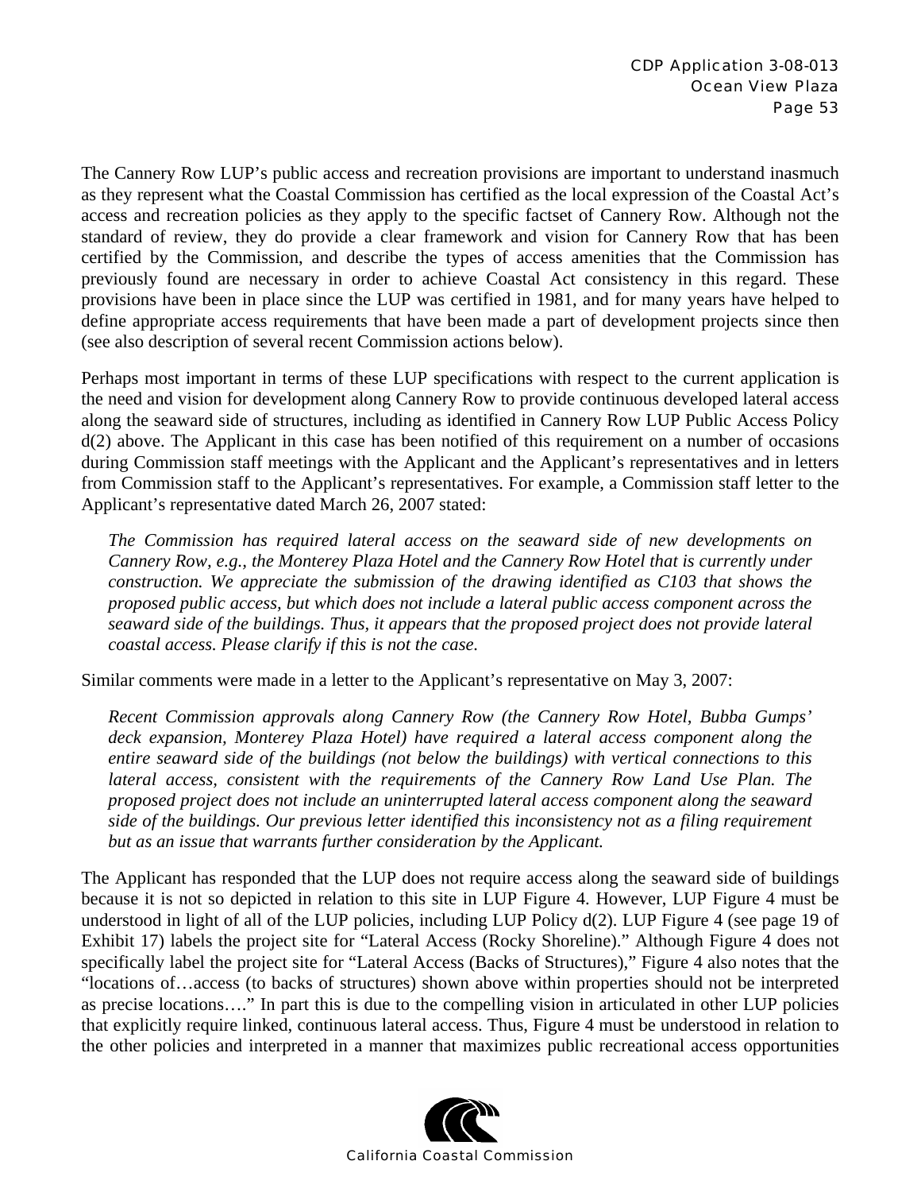The Cannery Row LUP's public access and recreation provisions are important to understand inasmuch as they represent what the Coastal Commission has certified as the local expression of the Coastal Act's access and recreation policies as they apply to the specific factset of Cannery Row. Although not the standard of review, they do provide a clear framework and vision for Cannery Row that has been certified by the Commission, and describe the types of access amenities that the Commission has previously found are necessary in order to achieve Coastal Act consistency in this regard. These provisions have been in place since the LUP was certified in 1981, and for many years have helped to define appropriate access requirements that have been made a part of development projects since then (see also description of several recent Commission actions below).

Perhaps most important in terms of these LUP specifications with respect to the current application is the need and vision for development along Cannery Row to provide continuous developed lateral access along the seaward side of structures, including as identified in Cannery Row LUP Public Access Policy d(2) above. The Applicant in this case has been notified of this requirement on a number of occasions during Commission staff meetings with the Applicant and the Applicant's representatives and in letters from Commission staff to the Applicant's representatives. For example, a Commission staff letter to the Applicant's representative dated March 26, 2007 stated:

> *The Commission has required lateral access on the seaward side of new developments on Cannery Row, e.g., the Monterey Plaza Hotel and the Cannery Row Hotel that is currently under construction. We appreciate the submission of the drawing identified as C103 that shows the proposed public access, but which does not include a lateral public access component across the seaward side of the buildings. Thus, it appears that the proposed project does not provide lateral coastal access. Please clarify if this is not the case.*

Similar comments were made in a letter to the Applicant's representative on May 3, 2007:

> *Recent Commission approvals along Cannery Row (the Cannery Row Hotel, Bubba Gumps' deck expansion, Monterey Plaza Hotel) have required a lateral access component along the entire seaward side of the buildings (not below the buildings) with vertical connections to this lateral access, consistent with the requirements of the Cannery Row Land Use Plan. The proposed project does not include an uninterrupted lateral access component along the seaward side of the buildings. Our previous letter identified this inconsistency not as a filing requirement but as an issue that warrants further consideration by the Applicant.*

The Applicant has responded that the LUP does not require access along the seaward side of buildings because it is not so depicted in relation to this site in LUP Figure 4. However, LUP Figure 4 must be understood in light of all of the LUP policies, including LUP Policy d(2). LUP Figure 4 (see page 19 of Exhibit 17) labels the project site for "Lateral Access (Rocky Shoreline)." Although Figure 4 does not specifically label the project site for "Lateral Access (Backs of Structures)," Figure 4 also notes that the "locations of…access (to backs of structures) shown above within properties should not be interpreted as precise locations…." In part this is due to the compelling vision in articulated in other LUP policies that explicitly require linked, continuous lateral access. Thus, Figure 4 must be understood in relation to the other policies and interpreted in a manner that maximizes public recreational access opportunities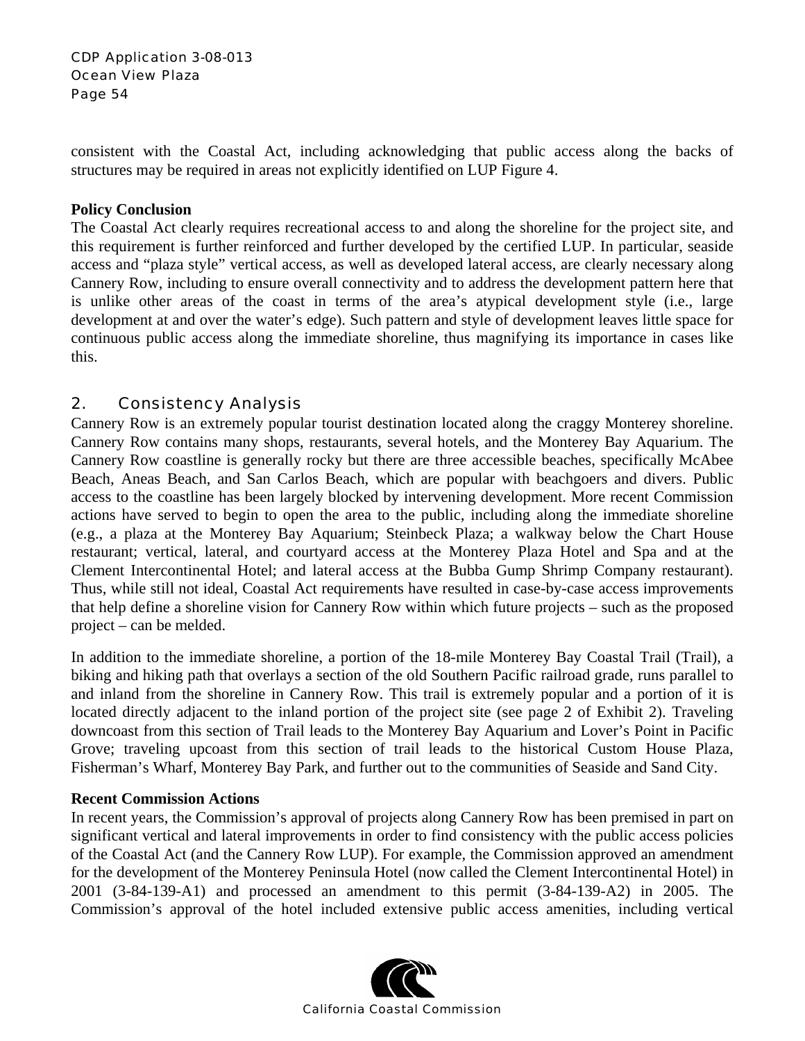consistent with the Coastal Act, including acknowledging that public access along the backs of structures may be required in areas not explicitly identified on LUP Figure 4.

**Policy Conclusion**

The Coastal Act clearly requires recreational access to and along the shoreline for the project site, and this requirement is further reinforced and further developed by the certified LUP. In particular, seaside access and "plaza style" vertical access, as well as developed lateral access, are clearly necessary along Cannery Row, including to ensure overall connectivity and to address the development pattern here that is unlike other areas of the coast in terms of the area's atypical development style (i.e., large development at and over the water's edge). Such pattern and style of development leaves little space for continuous public access along the immediate shoreline, thus magnifying its importance in cases like this.

## 2. Consistency Analysis

Cannery Row is an extremely popular tourist destination located along the craggy Monterey shoreline. Cannery Row contains many shops, restaurants, several hotels, and the Monterey Bay Aquarium. The Cannery Row coastline is generally rocky but there are three accessible beaches, specifically McAbee Beach, Aneas Beach, and San Carlos Beach, which are popular with beachgoers and divers. Public access to the coastline has been largely blocked by intervening development. More recent Commission actions have served to begin to open the area to the public, including along the immediate shoreline (e.g., a plaza at the Monterey Bay Aquarium; Steinbeck Plaza; a walkway below the Chart House restaurant; vertical, lateral, and courtyard access at the Monterey Plaza Hotel and Spa and at the Clement Intercontinental Hotel; and lateral access at the Bubba Gump Shrimp Company restaurant). Thus, while still not ideal, Coastal Act requirements have resulted in case-by-case access improvements that help define a shoreline vision for Cannery Row within which future projects – such as the proposed project – can be melded.

In addition to the immediate shoreline, a portion of the 18-mile Monterey Bay Coastal Trail (Trail), a biking and hiking path that overlays a section of the old Southern Pacific railroad grade, runs parallel to and inland from the shoreline in Cannery Row. This trail is extremely popular and a portion of it is located directly adjacent to the inland portion of the project site (see page 2 of Exhibit 2). Traveling downcoast from this section of Trail leads to the Monterey Bay Aquarium and Lover's Point in Pacific Grove; traveling upcoast from this section of trail leads to the historical Custom House Plaza, Fisherman's Wharf, Monterey Bay Park, and further out to the communities of Seaside and Sand City.

**Recent Commission Actions**

In recent years, the Commission's approval of projects along Cannery Row has been premised in part on significant vertical and lateral improvements in order to find consistency with the public access policies of the Coastal Act (and the Cannery Row LUP). For example, the Commission approved an amendment for the development of the Monterey Peninsula Hotel (now called the Clement Intercontinental Hotel) in 2001 (3-84-139-A1) and processed an amendment to this permit (3-84-139-A2) in 2005. The Commission's approval of the hotel included extensive public access amenities, including vertical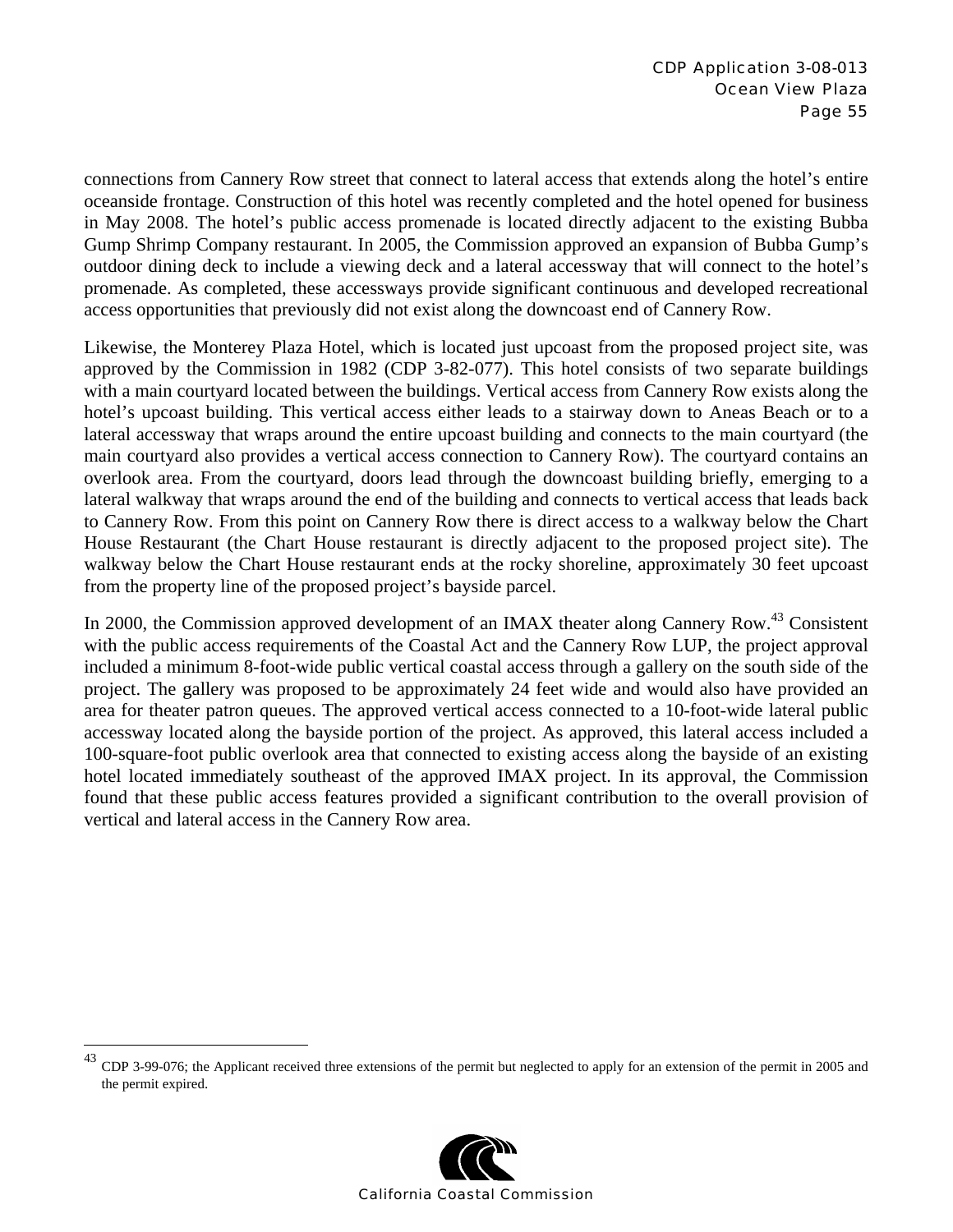connections from Cannery Row street that connect to lateral access that extends along the hotel's entire oceanside frontage. Construction of this hotel was recently completed and the hotel opened for business in May 2008. The hotel's public access promenade is located directly adjacent to the existing Bubba Gump Shrimp Company restaurant. In 2005, the Commission approved an expansion of Bubba Gump's outdoor dining deck to include a viewing deck and a lateral accessway that will connect to the hotel's promenade. As completed, these accessways provide significant continuous and developed recreational access opportunities that previously did not exist along the downcoast end of Cannery Row.

Likewise, the Monterey Plaza Hotel, which is located just upcoast from the proposed project site, was approved by the Commission in 1982 (CDP 3-82-077). This hotel consists of two separate buildings with a main courtyard located between the buildings. Vertical access from Cannery Row exists along the hotel's upcoast building. This vertical access either leads to a stairway down to Aneas Beach or to a lateral accessway that wraps around the entire upcoast building and connects to the main courtyard (the main courtyard also provides a vertical access connection to Cannery Row). The courtyard contains an overlook area. From the courtyard, doors lead through the downcoast building briefly, emerging to a lateral walkway that wraps around the end of the building and connects to vertical access that leads back to Cannery Row. From this point on Cannery Row there is direct access to a walkway below the Chart House Restaurant (the Chart House restaurant is directly adjacent to the proposed project site). The walkway below the Chart House restaurant ends at the rocky shoreline, approximately 30 feet upcoast from the property line of the proposed project's bayside parcel.

In 2000, the Commission approved development of an IMAX theater along Cannery Row.[43] Consistent with the public access requirements of the Coastal Act and the Cannery Row LUP, the project approval included a minimum 8-foot-wide public vertical coastal access through a gallery on the south side of the project. The gallery was proposed to be approximately 24 feet wide and would also have provided an area for theater patron queues. The approved vertical access connected to a 10-foot-wide lateral public accessway located along the bayside portion of the project. As approved, this lateral access included a 100-square-foot public overlook area that connected to existing access along the bayside of an existing hotel located immediately southeast of the approved IMAX project. In its approval, the Commission found that these public access features provided a significant contribution to the overall provision of vertical and lateral access in the Cannery Row area.

---

[43] CDP 3-99-076; the Applicant received three extensions of the permit but neglected to apply for an extension of the permit in 2005 and the permit expired.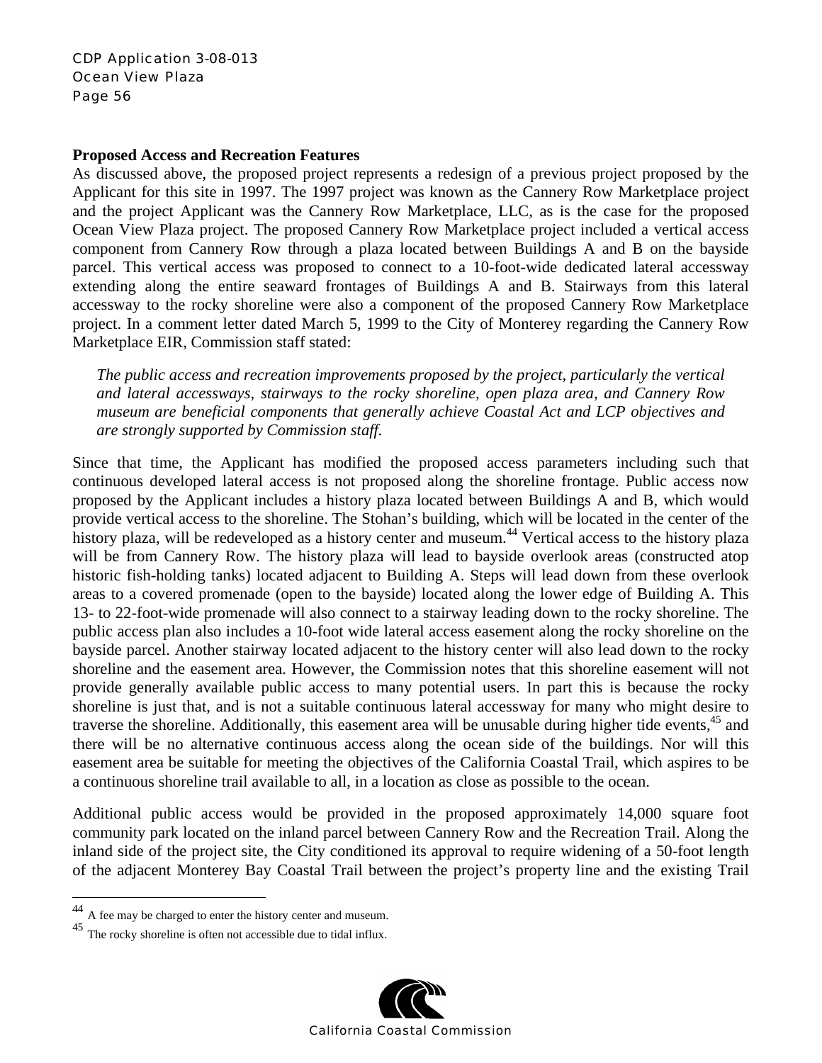**Proposed Access and Recreation Features**

As discussed above, the proposed project represents a redesign of a previous project proposed by the Applicant for this site in 1997. The 1997 project was known as the Cannery Row Marketplace project and the project Applicant was the Cannery Row Marketplace, LLC, as is the case for the proposed Ocean View Plaza project. The proposed Cannery Row Marketplace project included a vertical access component from Cannery Row through a plaza located between Buildings A and B on the bayside parcel. This vertical access was proposed to connect to a 10-foot-wide dedicated lateral accessway extending along the entire seaward frontages of Buildings A and B. Stairways from this lateral accessway to the rocky shoreline were also a component of the proposed Cannery Row Marketplace project. In a comment letter dated March 5, 1999 to the City of Monterey regarding the Cannery Row Marketplace EIR, Commission staff stated:

> *The public access and recreation improvements proposed by the project, particularly the vertical and lateral accessways, stairways to the rocky shoreline, open plaza area, and Cannery Row museum are beneficial components that generally achieve Coastal Act and LCP objectives and are strongly supported by Commission staff.*

Since that time, the Applicant has modified the proposed access parameters including such that continuous developed lateral access is not proposed along the shoreline frontage. Public access now proposed by the Applicant includes a history plaza located between Buildings A and B, which would provide vertical access to the shoreline. The Stohan's building, which will be located in the center of the history plaza, will be redeveloped as a history center and museum.[44] Vertical access to the history plaza will be from Cannery Row. The history plaza will lead to bayside overlook areas (constructed atop historic fish-holding tanks) located adjacent to Building A. Steps will lead down from these overlook areas to a covered promenade (open to the bayside) located along the lower edge of Building A. This 13- to 22-foot-wide promenade will also connect to a stairway leading down to the rocky shoreline. The public access plan also includes a 10-foot wide lateral access easement along the rocky shoreline on the bayside parcel. Another stairway located adjacent to the history center will also lead down to the rocky shoreline and the easement area. However, the Commission notes that this shoreline easement will not provide generally available public access to many potential users. In part this is because the rocky shoreline is just that, and is not a suitable continuous lateral accessway for many who might desire to traverse the shoreline. Additionally, this easement area will be unusable during higher tide events,[45] and there will be no alternative continuous access along the ocean side of the buildings. Nor will this easement area be suitable for meeting the objectives of the California Coastal Trail, which aspires to be a continuous shoreline trail available to all, in a location as close as possible to the ocean.

Additional public access would be provided in the proposed approximately 14,000 square foot community park located on the inland parcel between Cannery Row and the Recreation Trail. Along the inland side of the project site, the City conditioned its approval to require widening of a 50-foot length of the adjacent Monterey Bay Coastal Trail between the project's property line and the existing Trail

---

[44] A fee may be charged to enter the history center and museum.

[45] The rocky shoreline is often not accessible due to tidal influx.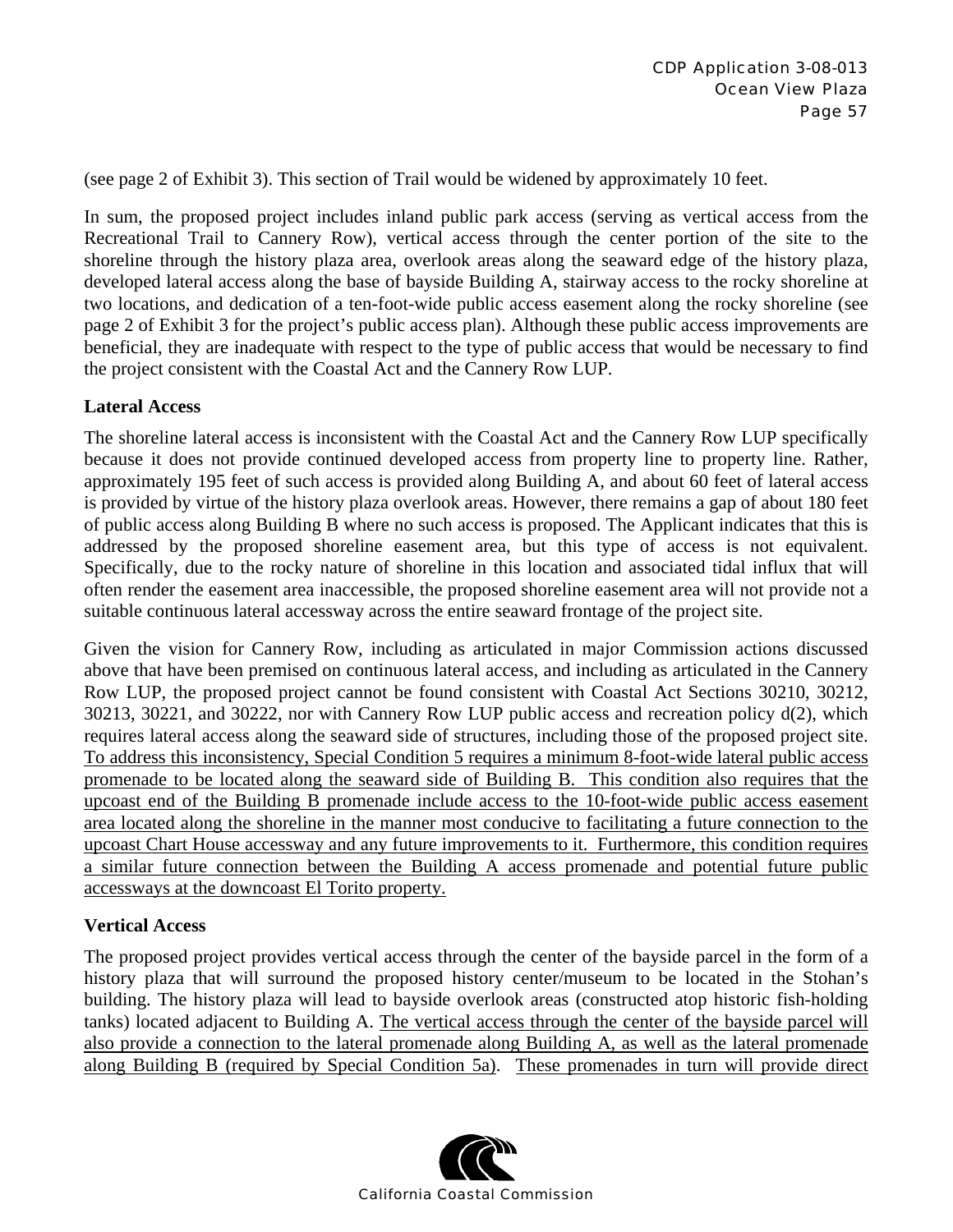(see page 2 of Exhibit 3). This section of Trail would be widened by approximately 10 feet.

In sum, the proposed project includes inland public park access (serving as vertical access from the Recreational Trail to Cannery Row), vertical access through the center portion of the site to the shoreline through the history plaza area, overlook areas along the seaward edge of the history plaza, developed lateral access along the base of bayside Building A, stairway access to the rocky shoreline at two locations, and dedication of a ten-foot-wide public access easement along the rocky shoreline (see page 2 of Exhibit 3 for the project's public access plan). Although these public access improvements are beneficial, they are inadequate with respect to the type of public access that would be necessary to find the project consistent with the Coastal Act and the Cannery Row LUP.

**Lateral Access**

The shoreline lateral access is inconsistent with the Coastal Act and the Cannery Row LUP specifically because it does not provide continued developed access from property line to property line. Rather, approximately 195 feet of such access is provided along Building A, and about 60 feet of lateral access is provided by virtue of the history plaza overlook areas. However, there remains a gap of about 180 feet of public access along Building B where no such access is proposed. The Applicant indicates that this is addressed by the proposed shoreline easement area, but this type of access is not equivalent. Specifically, due to the rocky nature of shoreline in this location and associated tidal influx that will often render the easement area inaccessible, the proposed shoreline easement area will not provide not a suitable continuous lateral accessway across the entire seaward frontage of the project site.

Given the vision for Cannery Row, including as articulated in major Commission actions discussed above that have been premised on continuous lateral access, and including as articulated in the Cannery Row LUP, the proposed project cannot be found consistent with Coastal Act Sections 30210, 30212, 30213, 30221, and 30222, nor with Cannery Row LUP public access and recreation policy d(2), which requires lateral access along the seaward side of structures, including those of the proposed project site. <u>To address this inconsistency, Special Condition 5 requires a minimum 8-foot-wide lateral public access promenade to be located along the seaward side of Building B. This condition also requires that the upcoast end of the Building B promenade include access to the 10-foot-wide public access easement area located along the shoreline in the manner most conducive to facilitating a future connection to the upcoast Chart House accessway and any future improvements to it. Furthermore, this condition requires a similar future connection between the Building A access promenade and potential future public accessways at the downcoast El Torito property.</u>

**Vertical Access**

The proposed project provides vertical access through the center of the bayside parcel in the form of a history plaza that will surround the proposed history center/museum to be located in the Stohan's building. The history plaza will lead to bayside overlook areas (constructed atop historic fish-holding tanks) located adjacent to Building A. <u>The vertical access through the center of the bayside parcel will also provide a connection to the lateral promenade along Building A, as well as the lateral promenade along Building B (required by Special Condition 5a).</u> <u>These promenades in turn will provide direct</u>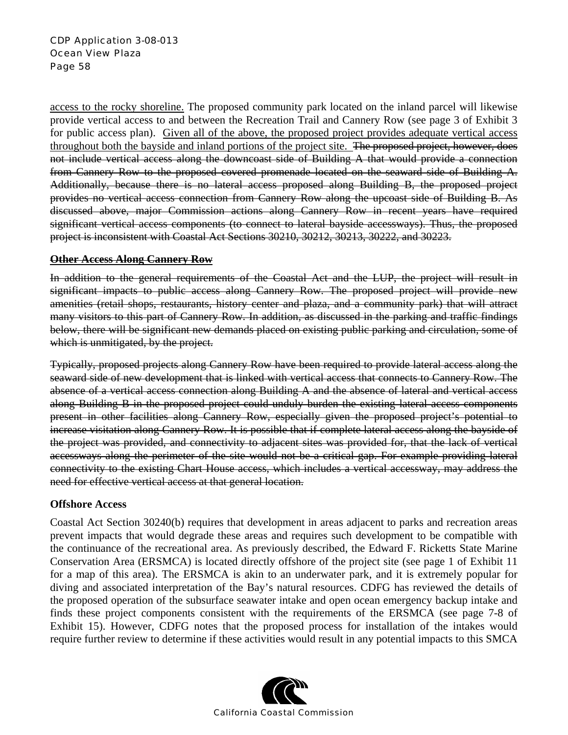<u>access to the rocky shoreline.</u> The proposed community park located on the inland parcel will likewise provide vertical access to and between the Recreation Trail and Cannery Row (see page 3 of Exhibit 3 for public access plan). <u>Given all of the above, the proposed project provides adequate vertical access throughout both the bayside and inland portions of the project site.</u> ~~The proposed project, however, does not include vertical access along the downcoast side of Building A that would provide a connection from Cannery Row to the proposed covered promenade located on the seaward side of Building A. Additionally, because there is no lateral access proposed along Building B, the proposed project provides no vertical access connection from Cannery Row along the upcoast side of Building B. As discussed above, major Commission actions along Cannery Row in recent years have required significant vertical access components (to connect to lateral bayside accessways). Thus, the proposed project is inconsistent with Coastal Act Sections 30210, 30212, 30213, 30222, and 30223.~~

**~~Other Access Along Cannery Row~~**

~~In addition to the general requirements of the Coastal Act and the LUP, the project will result in significant impacts to public access along Cannery Row. The proposed project will provide new amenities (retail shops, restaurants, history center and plaza, and a community park) that will attract many visitors to this part of Cannery Row. In addition, as discussed in the parking and traffic findings below, there will be significant new demands placed on existing public parking and circulation, some of which is unmitigated, by the project.~~

~~Typically, proposed projects along Cannery Row have been required to provide lateral access along the seaward side of new development that is linked with vertical access that connects to Cannery Row. The absence of a vertical access connection along Building A and the absence of lateral and vertical access along Building B in the proposed project could unduly burden the existing lateral access components present in other facilities along Cannery Row, especially given the proposed project's potential to increase visitation along Cannery Row. It is possible that if complete lateral access along the bayside of the project was provided, and connectivity to adjacent sites was provided for, that the lack of vertical accessways along the perimeter of the site would not be a critical gap. For example providing lateral connectivity to the existing Chart House access, which includes a vertical accessway, may address the need for effective vertical access at that general location.~~

**Offshore Access**

Coastal Act Section 30240(b) requires that development in areas adjacent to parks and recreation areas prevent impacts that would degrade these areas and requires such development to be compatible with the continuance of the recreational area. As previously described, the Edward F. Ricketts State Marine Conservation Area (ERSMCA) is located directly offshore of the project site (see page 1 of Exhibit 11 for a map of this area). The ERSMCA is akin to an underwater park, and it is extremely popular for diving and associated interpretation of the Bay's natural resources. CDFG has reviewed the details of the proposed operation of the subsurface seawater intake and open ocean emergency backup intake and finds these project components consistent with the requirements of the ERSMCA (see page 7-8 of Exhibit 15). However, CDFG notes that the proposed process for installation of the intakes would require further review to determine if these activities would result in any potential impacts to this SMCA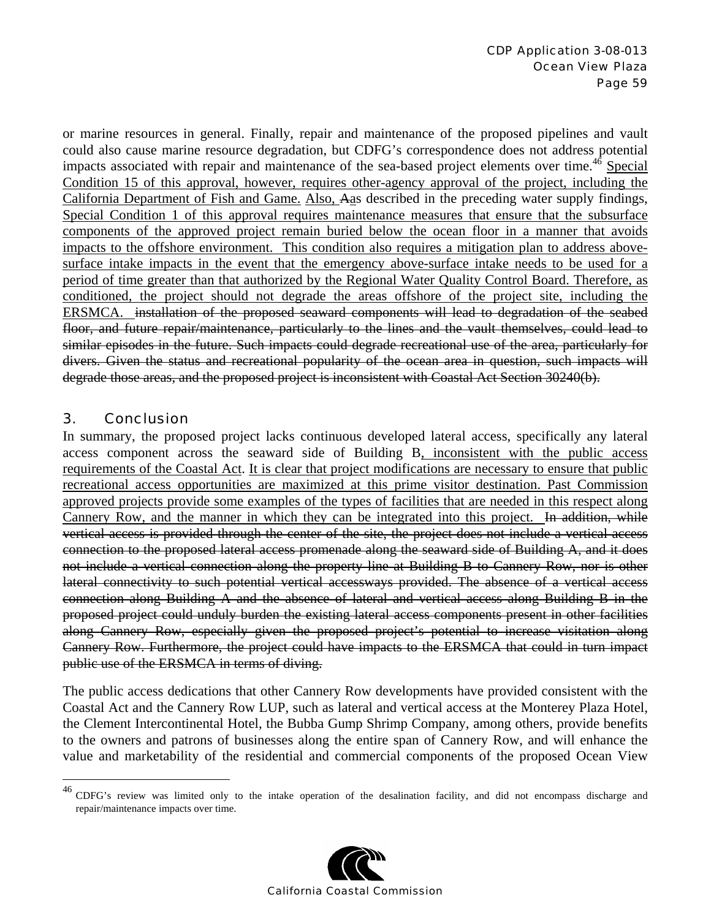or marine resources in general. Finally, repair and maintenance of the proposed pipelines and vault could also cause marine resource degradation, but CDFG's correspondence does not address potential impacts associated with repair and maintenance of the sea-based project elements over time.[46] <u>Special Condition 15 of this approval, however, requires other-agency approval of the project, including the California Department of Fish and Game.</u> <u>Also,</u> ~~A~~<u>a</u>s described in the preceding water supply findings, <u>Special Condition 1 of this approval requires maintenance measures that ensure that the subsurface components of the approved project remain buried below the ocean floor in a manner that avoids impacts to the offshore environment. This condition also requires a mitigation plan to address above-surface intake impacts in the event that the emergency above-surface intake needs to be used for a period of time greater than that authorized by the Regional Water Quality Control Board. Therefore, as conditioned, the project should not degrade the areas offshore of the project site, including the ERSMCA.</u> ~~installation of the proposed seaward components will lead to degradation of the seabed floor, and future repair/maintenance, particularly to the lines and the vault themselves, could lead to similar episodes in the future. Such impacts could degrade recreational use of the area, particularly for divers. Given the status and recreational popularity of the ocean area in question, such impacts will degrade those areas, and the proposed project is inconsistent with Coastal Act Section 30240(b).~~

## 3. Conclusion

In summary, the proposed project lacks continuous developed lateral access, specifically any lateral access component across the seaward side of Building B<u>, inconsistent with the public access requirements of the Coastal Act</u>. <u>It is clear that project modifications are necessary to ensure that public recreational access opportunities are maximized at this prime visitor destination. Past Commission approved projects provide some examples of the types of facilities that are needed in this respect along Cannery Row, and the manner in which they can be integrated into this project.</u> ~~In addition, while vertical access is provided through the center of the site, the project does not include a vertical access connection to the proposed lateral access promenade along the seaward side of Building A, and it does not include a vertical connection along the property line at Building B to Cannery Row, nor is other lateral connectivity to such potential vertical accessways provided. The absence of a vertical access connection along Building A and the absence of lateral and vertical access along Building B in the proposed project could unduly burden the existing lateral access components present in other facilities along Cannery Row, especially given the proposed project's potential to increase visitation along Cannery Row. Furthermore, the project could have impacts to the ERSMCA that could in turn impact public use of the ERSMCA in terms of diving.~~

The public access dedications that other Cannery Row developments have provided consistent with the Coastal Act and the Cannery Row LUP, such as lateral and vertical access at the Monterey Plaza Hotel, the Clement Intercontinental Hotel, the Bubba Gump Shrimp Company, among others, provide benefits to the owners and patrons of businesses along the entire span of Cannery Row, and will enhance the value and marketability of the residential and commercial components of the proposed Ocean View

---

[46] CDFG's review was limited only to the intake operation of the desalination facility, and did not encompass discharge and repair/maintenance impacts over time.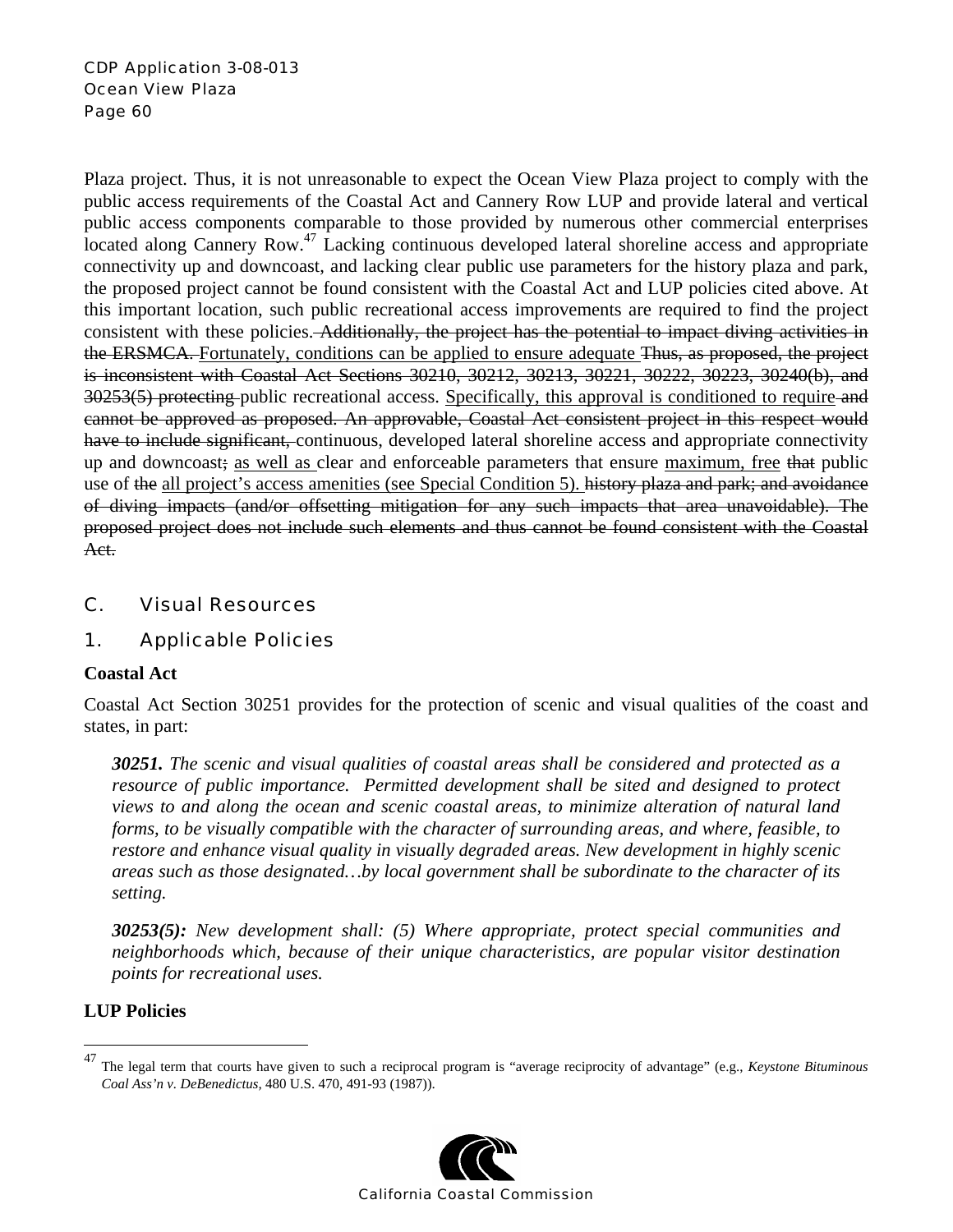Plaza project. Thus, it is not unreasonable to expect the Ocean View Plaza project to comply with the public access requirements of the Coastal Act and Cannery Row LUP and provide lateral and vertical public access components comparable to those provided by numerous other commercial enterprises located along Cannery Row.[47] Lacking continuous developed lateral shoreline access and appropriate connectivity up and downcoast, and lacking clear public use parameters for the history plaza and park, the proposed project cannot be found consistent with the Coastal Act and LUP policies cited above. At this important location, such public recreational access improvements are required to find the project consistent with these policies. ~~Additionally, the project has the potential to impact diving activities in the ERSMCA.~~ <u>Fortunately, conditions can be applied to ensure adequate</u> ~~Thus, as proposed, the project is inconsistent with Coastal Act Sections 30210, 30212, 30213, 30221, 30222, 30223, 30240(b), and 30253(5) protecting~~ public recreational access. <u>Specifically, this approval is conditioned to require</u> ~~and cannot be approved as proposed. An approvable, Coastal Act consistent project in this respect would have to include significant,~~ continuous, developed lateral shoreline access and appropriate connectivity up and downcoast~~;~~ <u>as well as</u> clear and enforceable parameters that ensure <u>maximum, free</u> ~~that~~ public use of ~~the~~ <u>all project's access amenities (see Special Condition 5).</u> ~~history plaza and park; and avoidance of diving impacts (and/or offsetting mitigation for any such impacts that area unavoidable). The proposed project does not include such elements and thus cannot be found consistent with the Coastal Act.~~

## C. Visual Resources

### 1. Applicable Policies

**Coastal Act**

Coastal Act Section 30251 provides for the protection of scenic and visual qualities of the coast and states, in part:

> ***30251.*** *The scenic and visual qualities of coastal areas shall be considered and protected as a resource of public importance. Permitted development shall be sited and designed to protect views to and along the ocean and scenic coastal areas, to minimize alteration of natural land forms, to be visually compatible with the character of surrounding areas, and where, feasible, to restore and enhance visual quality in visually degraded areas. New development in highly scenic areas such as those designated…by local government shall be subordinate to the character of its setting.*

> ***30253(5):*** *New development shall: (5) Where appropriate, protect special communities and neighborhoods which, because of their unique characteristics, are popular visitor destination points for recreational uses.*

**LUP Policies**

[47] The legal term that courts have given to such a reciprocal program is "average reciprocity of advantage" (e.g., *Keystone Bituminous Coal Ass'n v. DeBenedictus*, 480 U.S. 470, 491-93 (1987)).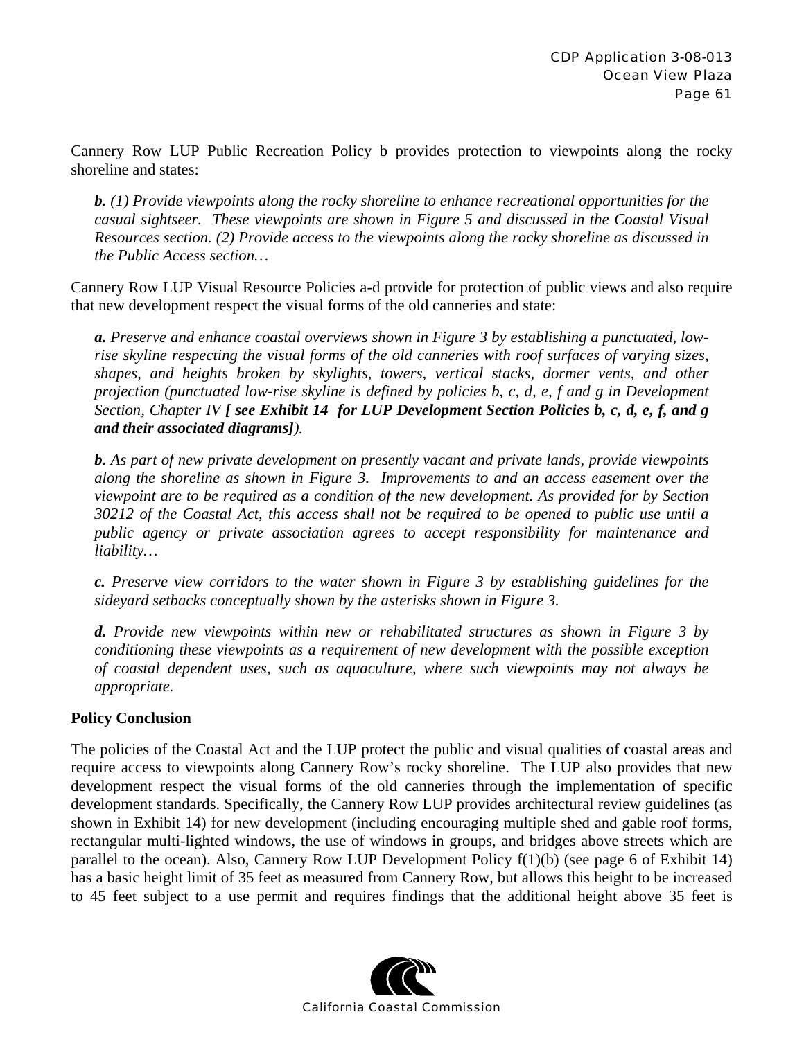Cannery Row LUP Public Recreation Policy b provides protection to viewpoints along the rocky shoreline and states:

> ***b.*** *(1) Provide viewpoints along the rocky shoreline to enhance recreational opportunities for the casual sightseer. These viewpoints are shown in Figure 5 and discussed in the Coastal Visual Resources section. (2) Provide access to the viewpoints along the rocky shoreline as discussed in the Public Access section…*

Cannery Row LUP Visual Resource Policies a-d provide for protection of public views and also require that new development respect the visual forms of the old canneries and state:

> ***a.*** *Preserve and enhance coastal overviews shown in Figure 3 by establishing a punctuated, low-rise skyline respecting the visual forms of the old canneries with roof surfaces of varying sizes, shapes, and heights broken by skylights, towers, vertical stacks, dormer vents, and other projection (punctuated low-rise skyline is defined by policies b, c, d, e, f and g in Development Section, Chapter IV **[ see Exhibit 14 for LUP Development Section Policies b, c, d, e, f, and g and their associated diagrams]**).*
>
> ***b.*** *As part of new private development on presently vacant and private lands, provide viewpoints along the shoreline as shown in Figure 3. Improvements to and an access easement over the viewpoint are to be required as a condition of the new development. As provided for by Section 30212 of the Coastal Act, this access shall not be required to be opened to public use until a public agency or private association agrees to accept responsibility for maintenance and liability…*
>
> ***c.*** *Preserve view corridors to the water shown in Figure 3 by establishing guidelines for the sideyard setbacks conceptually shown by the asterisks shown in Figure 3.*
>
> ***d.*** *Provide new viewpoints within new or rehabilitated structures as shown in Figure 3 by conditioning these viewpoints as a requirement of new development with the possible exception of coastal dependent uses, such as aquaculture, where such viewpoints may not always be appropriate.*

**Policy Conclusion**

The policies of the Coastal Act and the LUP protect the public and visual qualities of coastal areas and require access to viewpoints along Cannery Row's rocky shoreline. The LUP also provides that new development respect the visual forms of the old canneries through the implementation of specific development standards. Specifically, the Cannery Row LUP provides architectural review guidelines (as shown in Exhibit 14) for new development (including encouraging multiple shed and gable roof forms, rectangular multi-lighted windows, the use of windows in groups, and bridges above streets which are parallel to the ocean). Also, Cannery Row LUP Development Policy f(1)(b) (see page 6 of Exhibit 14) has a basic height limit of 35 feet as measured from Cannery Row, but allows this height to be increased to 45 feet subject to a use permit and requires findings that the additional height above 35 feet is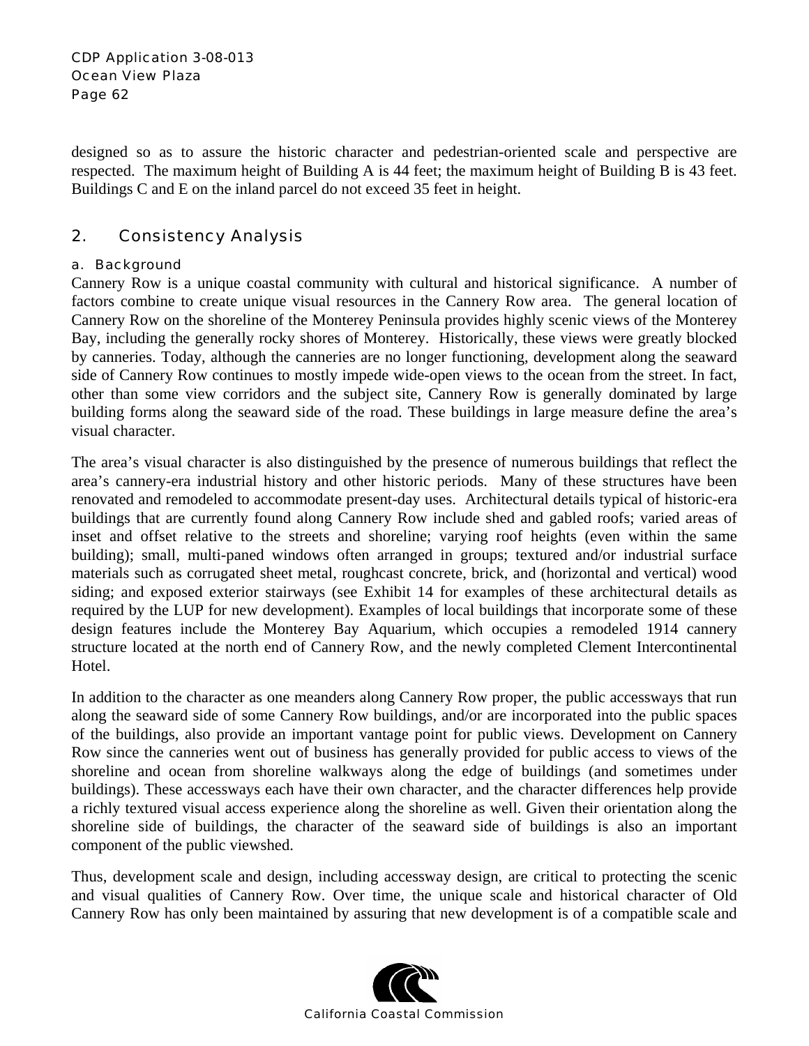designed so as to assure the historic character and pedestrian-oriented scale and perspective are respected. The maximum height of Building A is 44 feet; the maximum height of Building B is 43 feet. Buildings C and E on the inland parcel do not exceed 35 feet in height.

## 2. Consistency Analysis

### a. Background

Cannery Row is a unique coastal community with cultural and historical significance. A number of factors combine to create unique visual resources in the Cannery Row area. The general location of Cannery Row on the shoreline of the Monterey Peninsula provides highly scenic views of the Monterey Bay, including the generally rocky shores of Monterey. Historically, these views were greatly blocked by canneries. Today, although the canneries are no longer functioning, development along the seaward side of Cannery Row continues to mostly impede wide-open views to the ocean from the street. In fact, other than some view corridors and the subject site, Cannery Row is generally dominated by large building forms along the seaward side of the road. These buildings in large measure define the area's visual character.

The area's visual character is also distinguished by the presence of numerous buildings that reflect the area's cannery-era industrial history and other historic periods. Many of these structures have been renovated and remodeled to accommodate present-day uses. Architectural details typical of historic-era buildings that are currently found along Cannery Row include shed and gabled roofs; varied areas of inset and offset relative to the streets and shoreline; varying roof heights (even within the same building); small, multi-paned windows often arranged in groups; textured and/or industrial surface materials such as corrugated sheet metal, roughcast concrete, brick, and (horizontal and vertical) wood siding; and exposed exterior stairways (see Exhibit 14 for examples of these architectural details as required by the LUP for new development). Examples of local buildings that incorporate some of these design features include the Monterey Bay Aquarium, which occupies a remodeled 1914 cannery structure located at the north end of Cannery Row, and the newly completed Clement Intercontinental Hotel.

In addition to the character as one meanders along Cannery Row proper, the public accessways that run along the seaward side of some Cannery Row buildings, and/or are incorporated into the public spaces of the buildings, also provide an important vantage point for public views. Development on Cannery Row since the canneries went out of business has generally provided for public access to views of the shoreline and ocean from shoreline walkways along the edge of buildings (and sometimes under buildings). These accessways each have their own character, and the character differences help provide a richly textured visual access experience along the shoreline as well. Given their orientation along the shoreline side of buildings, the character of the seaward side of buildings is also an important component of the public viewshed.

Thus, development scale and design, including accessway design, are critical to protecting the scenic and visual qualities of Cannery Row. Over time, the unique scale and historical character of Old Cannery Row has only been maintained by assuring that new development is of a compatible scale and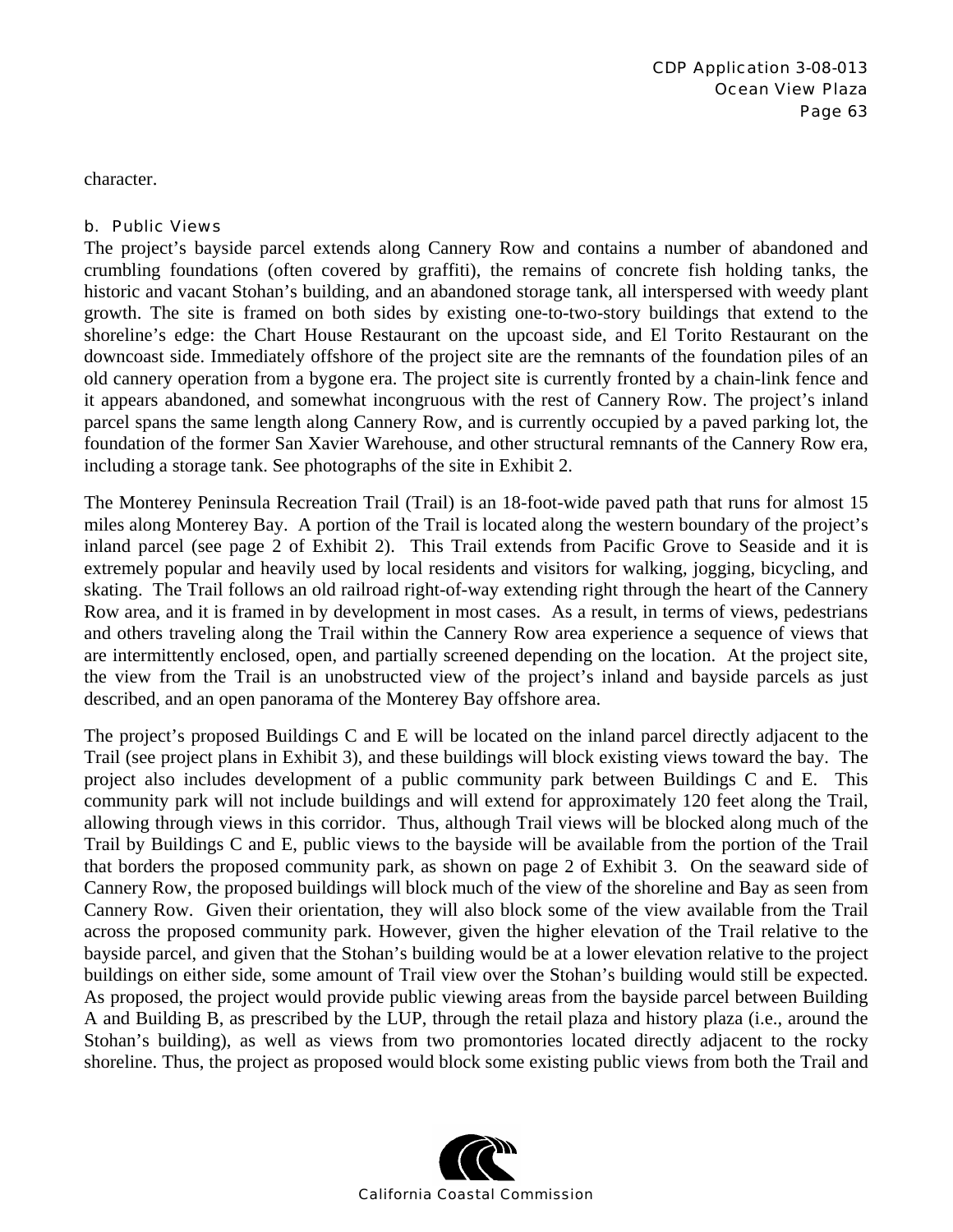character.

### b. Public Views

The project's bayside parcel extends along Cannery Row and contains a number of abandoned and crumbling foundations (often covered by graffiti), the remains of concrete fish holding tanks, the historic and vacant Stohan's building, and an abandoned storage tank, all interspersed with weedy plant growth. The site is framed on both sides by existing one-to-two-story buildings that extend to the shoreline's edge: the Chart House Restaurant on the upcoast side, and El Torito Restaurant on the downcoast side. Immediately offshore of the project site are the remnants of the foundation piles of an old cannery operation from a bygone era. The project site is currently fronted by a chain-link fence and it appears abandoned, and somewhat incongruous with the rest of Cannery Row. The project's inland parcel spans the same length along Cannery Row, and is currently occupied by a paved parking lot, the foundation of the former San Xavier Warehouse, and other structural remnants of the Cannery Row era, including a storage tank. See photographs of the site in Exhibit 2.

The Monterey Peninsula Recreation Trail (Trail) is an 18-foot-wide paved path that runs for almost 15 miles along Monterey Bay. A portion of the Trail is located along the western boundary of the project's inland parcel (see page 2 of Exhibit 2). This Trail extends from Pacific Grove to Seaside and it is extremely popular and heavily used by local residents and visitors for walking, jogging, bicycling, and skating. The Trail follows an old railroad right-of-way extending right through the heart of the Cannery Row area, and it is framed in by development in most cases. As a result, in terms of views, pedestrians and others traveling along the Trail within the Cannery Row area experience a sequence of views that are intermittently enclosed, open, and partially screened depending on the location. At the project site, the view from the Trail is an unobstructed view of the project's inland and bayside parcels as just described, and an open panorama of the Monterey Bay offshore area.

The project's proposed Buildings C and E will be located on the inland parcel directly adjacent to the Trail (see project plans in Exhibit 3), and these buildings will block existing views toward the bay. The project also includes development of a public community park between Buildings C and E. This community park will not include buildings and will extend for approximately 120 feet along the Trail, allowing through views in this corridor. Thus, although Trail views will be blocked along much of the Trail by Buildings C and E, public views to the bayside will be available from the portion of the Trail that borders the proposed community park, as shown on page 2 of Exhibit 3. On the seaward side of Cannery Row, the proposed buildings will block much of the view of the shoreline and Bay as seen from Cannery Row. Given their orientation, they will also block some of the view available from the Trail across the proposed community park. However, given the higher elevation of the Trail relative to the bayside parcel, and given that the Stohan's building would be at a lower elevation relative to the project buildings on either side, some amount of Trail view over the Stohan's building would still be expected. As proposed, the project would provide public viewing areas from the bayside parcel between Building A and Building B, as prescribed by the LUP, through the retail plaza and history plaza (i.e., around the Stohan's building), as well as views from two promontories located directly adjacent to the rocky shoreline. Thus, the project as proposed would block some existing public views from both the Trail and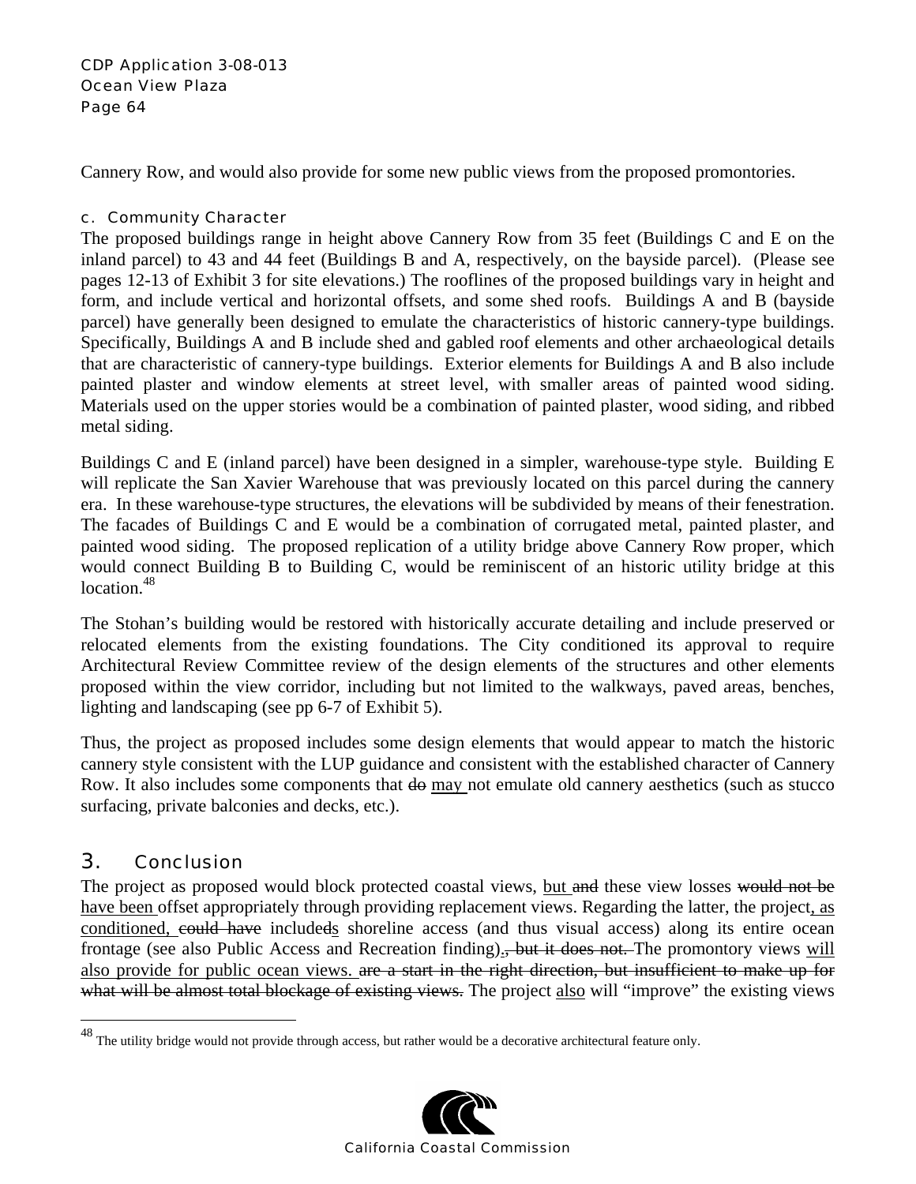Cannery Row, and would also provide for some new public views from the proposed promontories.

### c. Community Character

The proposed buildings range in height above Cannery Row from 35 feet (Buildings C and E on the inland parcel) to 43 and 44 feet (Buildings B and A, respectively, on the bayside parcel). (Please see pages 12-13 of Exhibit 3 for site elevations.) The rooflines of the proposed buildings vary in height and form, and include vertical and horizontal offsets, and some shed roofs. Buildings A and B (bayside parcel) have generally been designed to emulate the characteristics of historic cannery-type buildings. Specifically, Buildings A and B include shed and gabled roof elements and other archaeological details that are characteristic of cannery-type buildings. Exterior elements for Buildings A and B also include painted plaster and window elements at street level, with smaller areas of painted wood siding. Materials used on the upper stories would be a combination of painted plaster, wood siding, and ribbed metal siding.

Buildings C and E (inland parcel) have been designed in a simpler, warehouse-type style. Building E will replicate the San Xavier Warehouse that was previously located on this parcel during the cannery era. In these warehouse-type structures, the elevations will be subdivided by means of their fenestration. The facades of Buildings C and E would be a combination of corrugated metal, painted plaster, and painted wood siding. The proposed replication of a utility bridge above Cannery Row proper, which would connect Building B to Building C, would be reminiscent of an historic utility bridge at this location.[48]

The Stohan's building would be restored with historically accurate detailing and include preserved or relocated elements from the existing foundations. The City conditioned its approval to require Architectural Review Committee review of the design elements of the structures and other elements proposed within the view corridor, including but not limited to the walkways, paved areas, benches, lighting and landscaping (see pp 6-7 of Exhibit 5).

Thus, the project as proposed includes some design elements that would appear to match the historic cannery style consistent with the LUP guidance and consistent with the established character of Cannery Row. It also includes some components that ~~do~~ <u>may</u> not emulate old cannery aesthetics (such as stucco surfacing, private balconies and decks, etc.).

## 3. Conclusion

The project as proposed would block protected coastal views, <u>but</u> ~~and~~ these view losses ~~would not be~~ <u>have been</u> offset appropriately through providing replacement views. Regarding the latter, the project<u>, as conditioned,</u> ~~could have~~ include~~d~~<u>s</u> shoreline access (and thus visual access) along its entire ocean frontage (see also Public Access and Recreation finding)<u>.</u>~~, but it does not.~~ The promontory views <u>will also provide for public ocean views.</u> ~~are a start in the right direction, but insufficient to make up for what will be almost total blockage of existing views.~~ The project <u>also</u> will "improve" the existing views

[48] The utility bridge would not provide through access, but rather would be a decorative architectural feature only.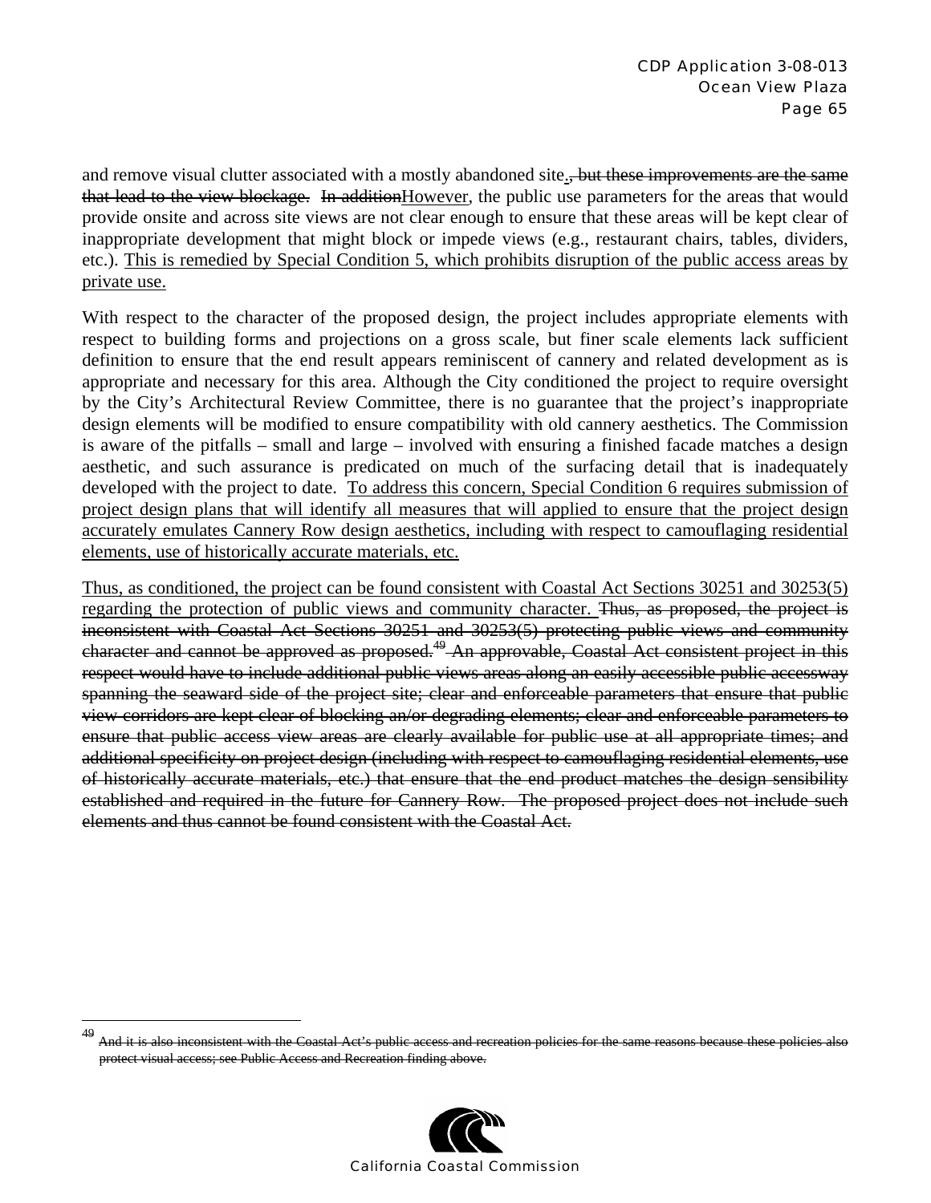and remove visual clutter associated with a mostly abandoned site~~., but these improvements are the same that lead to the view blockage.~~ ~~In addition~~<u>However</u>, the public use parameters for the areas that would provide onsite and across site views are not clear enough to ensure that these areas will be kept clear of inappropriate development that might block or impede views (e.g., restaurant chairs, tables, dividers, etc.). <u>This is remedied by Special Condition 5, which prohibits disruption of the public access areas by private use.</u>

With respect to the character of the proposed design, the project includes appropriate elements with respect to building forms and projections on a gross scale, but finer scale elements lack sufficient definition to ensure that the end result appears reminiscent of cannery and related development as is appropriate and necessary for this area. Although the City conditioned the project to require oversight by the City's Architectural Review Committee, there is no guarantee that the project's inappropriate design elements will be modified to ensure compatibility with old cannery aesthetics. The Commission is aware of the pitfalls – small and large – involved with ensuring a finished facade matches a design aesthetic, and such assurance is predicated on much of the surfacing detail that is inadequately developed with the project to date. <u>To address this concern, Special Condition 6 requires submission of project design plans that will identify all measures that will applied to ensure that the project design accurately emulates Cannery Row design aesthetics, including with respect to camouflaging residential elements, use of historically accurate materials, etc.</u>

<u>Thus, as conditioned, the project can be found consistent with Coastal Act Sections 30251 and 30253(5) regarding the protection of public views and community character.</u> ~~Thus, as proposed, the project is inconsistent with Coastal Act Sections 30251 and 30253(5) protecting public views and community character and cannot be approved as proposed.[49] An approvable, Coastal Act consistent project in this respect would have to include additional public views areas along an easily accessible public accessway spanning the seaward side of the project site; clear and enforceable parameters that ensure that public view corridors are kept clear of blocking an/or degrading elements; clear and enforceable parameters to ensure that public access view areas are clearly available for public use at all appropriate times; and additional specificity on project design (including with respect to camouflaging residential elements, use of historically accurate materials, etc.) that ensure that the end product matches the design sensibility established and required in the future for Cannery Row. The proposed project does not include such elements and thus cannot be found consistent with the Coastal Act.~~

---

[49] ~~And it is also inconsistent with the Coastal Act's public access and recreation policies for the same reasons because these policies also protect visual access; see Public Access and Recreation finding above.~~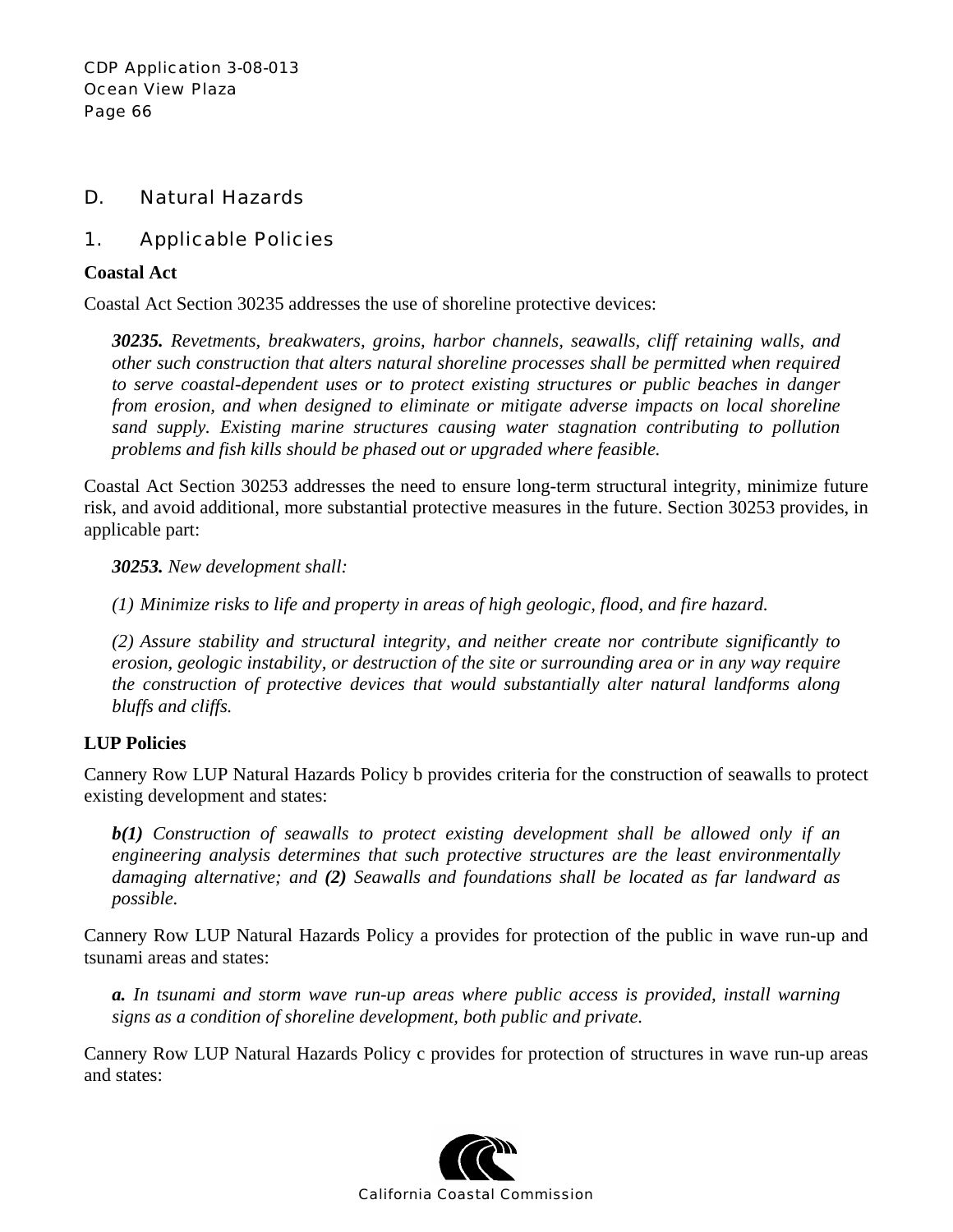## D. Natural Hazards

### 1. Applicable Policies

**Coastal Act**

Coastal Act Section 30235 addresses the use of shoreline protective devices:

> ***30235.*** *Revetments, breakwaters, groins, harbor channels, seawalls, cliff retaining walls, and other such construction that alters natural shoreline processes shall be permitted when required to serve coastal-dependent uses or to protect existing structures or public beaches in danger from erosion, and when designed to eliminate or mitigate adverse impacts on local shoreline sand supply. Existing marine structures causing water stagnation contributing to pollution problems and fish kills should be phased out or upgraded where feasible.*

Coastal Act Section 30253 addresses the need to ensure long-term structural integrity, minimize future risk, and avoid additional, more substantial protective measures in the future. Section 30253 provides, in applicable part:

> ***30253.*** *New development shall:*
>
> *(1) Minimize risks to life and property in areas of high geologic, flood, and fire hazard.*
>
> *(2) Assure stability and structural integrity, and neither create nor contribute significantly to erosion, geologic instability, or destruction of the site or surrounding area or in any way require the construction of protective devices that would substantially alter natural landforms along bluffs and cliffs.*

**LUP Policies**

Cannery Row LUP Natural Hazards Policy b provides criteria for the construction of seawalls to protect existing development and states:

> ***b(1)*** *Construction of seawalls to protect existing development shall be allowed only if an engineering analysis determines that such protective structures are the least environmentally damaging alternative; and* ***(2)*** *Seawalls and foundations shall be located as far landward as possible.*

Cannery Row LUP Natural Hazards Policy a provides for protection of the public in wave run-up and tsunami areas and states:

> ***a.*** *In tsunami and storm wave run-up areas where public access is provided, install warning signs as a condition of shoreline development, both public and private.*

Cannery Row LUP Natural Hazards Policy c provides for protection of structures in wave run-up areas and states: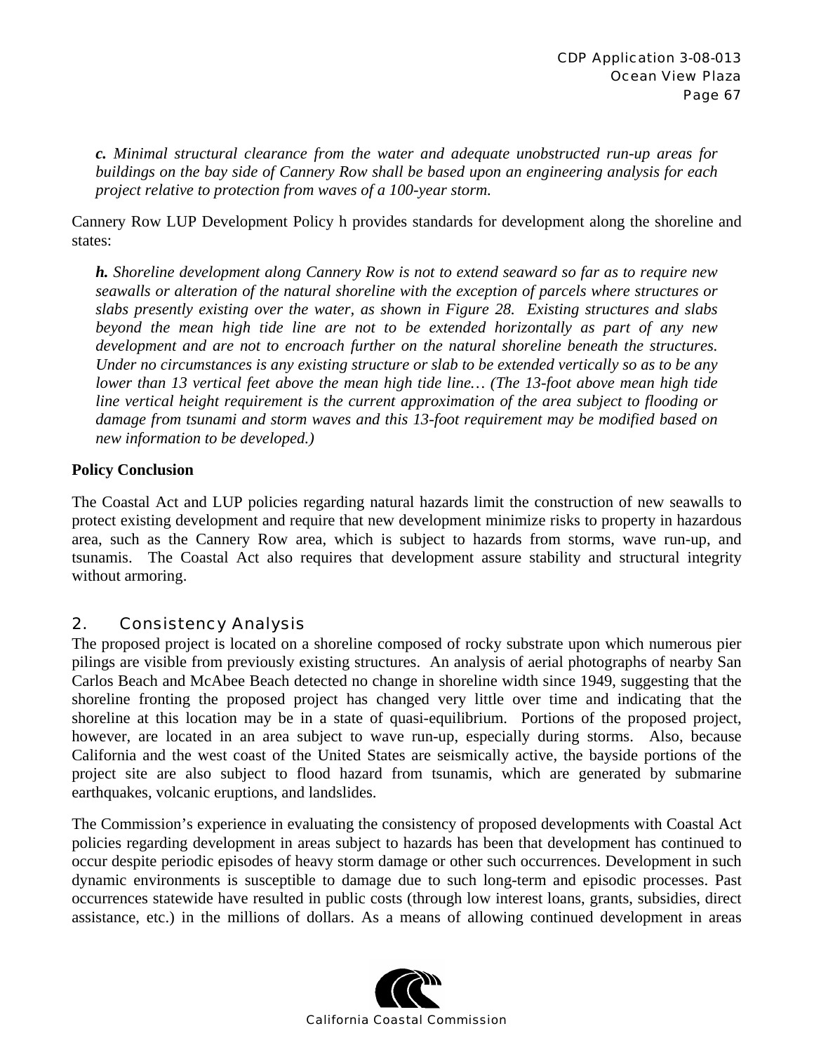*c. Minimal structural clearance from the water and adequate unobstructed run-up areas for buildings on the bay side of Cannery Row shall be based upon an engineering analysis for each project relative to protection from waves of a 100-year storm.*

Cannery Row LUP Development Policy h provides standards for development along the shoreline and states:

***h.** Shoreline development along Cannery Row is not to extend seaward so far as to require new seawalls or alteration of the natural shoreline with the exception of parcels where structures or slabs presently existing over the water, as shown in Figure 28. Existing structures and slabs beyond the mean high tide line are not to be extended horizontally as part of any new development and are not to encroach further on the natural shoreline beneath the structures. Under no circumstances is any existing structure or slab to be extended vertically so as to be any lower than 13 vertical feet above the mean high tide line… (The 13-foot above mean high tide line vertical height requirement is the current approximation of the area subject to flooding or damage from tsunami and storm waves and this 13-foot requirement may be modified based on new information to be developed.)*

**Policy Conclusion**

The Coastal Act and LUP policies regarding natural hazards limit the construction of new seawalls to protect existing development and require that new development minimize risks to property in hazardous area, such as the Cannery Row area, which is subject to hazards from storms, wave run-up, and tsunamis. The Coastal Act also requires that development assure stability and structural integrity without armoring.

## 2. Consistency Analysis

The proposed project is located on a shoreline composed of rocky substrate upon which numerous pier pilings are visible from previously existing structures. An analysis of aerial photographs of nearby San Carlos Beach and McAbee Beach detected no change in shoreline width since 1949, suggesting that the shoreline fronting the proposed project has changed very little over time and indicating that the shoreline at this location may be in a state of quasi-equilibrium. Portions of the proposed project, however, are located in an area subject to wave run-up, especially during storms. Also, because California and the west coast of the United States are seismically active, the bayside portions of the project site are also subject to flood hazard from tsunamis, which are generated by submarine earthquakes, volcanic eruptions, and landslides.

The Commission's experience in evaluating the consistency of proposed developments with Coastal Act policies regarding development in areas subject to hazards has been that development has continued to occur despite periodic episodes of heavy storm damage or other such occurrences. Development in such dynamic environments is susceptible to damage due to such long-term and episodic processes. Past occurrences statewide have resulted in public costs (through low interest loans, grants, subsidies, direct assistance, etc.) in the millions of dollars. As a means of allowing continued development in areas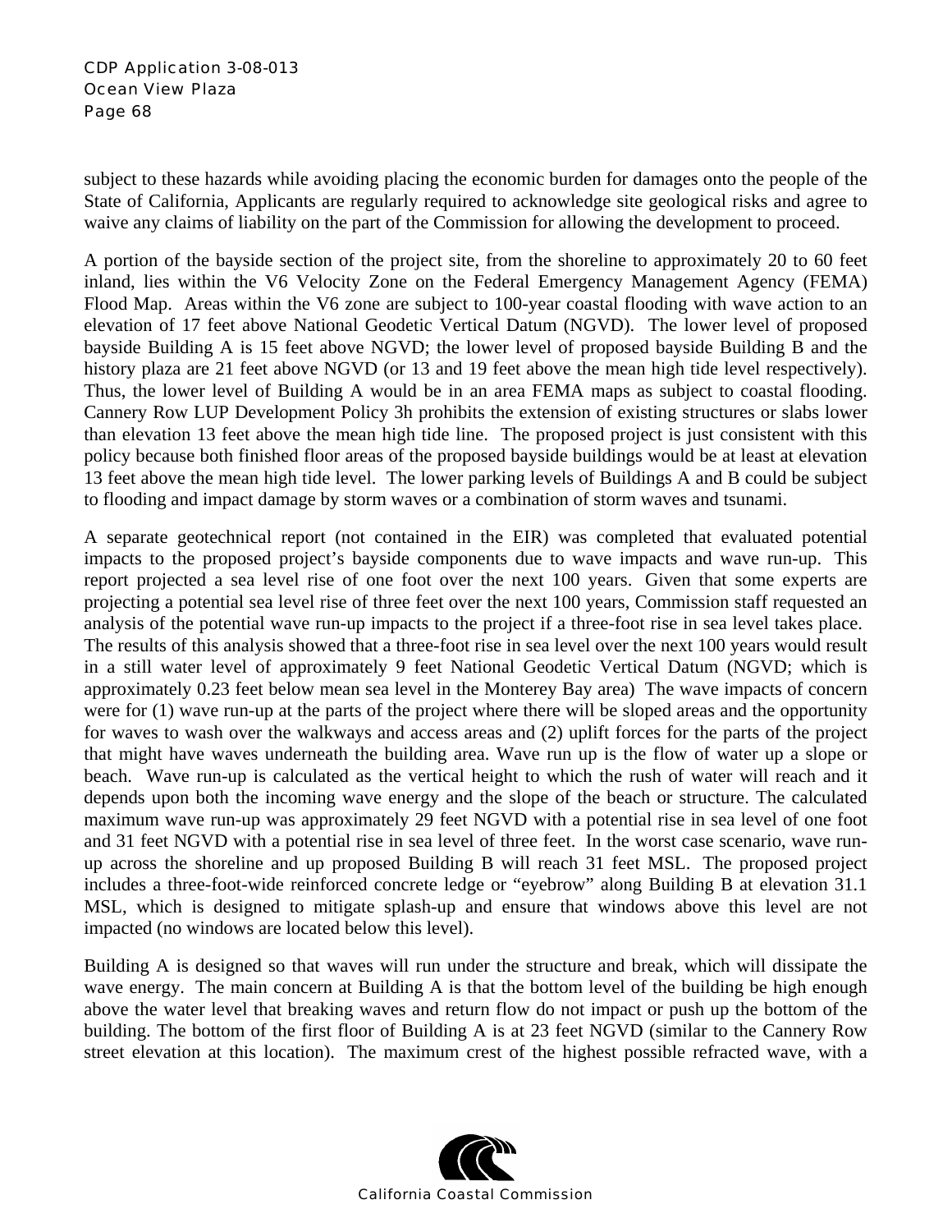subject to these hazards while avoiding placing the economic burden for damages onto the people of the State of California, Applicants are regularly required to acknowledge site geological risks and agree to waive any claims of liability on the part of the Commission for allowing the development to proceed.

A portion of the bayside section of the project site, from the shoreline to approximately 20 to 60 feet inland, lies within the V6 Velocity Zone on the Federal Emergency Management Agency (FEMA) Flood Map. Areas within the V6 zone are subject to 100-year coastal flooding with wave action to an elevation of 17 feet above National Geodetic Vertical Datum (NGVD). The lower level of proposed bayside Building A is 15 feet above NGVD; the lower level of proposed bayside Building B and the history plaza are 21 feet above NGVD (or 13 and 19 feet above the mean high tide level respectively). Thus, the lower level of Building A would be in an area FEMA maps as subject to coastal flooding. Cannery Row LUP Development Policy 3h prohibits the extension of existing structures or slabs lower than elevation 13 feet above the mean high tide line. The proposed project is just consistent with this policy because both finished floor areas of the proposed bayside buildings would be at least at elevation 13 feet above the mean high tide level. The lower parking levels of Buildings A and B could be subject to flooding and impact damage by storm waves or a combination of storm waves and tsunami.

A separate geotechnical report (not contained in the EIR) was completed that evaluated potential impacts to the proposed project's bayside components due to wave impacts and wave run-up. This report projected a sea level rise of one foot over the next 100 years. Given that some experts are projecting a potential sea level rise of three feet over the next 100 years, Commission staff requested an analysis of the potential wave run-up impacts to the project if a three-foot rise in sea level takes place. The results of this analysis showed that a three-foot rise in sea level over the next 100 years would result in a still water level of approximately 9 feet National Geodetic Vertical Datum (NGVD; which is approximately 0.23 feet below mean sea level in the Monterey Bay area) The wave impacts of concern were for (1) wave run-up at the parts of the project where there will be sloped areas and the opportunity for waves to wash over the walkways and access areas and (2) uplift forces for the parts of the project that might have waves underneath the building area. Wave run up is the flow of water up a slope or beach. Wave run-up is calculated as the vertical height to which the rush of water will reach and it depends upon both the incoming wave energy and the slope of the beach or structure. The calculated maximum wave run-up was approximately 29 feet NGVD with a potential rise in sea level of one foot and 31 feet NGVD with a potential rise in sea level of three feet. In the worst case scenario, wave run-up across the shoreline and up proposed Building B will reach 31 feet MSL. The proposed project includes a three-foot-wide reinforced concrete ledge or "eyebrow" along Building B at elevation 31.1 MSL, which is designed to mitigate splash-up and ensure that windows above this level are not impacted (no windows are located below this level).

Building A is designed so that waves will run under the structure and break, which will dissipate the wave energy. The main concern at Building A is that the bottom level of the building be high enough above the water level that breaking waves and return flow do not impact or push up the bottom of the building. The bottom of the first floor of Building A is at 23 feet NGVD (similar to the Cannery Row street elevation at this location). The maximum crest of the highest possible refracted wave, with a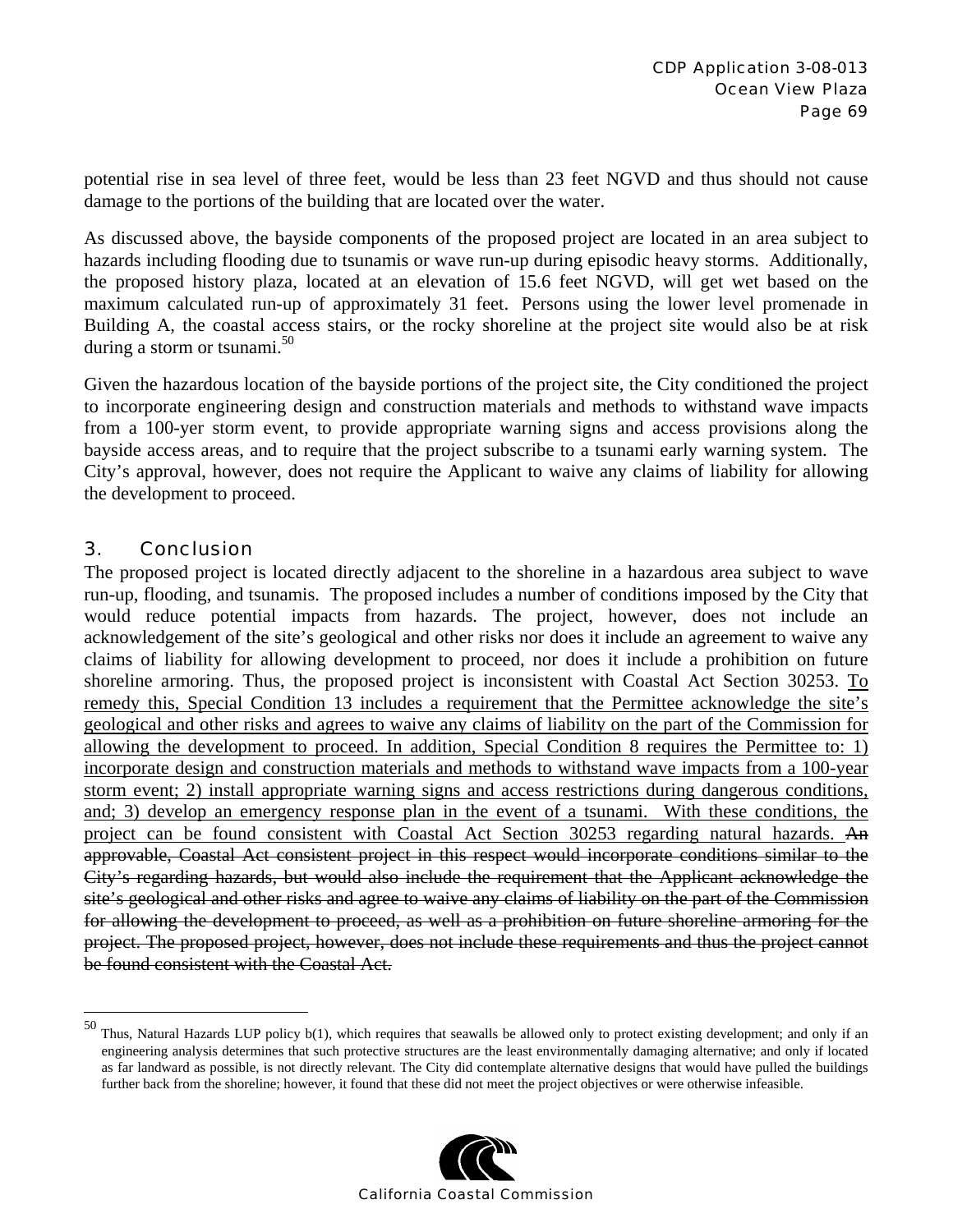potential rise in sea level of three feet, would be less than 23 feet NGVD and thus should not cause damage to the portions of the building that are located over the water.

As discussed above, the bayside components of the proposed project are located in an area subject to hazards including flooding due to tsunamis or wave run-up during episodic heavy storms. Additionally, the proposed history plaza, located at an elevation of 15.6 feet NGVD, will get wet based on the maximum calculated run-up of approximately 31 feet. Persons using the lower level promenade in Building A, the coastal access stairs, or the rocky shoreline at the project site would also be at risk during a storm or tsunami.[50]

Given the hazardous location of the bayside portions of the project site, the City conditioned the project to incorporate engineering design and construction materials and methods to withstand wave impacts from a 100-yer storm event, to provide appropriate warning signs and access provisions along the bayside access areas, and to require that the project subscribe to a tsunami early warning system. The City's approval, however, does not require the Applicant to waive any claims of liability for allowing the development to proceed.

## 3. Conclusion

The proposed project is located directly adjacent to the shoreline in a hazardous area subject to wave run-up, flooding, and tsunamis. The proposed includes a number of conditions imposed by the City that would reduce potential impacts from hazards. The project, however, does not include an acknowledgement of the site's geological and other risks nor does it include an agreement to waive any claims of liability for allowing development to proceed, nor does it include a prohibition on future shoreline armoring. Thus, the proposed project is inconsistent with Coastal Act Section 30253. <u>To remedy this, Special Condition 13 includes a requirement that the Permittee acknowledge the site's geological and other risks and agrees to waive any claims of liability on the part of the Commission for allowing the development to proceed. In addition, Special Condition 8 requires the Permittee to: 1) incorporate design and construction materials and methods to withstand wave impacts from a 100-year storm event; 2) install appropriate warning signs and access restrictions during dangerous conditions, and; 3) develop an emergency response plan in the event of a tsunami. With these conditions, the project can be found consistent with Coastal Act Section 30253 regarding natural hazards.</u> ~~An approvable, Coastal Act consistent project in this respect would incorporate conditions similar to the City's regarding hazards, but would also include the requirement that the Applicant acknowledge the site's geological and other risks and agree to waive any claims of liability on the part of the Commission for allowing the development to proceed, as well as a prohibition on future shoreline armoring for the project. The proposed project, however, does not include these requirements and thus the project cannot be found consistent with the Coastal Act.~~

---

[50] Thus, Natural Hazards LUP policy b(1), which requires that seawalls be allowed only to protect existing development; and only if an engineering analysis determines that such protective structures are the least environmentally damaging alternative; and only if located as far landward as possible, is not directly relevant. The City did contemplate alternative designs that would have pulled the buildings further back from the shoreline; however, it found that these did not meet the project objectives or were otherwise infeasible.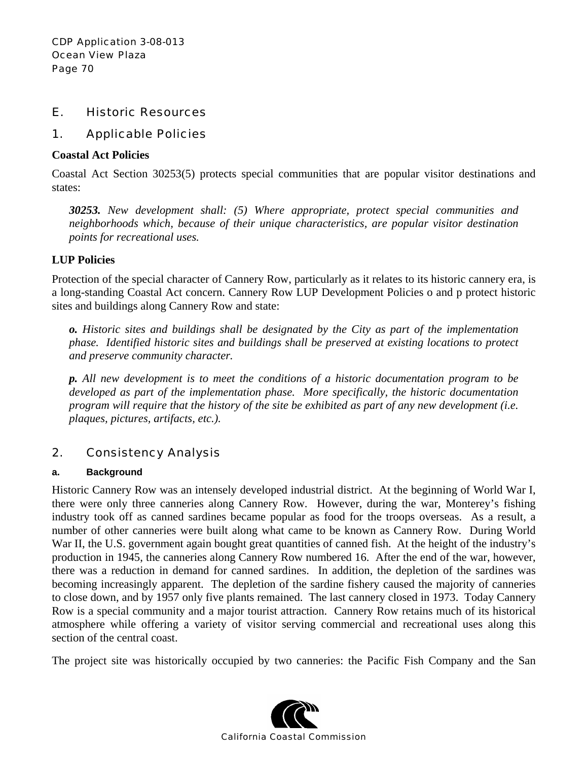## E. Historic Resources

### 1. Applicable Policies

**Coastal Act Policies**

Coastal Act Section 30253(5) protects special communities that are popular visitor destinations and states:

> ***30253.*** *New development shall: (5) Where appropriate, protect special communities and neighborhoods which, because of their unique characteristics, are popular visitor destination points for recreational uses.*

**LUP Policies**

Protection of the special character of Cannery Row, particularly as it relates to its historic cannery era, is a long-standing Coastal Act concern. Cannery Row LUP Development Policies o and p protect historic sites and buildings along Cannery Row and state:

> ***o.*** *Historic sites and buildings shall be designated by the City as part of the implementation phase. Identified historic sites and buildings shall be preserved at existing locations to protect and preserve community character.*
>
> ***p.*** *All new development is to meet the conditions of a historic documentation program to be developed as part of the implementation phase. More specifically, the historic documentation program will require that the history of the site be exhibited as part of any new development (i.e. plaques, pictures, artifacts, etc.).*

### 2. Consistency Analysis

#### a. Background

Historic Cannery Row was an intensely developed industrial district. At the beginning of World War I, there were only three canneries along Cannery Row. However, during the war, Monterey's fishing industry took off as canned sardines became popular as food for the troops overseas. As a result, a number of other canneries were built along what came to be known as Cannery Row. During World War II, the U.S. government again bought great quantities of canned fish. At the height of the industry's production in 1945, the canneries along Cannery Row numbered 16. After the end of the war, however, there was a reduction in demand for canned sardines. In addition, the depletion of the sardines was becoming increasingly apparent. The depletion of the sardine fishery caused the majority of canneries to close down, and by 1957 only five plants remained. The last cannery closed in 1973. Today Cannery Row is a special community and a major tourist attraction. Cannery Row retains much of its historical atmosphere while offering a variety of visitor serving commercial and recreational uses along this section of the central coast.

The project site was historically occupied by two canneries: the Pacific Fish Company and the San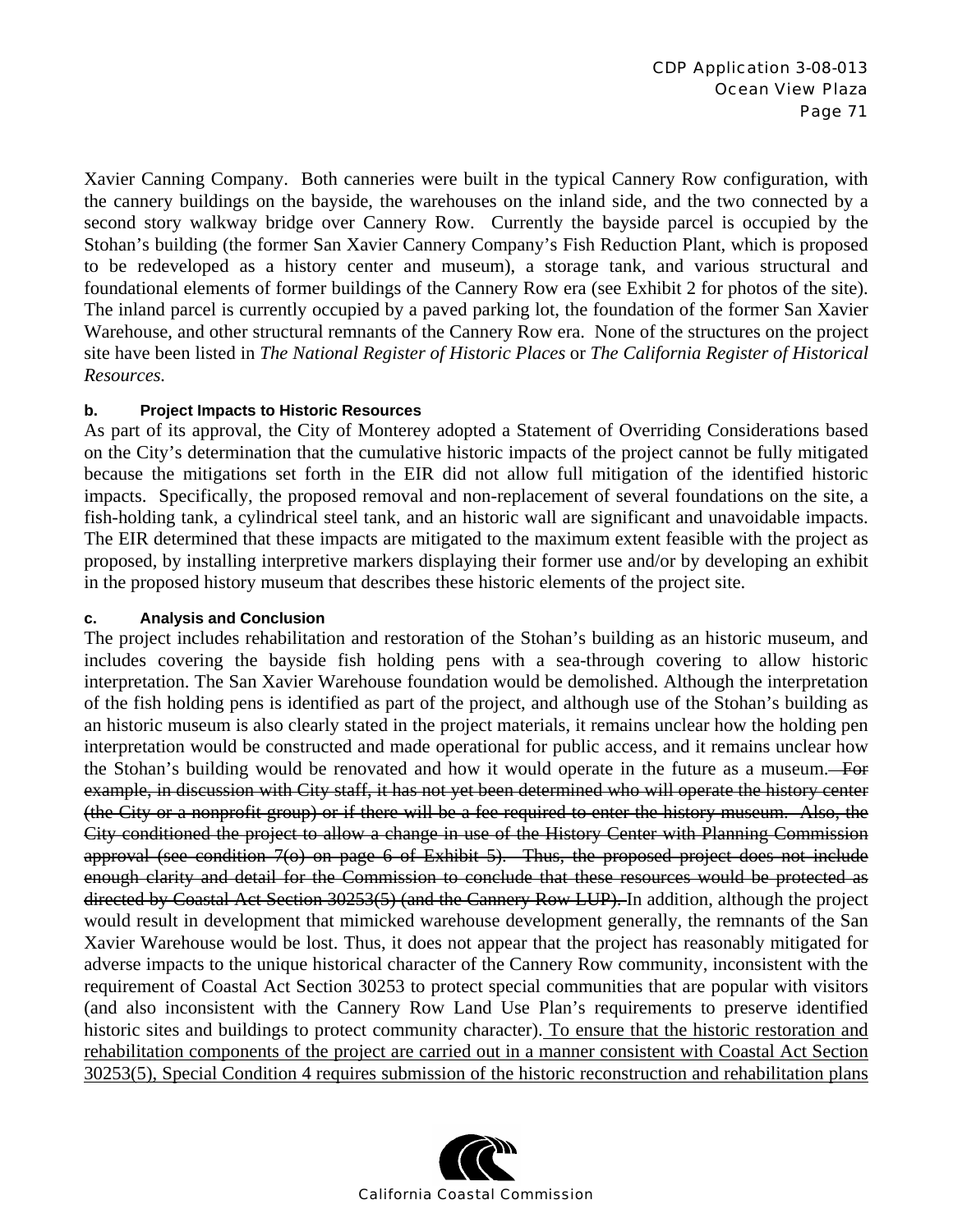Xavier Canning Company. Both canneries were built in the typical Cannery Row configuration, with the cannery buildings on the bayside, the warehouses on the inland side, and the two connected by a second story walkway bridge over Cannery Row. Currently the bayside parcel is occupied by the Stohan's building (the former San Xavier Cannery Company's Fish Reduction Plant, which is proposed to be redeveloped as a history center and museum), a storage tank, and various structural and foundational elements of former buildings of the Cannery Row era (see Exhibit 2 for photos of the site). The inland parcel is currently occupied by a paved parking lot, the foundation of the former San Xavier Warehouse, and other structural remnants of the Cannery Row era. None of the structures on the project site have been listed in *The National Register of Historic Places* or *The California Register of Historical Resources.*

**b. Project Impacts to Historic Resources**

As part of its approval, the City of Monterey adopted a Statement of Overriding Considerations based on the City's determination that the cumulative historic impacts of the project cannot be fully mitigated because the mitigations set forth in the EIR did not allow full mitigation of the identified historic impacts. Specifically, the proposed removal and non-replacement of several foundations on the site, a fish-holding tank, a cylindrical steel tank, and an historic wall are significant and unavoidable impacts. The EIR determined that these impacts are mitigated to the maximum extent feasible with the project as proposed, by installing interpretive markers displaying their former use and/or by developing an exhibit in the proposed history museum that describes these historic elements of the project site.

**c. Analysis and Conclusion**

The project includes rehabilitation and restoration of the Stohan's building as an historic museum, and includes covering the bayside fish holding pens with a sea-through covering to allow historic interpretation. The San Xavier Warehouse foundation would be demolished. Although the interpretation of the fish holding pens is identified as part of the project, and although use of the Stohan's building as an historic museum is also clearly stated in the project materials, it remains unclear how the holding pen interpretation would be constructed and made operational for public access, and it remains unclear how the Stohan's building would be renovated and how it would operate in the future as a museum.~~ For example, in discussion with City staff, it has not yet been determined who will operate the history center (the City or a nonprofit group) or if there will be a fee required to enter the history museum. Also, the City conditioned the project to allow a change in use of the History Center with Planning Commission approval (see condition 7(o) on page 6 of Exhibit 5). Thus, the proposed project does not include enough clarity and detail for the Commission to conclude that these resources would be protected as directed by Coastal Act Section 30253(5) (and the Cannery Row LUP).~~ In addition, although the project would result in development that mimicked warehouse development generally, the remnants of the San Xavier Warehouse would be lost. Thus, it does not appear that the project has reasonably mitigated for adverse impacts to the unique historical character of the Cannery Row community, inconsistent with the requirement of Coastal Act Section 30253 to protect special communities that are popular with visitors (and also inconsistent with the Cannery Row Land Use Plan's requirements to preserve identified historic sites and buildings to protect community character). <u>To ensure that the historic restoration and rehabilitation components of the project are carried out in a manner consistent with Coastal Act Section 30253(5), Special Condition 4 requires submission of the historic reconstruction and rehabilitation plans</u>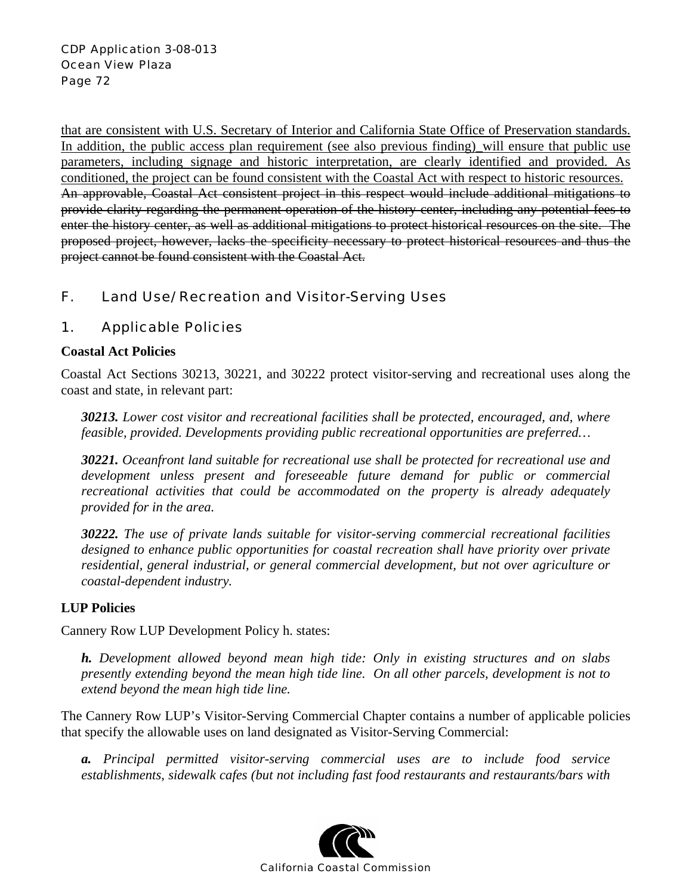<u>that are consistent with U.S. Secretary of Interior and California State Office of Preservation standards. In addition, the public access plan requirement (see also previous finding) will ensure that public use parameters, including signage and historic interpretation, are clearly identified and provided. As conditioned, the project can be found consistent with the Coastal Act with respect to historic resources.</u>
~~An approvable, Coastal Act consistent project in this respect would include additional mitigations to provide clarity regarding the permanent operation of the history center, including any potential fees to enter the history center, as well as additional mitigations to protect historical resources on the site. The proposed project, however, lacks the specificity necessary to protect historical resources and thus the project cannot be found consistent with the Coastal Act.~~

## F. Land Use/Recreation and Visitor-Serving Uses

### 1. Applicable Policies

**Coastal Act Policies**

Coastal Act Sections 30213, 30221, and 30222 protect visitor-serving and recreational uses along the coast and state, in relevant part:

> ***30213.*** *Lower cost visitor and recreational facilities shall be protected, encouraged, and, where feasible, provided. Developments providing public recreational opportunities are preferred…*
>
> ***30221.*** *Oceanfront land suitable for recreational use shall be protected for recreational use and development unless present and foreseeable future demand for public or commercial recreational activities that could be accommodated on the property is already adequately provided for in the area.*
>
> ***30222.*** *The use of private lands suitable for visitor-serving commercial recreational facilities designed to enhance public opportunities for coastal recreation shall have priority over private residential, general industrial, or general commercial development, but not over agriculture or coastal-dependent industry.*

**LUP Policies**

Cannery Row LUP Development Policy h. states:

> ***h.*** *Development allowed beyond mean high tide: Only in existing structures and on slabs presently extending beyond the mean high tide line. On all other parcels, development is not to extend beyond the mean high tide line.*

The Cannery Row LUP's Visitor-Serving Commercial Chapter contains a number of applicable policies that specify the allowable uses on land designated as Visitor-Serving Commercial:

> ***a.*** *Principal permitted visitor-serving commercial uses are to include food service establishments, sidewalk cafes (but not including fast food restaurants and restaurants/bars with*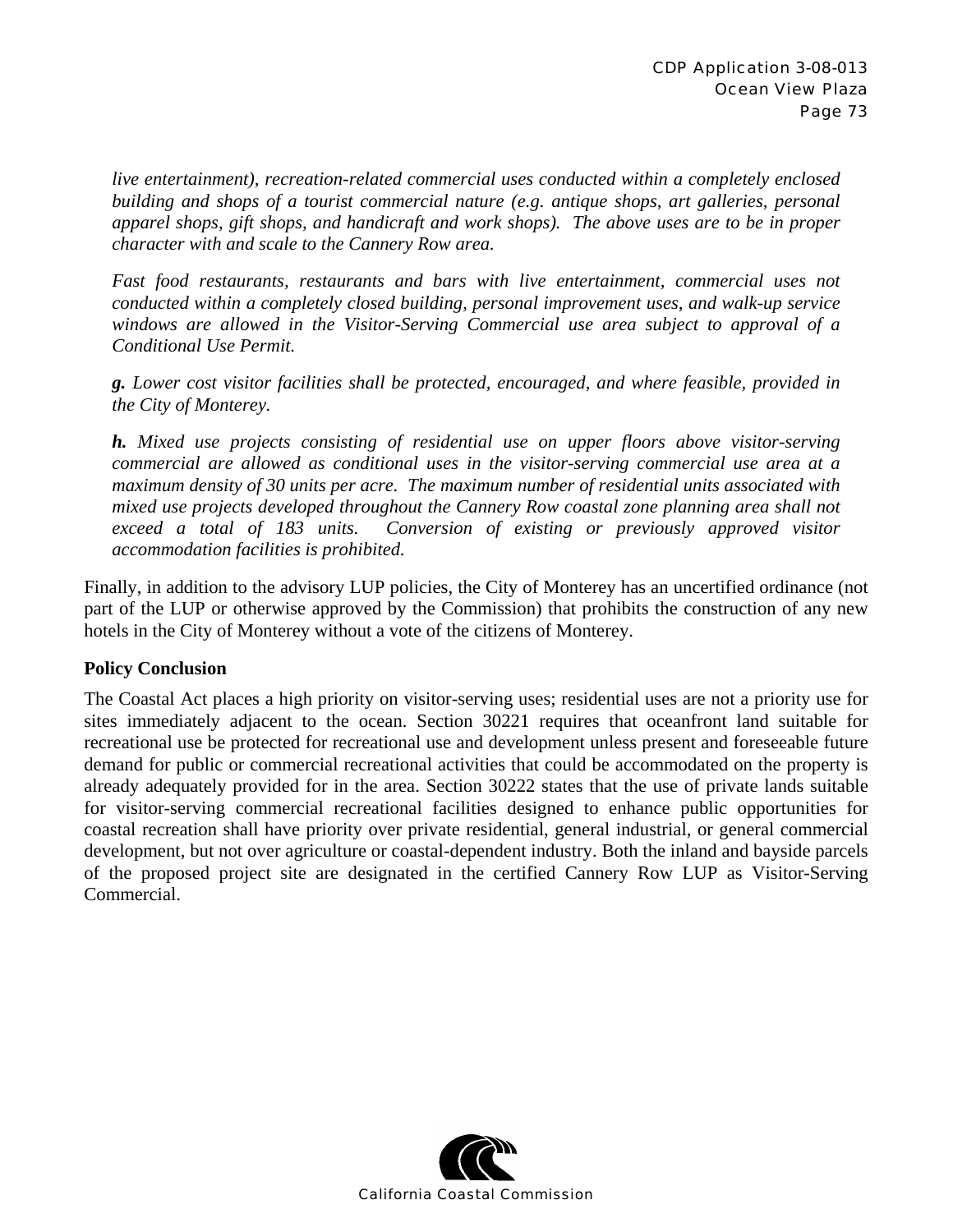*live entertainment), recreation-related commercial uses conducted within a completely enclosed building and shops of a tourist commercial nature (e.g. antique shops, art galleries, personal apparel shops, gift shops, and handicraft and work shops). The above uses are to be in proper character with and scale to the Cannery Row area.*

*Fast food restaurants, restaurants and bars with live entertainment, commercial uses not conducted within a completely closed building, personal improvement uses, and walk-up service windows are allowed in the Visitor-Serving Commercial use area subject to approval of a Conditional Use Permit.*

***g.** Lower cost visitor facilities shall be protected, encouraged, and where feasible, provided in the City of Monterey.*

***h.** Mixed use projects consisting of residential use on upper floors above visitor-serving commercial are allowed as conditional uses in the visitor-serving commercial use area at a maximum density of 30 units per acre. The maximum number of residential units associated with mixed use projects developed throughout the Cannery Row coastal zone planning area shall not exceed a total of 183 units. Conversion of existing or previously approved visitor accommodation facilities is prohibited.*

Finally, in addition to the advisory LUP policies, the City of Monterey has an uncertified ordinance (not part of the LUP or otherwise approved by the Commission) that prohibits the construction of any new hotels in the City of Monterey without a vote of the citizens of Monterey.

**Policy Conclusion**

The Coastal Act places a high priority on visitor-serving uses; residential uses are not a priority use for sites immediately adjacent to the ocean. Section 30221 requires that oceanfront land suitable for recreational use be protected for recreational use and development unless present and foreseeable future demand for public or commercial recreational activities that could be accommodated on the property is already adequately provided for in the area. Section 30222 states that the use of private lands suitable for visitor-serving commercial recreational facilities designed to enhance public opportunities for coastal recreation shall have priority over private residential, general industrial, or general commercial development, but not over agriculture or coastal-dependent industry. Both the inland and bayside parcels of the proposed project site are designated in the certified Cannery Row LUP as Visitor-Serving Commercial.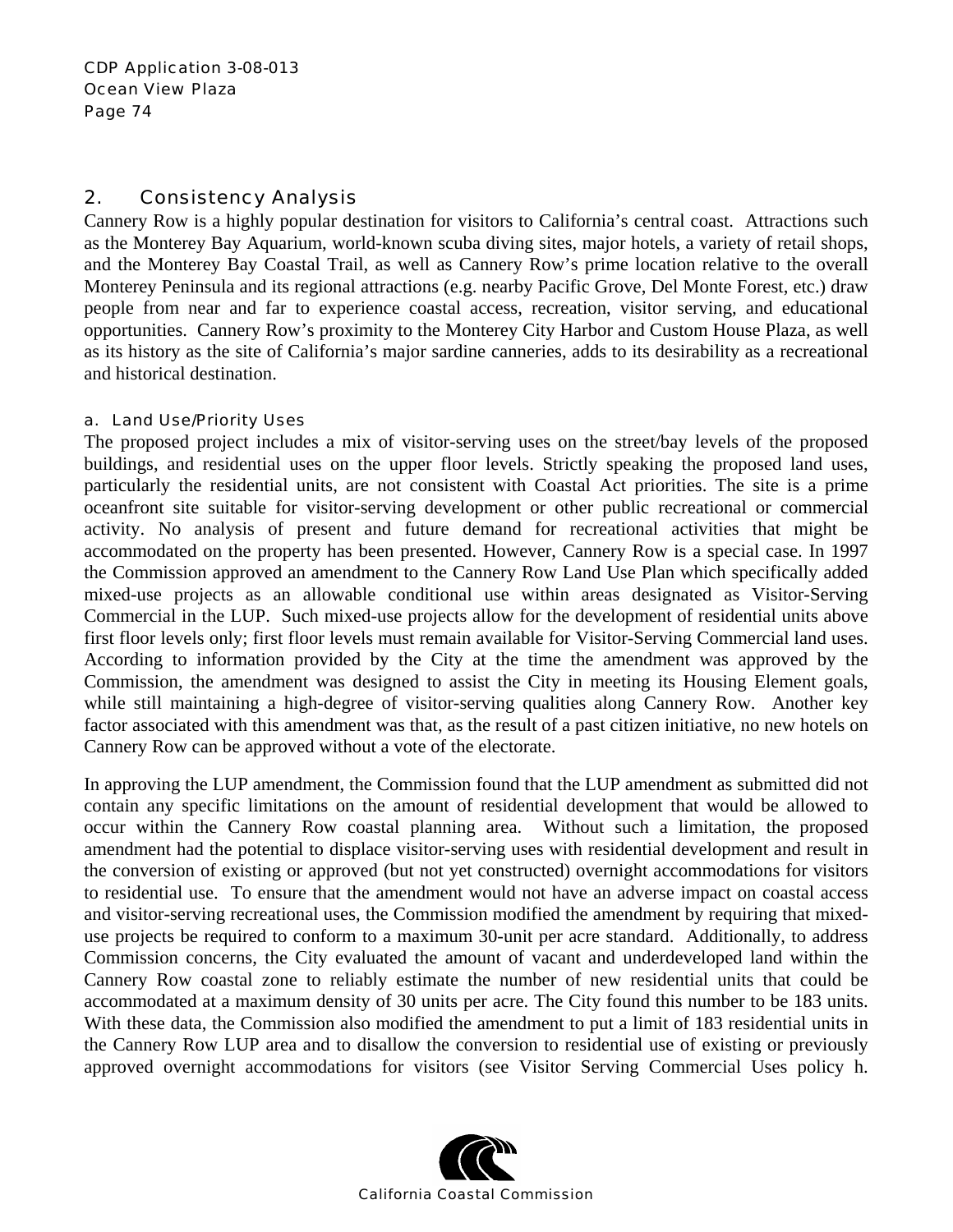## 2. Consistency Analysis

Cannery Row is a highly popular destination for visitors to California's central coast. Attractions such as the Monterey Bay Aquarium, world-known scuba diving sites, major hotels, a variety of retail shops, and the Monterey Bay Coastal Trail, as well as Cannery Row's prime location relative to the overall Monterey Peninsula and its regional attractions (e.g. nearby Pacific Grove, Del Monte Forest, etc.) draw people from near and far to experience coastal access, recreation, visitor serving, and educational opportunities. Cannery Row's proximity to the Monterey City Harbor and Custom House Plaza, as well as its history as the site of California's major sardine canneries, adds to its desirability as a recreational and historical destination.

### a. Land Use/Priority Uses

The proposed project includes a mix of visitor-serving uses on the street/bay levels of the proposed buildings, and residential uses on the upper floor levels. Strictly speaking the proposed land uses, particularly the residential units, are not consistent with Coastal Act priorities. The site is a prime oceanfront site suitable for visitor-serving development or other public recreational or commercial activity. No analysis of present and future demand for recreational activities that might be accommodated on the property has been presented. However, Cannery Row is a special case. In 1997 the Commission approved an amendment to the Cannery Row Land Use Plan which specifically added mixed-use projects as an allowable conditional use within areas designated as Visitor-Serving Commercial in the LUP. Such mixed-use projects allow for the development of residential units above first floor levels only; first floor levels must remain available for Visitor-Serving Commercial land uses. According to information provided by the City at the time the amendment was approved by the Commission, the amendment was designed to assist the City in meeting its Housing Element goals, while still maintaining a high-degree of visitor-serving qualities along Cannery Row. Another key factor associated with this amendment was that, as the result of a past citizen initiative, no new hotels on Cannery Row can be approved without a vote of the electorate.

In approving the LUP amendment, the Commission found that the LUP amendment as submitted did not contain any specific limitations on the amount of residential development that would be allowed to occur within the Cannery Row coastal planning area. Without such a limitation, the proposed amendment had the potential to displace visitor-serving uses with residential development and result in the conversion of existing or approved (but not yet constructed) overnight accommodations for visitors to residential use. To ensure that the amendment would not have an adverse impact on coastal access and visitor-serving recreational uses, the Commission modified the amendment by requiring that mixed-use projects be required to conform to a maximum 30-unit per acre standard. Additionally, to address Commission concerns, the City evaluated the amount of vacant and underdeveloped land within the Cannery Row coastal zone to reliably estimate the number of new residential units that could be accommodated at a maximum density of 30 units per acre. The City found this number to be 183 units. With these data, the Commission also modified the amendment to put a limit of 183 residential units in the Cannery Row LUP area and to disallow the conversion to residential use of existing or previously approved overnight accommodations for visitors (see Visitor Serving Commercial Uses policy h.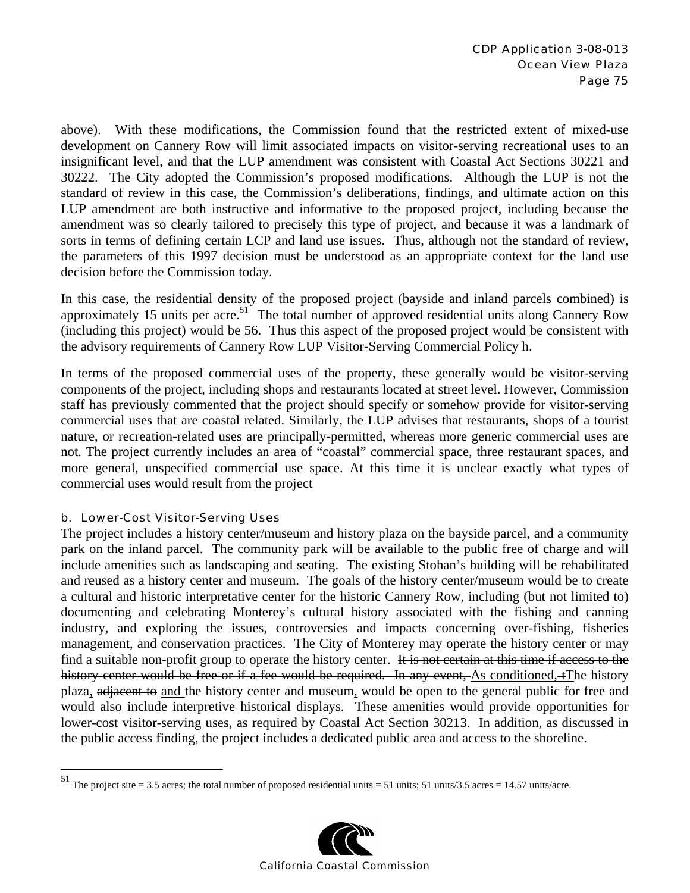above). With these modifications, the Commission found that the restricted extent of mixed-use development on Cannery Row will limit associated impacts on visitor-serving recreational uses to an insignificant level, and that the LUP amendment was consistent with Coastal Act Sections 30221 and 30222. The City adopted the Commission's proposed modifications. Although the LUP is not the standard of review in this case, the Commission's deliberations, findings, and ultimate action on this LUP amendment are both instructive and informative to the proposed project, including because the amendment was so clearly tailored to precisely this type of project, and because it was a landmark of sorts in terms of defining certain LCP and land use issues. Thus, although not the standard of review, the parameters of this 1997 decision must be understood as an appropriate context for the land use decision before the Commission today.

In this case, the residential density of the proposed project (bayside and inland parcels combined) is approximately 15 units per acre.[51] The total number of approved residential units along Cannery Row (including this project) would be 56. Thus this aspect of the proposed project would be consistent with the advisory requirements of Cannery Row LUP Visitor-Serving Commercial Policy h.

In terms of the proposed commercial uses of the property, these generally would be visitor-serving components of the project, including shops and restaurants located at street level. However, Commission staff has previously commented that the project should specify or somehow provide for visitor-serving commercial uses that are coastal related. Similarly, the LUP advises that restaurants, shops of a tourist nature, or recreation-related uses are principally-permitted, whereas more generic commercial uses are not. The project currently includes an area of "coastal" commercial space, three restaurant spaces, and more general, unspecified commercial use space. At this time it is unclear exactly what types of commercial uses would result from the project

### b. Lower-Cost Visitor-Serving Uses

The project includes a history center/museum and history plaza on the bayside parcel, and a community park on the inland parcel. The community park will be available to the public free of charge and will include amenities such as landscaping and seating. The existing Stohan's building will be rehabilitated and reused as a history center and museum. The goals of the history center/museum would be to create a cultural and historic interpretative center for the historic Cannery Row, including (but not limited to) documenting and celebrating Monterey's cultural history associated with the fishing and canning industry, and exploring the issues, controversies and impacts concerning over-fishing, fisheries management, and conservation practices. The City of Monterey may operate the history center or may find a suitable non-profit group to operate the history center. ~~It is not certain at this time if access to the history center would be free or if a fee would be required. In any event, ~~As conditioned, ~~t~~The history plaza, ~~adjacent to~~ and the history center and museum, would be open to the general public for free and would also include interpretive historical displays. These amenities would provide opportunities for lower-cost visitor-serving uses, as required by Coastal Act Section 30213. In addition, as discussed in the public access finding, the project includes a dedicated public area and access to the shoreline.

---

[51] The project site = 3.5 acres; the total number of proposed residential units = 51 units; 51 units/3.5 acres = 14.57 units/acre.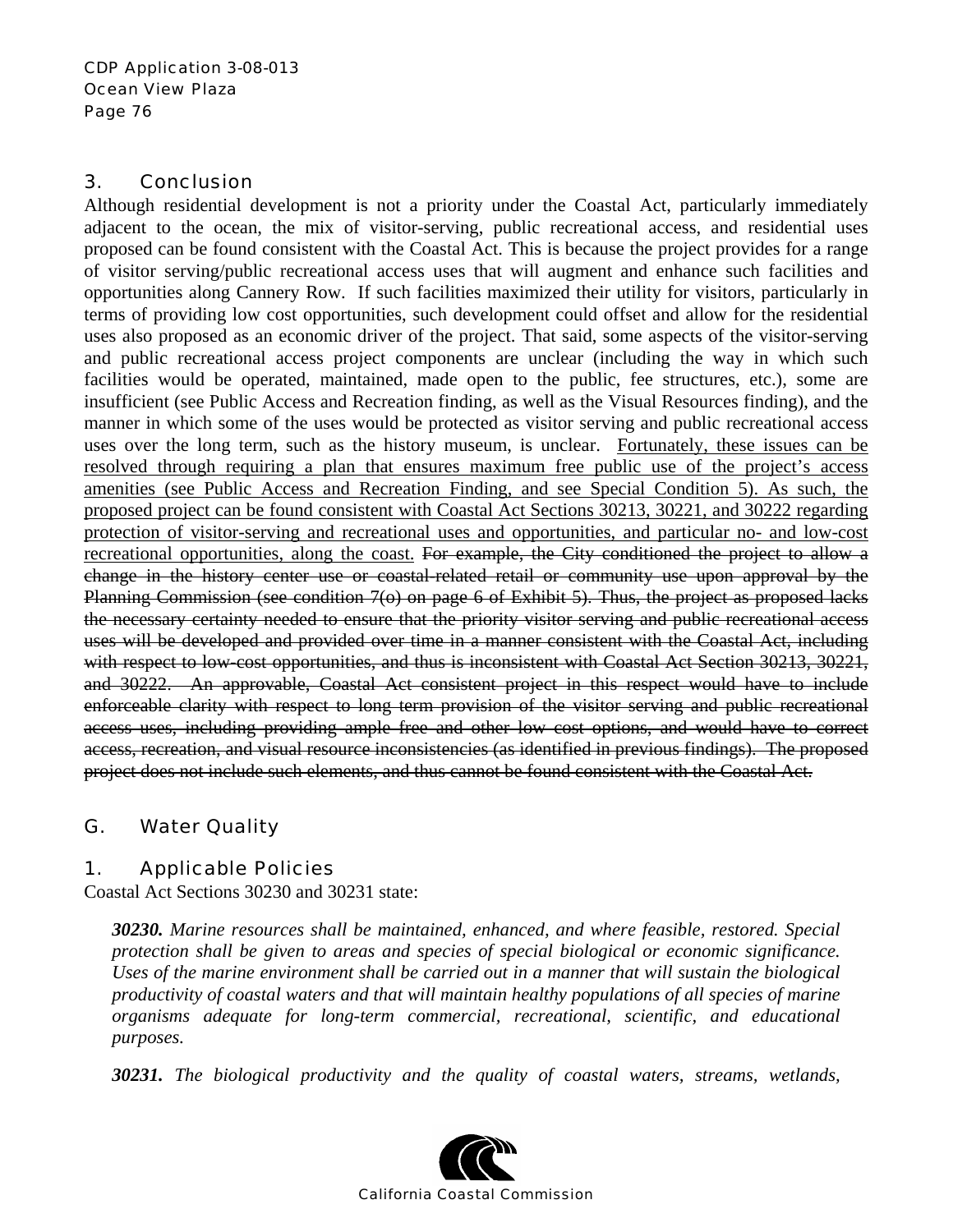### 3. Conclusion

Although residential development is not a priority under the Coastal Act, particularly immediately adjacent to the ocean, the mix of visitor-serving, public recreational access, and residential uses proposed can be found consistent with the Coastal Act. This is because the project provides for a range of visitor serving/public recreational access uses that will augment and enhance such facilities and opportunities along Cannery Row. If such facilities maximized their utility for visitors, particularly in terms of providing low cost opportunities, such development could offset and allow for the residential uses also proposed as an economic driver of the project. That said, some aspects of the visitor-serving and public recreational access project components are unclear (including the way in which such facilities would be operated, maintained, made open to the public, fee structures, etc.), some are insufficient (see Public Access and Recreation finding, as well as the Visual Resources finding), and the manner in which some of the uses would be protected as visitor serving and public recreational access uses over the long term, such as the history museum, is unclear. <u>Fortunately, these issues can be resolved through requiring a plan that ensures maximum free public use of the project's access amenities (see Public Access and Recreation Finding, and see Special Condition 5). As such, the proposed project can be found consistent with Coastal Act Sections 30213, 30221, and 30222 regarding protection of visitor-serving and recreational uses and opportunities, and particular no- and low-cost recreational opportunities, along the coast.</u> ~~For example, the City conditioned the project to allow a change in the history center use or coastal-related retail or community use upon approval by the Planning Commission (see condition 7(o) on page 6 of Exhibit 5). Thus, the project as proposed lacks the necessary certainty needed to ensure that the priority visitor serving and public recreational access uses will be developed and provided over time in a manner consistent with the Coastal Act, including with respect to low-cost opportunities, and thus is inconsistent with Coastal Act Section 30213, 30221, and 30222. An approvable, Coastal Act consistent project in this respect would have to include enforceable clarity with respect to long term provision of the visitor serving and public recreational access uses, including providing ample free and other low cost options, and would have to correct access, recreation, and visual resource inconsistencies (as identified in previous findings). The proposed project does not include such elements, and thus cannot be found consistent with the Coastal Act.~~

## G. Water Quality

### 1. Applicable Policies

Coastal Act Sections 30230 and 30231 state:

> ***30230.*** *Marine resources shall be maintained, enhanced, and where feasible, restored. Special protection shall be given to areas and species of special biological or economic significance. Uses of the marine environment shall be carried out in a manner that will sustain the biological productivity of coastal waters and that will maintain healthy populations of all species of marine organisms adequate for long-term commercial, recreational, scientific, and educational purposes.*
>
> ***30231.*** *The biological productivity and the quality of coastal waters, streams, wetlands,*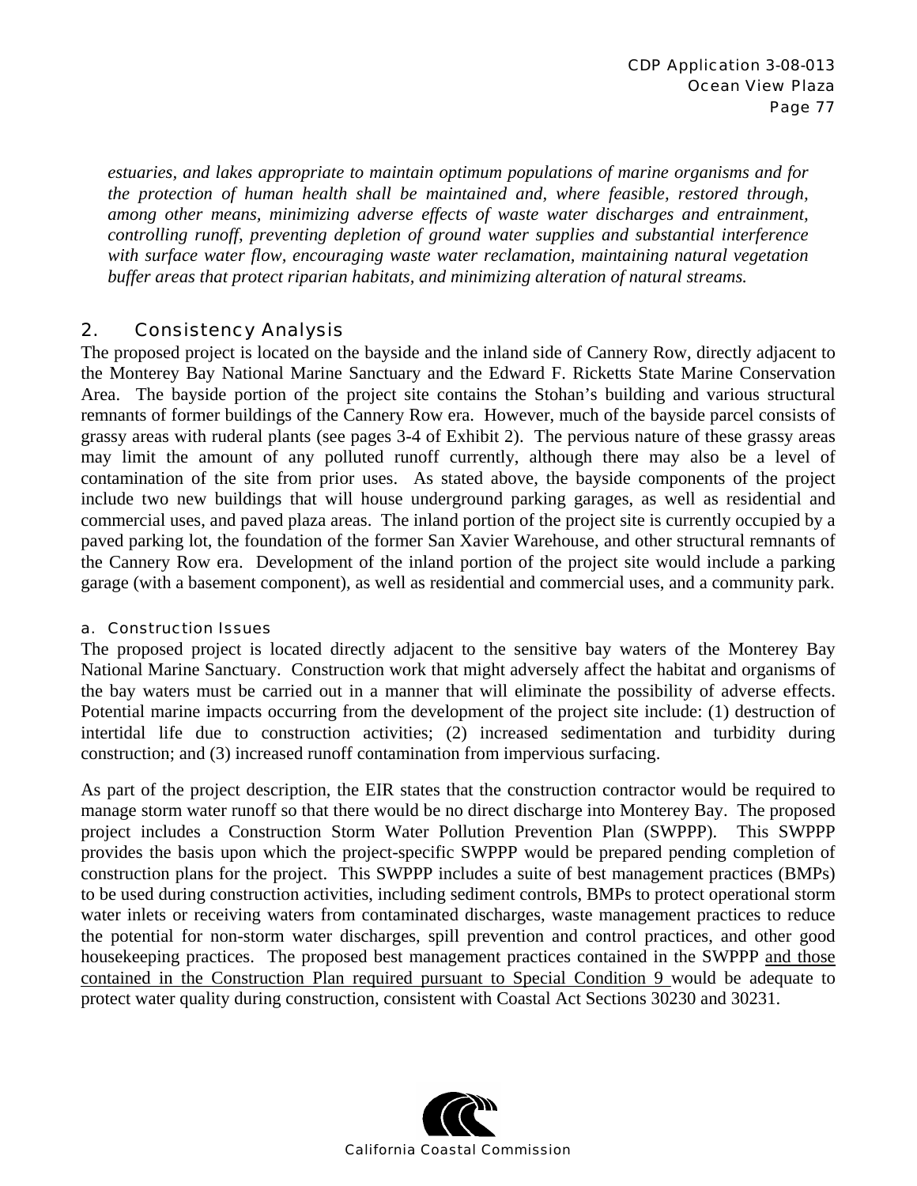*estuaries, and lakes appropriate to maintain optimum populations of marine organisms and for the protection of human health shall be maintained and, where feasible, restored through, among other means, minimizing adverse effects of waste water discharges and entrainment, controlling runoff, preventing depletion of ground water supplies and substantial interference with surface water flow, encouraging waste water reclamation, maintaining natural vegetation buffer areas that protect riparian habitats, and minimizing alteration of natural streams.*

## 2. Consistency Analysis

The proposed project is located on the bayside and the inland side of Cannery Row, directly adjacent to the Monterey Bay National Marine Sanctuary and the Edward F. Ricketts State Marine Conservation Area. The bayside portion of the project site contains the Stohan's building and various structural remnants of former buildings of the Cannery Row era. However, much of the bayside parcel consists of grassy areas with ruderal plants (see pages 3-4 of Exhibit 2). The pervious nature of these grassy areas may limit the amount of any polluted runoff currently, although there may also be a level of contamination of the site from prior uses. As stated above, the bayside components of the project include two new buildings that will house underground parking garages, as well as residential and commercial uses, and paved plaza areas. The inland portion of the project site is currently occupied by a paved parking lot, the foundation of the former San Xavier Warehouse, and other structural remnants of the Cannery Row era. Development of the inland portion of the project site would include a parking garage (with a basement component), as well as residential and commercial uses, and a community park.

### a. Construction Issues

The proposed project is located directly adjacent to the sensitive bay waters of the Monterey Bay National Marine Sanctuary. Construction work that might adversely affect the habitat and organisms of the bay waters must be carried out in a manner that will eliminate the possibility of adverse effects. Potential marine impacts occurring from the development of the project site include: (1) destruction of intertidal life due to construction activities; (2) increased sedimentation and turbidity during construction; and (3) increased runoff contamination from impervious surfacing.

As part of the project description, the EIR states that the construction contractor would be required to manage storm water runoff so that there would be no direct discharge into Monterey Bay. The proposed project includes a Construction Storm Water Pollution Prevention Plan (SWPPP). This SWPPP provides the basis upon which the project-specific SWPPP would be prepared pending completion of construction plans for the project. This SWPPP includes a suite of best management practices (BMPs) to be used during construction activities, including sediment controls, BMPs to protect operational storm water inlets or receiving waters from contaminated discharges, waste management practices to reduce the potential for non-storm water discharges, spill prevention and control practices, and other good housekeeping practices. The proposed best management practices contained in the SWPPP <u>and those contained in the Construction Plan required pursuant to Special Condition 9</u> would be adequate to protect water quality during construction, consistent with Coastal Act Sections 30230 and 30231.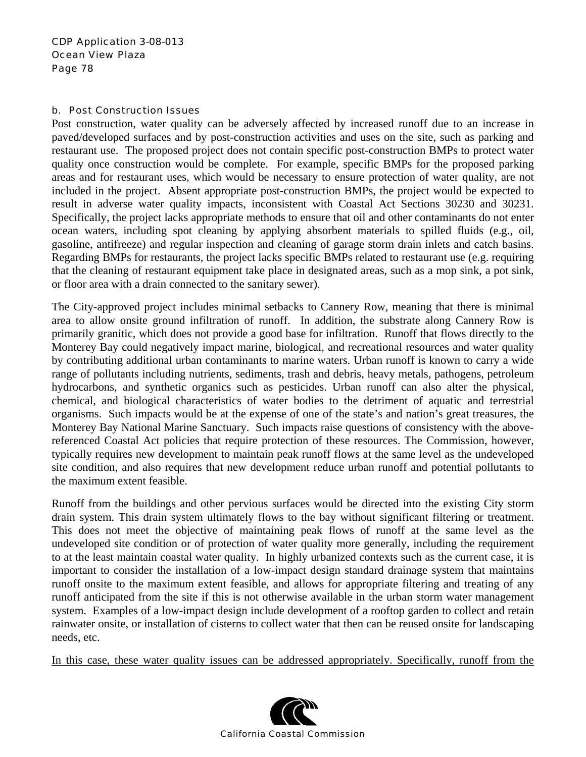### b. Post Construction Issues

Post construction, water quality can be adversely affected by increased runoff due to an increase in paved/developed surfaces and by post-construction activities and uses on the site, such as parking and restaurant use. The proposed project does not contain specific post-construction BMPs to protect water quality once construction would be complete. For example, specific BMPs for the proposed parking areas and for restaurant uses, which would be necessary to ensure protection of water quality, are not included in the project. Absent appropriate post-construction BMPs, the project would be expected to result in adverse water quality impacts, inconsistent with Coastal Act Sections 30230 and 30231. Specifically, the project lacks appropriate methods to ensure that oil and other contaminants do not enter ocean waters, including spot cleaning by applying absorbent materials to spilled fluids (e.g., oil, gasoline, antifreeze) and regular inspection and cleaning of garage storm drain inlets and catch basins. Regarding BMPs for restaurants, the project lacks specific BMPs related to restaurant use (e.g. requiring that the cleaning of restaurant equipment take place in designated areas, such as a mop sink, a pot sink, or floor area with a drain connected to the sanitary sewer).

The City-approved project includes minimal setbacks to Cannery Row, meaning that there is minimal area to allow onsite ground infiltration of runoff. In addition, the substrate along Cannery Row is primarily granitic, which does not provide a good base for infiltration. Runoff that flows directly to the Monterey Bay could negatively impact marine, biological, and recreational resources and water quality by contributing additional urban contaminants to marine waters. Urban runoff is known to carry a wide range of pollutants including nutrients, sediments, trash and debris, heavy metals, pathogens, petroleum hydrocarbons, and synthetic organics such as pesticides. Urban runoff can also alter the physical, chemical, and biological characteristics of water bodies to the detriment of aquatic and terrestrial organisms. Such impacts would be at the expense of one of the state's and nation's great treasures, the Monterey Bay National Marine Sanctuary. Such impacts raise questions of consistency with the above-referenced Coastal Act policies that require protection of these resources. The Commission, however, typically requires new development to maintain peak runoff flows at the same level as the undeveloped site condition, and also requires that new development reduce urban runoff and potential pollutants to the maximum extent feasible.

Runoff from the buildings and other pervious surfaces would be directed into the existing City storm drain system. This drain system ultimately flows to the bay without significant filtering or treatment. This does not meet the objective of maintaining peak flows of runoff at the same level as the undeveloped site condition or of protection of water quality more generally, including the requirement to at the least maintain coastal water quality. In highly urbanized contexts such as the current case, it is important to consider the installation of a low-impact design standard drainage system that maintains runoff onsite to the maximum extent feasible, and allows for appropriate filtering and treating of any runoff anticipated from the site if this is not otherwise available in the urban storm water management system. Examples of a low-impact design include development of a rooftop garden to collect and retain rainwater onsite, or installation of cisterns to collect water that then can be reused onsite for landscaping needs, etc.

<u>In this case, these water quality issues can be addressed appropriately. Specifically, runoff from the</u>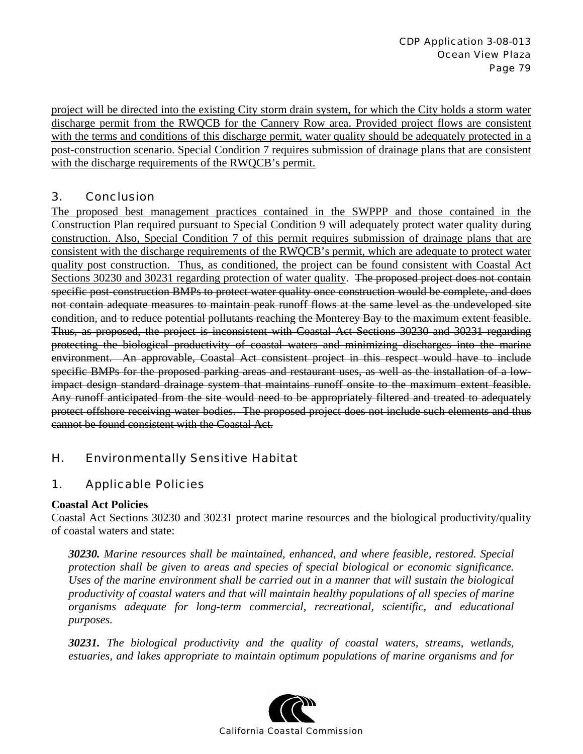project will be directed into the existing City storm drain system, for which the City holds a storm water discharge permit from the RWQCB for the Cannery Row area. Provided project flows are consistent with the terms and conditions of this discharge permit, water quality should be adequately protected in a post-construction scenario. Special Condition 7 requires submission of drainage plans that are consistent with the discharge requirements of the RWQCB's permit.

### 3. Conclusion

The proposed best management practices contained in the SWPPP and those contained in the Construction Plan required pursuant to Special Condition 9 will adequately protect water quality during construction. Also, Special Condition 7 of this permit requires submission of drainage plans that are consistent with the discharge requirements of the RWQCB's permit, which are adequate to protect water quality post construction. Thus, as conditioned, the project can be found consistent with Coastal Act Sections 30230 and 30231 regarding protection of water quality. ~~The proposed project does not contain specific post-construction BMPs to protect water quality once construction would be complete, and does not contain adequate measures to maintain peak runoff flows at the same level as the undeveloped site condition, and to reduce potential pollutants reaching the Monterey Bay to the maximum extent feasible. Thus, as proposed, the project is inconsistent with Coastal Act Sections 30230 and 30231 regarding protecting the biological productivity of coastal waters and minimizing discharges into the marine environment. An approvable, Coastal Act consistent project in this respect would have to include specific BMPs for the proposed parking areas and restaurant uses, as well as the installation of a low-impact design standard drainage system that maintains runoff onsite to the maximum extent feasible. Any runoff anticipated from the site would need to be appropriately filtered and treated to adequately protect offshore receiving water bodies. The proposed project does not include such elements and thus cannot be found consistent with the Coastal Act.~~

## H. Environmentally Sensitive Habitat

### 1. Applicable Policies

**Coastal Act Policies**

Coastal Act Sections 30230 and 30231 protect marine resources and the biological productivity/quality of coastal waters and state:

> ***30230.*** *Marine resources shall be maintained, enhanced, and where feasible, restored. Special protection shall be given to areas and species of special biological or economic significance. Uses of the marine environment shall be carried out in a manner that will sustain the biological productivity of coastal waters and that will maintain healthy populations of all species of marine organisms adequate for long-term commercial, recreational, scientific, and educational purposes.*
>
> ***30231.*** *The biological productivity and the quality of coastal waters, streams, wetlands, estuaries, and lakes appropriate to maintain optimum populations of marine organisms and for*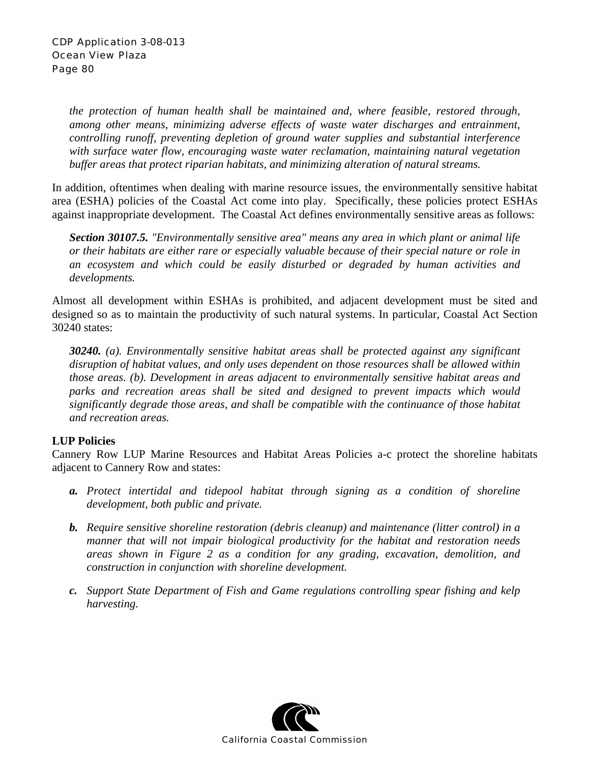*the protection of human health shall be maintained and, where feasible, restored through, among other means, minimizing adverse effects of waste water discharges and entrainment, controlling runoff, preventing depletion of ground water supplies and substantial interference with surface water flow, encouraging waste water reclamation, maintaining natural vegetation buffer areas that protect riparian habitats, and minimizing alteration of natural streams.*

In addition, oftentimes when dealing with marine resource issues, the environmentally sensitive habitat area (ESHA) policies of the Coastal Act come into play. Specifically, these policies protect ESHAs against inappropriate development. The Coastal Act defines environmentally sensitive areas as follows:

> ***Section 30107.5.*** *"Environmentally sensitive area" means any area in which plant or animal life or their habitats are either rare or especially valuable because of their special nature or role in an ecosystem and which could be easily disturbed or degraded by human activities and developments.*

Almost all development within ESHAs is prohibited, and adjacent development must be sited and designed so as to maintain the productivity of such natural systems. In particular, Coastal Act Section 30240 states:

> ***30240.*** *(a). Environmentally sensitive habitat areas shall be protected against any significant disruption of habitat values, and only uses dependent on those resources shall be allowed within those areas. (b). Development in areas adjacent to environmentally sensitive habitat areas and parks and recreation areas shall be sited and designed to prevent impacts which would significantly degrade those areas, and shall be compatible with the continuance of those habitat and recreation areas.*

**LUP Policies**

Cannery Row LUP Marine Resources and Habitat Areas Policies a-c protect the shoreline habitats adjacent to Cannery Row and states:

- ***a.*** *Protect intertidal and tidepool habitat through signing as a condition of shoreline development, both public and private.*
- ***b.*** *Require sensitive shoreline restoration (debris cleanup) and maintenance (litter control) in a manner that will not impair biological productivity for the habitat and restoration needs areas shown in Figure 2 as a condition for any grading, excavation, demolition, and construction in conjunction with shoreline development.*
- ***c.*** *Support State Department of Fish and Game regulations controlling spear fishing and kelp harvesting.*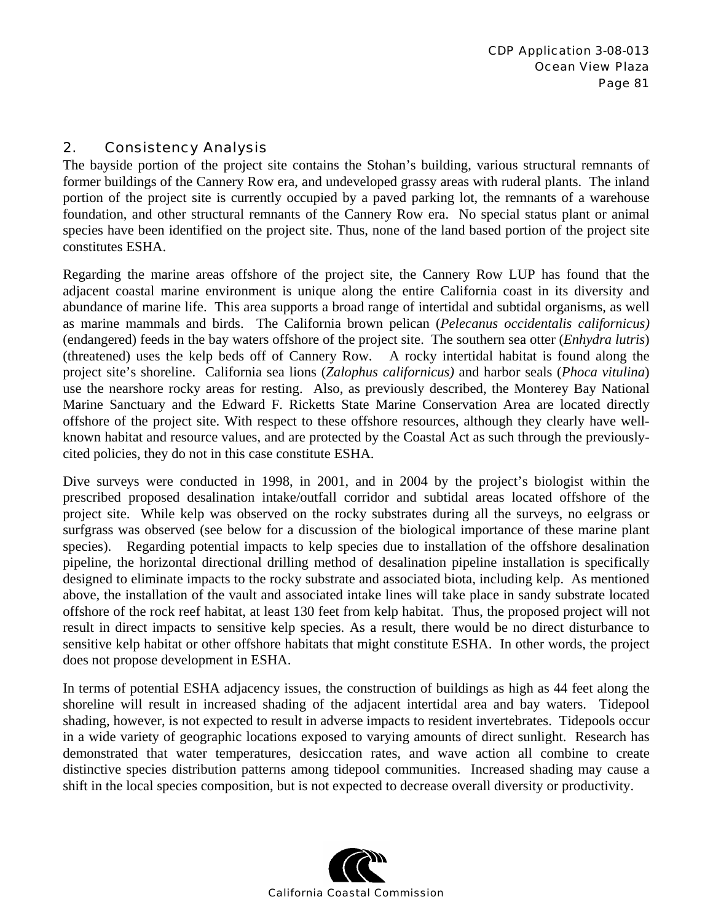## 2. Consistency Analysis

The bayside portion of the project site contains the Stohan's building, various structural remnants of former buildings of the Cannery Row era, and undeveloped grassy areas with ruderal plants. The inland portion of the project site is currently occupied by a paved parking lot, the remnants of a warehouse foundation, and other structural remnants of the Cannery Row era. No special status plant or animal species have been identified on the project site. Thus, none of the land based portion of the project site constitutes ESHA.

Regarding the marine areas offshore of the project site, the Cannery Row LUP has found that the adjacent coastal marine environment is unique along the entire California coast in its diversity and abundance of marine life. This area supports a broad range of intertidal and subtidal organisms, as well as marine mammals and birds. The California brown pelican (*Pelecanus occidentalis californicus)* (endangered) feeds in the bay waters offshore of the project site. The southern sea otter (*Enhydra lutris*) (threatened) uses the kelp beds off of Cannery Row. A rocky intertidal habitat is found along the project site's shoreline. California sea lions (*Zalophus californicus)* and harbor seals (*Phoca vitulina*) use the nearshore rocky areas for resting. Also, as previously described, the Monterey Bay National Marine Sanctuary and the Edward F. Ricketts State Marine Conservation Area are located directly offshore of the project site. With respect to these offshore resources, although they clearly have well-known habitat and resource values, and are protected by the Coastal Act as such through the previously-cited policies, they do not in this case constitute ESHA.

Dive surveys were conducted in 1998, in 2001, and in 2004 by the project's biologist within the prescribed proposed desalination intake/outfall corridor and subtidal areas located offshore of the project site. While kelp was observed on the rocky substrates during all the surveys, no eelgrass or surfgrass was observed (see below for a discussion of the biological importance of these marine plant species). Regarding potential impacts to kelp species due to installation of the offshore desalination pipeline, the horizontal directional drilling method of desalination pipeline installation is specifically designed to eliminate impacts to the rocky substrate and associated biota, including kelp. As mentioned above, the installation of the vault and associated intake lines will take place in sandy substrate located offshore of the rock reef habitat, at least 130 feet from kelp habitat. Thus, the proposed project will not result in direct impacts to sensitive kelp species. As a result, there would be no direct disturbance to sensitive kelp habitat or other offshore habitats that might constitute ESHA. In other words, the project does not propose development in ESHA.

In terms of potential ESHA adjacency issues, the construction of buildings as high as 44 feet along the shoreline will result in increased shading of the adjacent intertidal area and bay waters. Tidepool shading, however, is not expected to result in adverse impacts to resident invertebrates. Tidepools occur in a wide variety of geographic locations exposed to varying amounts of direct sunlight. Research has demonstrated that water temperatures, desiccation rates, and wave action all combine to create distinctive species distribution patterns among tidepool communities. Increased shading may cause a shift in the local species composition, but is not expected to decrease overall diversity or productivity.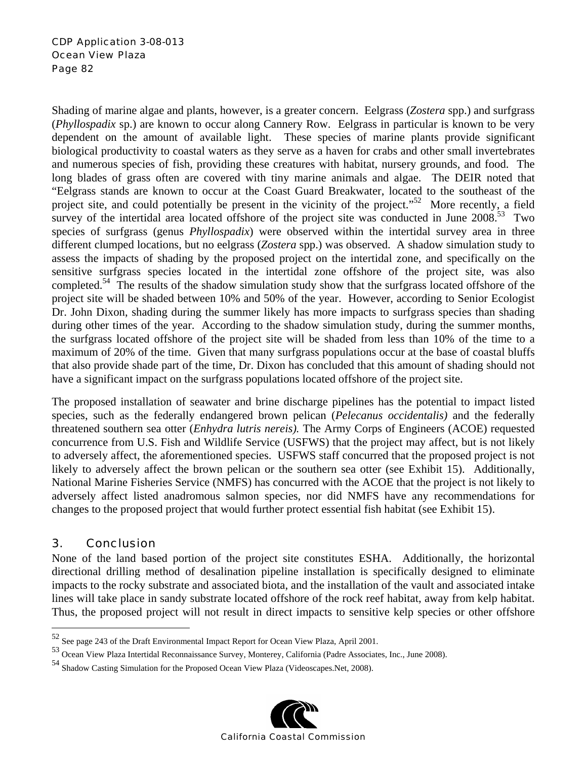Shading of marine algae and plants, however, is a greater concern. Eelgrass (*Zostera* spp.) and surfgrass (*Phyllospadix* sp.) are known to occur along Cannery Row. Eelgrass in particular is known to be very dependent on the amount of available light. These species of marine plants provide significant biological productivity to coastal waters as they serve as a haven for crabs and other small invertebrates and numerous species of fish, providing these creatures with habitat, nursery grounds, and food. The long blades of grass often are covered with tiny marine animals and algae. The DEIR noted that "Eelgrass stands are known to occur at the Coast Guard Breakwater, located to the southeast of the project site, and could potentially be present in the vicinity of the project."[52] More recently, a field survey of the intertidal area located offshore of the project site was conducted in June 2008.[53] Two species of surfgrass (genus *Phyllospadix*) were observed within the intertidal survey area in three different clumped locations, but no eelgrass (*Zostera* spp.) was observed. A shadow simulation study to assess the impacts of shading by the proposed project on the intertidal zone, and specifically on the sensitive surfgrass species located in the intertidal zone offshore of the project site, was also completed.[54] The results of the shadow simulation study show that the surfgrass located offshore of the project site will be shaded between 10% and 50% of the year. However, according to Senior Ecologist Dr. John Dixon, shading during the summer likely has more impacts to surfgrass species than shading during other times of the year. According to the shadow simulation study, during the summer months, the surfgrass located offshore of the project site will be shaded from less than 10% of the time to a maximum of 20% of the time. Given that many surfgrass populations occur at the base of coastal bluffs that also provide shade part of the time, Dr. Dixon has concluded that this amount of shading should not have a significant impact on the surfgrass populations located offshore of the project site.

The proposed installation of seawater and brine discharge pipelines has the potential to impact listed species, such as the federally endangered brown pelican (*Pelecanus occidentalis)* and the federally threatened southern sea otter (*Enhydra lutris nereis).* The Army Corps of Engineers (ACOE) requested concurrence from U.S. Fish and Wildlife Service (USFWS) that the project may affect, but is not likely to adversely affect, the aforementioned species. USFWS staff concurred that the proposed project is not likely to adversely affect the brown pelican or the southern sea otter (see Exhibit 15). Additionally, National Marine Fisheries Service (NMFS) has concurred with the ACOE that the project is not likely to adversely affect listed anadromous salmon species, nor did NMFS have any recommendations for changes to the proposed project that would further protect essential fish habitat (see Exhibit 15).

### 3. Conclusion

None of the land based portion of the project site constitutes ESHA. Additionally, the horizontal directional drilling method of desalination pipeline installation is specifically designed to eliminate impacts to the rocky substrate and associated biota, and the installation of the vault and associated intake lines will take place in sandy substrate located offshore of the rock reef habitat, away from kelp habitat. Thus, the proposed project will not result in direct impacts to sensitive kelp species or other offshore

---

[52] See page 243 of the Draft Environmental Impact Report for Ocean View Plaza, April 2001.

[53] Ocean View Plaza Intertidal Reconnaissance Survey, Monterey, California (Padre Associates, Inc., June 2008).

[54] Shadow Casting Simulation for the Proposed Ocean View Plaza (Videoscapes.Net, 2008).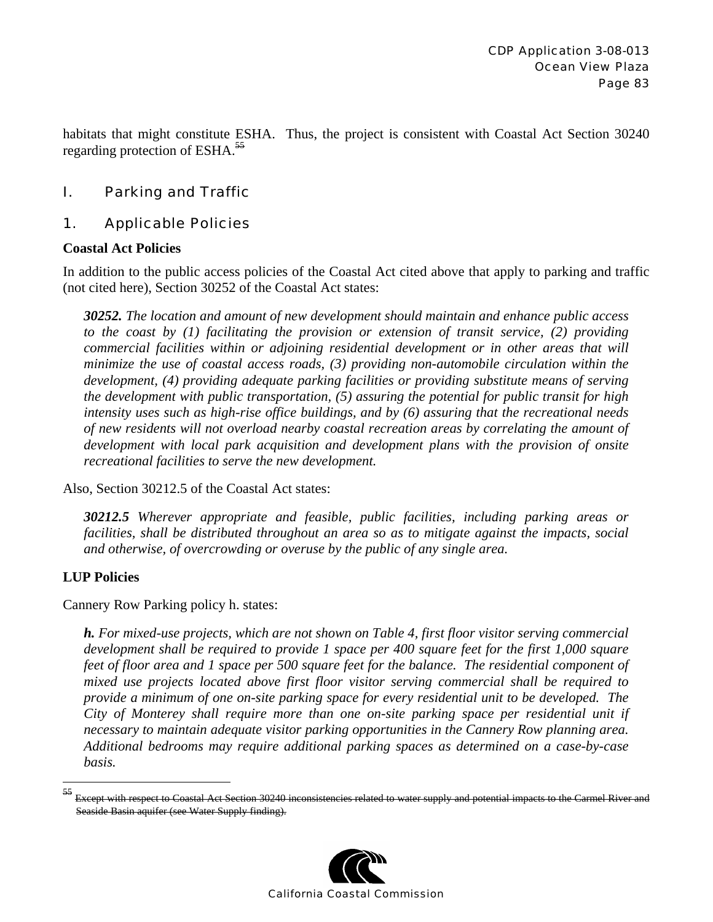habitats that might constitute ESHA. Thus, the project is consistent with Coastal Act Section 30240 regarding protection of ESHA.[55]

## I. Parking and Traffic

### 1. Applicable Policies

**Coastal Act Policies**

In addition to the public access policies of the Coastal Act cited above that apply to parking and traffic (not cited here), Section 30252 of the Coastal Act states:

> ***30252.*** *The location and amount of new development should maintain and enhance public access to the coast by (1) facilitating the provision or extension of transit service, (2) providing commercial facilities within or adjoining residential development or in other areas that will minimize the use of coastal access roads, (3) providing non-automobile circulation within the development, (4) providing adequate parking facilities or providing substitute means of serving the development with public transportation, (5) assuring the potential for public transit for high intensity uses such as high-rise office buildings, and by (6) assuring that the recreational needs of new residents will not overload nearby coastal recreation areas by correlating the amount of development with local park acquisition and development plans with the provision of onsite recreational facilities to serve the new development.*

Also, Section 30212.5 of the Coastal Act states:

> ***30212.5*** *Wherever appropriate and feasible, public facilities, including parking areas or facilities, shall be distributed throughout an area so as to mitigate against the impacts, social and otherwise, of overcrowding or overuse by the public of any single area.*

**LUP Policies**

Cannery Row Parking policy h. states:

> ***h.*** *For mixed-use projects, which are not shown on Table 4, first floor visitor serving commercial development shall be required to provide 1 space per 400 square feet for the first 1,000 square feet of floor area and 1 space per 500 square feet for the balance. The residential component of mixed use projects located above first floor visitor serving commercial shall be required to provide a minimum of one on-site parking space for every residential unit to be developed. The City of Monterey shall require more than one on-site parking space per residential unit if necessary to maintain adequate visitor parking opportunities in the Cannery Row planning area. Additional bedrooms may require additional parking spaces as determined on a case-by-case basis.*

---

[55] ~~Except with respect to Coastal Act Section 30240 inconsistencies related to water supply and potential impacts to the Carmel River and Seaside Basin aquifer (see Water Supply finding).~~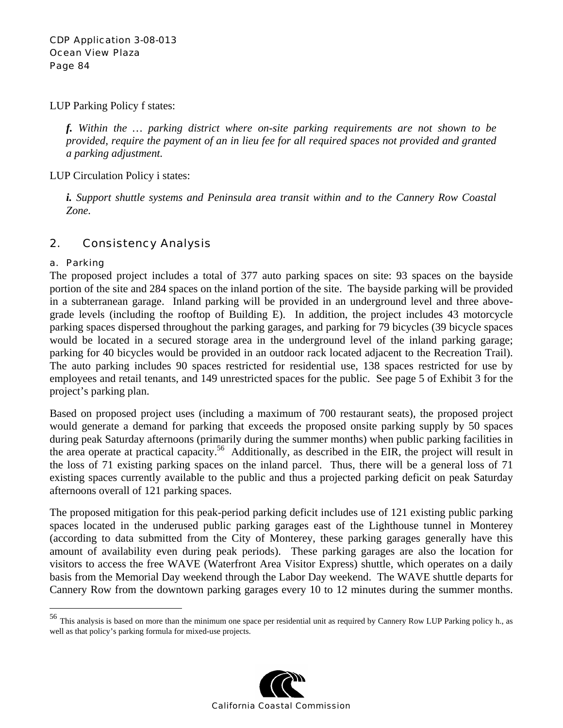LUP Parking Policy f states:

> ***f.*** *Within the … parking district where on-site parking requirements are not shown to be provided, require the payment of an in lieu fee for all required spaces not provided and granted a parking adjustment.*

LUP Circulation Policy i states:

> ***i.*** *Support shuttle systems and Peninsula area transit within and to the Cannery Row Coastal Zone.*

## 2. Consistency Analysis

### a. Parking

The proposed project includes a total of 377 auto parking spaces on site: 93 spaces on the bayside portion of the site and 284 spaces on the inland portion of the site. The bayside parking will be provided in a subterranean garage. Inland parking will be provided in an underground level and three above-grade levels (including the rooftop of Building E). In addition, the project includes 43 motorcycle parking spaces dispersed throughout the parking garages, and parking for 79 bicycles (39 bicycle spaces would be located in a secured storage area in the underground level of the inland parking garage; parking for 40 bicycles would be provided in an outdoor rack located adjacent to the Recreation Trail). The auto parking includes 90 spaces restricted for residential use, 138 spaces restricted for use by employees and retail tenants, and 149 unrestricted spaces for the public. See page 5 of Exhibit 3 for the project's parking plan.

Based on proposed project uses (including a maximum of 700 restaurant seats), the proposed project would generate a demand for parking that exceeds the proposed onsite parking supply by 50 spaces during peak Saturday afternoons (primarily during the summer months) when public parking facilities in the area operate at practical capacity.[56] Additionally, as described in the EIR, the project will result in the loss of 71 existing parking spaces on the inland parcel. Thus, there will be a general loss of 71 existing spaces currently available to the public and thus a projected parking deficit on peak Saturday afternoons overall of 121 parking spaces.

The proposed mitigation for this peak-period parking deficit includes use of 121 existing public parking spaces located in the underused public parking garages east of the Lighthouse tunnel in Monterey (according to data submitted from the City of Monterey, these parking garages generally have this amount of availability even during peak periods). These parking garages are also the location for visitors to access the free WAVE (Waterfront Area Visitor Express) shuttle, which operates on a daily basis from the Memorial Day weekend through the Labor Day weekend. The WAVE shuttle departs for Cannery Row from the downtown parking garages every 10 to 12 minutes during the summer months.

---

[56] This analysis is based on more than the minimum one space per residential unit as required by Cannery Row LUP Parking policy h., as well as that policy's parking formula for mixed-use projects.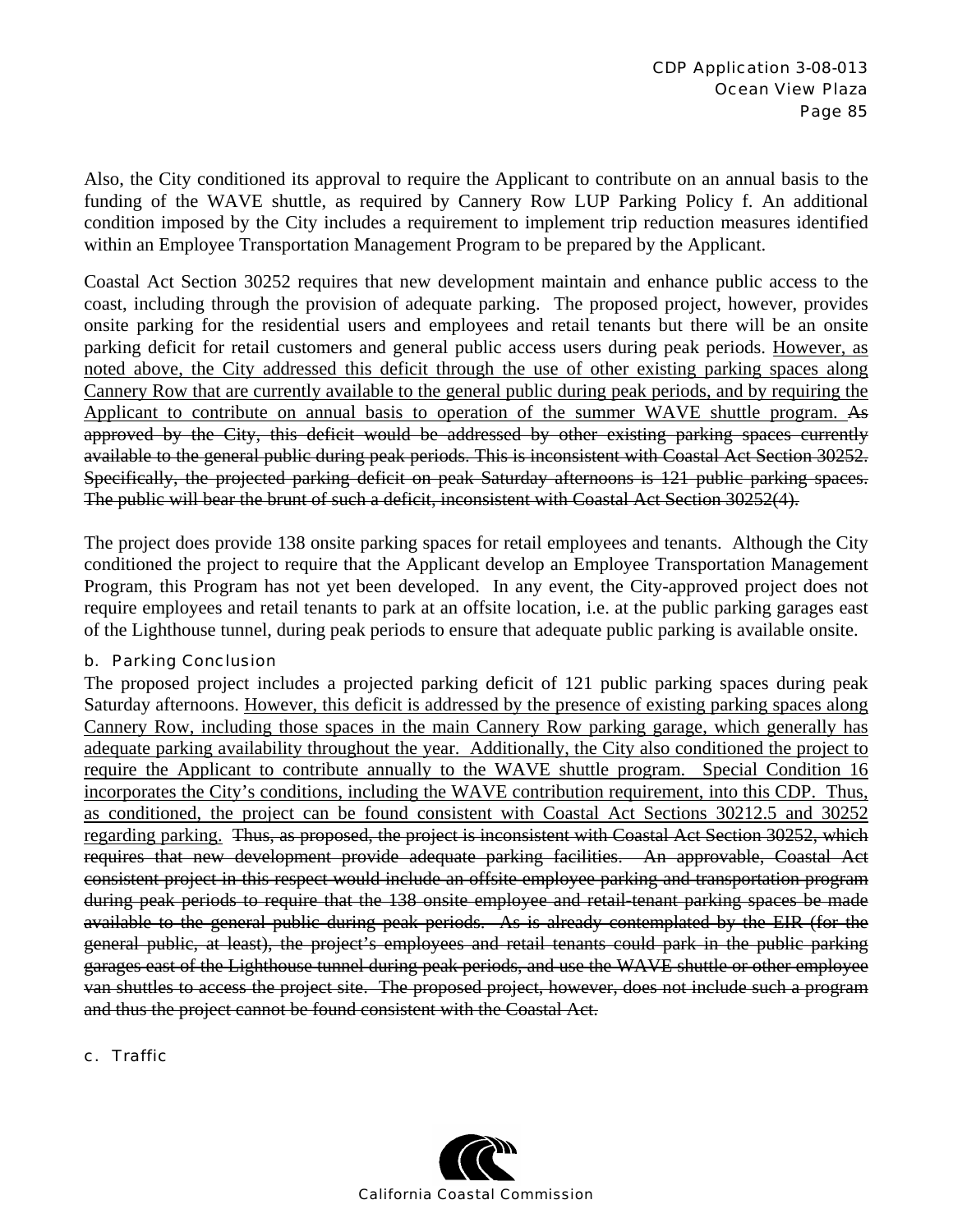Also, the City conditioned its approval to require the Applicant to contribute on an annual basis to the funding of the WAVE shuttle, as required by Cannery Row LUP Parking Policy f. An additional condition imposed by the City includes a requirement to implement trip reduction measures identified within an Employee Transportation Management Program to be prepared by the Applicant.

Coastal Act Section 30252 requires that new development maintain and enhance public access to the coast, including through the provision of adequate parking. The proposed project, however, provides onsite parking for the residential users and employees and retail tenants but there will be an onsite parking deficit for retail customers and general public access users during peak periods. <u>However, as noted above, the City addressed this deficit through the use of other existing parking spaces along Cannery Row that are currently available to the general public during peak periods, and by requiring the Applicant to contribute on annual basis to operation of the summer WAVE shuttle program.</u> ~~As approved by the City, this deficit would be addressed by other existing parking spaces currently available to the general public during peak periods. This is inconsistent with Coastal Act Section 30252. Specifically, the projected parking deficit on peak Saturday afternoons is 121 public parking spaces. The public will bear the brunt of such a deficit, inconsistent with Coastal Act Section 30252(4).~~

The project does provide 138 onsite parking spaces for retail employees and tenants. Although the City conditioned the project to require that the Applicant develop an Employee Transportation Management Program, this Program has not yet been developed. In any event, the City-approved project does not require employees and retail tenants to park at an offsite location, i.e. at the public parking garages east of the Lighthouse tunnel, during peak periods to ensure that adequate public parking is available onsite.

### b. Parking Conclusion

The proposed project includes a projected parking deficit of 121 public parking spaces during peak Saturday afternoons. <u>However, this deficit is addressed by the presence of existing parking spaces along Cannery Row, including those spaces in the main Cannery Row parking garage, which generally has adequate parking availability throughout the year. Additionally, the City also conditioned the project to require the Applicant to contribute annually to the WAVE shuttle program. Special Condition 16 incorporates the City's conditions, including the WAVE contribution requirement, into this CDP. Thus, as conditioned, the project can be found consistent with Coastal Act Sections 30212.5 and 30252 regarding parking.</u> ~~Thus, as proposed, the project is inconsistent with Coastal Act Section 30252, which requires that new development provide adequate parking facilities. An approvable, Coastal Act consistent project in this respect would include an offsite employee parking and transportation program during peak periods to require that the 138 onsite employee and retail-tenant parking spaces be made available to the general public during peak periods. As is already contemplated by the EIR (for the general public, at least), the project's employees and retail tenants could park in the public parking garages east of the Lighthouse tunnel during peak periods, and use the WAVE shuttle or other employee van shuttles to access the project site. The proposed project, however, does not include such a program and thus the project cannot be found consistent with the Coastal Act.~~

### c. Traffic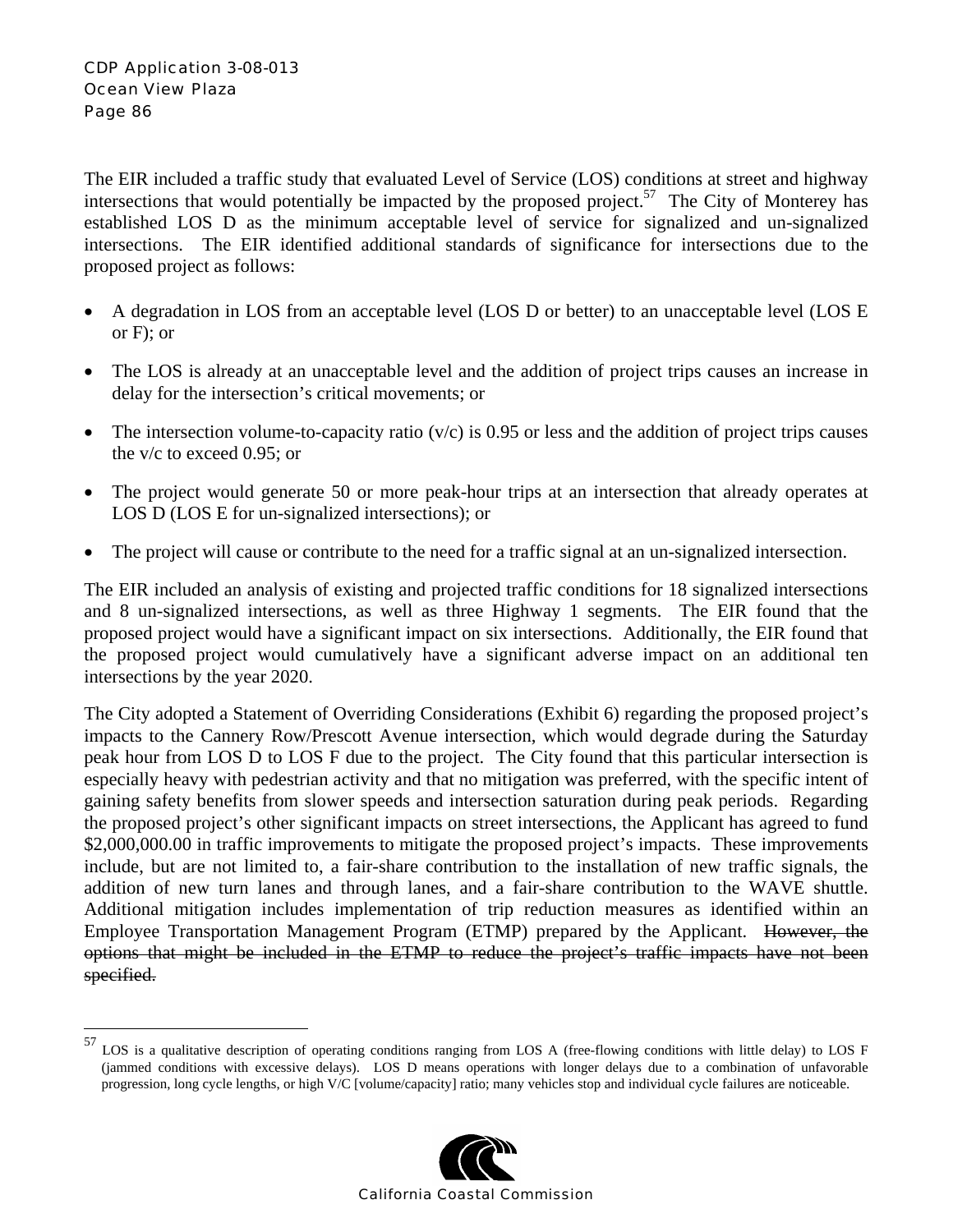The EIR included a traffic study that evaluated Level of Service (LOS) conditions at street and highway intersections that would potentially be impacted by the proposed project.[57] The City of Monterey has established LOS D as the minimum acceptable level of service for signalized and un-signalized intersections. The EIR identified additional standards of significance for intersections due to the proposed project as follows:

- A degradation in LOS from an acceptable level (LOS D or better) to an unacceptable level (LOS E or F); or
- The LOS is already at an unacceptable level and the addition of project trips causes an increase in delay for the intersection's critical movements; or
- The intersection volume-to-capacity ratio (v/c) is 0.95 or less and the addition of project trips causes the v/c to exceed 0.95; or
- The project would generate 50 or more peak-hour trips at an intersection that already operates at LOS D (LOS E for un-signalized intersections); or
- The project will cause or contribute to the need for a traffic signal at an un-signalized intersection.

The EIR included an analysis of existing and projected traffic conditions for 18 signalized intersections and 8 un-signalized intersections, as well as three Highway 1 segments. The EIR found that the proposed project would have a significant impact on six intersections. Additionally, the EIR found that the proposed project would cumulatively have a significant adverse impact on an additional ten intersections by the year 2020.

The City adopted a Statement of Overriding Considerations (Exhibit 6) regarding the proposed project's impacts to the Cannery Row/Prescott Avenue intersection, which would degrade during the Saturday peak hour from LOS D to LOS F due to the project. The City found that this particular intersection is especially heavy with pedestrian activity and that no mitigation was preferred, with the specific intent of gaining safety benefits from slower speeds and intersection saturation during peak periods. Regarding the proposed project's other significant impacts on street intersections, the Applicant has agreed to fund $2,000,000.00 in traffic improvements to mitigate the proposed project's impacts. These improvements include, but are not limited to, a fair-share contribution to the installation of new traffic signals, the addition of new turn lanes and through lanes, and a fair-share contribution to the WAVE shuttle. Additional mitigation includes implementation of trip reduction measures as identified within an Employee Transportation Management Program (ETMP) prepared by the Applicant. ~~However, the options that might be included in the ETMP to reduce the project's traffic impacts have not been specified.~~

[57] LOS is a qualitative description of operating conditions ranging from LOS A (free-flowing conditions with little delay) to LOS F (jammed conditions with excessive delays). LOS D means operations with longer delays due to a combination of unfavorable progression, long cycle lengths, or high V/C [volume/capacity] ratio; many vehicles stop and individual cycle failures are noticeable.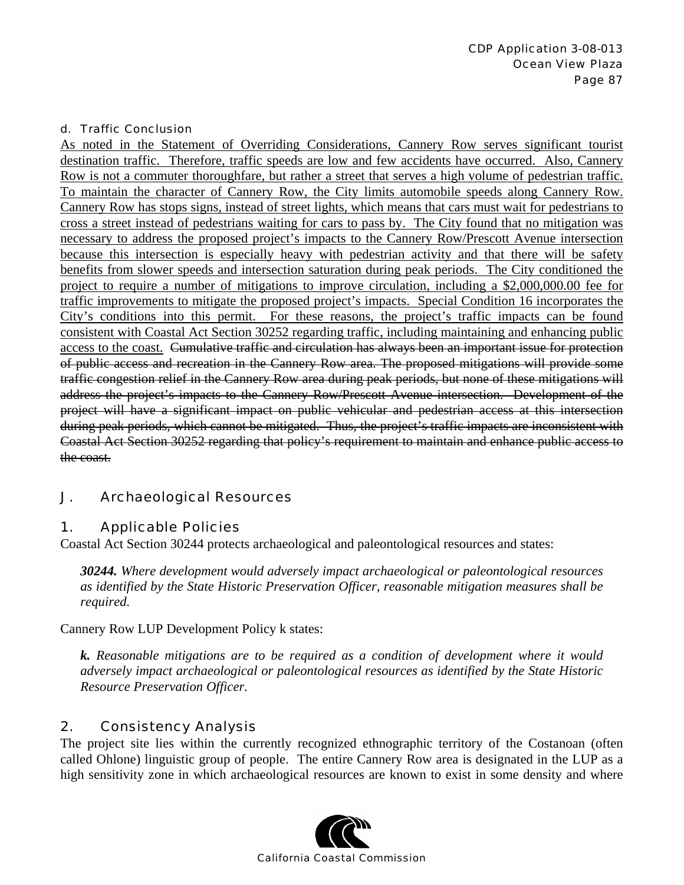#### d. Traffic Conclusion

<u>As noted in the Statement of Overriding Considerations, Cannery Row serves significant tourist destination traffic. Therefore, traffic speeds are low and few accidents have occurred. Also, Cannery Row is not a commuter thoroughfare, but rather a street that serves a high volume of pedestrian traffic. To maintain the character of Cannery Row, the City limits automobile speeds along Cannery Row. Cannery Row has stops signs, instead of street lights, which means that cars must wait for pedestrians to cross a street instead of pedestrians waiting for cars to pass by. The City found that no mitigation was necessary to address the proposed project's impacts to the Cannery Row/Prescott Avenue intersection because this intersection is especially heavy with pedestrian activity and that there will be safety benefits from slower speeds and intersection saturation during peak periods. The City conditioned the project to require a number of mitigations to improve circulation, including a $2,000,000.00 fee for traffic improvements to mitigate the proposed project's impacts. Special Condition 16 incorporates the City's conditions into this permit. For these reasons, the project's traffic impacts can be found consistent with Coastal Act Section 30252 regarding traffic, including maintaining and enhancing public access to the coast.</u> ~~Cumulative traffic and circulation has always been an important issue for protection of public access and recreation in the Cannery Row area. The proposed mitigations will provide some traffic congestion relief in the Cannery Row area during peak periods, but none of these mitigations will address the project's impacts to the Cannery Row/Prescott Avenue intersection. Development of the project will have a significant impact on public vehicular and pedestrian access at this intersection during peak periods, which cannot be mitigated. Thus, the project's traffic impacts are inconsistent with Coastal Act Section 30252 regarding that policy's requirement to maintain and enhance public access to the coast.~~

## J. Archaeological Resources

### 1. Applicable Policies

Coastal Act Section 30244 protects archaeological and paleontological resources and states:

> ***30244.*** *Where development would adversely impact archaeological or paleontological resources as identified by the State Historic Preservation Officer, reasonable mitigation measures shall be required.*

Cannery Row LUP Development Policy k states:

> ***k.*** *Reasonable mitigations are to be required as a condition of development where it would adversely impact archaeological or paleontological resources as identified by the State Historic Resource Preservation Officer.*

### 2. Consistency Analysis

The project site lies within the currently recognized ethnographic territory of the Costanoan (often called Ohlone) linguistic group of people. The entire Cannery Row area is designated in the LUP as a high sensitivity zone in which archaeological resources are known to exist in some density and where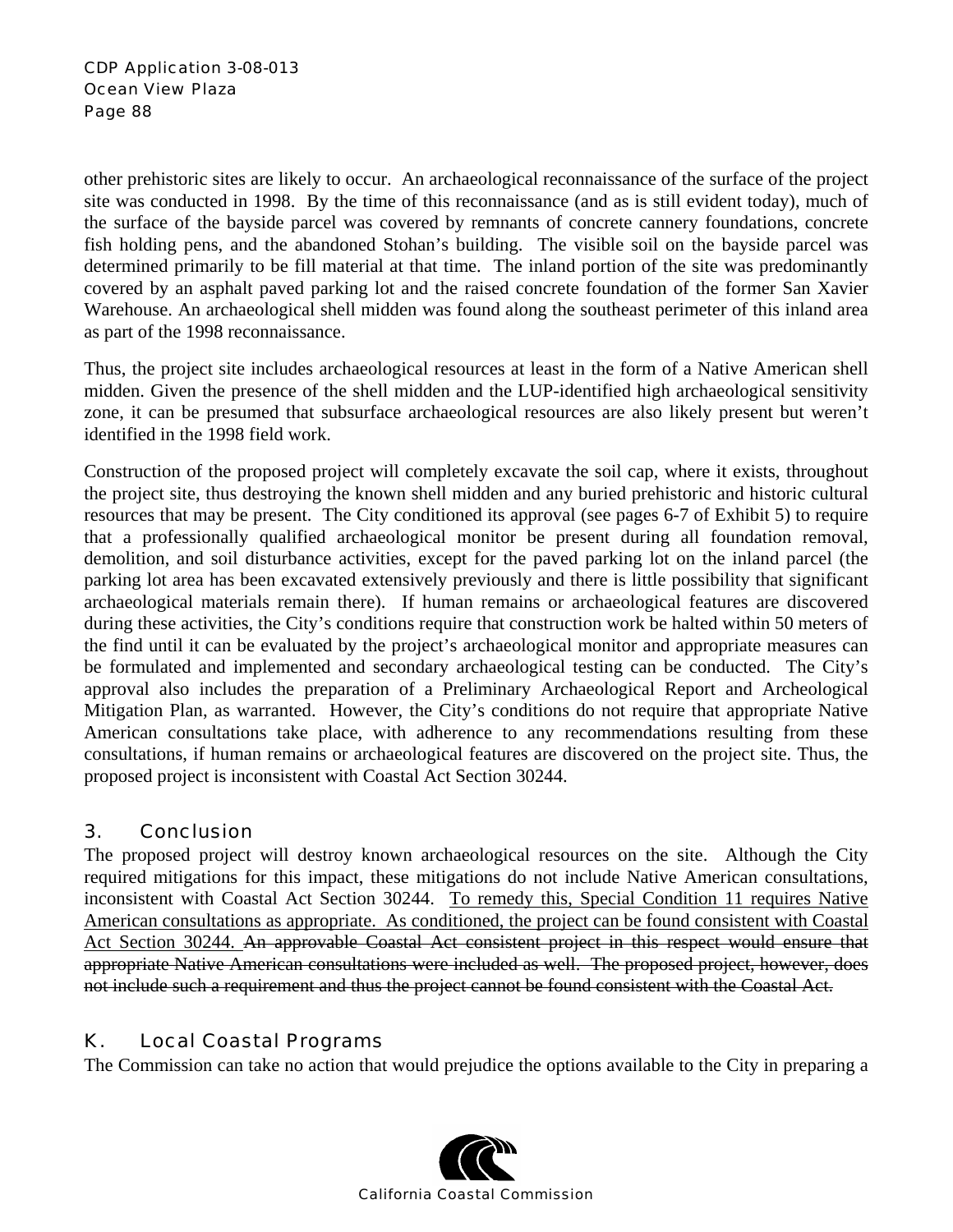other prehistoric sites are likely to occur. An archaeological reconnaissance of the surface of the project site was conducted in 1998. By the time of this reconnaissance (and as is still evident today), much of the surface of the bayside parcel was covered by remnants of concrete cannery foundations, concrete fish holding pens, and the abandoned Stohan's building. The visible soil on the bayside parcel was determined primarily to be fill material at that time. The inland portion of the site was predominantly covered by an asphalt paved parking lot and the raised concrete foundation of the former San Xavier Warehouse. An archaeological shell midden was found along the southeast perimeter of this inland area as part of the 1998 reconnaissance.

Thus, the project site includes archaeological resources at least in the form of a Native American shell midden. Given the presence of the shell midden and the LUP-identified high archaeological sensitivity zone, it can be presumed that subsurface archaeological resources are also likely present but weren't identified in the 1998 field work.

Construction of the proposed project will completely excavate the soil cap, where it exists, throughout the project site, thus destroying the known shell midden and any buried prehistoric and historic cultural resources that may be present. The City conditioned its approval (see pages 6-7 of Exhibit 5) to require that a professionally qualified archaeological monitor be present during all foundation removal, demolition, and soil disturbance activities, except for the paved parking lot on the inland parcel (the parking lot area has been excavated extensively previously and there is little possibility that significant archaeological materials remain there). If human remains or archaeological features are discovered during these activities, the City's conditions require that construction work be halted within 50 meters of the find until it can be evaluated by the project's archaeological monitor and appropriate measures can be formulated and implemented and secondary archaeological testing can be conducted. The City's approval also includes the preparation of a Preliminary Archaeological Report and Archeological Mitigation Plan, as warranted. However, the City's conditions do not require that appropriate Native American consultations take place, with adherence to any recommendations resulting from these consultations, if human remains or archaeological features are discovered on the project site. Thus, the proposed project is inconsistent with Coastal Act Section 30244.

### 3. Conclusion

The proposed project will destroy known archaeological resources on the site. Although the City required mitigations for this impact, these mitigations do not include Native American consultations, inconsistent with Coastal Act Section 30244. <u>To remedy this, Special Condition 11 requires Native American consultations as appropriate. As conditioned, the project can be found consistent with Coastal Act Section 30244.</u> ~~An approvable Coastal Act consistent project in this respect would ensure that appropriate Native American consultations were included as well. The proposed project, however, does not include such a requirement and thus the project cannot be found consistent with the Coastal Act.~~

## K. Local Coastal Programs

The Commission can take no action that would prejudice the options available to the City in preparing a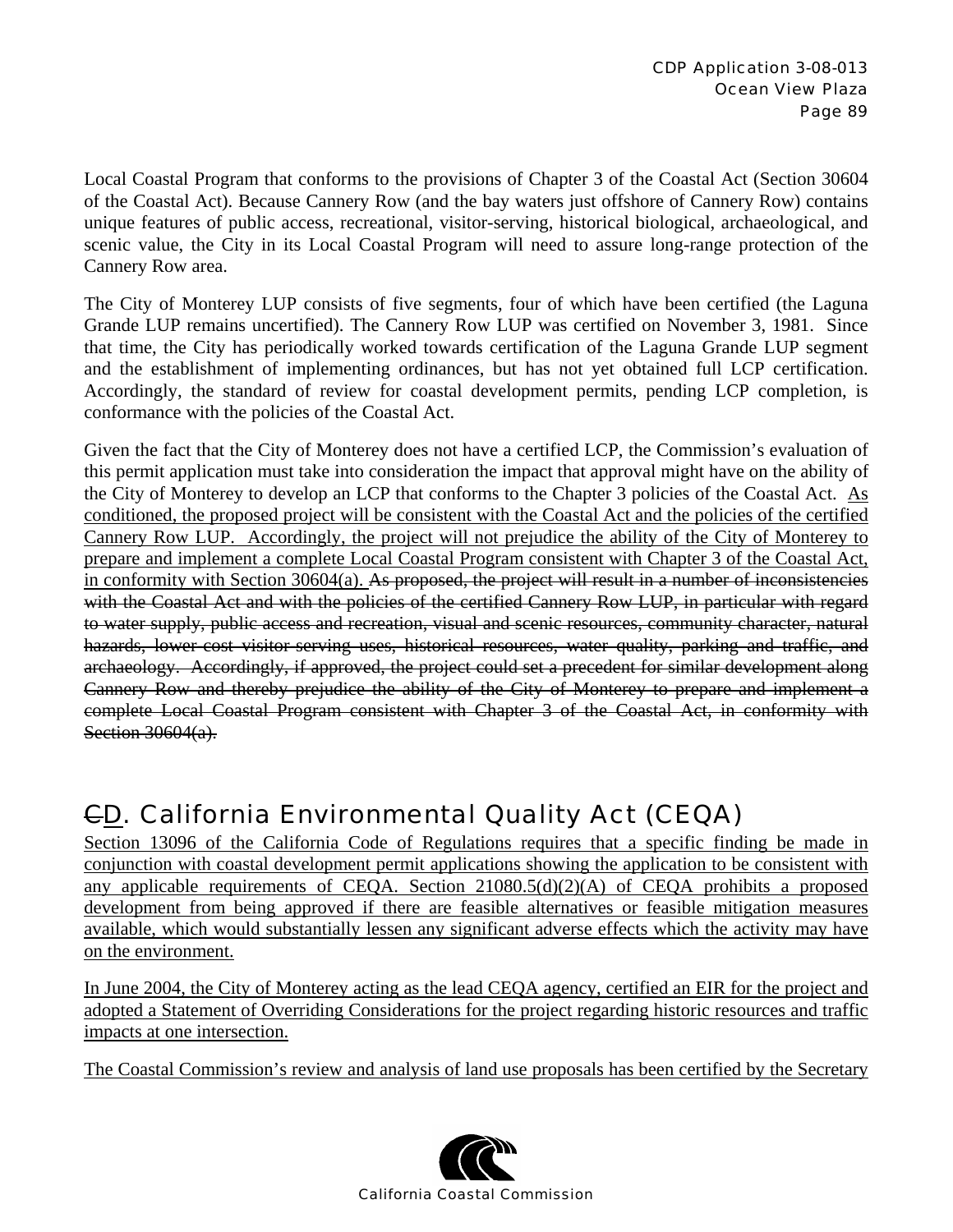Local Coastal Program that conforms to the provisions of Chapter 3 of the Coastal Act (Section 30604 of the Coastal Act). Because Cannery Row (and the bay waters just offshore of Cannery Row) contains unique features of public access, recreational, visitor-serving, historical biological, archaeological, and scenic value, the City in its Local Coastal Program will need to assure long-range protection of the Cannery Row area.

The City of Monterey LUP consists of five segments, four of which have been certified (the Laguna Grande LUP remains uncertified). The Cannery Row LUP was certified on November 3, 1981. Since that time, the City has periodically worked towards certification of the Laguna Grande LUP segment and the establishment of implementing ordinances, but has not yet obtained full LCP certification. Accordingly, the standard of review for coastal development permits, pending LCP completion, is conformance with the policies of the Coastal Act.

Given the fact that the City of Monterey does not have a certified LCP, the Commission's evaluation of this permit application must take into consideration the impact that approval might have on the ability of the City of Monterey to develop an LCP that conforms to the Chapter 3 policies of the Coastal Act. <u>As conditioned, the proposed project will be consistent with the Coastal Act and the policies of the certified Cannery Row LUP. Accordingly, the project will not prejudice the ability of the City of Monterey to prepare and implement a complete Local Coastal Program consistent with Chapter 3 of the Coastal Act, in conformity with Section 30604(a).</u> ~~As proposed, the project will result in a number of inconsistencies with the Coastal Act and with the policies of the certified Cannery Row LUP, in particular with regard to water supply, public access and recreation, visual and scenic resources, community character, natural hazards, lower-cost visitor-serving uses, historical resources, water quality, parking and traffic, and archaeology. Accordingly, if approved, the project could set a precedent for similar development along Cannery Row and thereby prejudice the ability of the City of Monterey to prepare and implement a complete Local Coastal Program consistent with Chapter 3 of the Coastal Act, in conformity with Section 30604(a).~~

## ~~C~~<u>D</u>. California Environmental Quality Act (CEQA)

<u>Section 13096 of the California Code of Regulations requires that a specific finding be made in conjunction with coastal development permit applications showing the application to be consistent with any applicable requirements of CEQA. Section 21080.5(d)(2)(A) of CEQA prohibits a proposed development from being approved if there are feasible alternatives or feasible mitigation measures available, which would substantially lessen any significant adverse effects which the activity may have on the environment.</u>

<u>In June 2004, the City of Monterey acting as the lead CEQA agency, certified an EIR for the project and adopted a Statement of Overriding Considerations for the project regarding historic resources and traffic impacts at one intersection.</u>

<u>The Coastal Commission's review and analysis of land use proposals has been certified by the Secretary</u>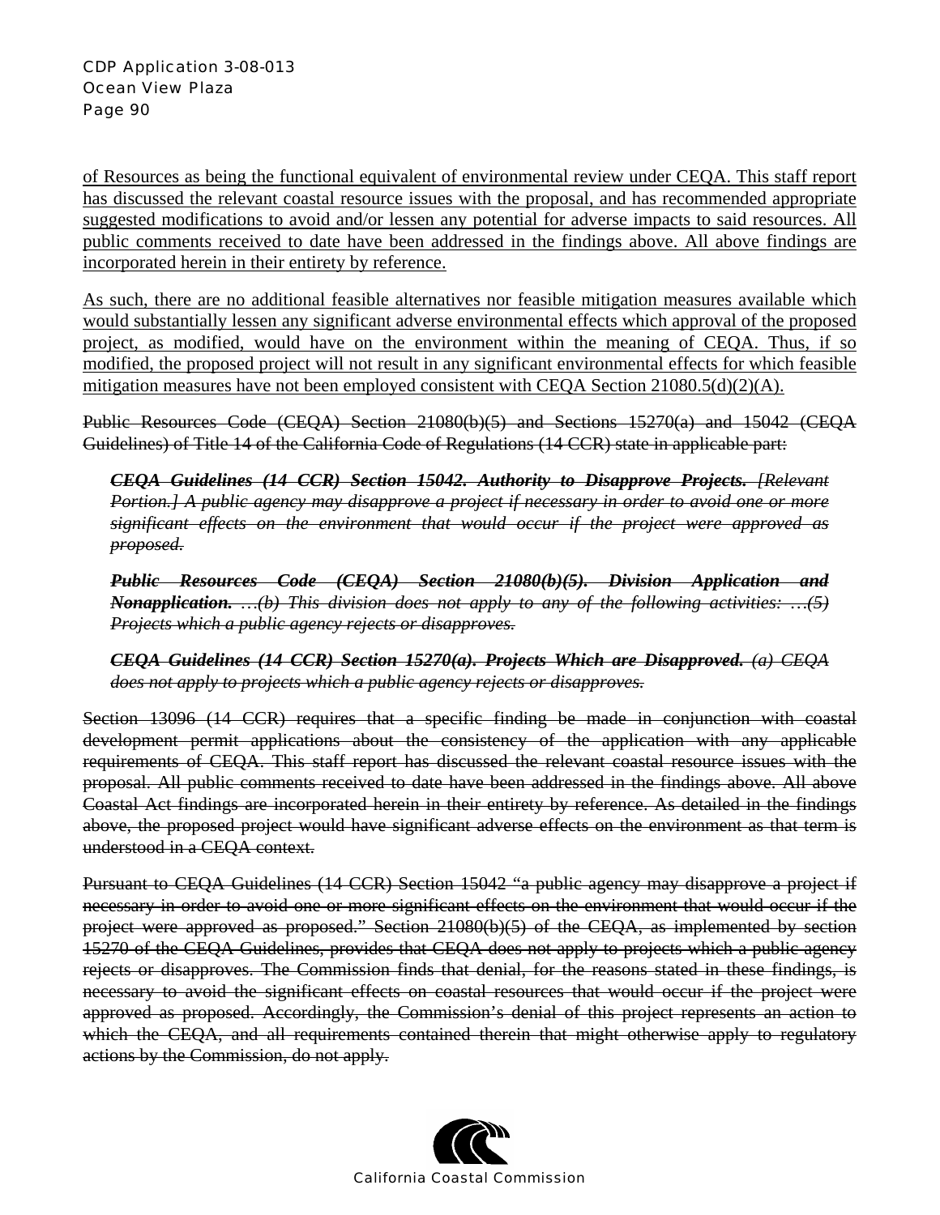<u>of Resources as being the functional equivalent of environmental review under CEQA. This staff report has discussed the relevant coastal resource issues with the proposal, and has recommended appropriate suggested modifications to avoid and/or lessen any potential for adverse impacts to said resources. All public comments received to date have been addressed in the findings above. All above findings are incorporated herein in their entirety by reference.</u>

<u>As such, there are no additional feasible alternatives nor feasible mitigation measures available which would substantially lessen any significant adverse environmental effects which approval of the proposed project, as modified, would have on the environment within the meaning of CEQA. Thus, if so modified, the proposed project will not result in any significant environmental effects for which feasible mitigation measures have not been employed consistent with CEQA Section 21080.5(d)(2)(A).</u>

~~Public Resources Code (CEQA) Section 21080(b)(5) and Sections 15270(a) and 15042 (CEQA Guidelines) of Title 14 of the California Code of Regulations (14 CCR) state in applicable part:~~

> ~~***CEQA Guidelines (14 CCR) Section 15042. Authority to Disapprove Projects.*** *[Relevant Portion.] A public agency may disapprove a project if necessary in order to avoid one or more significant effects on the environment that would occur if the project were approved as proposed.*~~
>
> ~~***Public Resources Code (CEQA) Section 21080(b)(5). Division Application and Nonapplication.*** *…(b) This division does not apply to any of the following activities: …(5) Projects which a public agency rejects or disapproves.*~~
>
> ~~***CEQA Guidelines (14 CCR) Section 15270(a). Projects Which are Disapproved.*** *(a) CEQA does not apply to projects which a public agency rejects or disapproves.*~~

~~Section 13096 (14 CCR) requires that a specific finding be made in conjunction with coastal development permit applications about the consistency of the application with any applicable requirements of CEQA. This staff report has discussed the relevant coastal resource issues with the proposal. All public comments received to date have been addressed in the findings above. All above Coastal Act findings are incorporated herein in their entirety by reference. As detailed in the findings above, the proposed project would have significant adverse effects on the environment as that term is understood in a CEQA context.~~

~~Pursuant to CEQA Guidelines (14 CCR) Section 15042 "a public agency may disapprove a project if necessary in order to avoid one or more significant effects on the environment that would occur if the project were approved as proposed." Section 21080(b)(5) of the CEQA, as implemented by section 15270 of the CEQA Guidelines, provides that CEQA does not apply to projects which a public agency rejects or disapproves. The Commission finds that denial, for the reasons stated in these findings, is necessary to avoid the significant effects on coastal resources that would occur if the project were approved as proposed. Accordingly, the Commission's denial of this project represents an action to which the CEQA, and all requirements contained therein that might otherwise apply to regulatory actions by the Commission, do not apply.~~